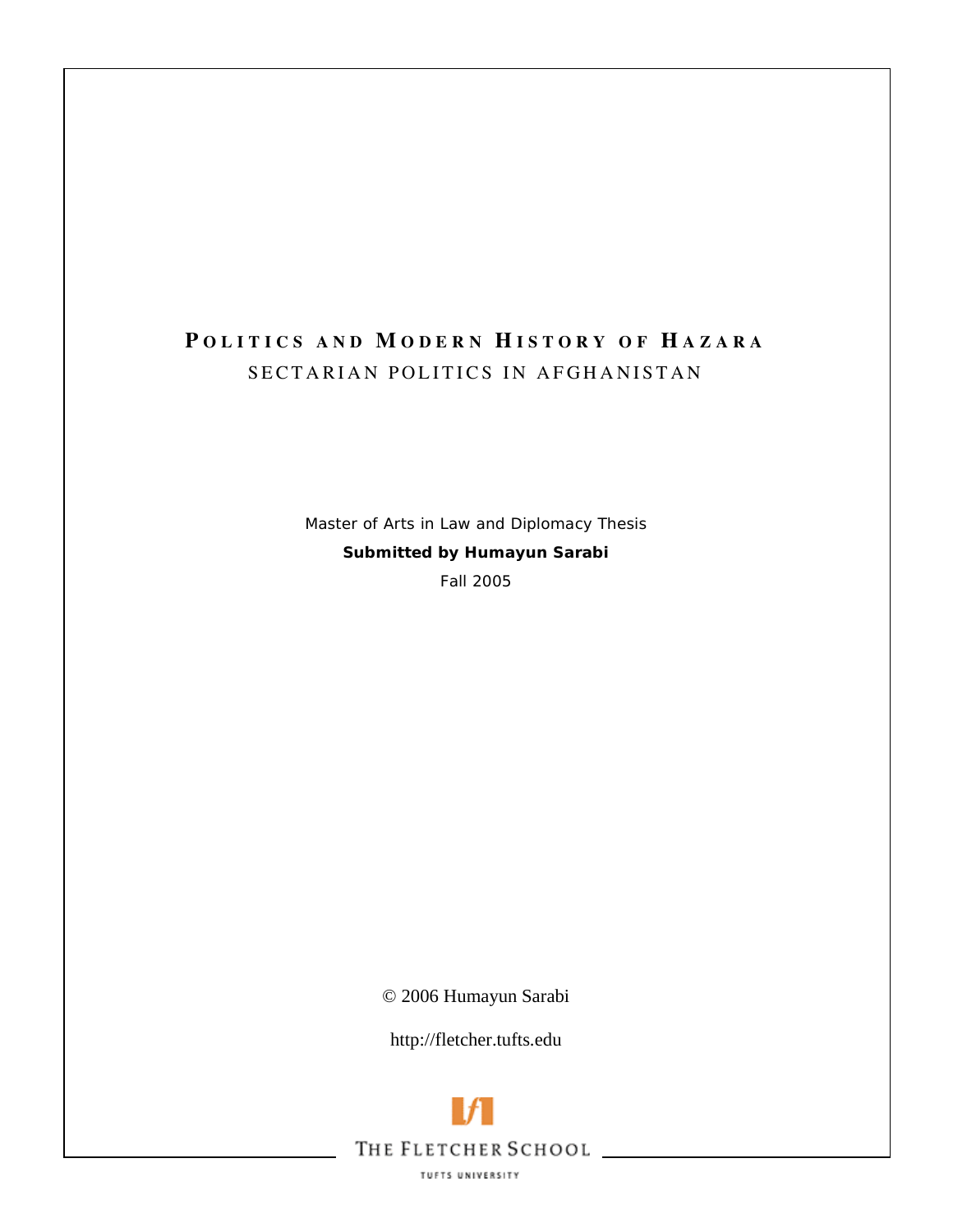# Politics and Modern History of Hazara

## SECTARIAN POLITICS IN AFGHANISTAN

*Master of Arts in Law and Diplomacy Thesis*

**Submitted by Humayun Sarabi**

Fall 2005

© 2006 Humayun Sarabi

http://fletcher.tufts.edu

THE FLETCHER SCHOOL

TUFTS UNIVERSITY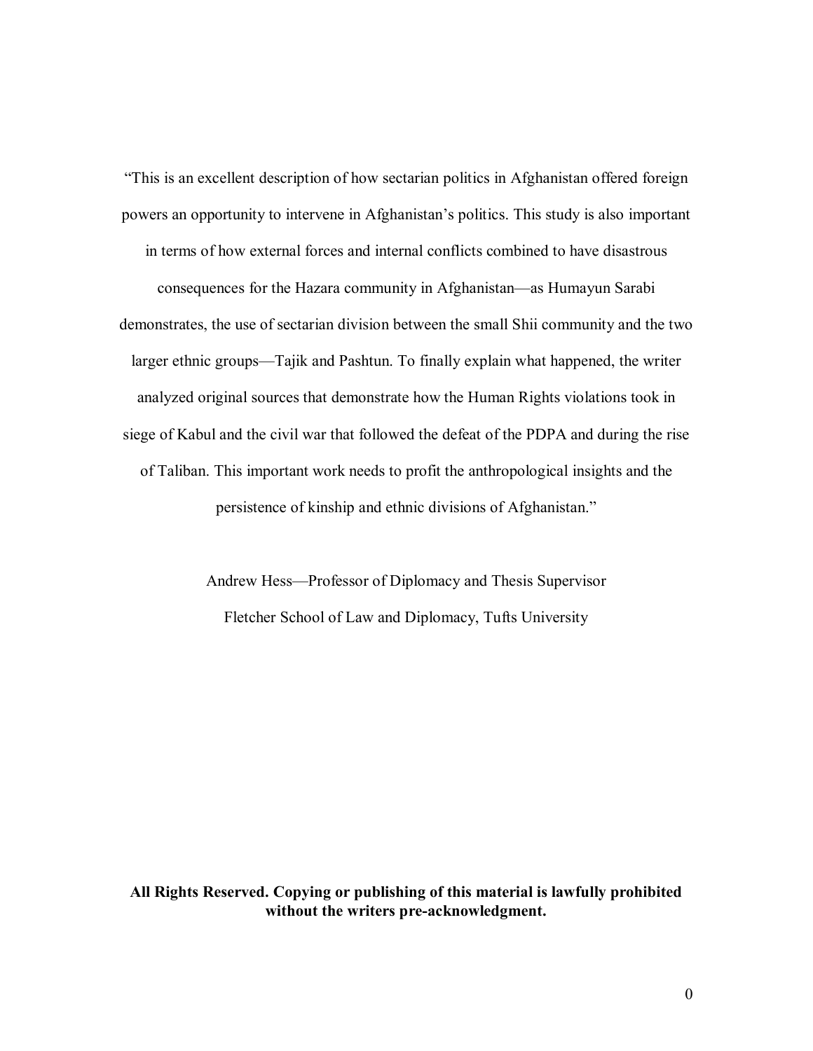"This is an excellent description of how sectarian politics in Afghanistan offered foreign powers an opportunity to intervene in Afghanistan's politics. This study is also important in terms of how external forces and internal conflicts combined to have disastrous consequences for the Hazara community in Afghanistan—as Humayun Sarabi demonstrates, the use of sectarian division between the small Shii community and the two larger ethnic groups—Tajik and Pashtun. To finally explain what happened, the writer analyzed original sources that demonstrate how the Human Rights violations took in siege of Kabul and the civil war that followed the defeat of the PDPA and during the rise of Taliban. This important work needs to profit the anthropological insights and the persistence of kinship and ethnic divisions of Afghanistan."

Andrew Hess—Professor of Diplomacy and Thesis Supervisor

Fletcher School of Law and Diplomacy, Tufts University

**All Rights Reserved. Copying or publishing of this material is lawfully prohibited without the writers pre-acknowledgment.**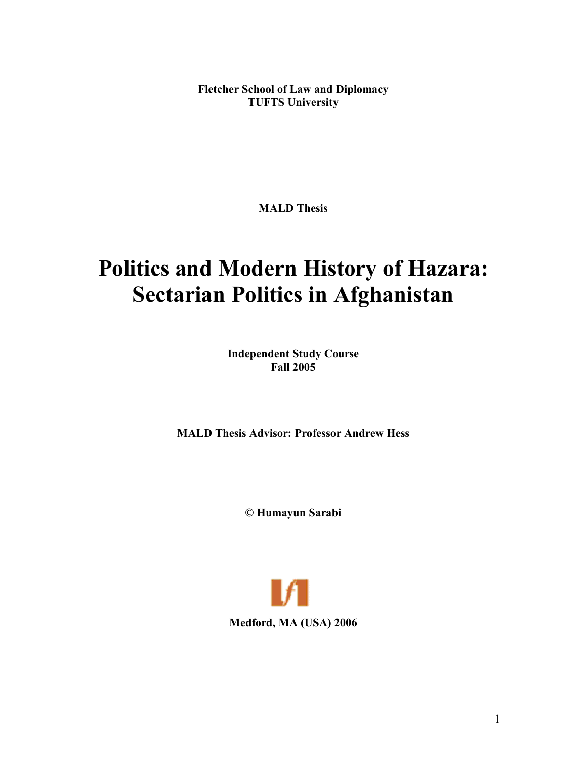**Fletcher School of Law and Diplomacy**
**TUFTS University**

**MALD Thesis**

# Politics and Modern History of Hazara: Sectarian Politics in Afghanistan

**Independent Study Course**
**Fall 2005**

**MALD Thesis Advisor: Professor Andrew Hess**

**© Humayun Sarabi**

**Medford, MA (USA) 2006**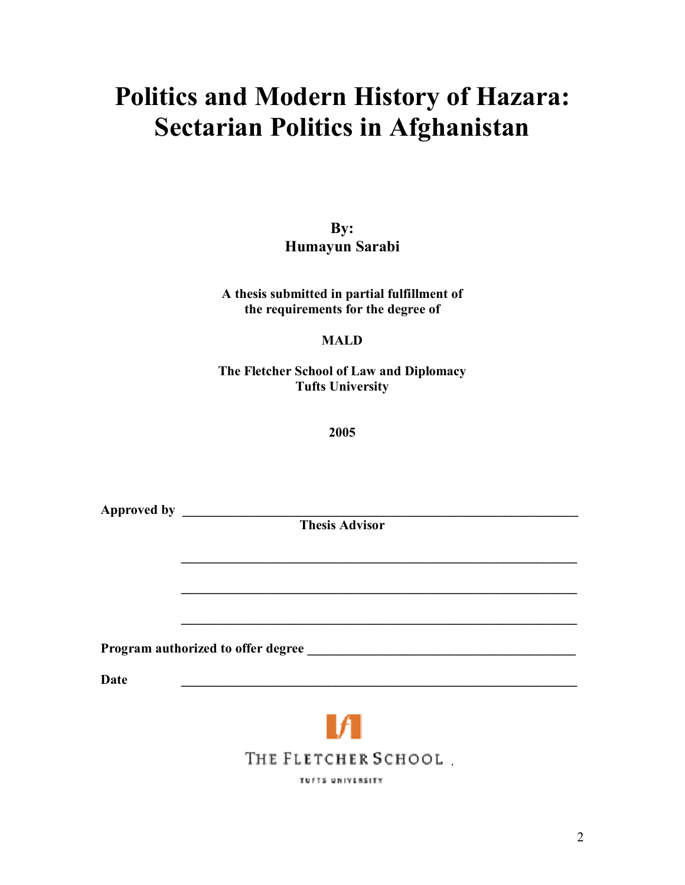# Politics and Modern History of Hazara: Sectarian Politics in Afghanistan

**By:**
**Humayun Sarabi**

**A thesis submitted in partial fulfillment of the requirements for the degree of**

**MALD**

**The Fletcher School of Law and Diplomacy**
**Tufts University**

**2005**

**Approved by** ________________________________________________
**Thesis Advisor**

________________________________________________

________________________________________________

________________________________________________

**Program authorized to offer degree** ______________________________

**Date** ________________________________________________

THE FLETCHER SCHOOL
TUFTS UNIVERSITY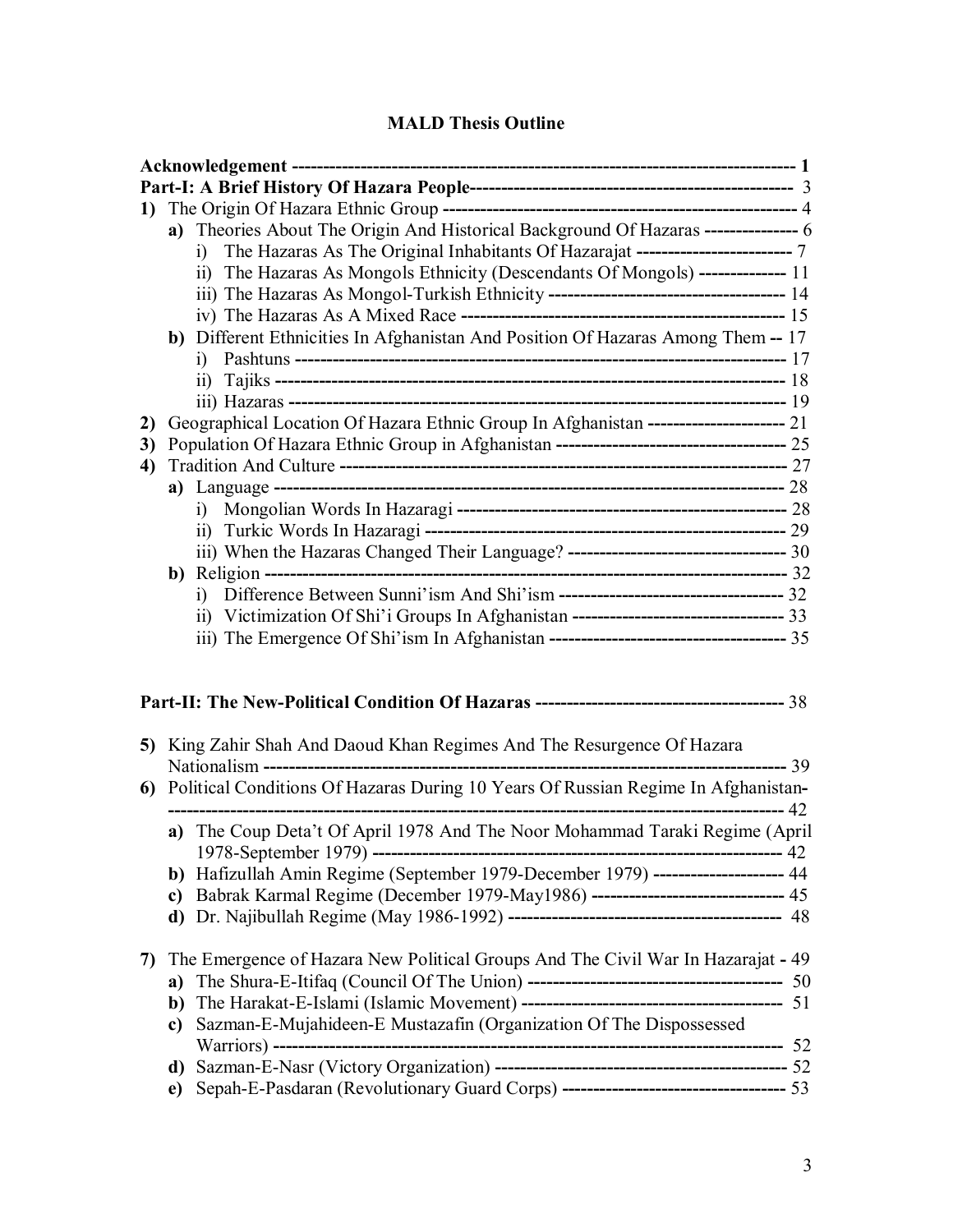# MALD Thesis Outline

**Acknowledgement** ---------------------------------------------------------------------------------- **1**

**Part-I: A Brief History Of Hazara People**---------------------------------------------------------- 3

**1)** The Origin Of Hazara Ethnic Group --------------------------------------------------------- 4

- **a)** Theories About The Origin And Historical Background Of Hazaras --------------- 6
  - i) The Hazaras As The Original Inhabitants Of Hazarajat ------------------------- 7
  - ii) The Hazaras As Mongols Ethnicity (Descendants Of Mongols) -------------- 11
  - iii) The Hazaras As Mongol-Turkish Ethnicity -------------------------------------- 14
  - iv) The Hazaras As A Mixed Race ---------------------------------------------------- 15
- **b)** Different Ethnicities In Afghanistan And Position Of Hazaras Among Them -- 17
  - i) Pashtuns ---------------------------------------------------------------------------- 17
  - ii) Tajiks ------------------------------------------------------------------------------ 18
  - iii) Hazaras --------------------------------------------------------------------------- 19

**2)** Geographical Location Of Hazara Ethnic Group In Afghanistan ---------------------- 21

**3)** Population Of Hazara Ethnic Group in Afghanistan ------------------------------------- 25

**4)** Tradition And Culture ------------------------------------------------------------------------- 27

- **a)** Language ----------------------------------------------------------------------------------- 28
  - i) Mongolian Words In Hazaragi ----------------------------------------------------- 28
  - ii) Turkic Words In Hazaragi --------------------------------------------------------- 29
  - iii) When the Hazaras Changed Their Language? ----------------------------------- 30
- **b)** Religion ------------------------------------------------------------------------------------ 32
  - i) Difference Between Sunni'ism And Shi'ism ------------------------------------ 32
  - ii) Victimization Of Shi'i Groups In Afghanistan ---------------------------------- 33
  - iii) The Emergence Of Shi'ism In Afghanistan -------------------------------------- 35

**Part-II: The New-Political Condition Of Hazaras** --------------------------------------- 38

**5)** King Zahir Shah And Daoud Khan Regimes And The Resurgence Of Hazara Nationalism ------------------------------------------------------------------------------------ 39

**6)** Political Conditions Of Hazaras During 10 Years Of Russian Regime In Afghanistan------------------------------------------------------------------------------------------------- 42

- **a)** The Coup Deta't Of April 1978 And The Noor Mohammad Taraki Regime (April 1978-September 1979) ---------------------------------------------------------------- 42
- **b)** Hafizullah Amin Regime (September 1979-December 1979) --------------------- 44
- **c)** Babrak Karmal Regime (December 1979-May1986) ------------------------------- 45
- **d)** Dr. Najibullah Regime (May 1986-1992) ------------------------------------------- 48

**7)** The Emergence of Hazara New Political Groups And The Civil War In Hazarajat - 49

- **a)** The Shura-E-Itifaq (Council Of The Union) ---------------------------------------- 50
- **b)** The Harakat-E-Islami (Islamic Movement) ----------------------------------------- 51
- **c)** Sazman-E-Mujahideen-E Mustazafin (Organization Of The Dispossessed Warriors) ---------------------------------------------------------------------------- 52
- **d)** Sazman-E-Nasr (Victory Organization) --------------------------------------------- 52
- **e)** Sepah-E-Pasdaran (Revolutionary Guard Corps) ----------------------------------- 53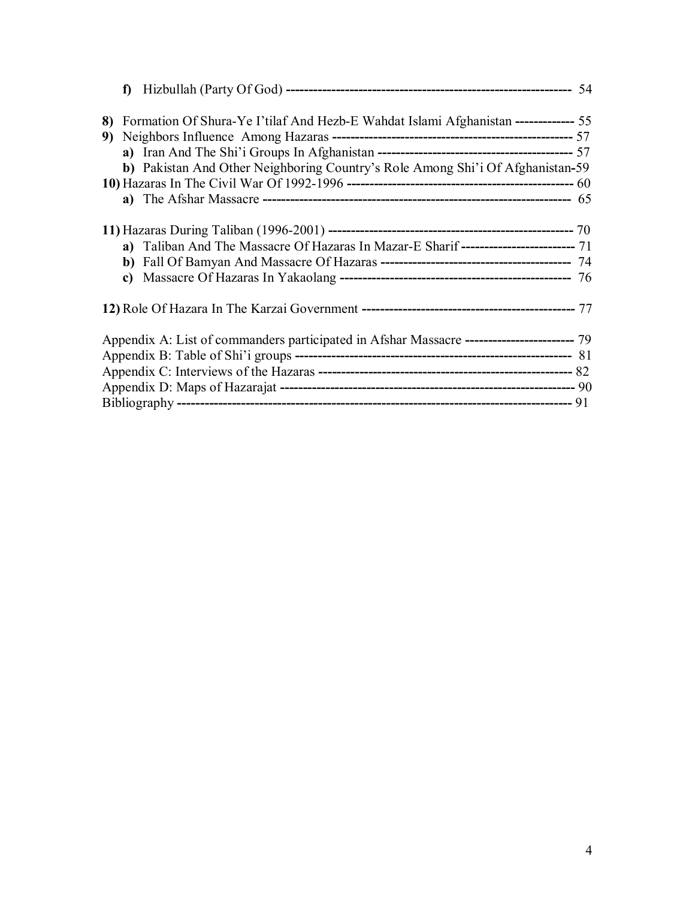**f)** Hizbullah (Party Of God) ------------------------------------------------------------ 54

**8)** Formation Of Shura-Ye I'tilaf And Hezb-E Wahdat Islami Afghanistan ------------- 55

**9)** Neighbors Influence Among Hazaras ----------------------------------------------------- 57

**a)** Iran And The Shi'i Groups In Afghanistan ------------------------------------------- 57

**b)** Pakistan And Other Neighboring Country's Role Among Shi'i Of Afghanistan-59

**10)** Hazaras In The Civil War Of 1992-1996 ------------------------------------------------ 60

**a)** The Afshar Massacre ------------------------------------------------------------------ 65

**11)** Hazaras During Taliban (1996-2001) ---------------------------------------------------- 70

**a)** Taliban And The Massacre Of Hazaras In Mazar-E Sharif ------------------------- 71

**b)** Fall Of Bamyan And Massacre Of Hazaras ----------------------------------------- 74

**c)** Massacre Of Hazaras In Yakaolang -------------------------------------------------- 76

**12)** Role Of Hazara In The Karzai Government ----------------------------------------------- 77

Appendix A: List of commanders participated in Afshar Massacre ------------------------ 79

Appendix B: Table of Shi'i groups ------------------------------------------------------------ 81

Appendix C: Interviews of the Hazaras -------------------------------------------------------- 82

Appendix D: Maps of Hazarajat ---------------------------------------------------------------- 90

Bibliography ---------------------------------------------------------------------------------- 91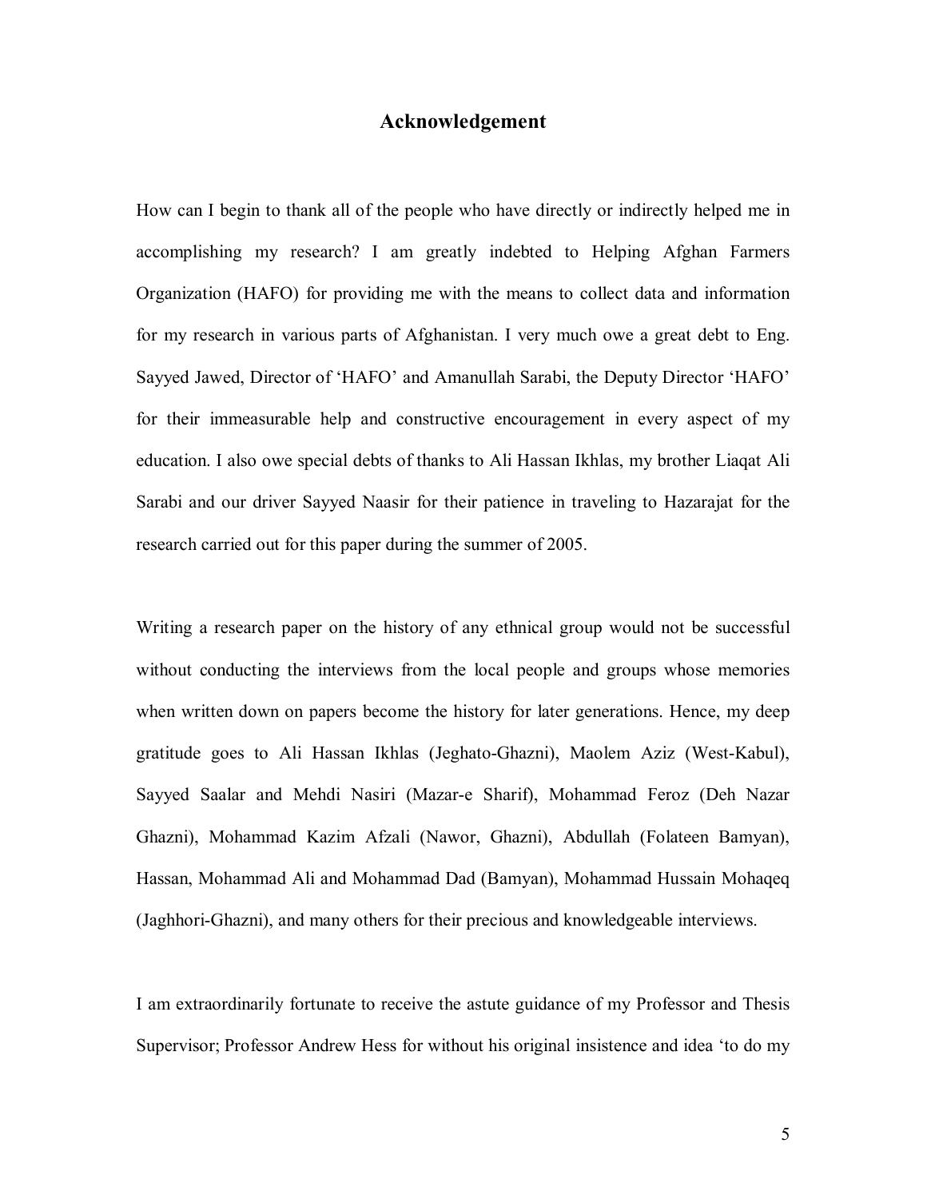## Acknowledgement

How can I begin to thank all of the people who have directly or indirectly helped me in accomplishing my research? I am greatly indebted to Helping Afghan Farmers Organization (HAFO) for providing me with the means to collect data and information for my research in various parts of Afghanistan. I very much owe a great debt to Eng. Sayyed Jawed, Director of 'HAFO' and Amanullah Sarabi, the Deputy Director 'HAFO' for their immeasurable help and constructive encouragement in every aspect of my education. I also owe special debts of thanks to Ali Hassan Ikhlas, my brother Liaqat Ali Sarabi and our driver Sayyed Naasir for their patience in traveling to Hazarajat for the research carried out for this paper during the summer of 2005.

Writing a research paper on the history of any ethnical group would not be successful without conducting the interviews from the local people and groups whose memories when written down on papers become the history for later generations. Hence, my deep gratitude goes to Ali Hassan Ikhlas (Jeghato-Ghazni), Maolem Aziz (West-Kabul), Sayyed Saalar and Mehdi Nasiri (Mazar-e Sharif), Mohammad Feroz (Deh Nazar Ghazni), Mohammad Kazim Afzali (Nawor, Ghazni), Abdullah (Folateen Bamyan), Hassan, Mohammad Ali and Mohammad Dad (Bamyan), Mohammad Hussain Mohaqeq (Jaghhori-Ghazni), and many others for their precious and knowledgeable interviews.

I am extraordinarily fortunate to receive the astute guidance of my Professor and Thesis Supervisor; Professor Andrew Hess for without his original insistence and idea 'to do my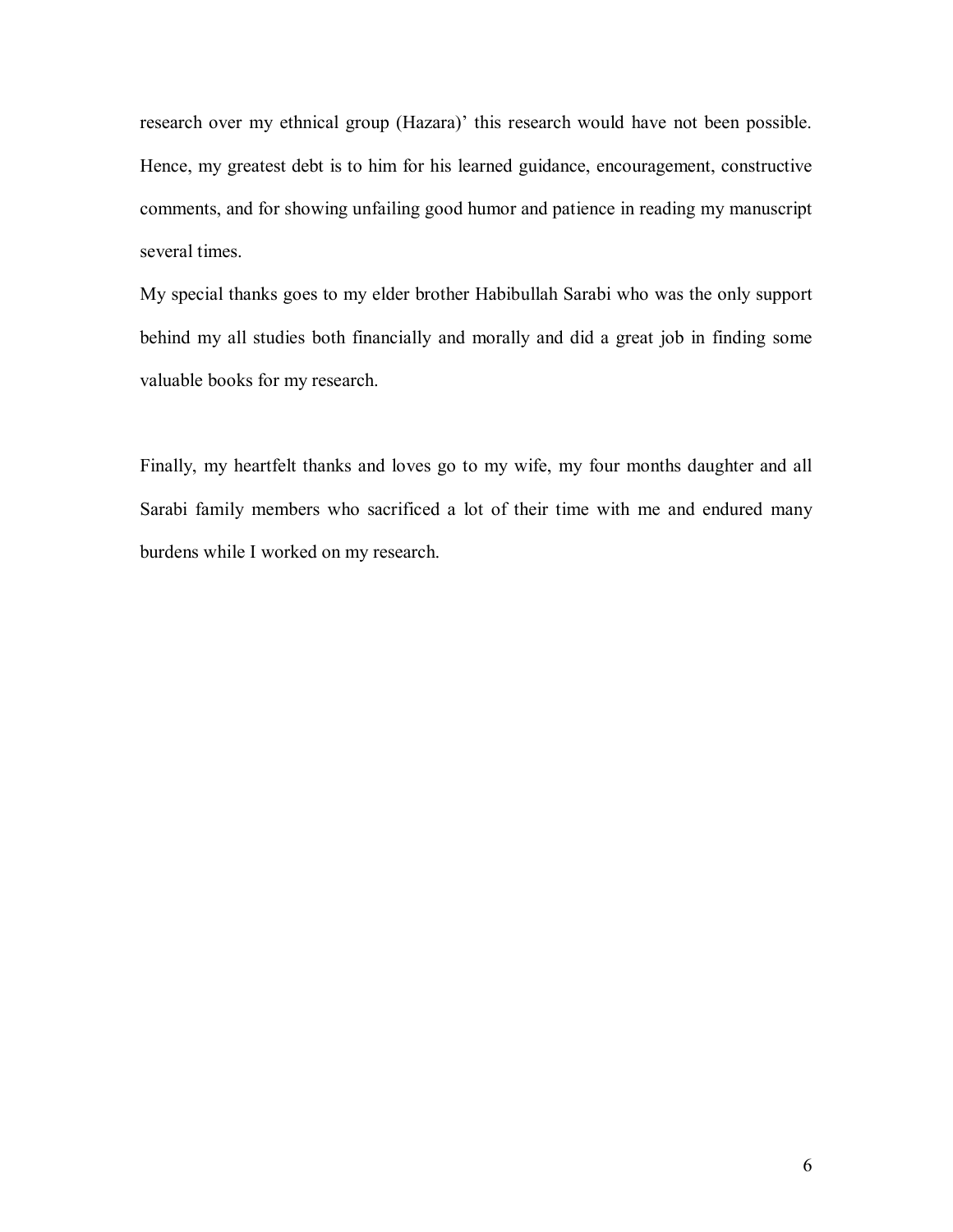research over my ethnical group (Hazara)' this research would have not been possible. Hence, my greatest debt is to him for his learned guidance, encouragement, constructive comments, and for showing unfailing good humor and patience in reading my manuscript several times.

My special thanks goes to my elder brother Habibullah Sarabi who was the only support behind my all studies both financially and morally and did a great job in finding some valuable books for my research.

Finally, my heartfelt thanks and loves go to my wife, my four months daughter and all Sarabi family members who sacrificed a lot of their time with me and endured many burdens while I worked on my research.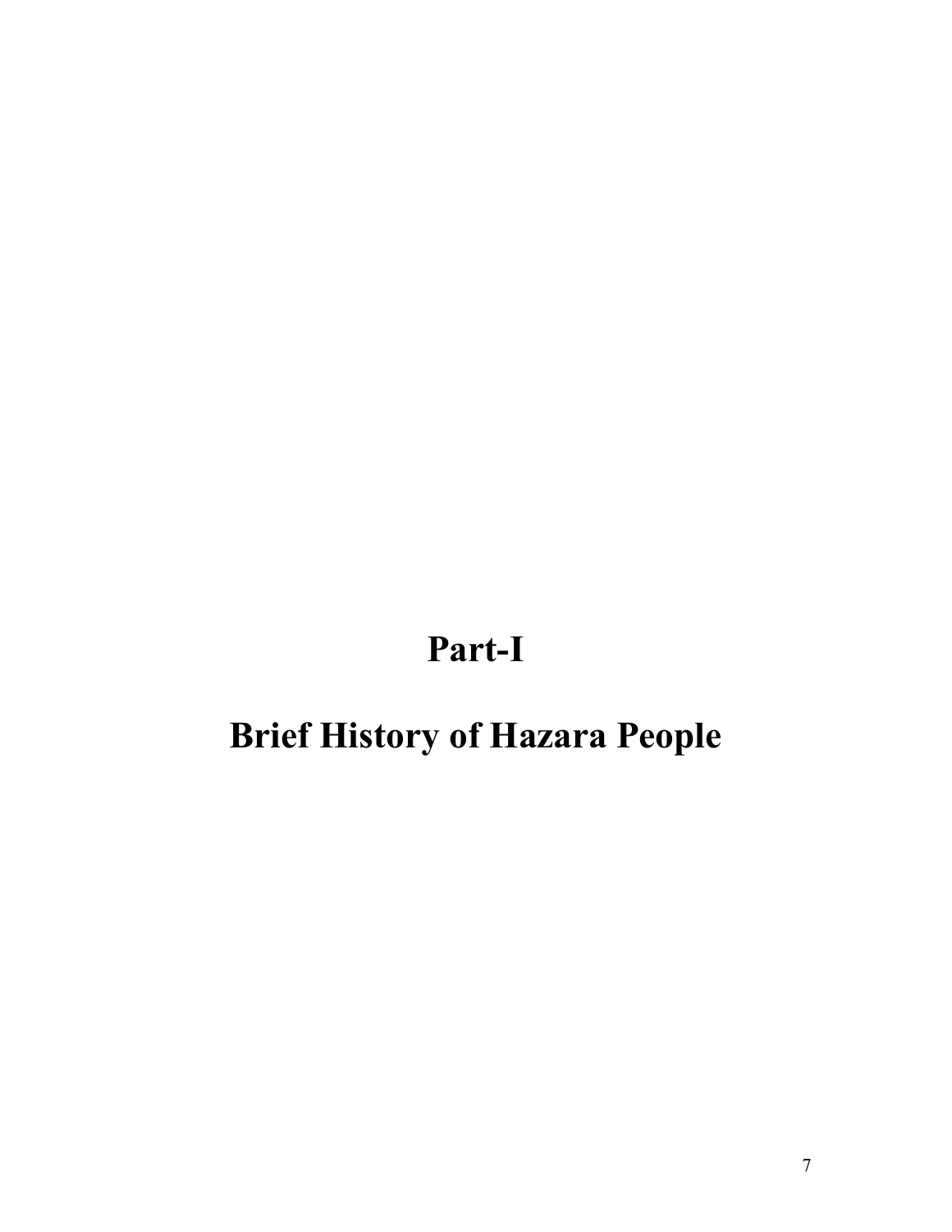# Part-I

# Brief History of Hazara People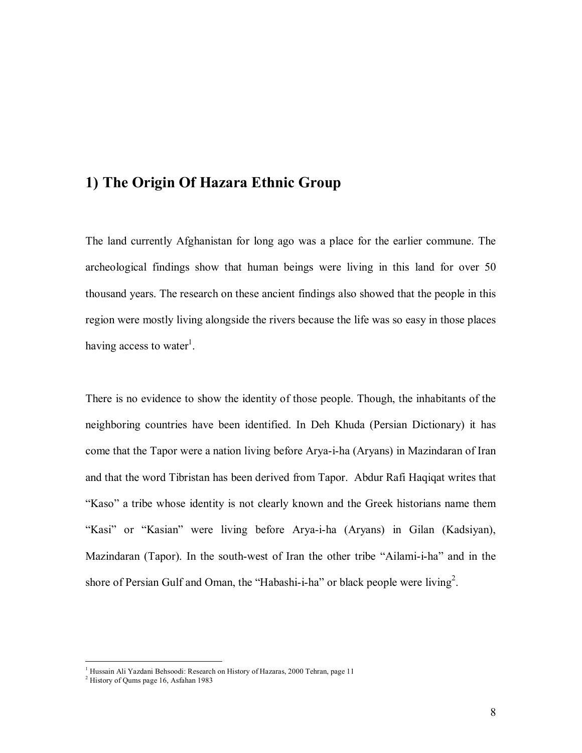## 1) The Origin Of Hazara Ethnic Group

The land currently Afghanistan for long ago was a place for the earlier commune. The archeological findings show that human beings were living in this land for over 50 thousand years. The research on these ancient findings also showed that the people in this region were mostly living alongside the rivers because the life was so easy in those places having access to water[1].

There is no evidence to show the identity of those people. Though, the inhabitants of the neighboring countries have been identified. In Deh Khuda (Persian Dictionary) it has come that the Tapor were a nation living before Arya-i-ha (Aryans) in Mazindaran of Iran and that the word Tibristan has been derived from Tapor. Abdur Rafi Haqiqat writes that "Kaso" a tribe whose identity is not clearly known and the Greek historians name them "Kasi" or "Kasian" were living before Arya-i-ha (Aryans) in Gilan (Kadsiyan), Mazindaran (Tapor). In the south-west of Iran the other tribe "Ailami-i-ha" and in the shore of Persian Gulf and Oman, the "Habashi-i-ha" or black people were living[2].

---

[1] Hussain Ali Yazdani Behsoodi: Research on History of Hazaras, 2000 Tehran, page 11

[2] History of Qums page 16, Asfahan 1983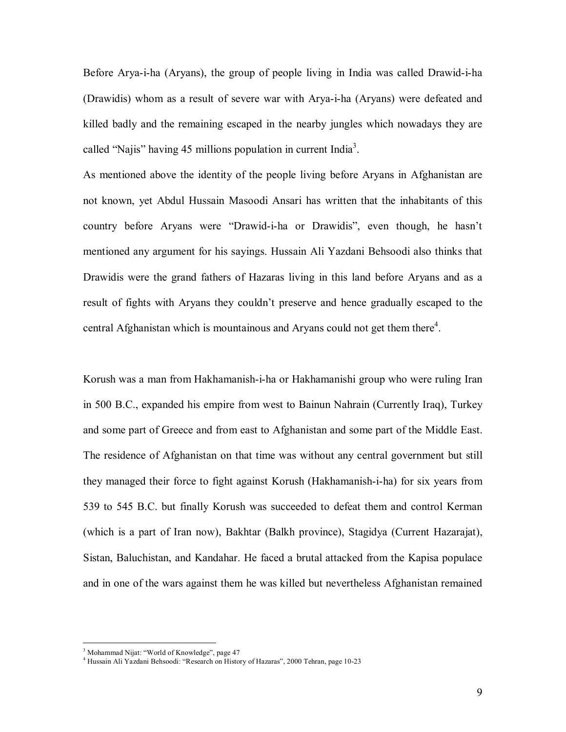Before Arya-i-ha (Aryans), the group of people living in India was called Drawid-i-ha (Drawidis) whom as a result of severe war with Arya-i-ha (Aryans) were defeated and killed badly and the remaining escaped in the nearby jungles which nowadays they are called "Najis" having 45 millions population in current India[3].

As mentioned above the identity of the people living before Aryans in Afghanistan are not known, yet Abdul Hussain Masoodi Ansari has written that the inhabitants of this country before Aryans were "Drawid-i-ha or Drawidis", even though, he hasn't mentioned any argument for his sayings. Hussain Ali Yazdani Behsoodi also thinks that Drawidis were the grand fathers of Hazaras living in this land before Aryans and as a result of fights with Aryans they couldn't preserve and hence gradually escaped to the central Afghanistan which is mountainous and Aryans could not get them there[4].

Korush was a man from Hakhamanish-i-ha or Hakhamanishi group who were ruling Iran in 500 B.C., expanded his empire from west to Bainun Nahrain (Currently Iraq), Turkey and some part of Greece and from east to Afghanistan and some part of the Middle East. The residence of Afghanistan on that time was without any central government but still they managed their force to fight against Korush (Hakhamanish-i-ha) for six years from 539 to 545 B.C. but finally Korush was succeeded to defeat them and control Kerman (which is a part of Iran now), Bakhtar (Balkh province), Stagidya (Current Hazarajat), Sistan, Baluchistan, and Kandahar. He faced a brutal attacked from the Kapisa populace and in one of the wars against them he was killed but nevertheless Afghanistan remained

---

[3] Mohammad Nijat: "World of Knowledge", page 47

[4] Hussain Ali Yazdani Behsoodi: "Research on History of Hazaras", 2000 Tehran, page 10-23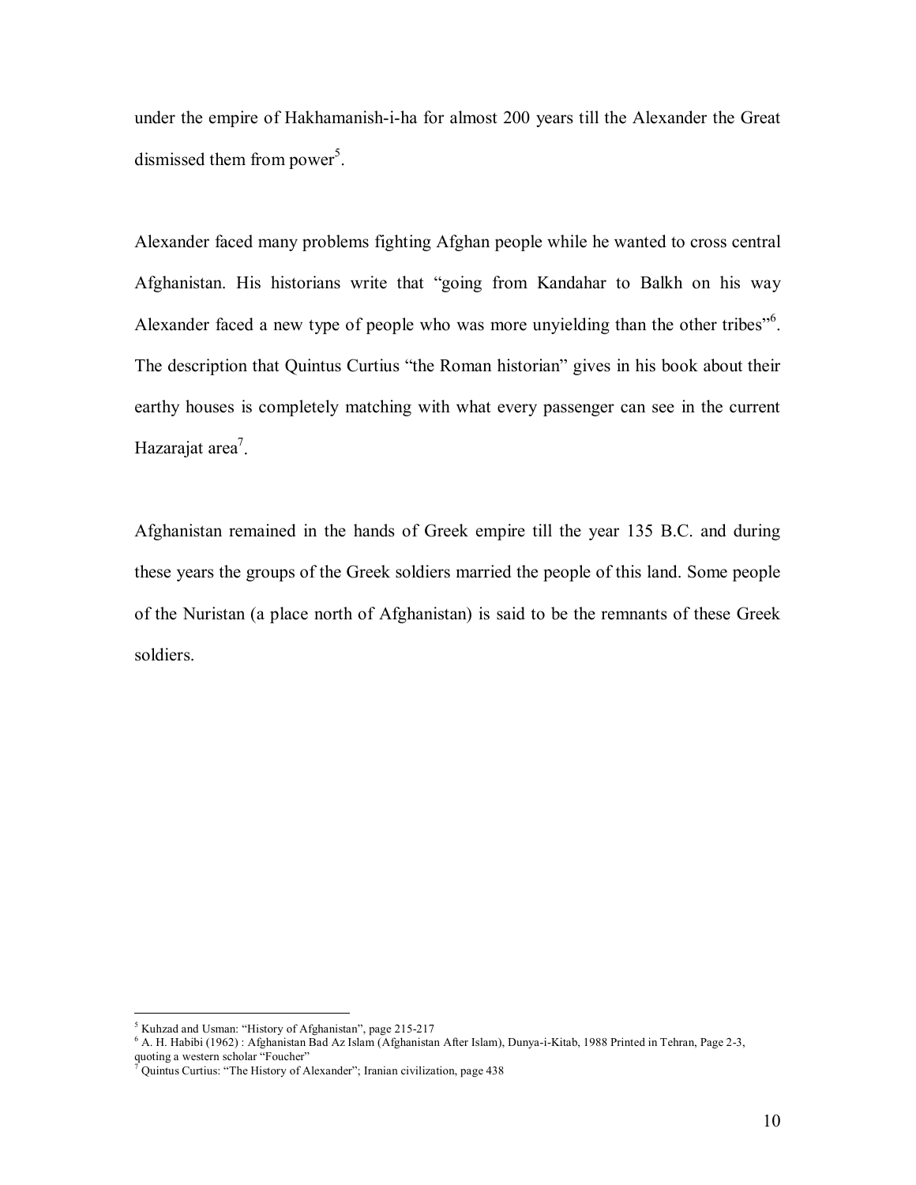under the empire of Hakhamanish-i-ha for almost 200 years till the Alexander the Great dismissed them from power[5].

Alexander faced many problems fighting Afghan people while he wanted to cross central Afghanistan. His historians write that "going from Kandahar to Balkh on his way Alexander faced a new type of people who was more unyielding than the other tribes"[6]. The description that Quintus Curtius "the Roman historian" gives in his book about their earthy houses is completely matching with what every passenger can see in the current Hazarajat area[7].

Afghanistan remained in the hands of Greek empire till the year 135 B.C. and during these years the groups of the Greek soldiers married the people of this land. Some people of the Nuristan (a place north of Afghanistan) is said to be the remnants of these Greek soldiers.

---

[5] Kuhzad and Usman: "History of Afghanistan", page 215-217

[6] A. H. Habibi (1962) : Afghanistan Bad Az Islam (Afghanistan After Islam), Dunya-i-Kitab, 1988 Printed in Tehran, Page 2-3, quoting a western scholar "Foucher"

[7] Quintus Curtius: "The History of Alexander"; Iranian civilization, page 438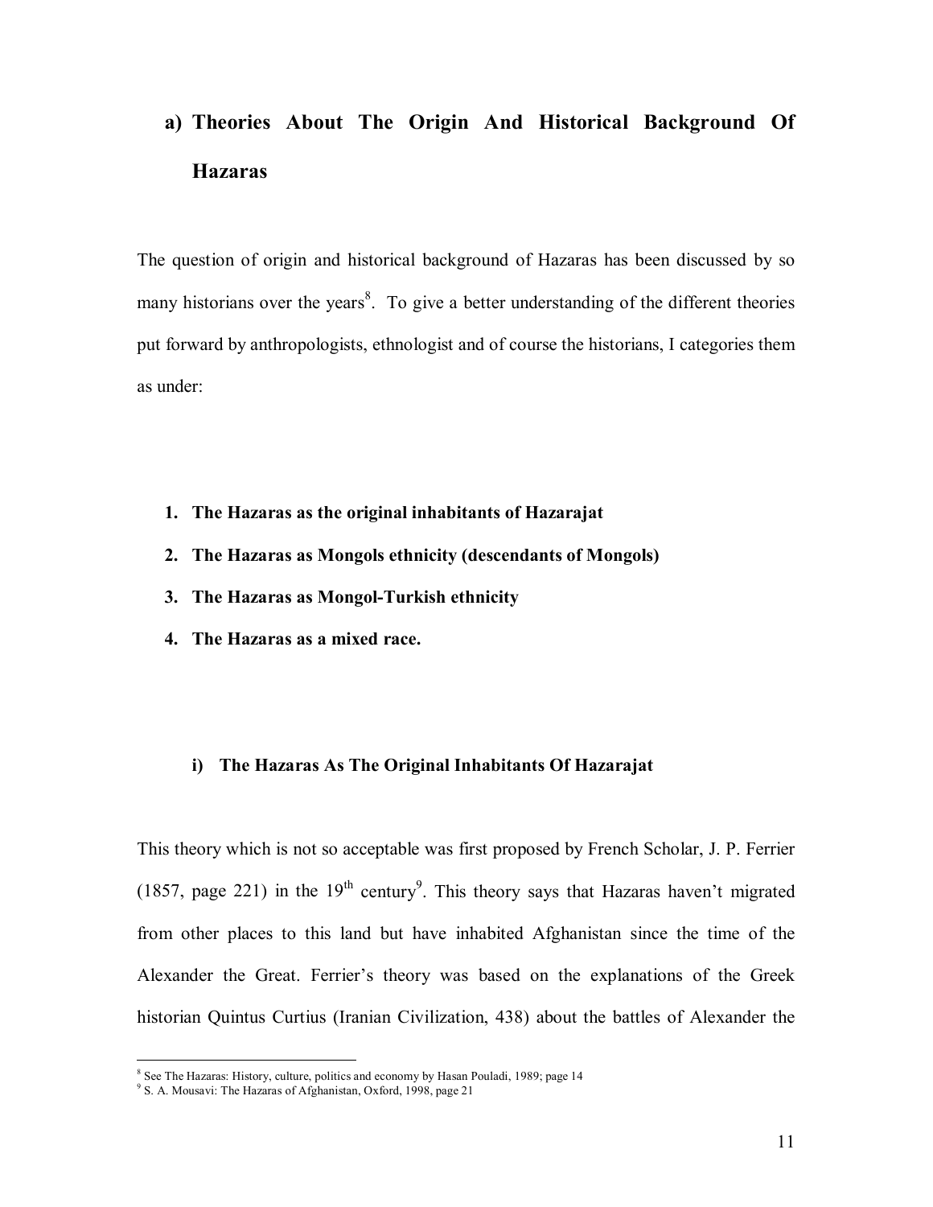## a) Theories About The Origin And Historical Background Of Hazaras

The question of origin and historical background of Hazaras has been discussed by so many historians over the years[8]. To give a better understanding of the different theories put forward by anthropologists, ethnologist and of course the historians, I categories them as under:

1. **The Hazaras as the original inhabitants of Hazarajat**
2. **The Hazaras as Mongols ethnicity (descendants of Mongols)**
3. **The Hazaras as Mongol-Turkish ethnicity**
4. **The Hazaras as a mixed race.**

### i) The Hazaras As The Original Inhabitants Of Hazarajat

This theory which is not so acceptable was first proposed by French Scholar, J. P. Ferrier (1857, page 221) in the 19th century[9]. This theory says that Hazaras haven't migrated from other places to this land but have inhabited Afghanistan since the time of the Alexander the Great. Ferrier's theory was based on the explanations of the Greek historian Quintus Curtius (Iranian Civilization, 438) about the battles of Alexander the

---

[8] See The Hazaras: History, culture, politics and economy by Hasan Pouladi, 1989; page 14

[9] S. A. Mousavi: The Hazaras of Afghanistan, Oxford, 1998, page 21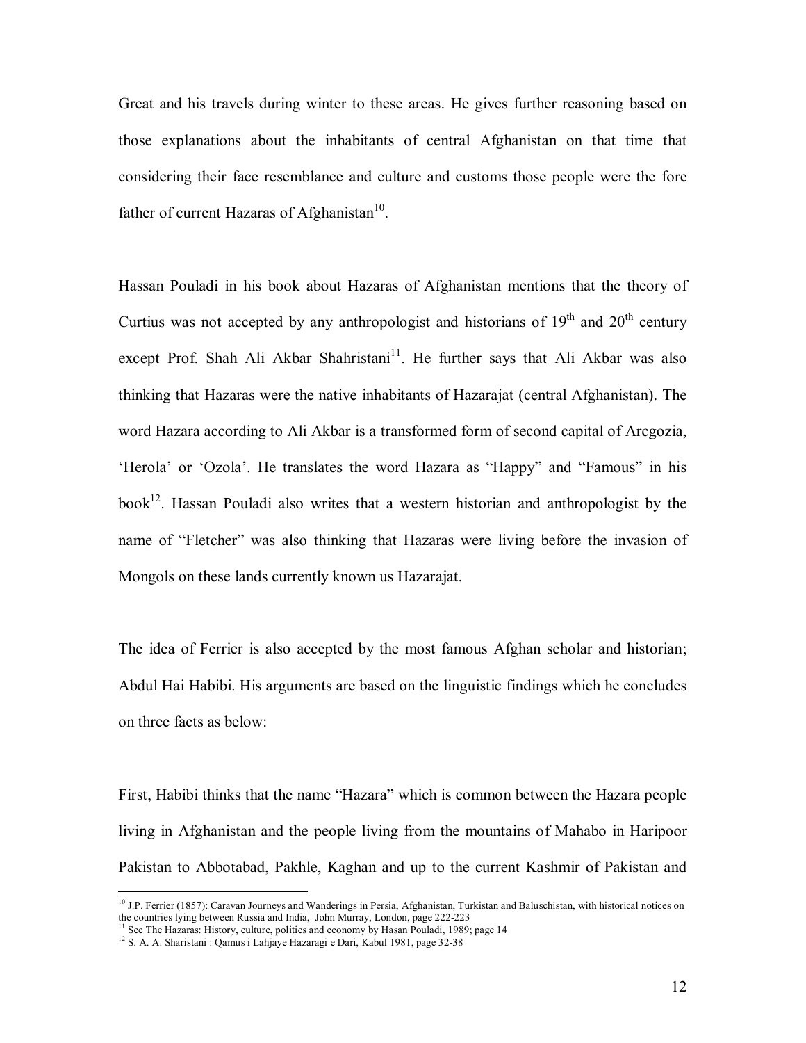Great and his travels during winter to these areas. He gives further reasoning based on those explanations about the inhabitants of central Afghanistan on that time that considering their face resemblance and culture and customs those people were the fore father of current Hazaras of Afghanistan[10].

Hassan Pouladi in his book about Hazaras of Afghanistan mentions that the theory of Curtius was not accepted by any anthropologist and historians of 19$^{th}$ and 20$^{th}$ century except Prof. Shah Ali Akbar Shahristani[11]. He further says that Ali Akbar was also thinking that Hazaras were the native inhabitants of Hazarajat (central Afghanistan). The word Hazara according to Ali Akbar is a transformed form of second capital of Arcgozia, 'Herola' or 'Ozola'. He translates the word Hazara as "Happy" and "Famous" in his book[12]. Hassan Pouladi also writes that a western historian and anthropologist by the name of "Fletcher" was also thinking that Hazaras were living before the invasion of Mongols on these lands currently known us Hazarajat.

The idea of Ferrier is also accepted by the most famous Afghan scholar and historian; Abdul Hai Habibi. His arguments are based on the linguistic findings which he concludes on three facts as below:

First, Habibi thinks that the name "Hazara" which is common between the Hazara people living in Afghanistan and the people living from the mountains of Mahabo in Haripoor Pakistan to Abbotabad, Pakhle, Kaghan and up to the current Kashmir of Pakistan and

---

[10] J.P. Ferrier (1857): Caravan Journeys and Wanderings in Persia, Afghanistan, Turkistan and Baluschistan, with historical notices on the countries lying between Russia and India, John Murray, London, page 222-223

[11] See The Hazaras: History, culture, politics and economy by Hasan Pouladi, 1989; page 14

[12] S. A. A. Sharistani : Qamus i Lahjaye Hazaragi e Dari, Kabul 1981, page 32-38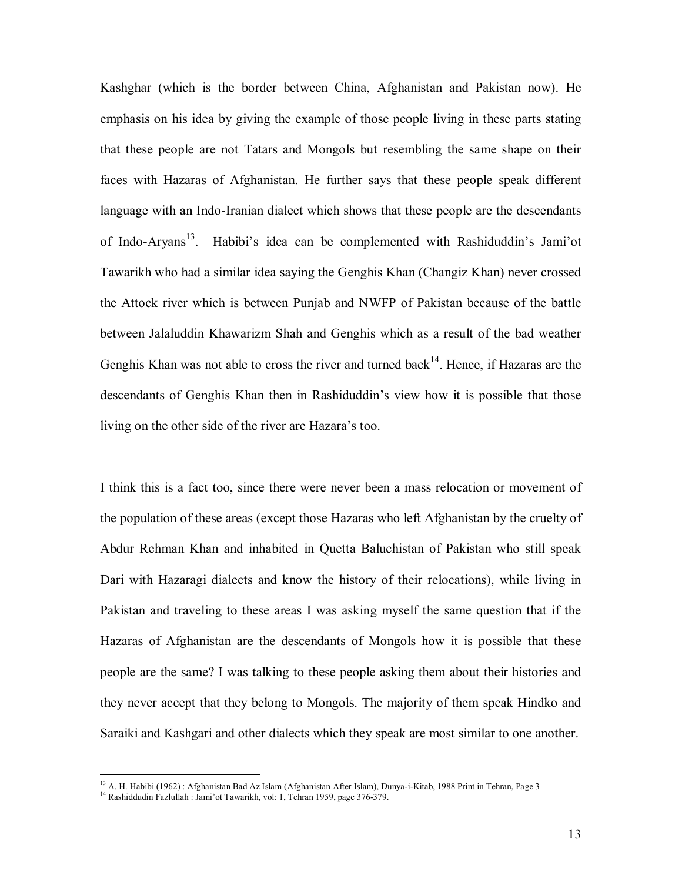Kashghar (which is the border between China, Afghanistan and Pakistan now). He emphasis on his idea by giving the example of those people living in these parts stating that these people are not Tatars and Mongols but resembling the same shape on their faces with Hazaras of Afghanistan. He further says that these people speak different language with an Indo-Iranian dialect which shows that these people are the descendants of Indo-Aryans[13]. Habibi's idea can be complemented with Rashiduddin's Jami'ot Tawarikh who had a similar idea saying the Genghis Khan (Changiz Khan) never crossed the Attock river which is between Punjab and NWFP of Pakistan because of the battle between Jalaluddin Khawarizm Shah and Genghis which as a result of the bad weather Genghis Khan was not able to cross the river and turned back[14]. Hence, if Hazaras are the descendants of Genghis Khan then in Rashiduddin's view how it is possible that those living on the other side of the river are Hazara's too.

I think this is a fact too, since there were never been a mass relocation or movement of the population of these areas (except those Hazaras who left Afghanistan by the cruelty of Abdur Rehman Khan and inhabited in Quetta Baluchistan of Pakistan who still speak Dari with Hazaragi dialects and know the history of their relocations), while living in Pakistan and traveling to these areas I was asking myself the same question that if the Hazaras of Afghanistan are the descendants of Mongols how it is possible that these people are the same? I was talking to these people asking them about their histories and they never accept that they belong to Mongols. The majority of them speak Hindko and Saraiki and Kashgari and other dialects which they speak are most similar to one another.

---

[13] A. H. Habibi (1962) : Afghanistan Bad Az Islam (Afghanistan After Islam), Dunya-i-Kitab, 1988 Print in Tehran, Page 3

[14] Rashiddudin Fazlullah : Jami'ot Tawarikh, vol: 1, Tehran 1959, page 376-379.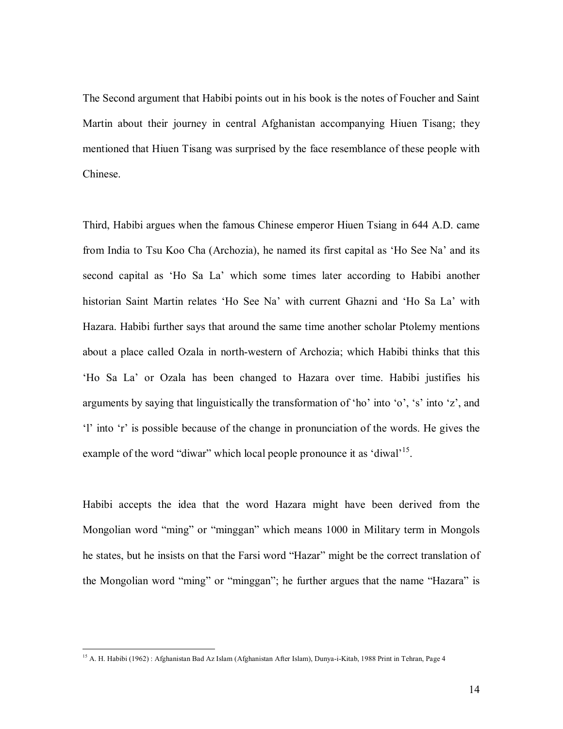The Second argument that Habibi points out in his book is the notes of Foucher and Saint Martin about their journey in central Afghanistan accompanying Hiuen Tisang; they mentioned that Hiuen Tisang was surprised by the face resemblance of these people with Chinese.

Third, Habibi argues when the famous Chinese emperor Hiuen Tsiang in 644 A.D. came from India to Tsu Koo Cha (Archozia), he named its first capital as 'Ho See Na' and its second capital as 'Ho Sa La' which some times later according to Habibi another historian Saint Martin relates 'Ho See Na' with current Ghazni and 'Ho Sa La' with Hazara. Habibi further says that around the same time another scholar Ptolemy mentions about a place called Ozala in north-western of Archozia; which Habibi thinks that this 'Ho Sa La' or Ozala has been changed to Hazara over time. Habibi justifies his arguments by saying that linguistically the transformation of 'ho' into 'o', 's' into 'z', and 'l' into 'r' is possible because of the change in pronunciation of the words. He gives the example of the word "diwar" which local people pronounce it as 'diwal'[15].

Habibi accepts the idea that the word Hazara might have been derived from the Mongolian word "ming" or "minggan" which means 1000 in Military term in Mongols he states, but he insists on that the Farsi word "Hazar" might be the correct translation of the Mongolian word "ming" or "minggan"; he further argues that the name "Hazara" is

[15] A. H. Habibi (1962) : Afghanistan Bad Az Islam (Afghanistan After Islam), Dunya-i-Kitab, 1988 Print in Tehran, Page 4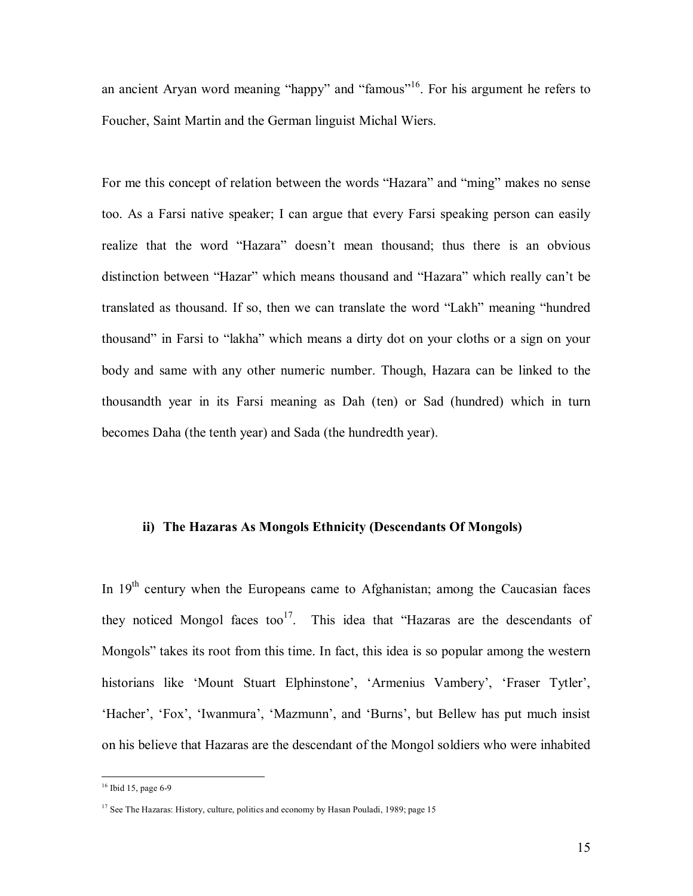an ancient Aryan word meaning "happy" and "famous"[16]. For his argument he refers to Foucher, Saint Martin and the German linguist Michal Wiers.

For me this concept of relation between the words "Hazara" and "ming" makes no sense too. As a Farsi native speaker; I can argue that every Farsi speaking person can easily realize that the word "Hazara" doesn't mean thousand; thus there is an obvious distinction between "Hazar" which means thousand and "Hazara" which really can't be translated as thousand. If so, then we can translate the word "Lakh" meaning "hundred thousand" in Farsi to "lakha" which means a dirty dot on your cloths or a sign on your body and same with any other numeric number. Though, Hazara can be linked to the thousandth year in its Farsi meaning as Dah (ten) or Sad (hundred) which in turn becomes Daha (the tenth year) and Sada (the hundredth year).

### ii) The Hazaras As Mongols Ethnicity (Descendants Of Mongols)

In 19th century when the Europeans came to Afghanistan; among the Caucasian faces they noticed Mongol faces too[17]. This idea that "Hazaras are the descendants of Mongols" takes its root from this time. In fact, this idea is so popular among the western historians like 'Mount Stuart Elphinstone', 'Armenius Vambery', 'Fraser Tytler', 'Hacher', 'Fox', 'Iwanmura', 'Mazmunn', and 'Burns', but Bellew has put much insist on his believe that Hazaras are the descendant of the Mongol soldiers who were inhabited

---

[16] Ibid 15, page 6-9

[17] See The Hazaras: History, culture, politics and economy by Hasan Pouladi, 1989; page 15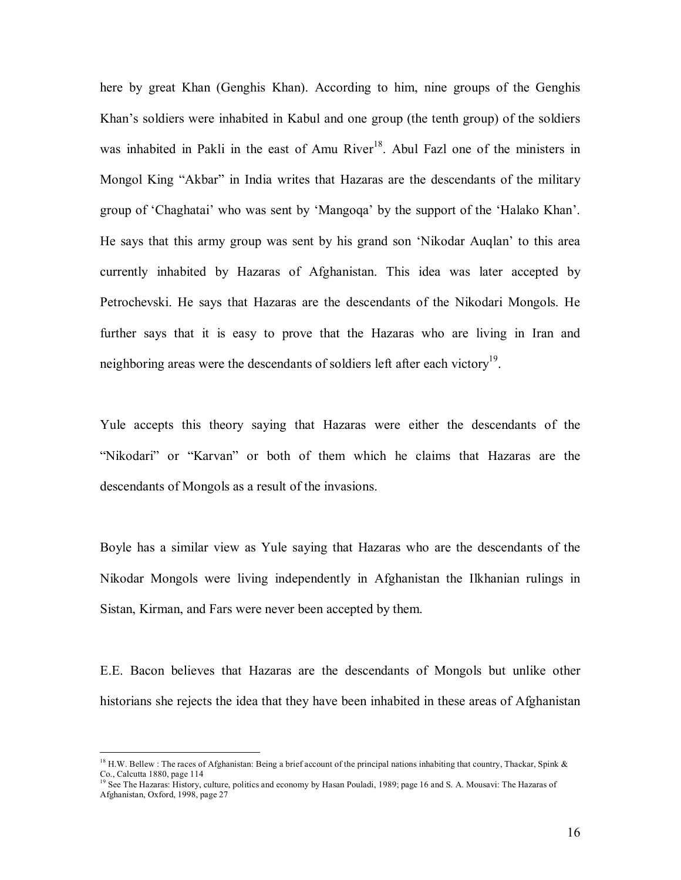here by great Khan (Genghis Khan). According to him, nine groups of the Genghis Khan's soldiers were inhabited in Kabul and one group (the tenth group) of the soldiers was inhabited in Pakli in the east of Amu River[18]. Abul Fazl one of the ministers in Mongol King "Akbar" in India writes that Hazaras are the descendants of the military group of 'Chaghatai' who was sent by 'Mangoqa' by the support of the 'Halako Khan'. He says that this army group was sent by his grand son 'Nikodar Auqlan' to this area currently inhabited by Hazaras of Afghanistan. This idea was later accepted by Petrochevski. He says that Hazaras are the descendants of the Nikodari Mongols. He further says that it is easy to prove that the Hazaras who are living in Iran and neighboring areas were the descendants of soldiers left after each victory[19].

Yule accepts this theory saying that Hazaras were either the descendants of the "Nikodari" or "Karvan" or both of them which he claims that Hazaras are the descendants of Mongols as a result of the invasions.

Boyle has a similar view as Yule saying that Hazaras who are the descendants of the Nikodar Mongols were living independently in Afghanistan the Ilkhanian rulings in Sistan, Kirman, and Fars were never been accepted by them.

E.E. Bacon believes that Hazaras are the descendants of Mongols but unlike other historians she rejects the idea that they have been inhabited in these areas of Afghanistan

---

[18] H.W. Bellew : The races of Afghanistan: Being a brief account of the principal nations inhabiting that country, Thackar, Spink & Co., Calcutta 1880, page 114

[19] See The Hazaras: History, culture, politics and economy by Hasan Pouladi, 1989; page 16 and S. A. Mousavi: The Hazaras of Afghanistan, Oxford, 1998, page 27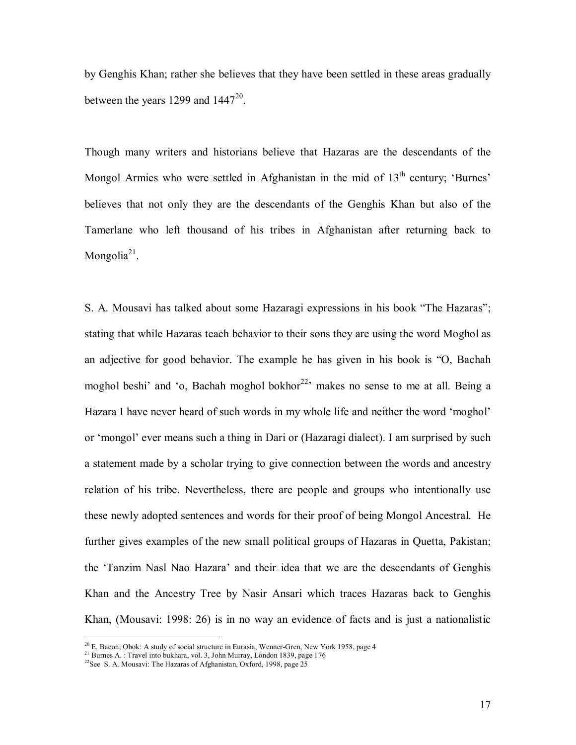by Genghis Khan; rather she believes that they have been settled in these areas gradually between the years 1299 and 1447[20].

Though many writers and historians believe that Hazaras are the descendants of the Mongol Armies who were settled in Afghanistan in the mid of 13th century; 'Burnes' believes that not only they are the descendants of the Genghis Khan but also of the Tamerlane who left thousand of his tribes in Afghanistan after returning back to Mongolia[21].

S. A. Mousavi has talked about some Hazaragi expressions in his book "The Hazaras"; stating that while Hazaras teach behavior to their sons they are using the word Moghol as an adjective for good behavior. The example he has given in his book is "O, Bachah moghol beshi' and 'o, Bachah moghol bokhor[22]' makes no sense to me at all. Being a Hazara I have never heard of such words in my whole life and neither the word 'moghol' or 'mongol' ever means such a thing in Dari or (Hazaragi dialect). I am surprised by such a statement made by a scholar trying to give connection between the words and ancestry relation of his tribe. Nevertheless, there are people and groups who intentionally use these newly adopted sentences and words for their proof of being Mongol Ancestral. He further gives examples of the new small political groups of Hazaras in Quetta, Pakistan; the 'Tanzim Nasl Nao Hazara' and their idea that we are the descendants of Genghis Khan and the Ancestry Tree by Nasir Ansari which traces Hazaras back to Genghis Khan, (Mousavi: 1998: 26) is in no way an evidence of facts and is just a nationalistic

---

[20] E. Bacon; Obok: A study of social structure in Eurasia, Wenner-Gren, New York 1958, page 4

[21] Burnes A. : Travel into bukhara, vol. 3, John Murray, London 1839, page 176

[22] See S. A. Mousavi: The Hazaras of Afghanistan, Oxford, 1998, page 25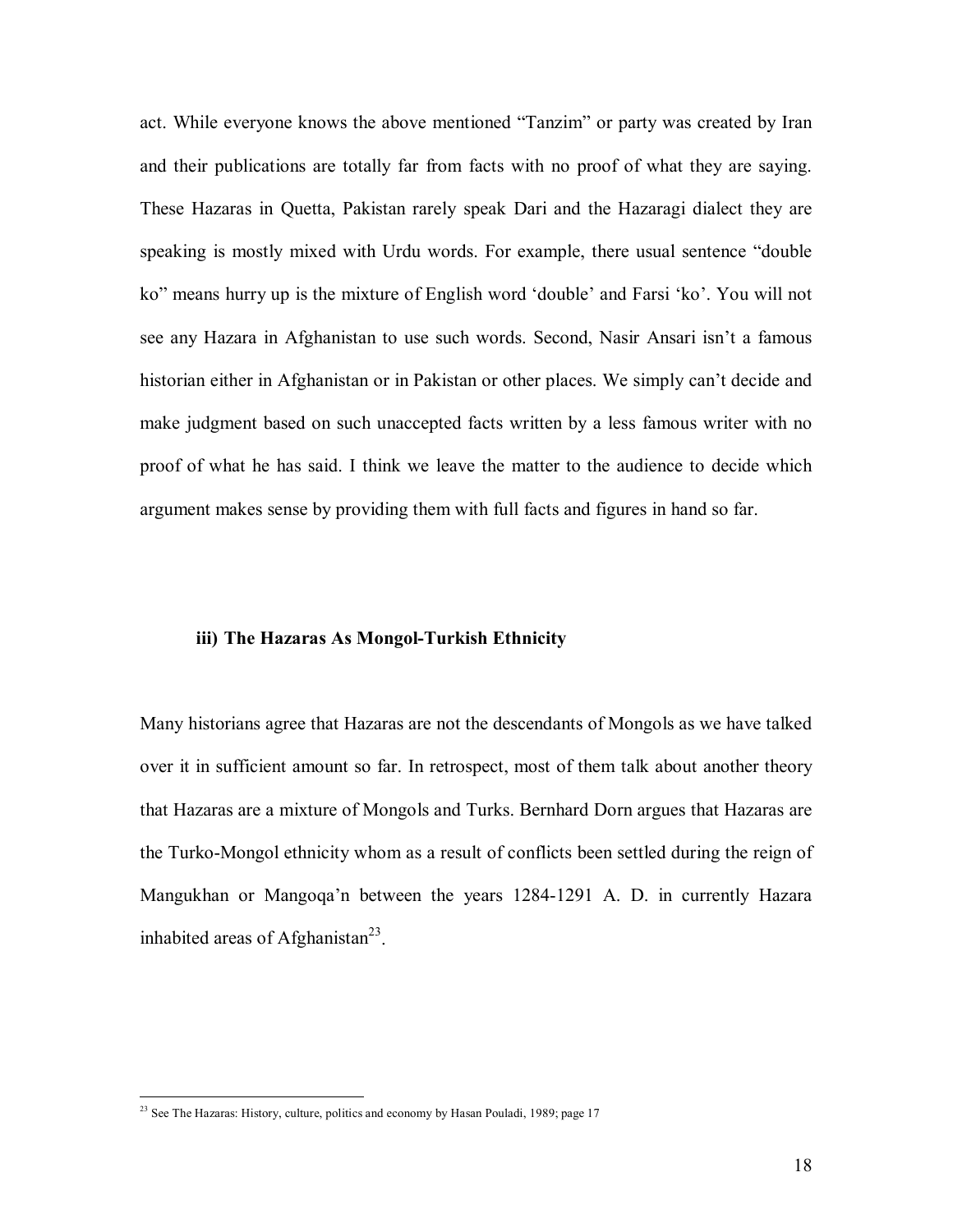act. While everyone knows the above mentioned "Tanzim" or party was created by Iran and their publications are totally far from facts with no proof of what they are saying. These Hazaras in Quetta, Pakistan rarely speak Dari and the Hazaragi dialect they are speaking is mostly mixed with Urdu words. For example, there usual sentence "double ko" means hurry up is the mixture of English word 'double' and Farsi 'ko'. You will not see any Hazara in Afghanistan to use such words. Second, Nasir Ansari isn't a famous historian either in Afghanistan or in Pakistan or other places. We simply can't decide and make judgment based on such unaccepted facts written by a less famous writer with no proof of what he has said. I think we leave the matter to the audience to decide which argument makes sense by providing them with full facts and figures in hand so far.

### iii) The Hazaras As Mongol-Turkish Ethnicity

Many historians agree that Hazaras are not the descendants of Mongols as we have talked over it in sufficient amount so far. In retrospect, most of them talk about another theory that Hazaras are a mixture of Mongols and Turks. Bernhard Dorn argues that Hazaras are the Turko-Mongol ethnicity whom as a result of conflicts been settled during the reign of Mangukhan or Mangoqa'n between the years 1284-1291 A. D. in currently Hazara inhabited areas of Afghanistan[23].

---

[23] See The Hazaras: History, culture, politics and economy by Hasan Pouladi, 1989; page 17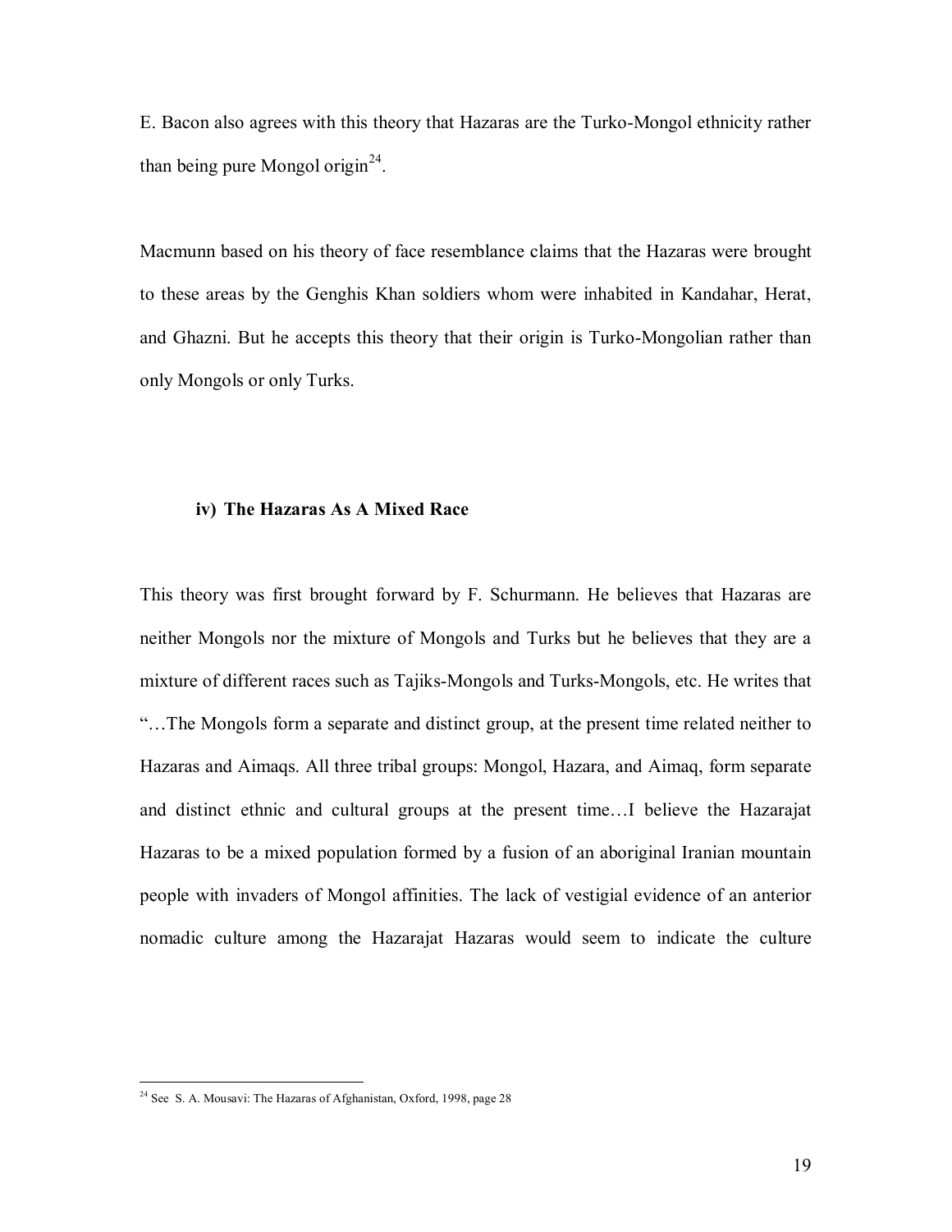E. Bacon also agrees with this theory that Hazaras are the Turko-Mongol ethnicity rather than being pure Mongol origin[24].

Macmunn based on his theory of face resemblance claims that the Hazaras were brought to these areas by the Genghis Khan soldiers whom were inhabited in Kandahar, Herat, and Ghazni. But he accepts this theory that their origin is Turko-Mongolian rather than only Mongols or only Turks.

### iv) The Hazaras As A Mixed Race

This theory was first brought forward by F. Schurmann. He believes that Hazaras are neither Mongols nor the mixture of Mongols and Turks but he believes that they are a mixture of different races such as Tajiks-Mongols and Turks-Mongols, etc. He writes that "…The Mongols form a separate and distinct group, at the present time related neither to Hazaras and Aimaqs. All three tribal groups: Mongol, Hazara, and Aimaq, form separate and distinct ethnic and cultural groups at the present time…I believe the Hazarajat Hazaras to be a mixed population formed by a fusion of an aboriginal Iranian mountain people with invaders of Mongol affinities. The lack of vestigial evidence of an anterior nomadic culture among the Hazarajat Hazaras would seem to indicate the culture

---

[24] See S. A. Mousavi: The Hazaras of Afghanistan, Oxford, 1998, page 28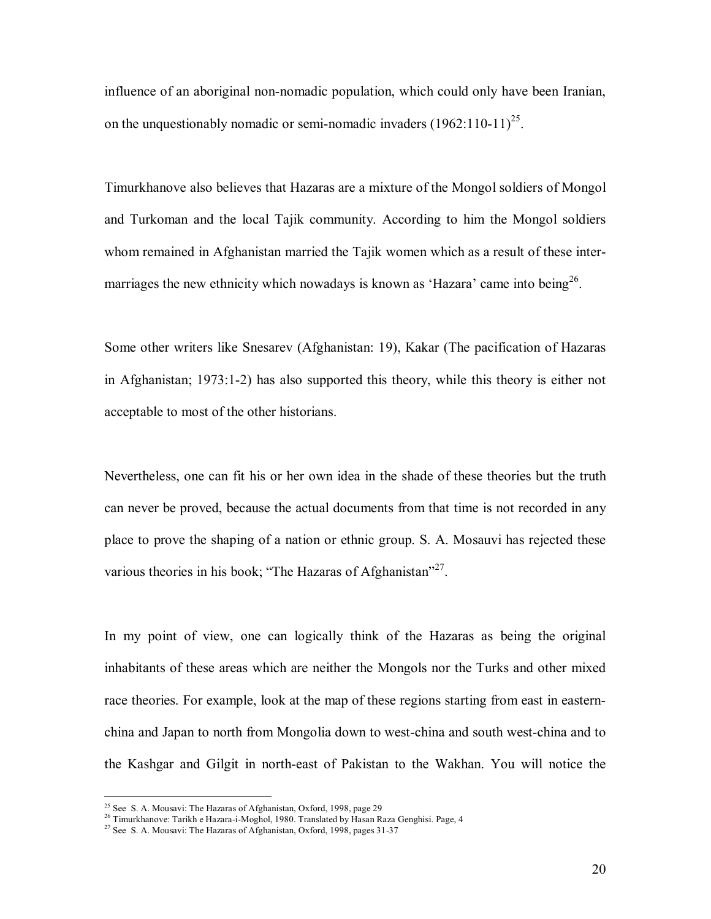influence of an aboriginal non-nomadic population, which could only have been Iranian, on the unquestionably nomadic or semi-nomadic invaders (1962:110-11)[25].

Timurkhanove also believes that Hazaras are a mixture of the Mongol soldiers of Mongol and Turkoman and the local Tajik community. According to him the Mongol soldiers whom remained in Afghanistan married the Tajik women which as a result of these inter-marriages the new ethnicity which nowadays is known as 'Hazara' came into being[26].

Some other writers like Snesarev (Afghanistan: 19), Kakar (The pacification of Hazaras in Afghanistan; 1973:1-2) has also supported this theory, while this theory is either not acceptable to most of the other historians.

Nevertheless, one can fit his or her own idea in the shade of these theories but the truth can never be proved, because the actual documents from that time is not recorded in any place to prove the shaping of a nation or ethnic group. S. A. Mosauvi has rejected these various theories in his book; "The Hazaras of Afghanistan"[27].

In my point of view, one can logically think of the Hazaras as being the original inhabitants of these areas which are neither the Mongols nor the Turks and other mixed race theories. For example, look at the map of these regions starting from east in eastern-china and Japan to north from Mongolia down to west-china and south west-china and to the Kashgar and Gilgit in north-east of Pakistan to the Wakhan. You will notice the

---

[25] See S. A. Mousavi: The Hazaras of Afghanistan, Oxford, 1998, page 29

[26] Timurkhanove: Tarikh e Hazara-i-Moghol, 1980. Translated by Hasan Raza Genghisi. Page, 4

[27] See S. A. Mousavi: The Hazaras of Afghanistan, Oxford, 1998, pages 31-37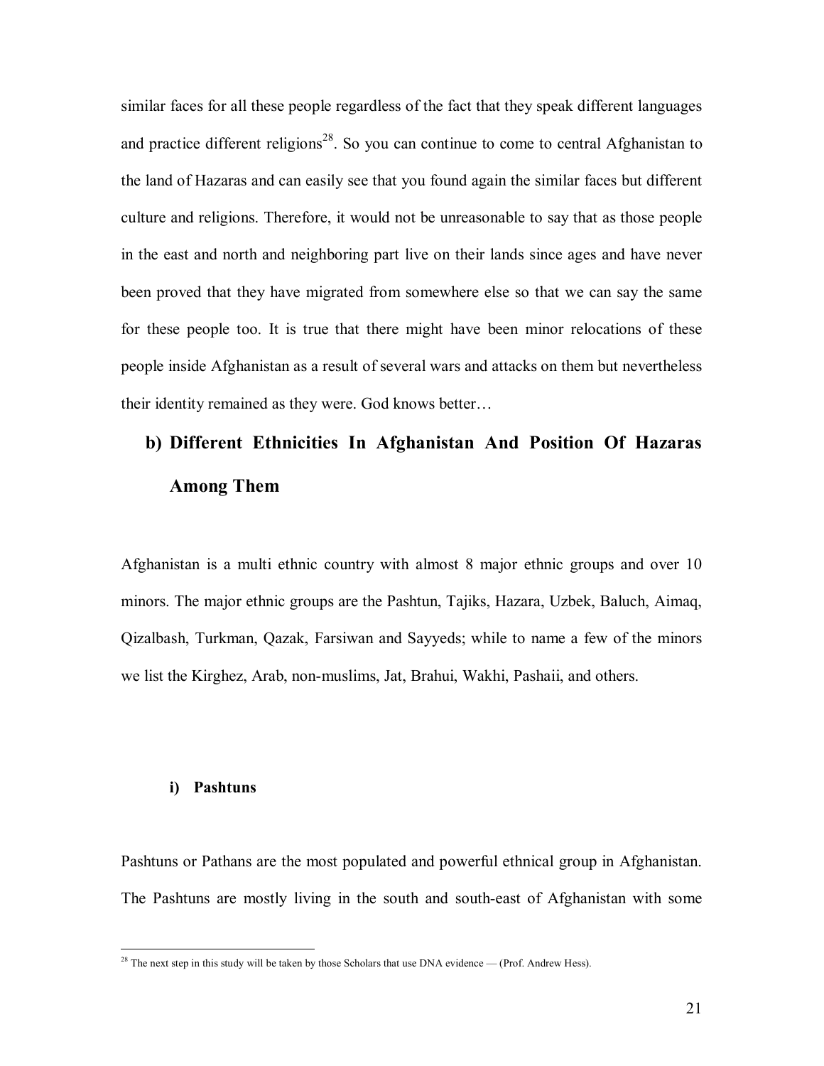similar faces for all these people regardless of the fact that they speak different languages and practice different religions[28]. So you can continue to come to central Afghanistan to the land of Hazaras and can easily see that you found again the similar faces but different culture and religions. Therefore, it would not be unreasonable to say that as those people in the east and north and neighboring part live on their lands since ages and have never been proved that they have migrated from somewhere else so that we can say the same for these people too. It is true that there might have been minor relocations of these people inside Afghanistan as a result of several wars and attacks on them but nevertheless their identity remained as they were. God knows better…

## b) Different Ethnicities In Afghanistan And Position Of Hazaras Among Them

Afghanistan is a multi ethnic country with almost 8 major ethnic groups and over 10 minors. The major ethnic groups are the Pashtun, Tajiks, Hazara, Uzbek, Baluch, Aimaq, Qizalbash, Turkman, Qazak, Farsiwan and Sayyeds; while to name a few of the minors we list the Kirghez, Arab, non-muslims, Jat, Brahui, Wakhi, Pashaii, and others.

### i) Pashtuns

Pashtuns or Pathans are the most populated and powerful ethnical group in Afghanistan. The Pashtuns are mostly living in the south and south-east of Afghanistan with some

[28] The next step in this study will be taken by those Scholars that use DNA evidence — (Prof. Andrew Hess).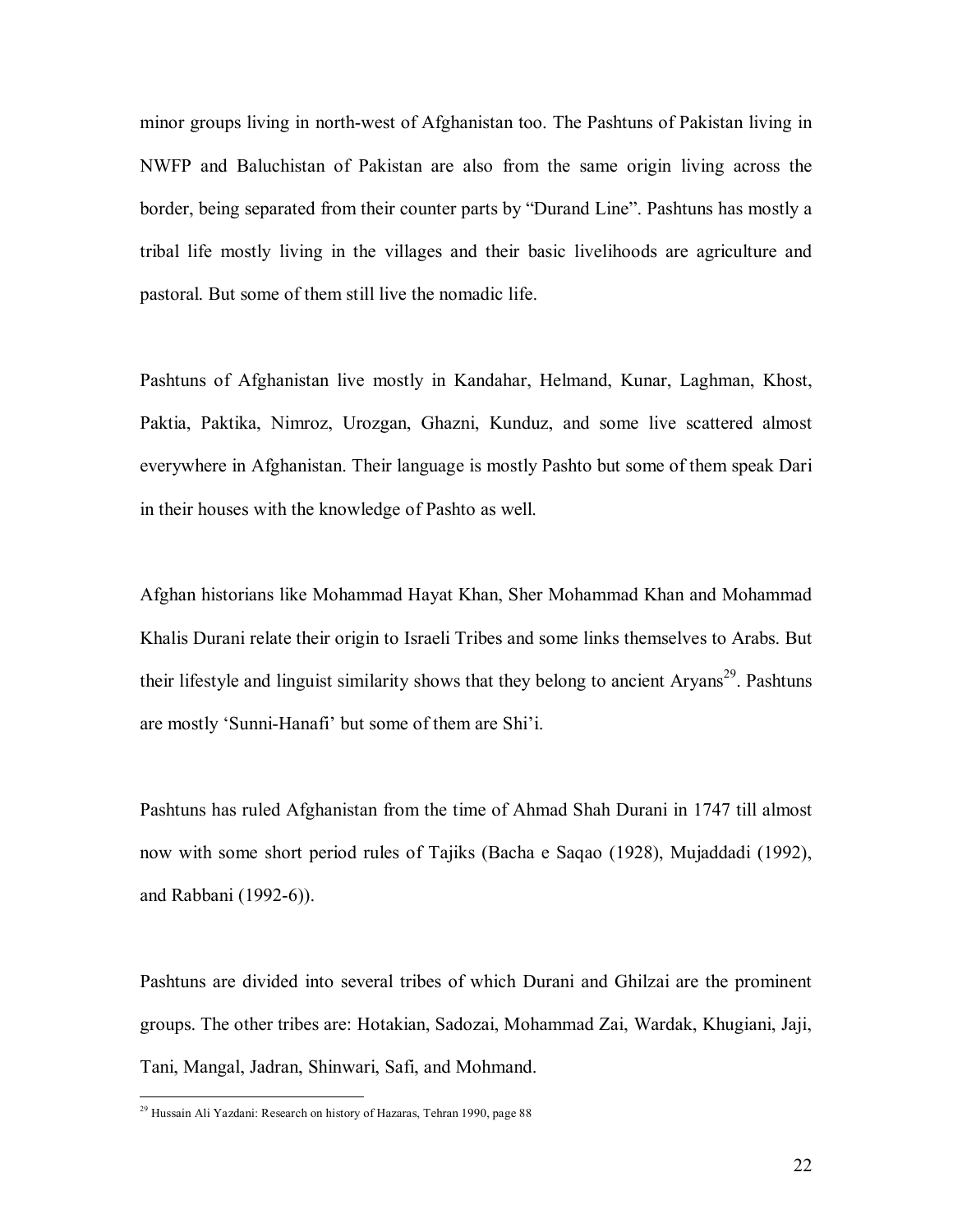minor groups living in north-west of Afghanistan too. The Pashtuns of Pakistan living in NWFP and Baluchistan of Pakistan are also from the same origin living across the border, being separated from their counter parts by "Durand Line". Pashtuns has mostly a tribal life mostly living in the villages and their basic livelihoods are agriculture and pastoral. But some of them still live the nomadic life.

Pashtuns of Afghanistan live mostly in Kandahar, Helmand, Kunar, Laghman, Khost, Paktia, Paktika, Nimroz, Urozgan, Ghazni, Kunduz, and some live scattered almost everywhere in Afghanistan. Their language is mostly Pashto but some of them speak Dari in their houses with the knowledge of Pashto as well.

Afghan historians like Mohammad Hayat Khan, Sher Mohammad Khan and Mohammad Khalis Durani relate their origin to Israeli Tribes and some links themselves to Arabs. But their lifestyle and linguist similarity shows that they belong to ancient Aryans[29]. Pashtuns are mostly 'Sunni-Hanafi' but some of them are Shi'i.

Pashtuns has ruled Afghanistan from the time of Ahmad Shah Durani in 1747 till almost now with some short period rules of Tajiks (Bacha e Saqao (1928), Mujaddadi (1992), and Rabbani (1992-6)).

Pashtuns are divided into several tribes of which Durani and Ghilzai are the prominent groups. The other tribes are: Hotakian, Sadozai, Mohammad Zai, Wardak, Khugiani, Jaji, Tani, Mangal, Jadran, Shinwari, Safi, and Mohmand.

---

[29] Hussain Ali Yazdani: Research on history of Hazaras, Tehran 1990, page 88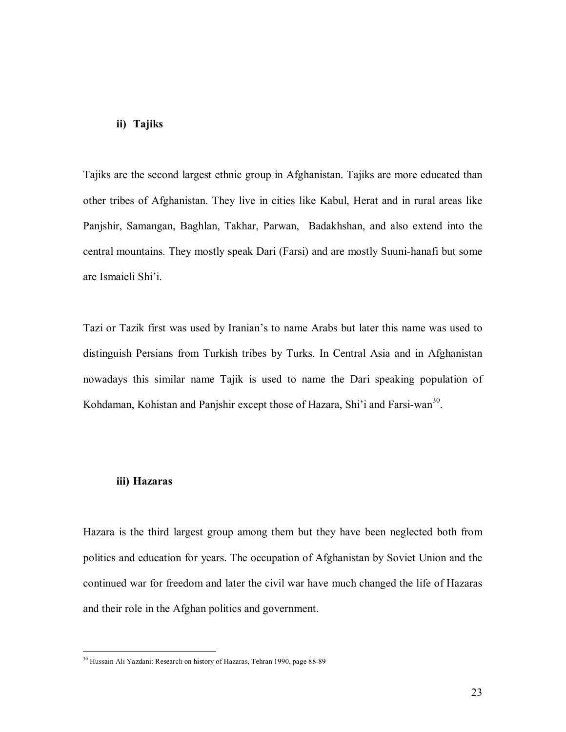### ii) Tajiks

Tajiks are the second largest ethnic group in Afghanistan. Tajiks are more educated than other tribes of Afghanistan. They live in cities like Kabul, Herat and in rural areas like Panjshir, Samangan, Baghlan, Takhar, Parwan, Badakhshan, and also extend into the central mountains. They mostly speak Dari (Farsi) and are mostly Suuni-hanafi but some are Ismaieli Shi'i.

Tazi or Tazik first was used by Iranian's to name Arabs but later this name was used to distinguish Persians from Turkish tribes by Turks. In Central Asia and in Afghanistan nowadays this similar name Tajik is used to name the Dari speaking population of Kohdaman, Kohistan and Panjshir except those of Hazara, Shi'i and Farsi-wan[30].

### iii) Hazaras

Hazara is the third largest group among them but they have been neglected both from politics and education for years. The occupation of Afghanistan by Soviet Union and the continued war for freedom and later the civil war have much changed the life of Hazaras and their role in the Afghan politics and government.

---

[30] Hussain Ali Yazdani: Research on history of Hazaras, Tehran 1990, page 88-89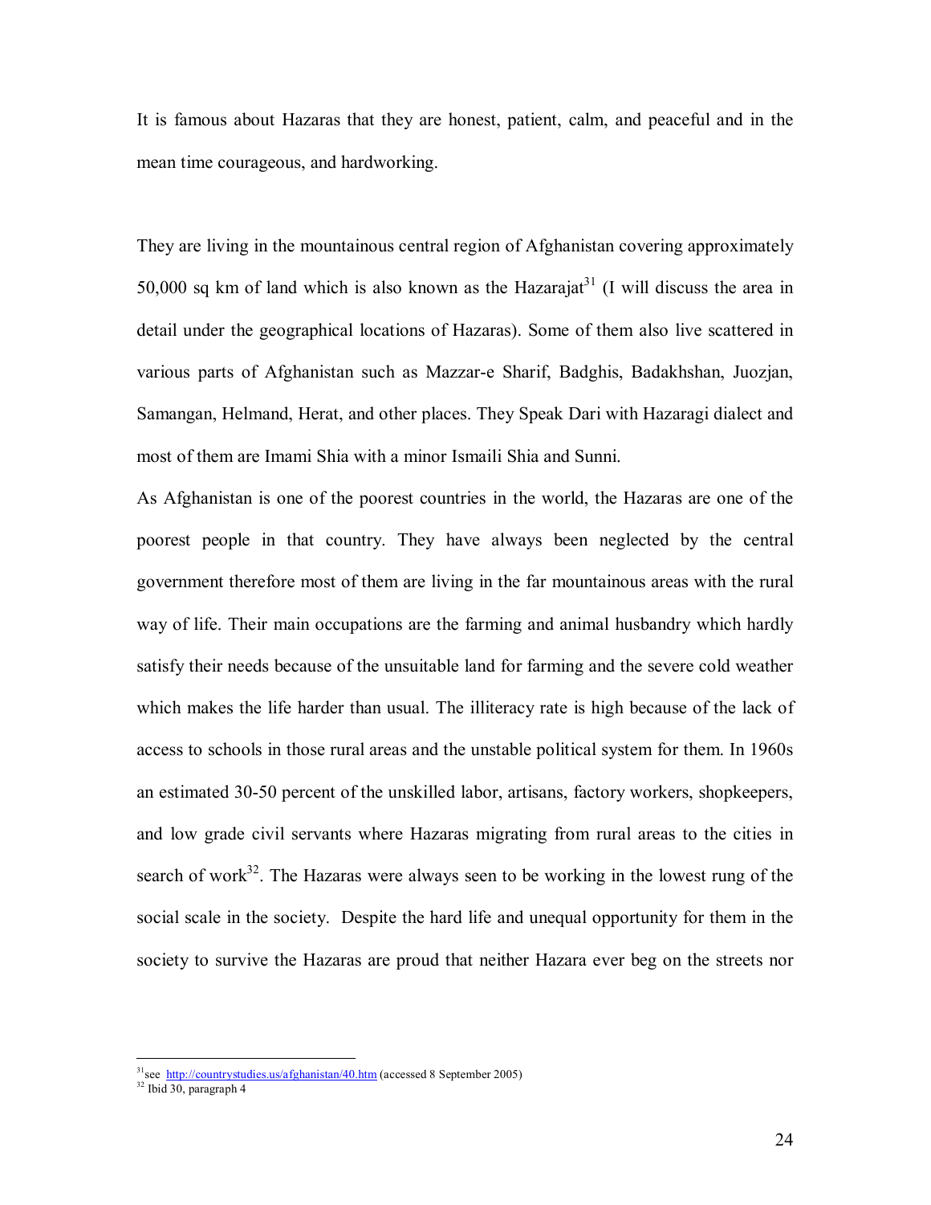It is famous about Hazaras that they are honest, patient, calm, and peaceful and in the mean time courageous, and hardworking.

They are living in the mountainous central region of Afghanistan covering approximately 50,000 sq km of land which is also known as the Hazarajat[31] (I will discuss the area in detail under the geographical locations of Hazaras). Some of them also live scattered in various parts of Afghanistan such as Mazzar-e Sharif, Badghis, Badakhshan, Juozjan, Samangan, Helmand, Herat, and other places. They Speak Dari with Hazaragi dialect and most of them are Imami Shia with a minor Ismaili Shia and Sunni.

As Afghanistan is one of the poorest countries in the world, the Hazaras are one of the poorest people in that country. They have always been neglected by the central government therefore most of them are living in the far mountainous areas with the rural way of life. Their main occupations are the farming and animal husbandry which hardly satisfy their needs because of the unsuitable land for farming and the severe cold weather which makes the life harder than usual. The illiteracy rate is high because of the lack of access to schools in those rural areas and the unstable political system for them. In 1960s an estimated 30-50 percent of the unskilled labor, artisans, factory workers, shopkeepers, and low grade civil servants where Hazaras migrating from rural areas to the cities in search of work[32]. The Hazaras were always seen to be working in the lowest rung of the social scale in the society. Despite the hard life and unequal opportunity for them in the society to survive the Hazaras are proud that neither Hazara ever beg on the streets nor

---

[31] see http://countrystudies.us/afghanistan/40.htm (accessed 8 September 2005)

[32] Ibid 30, paragraph 4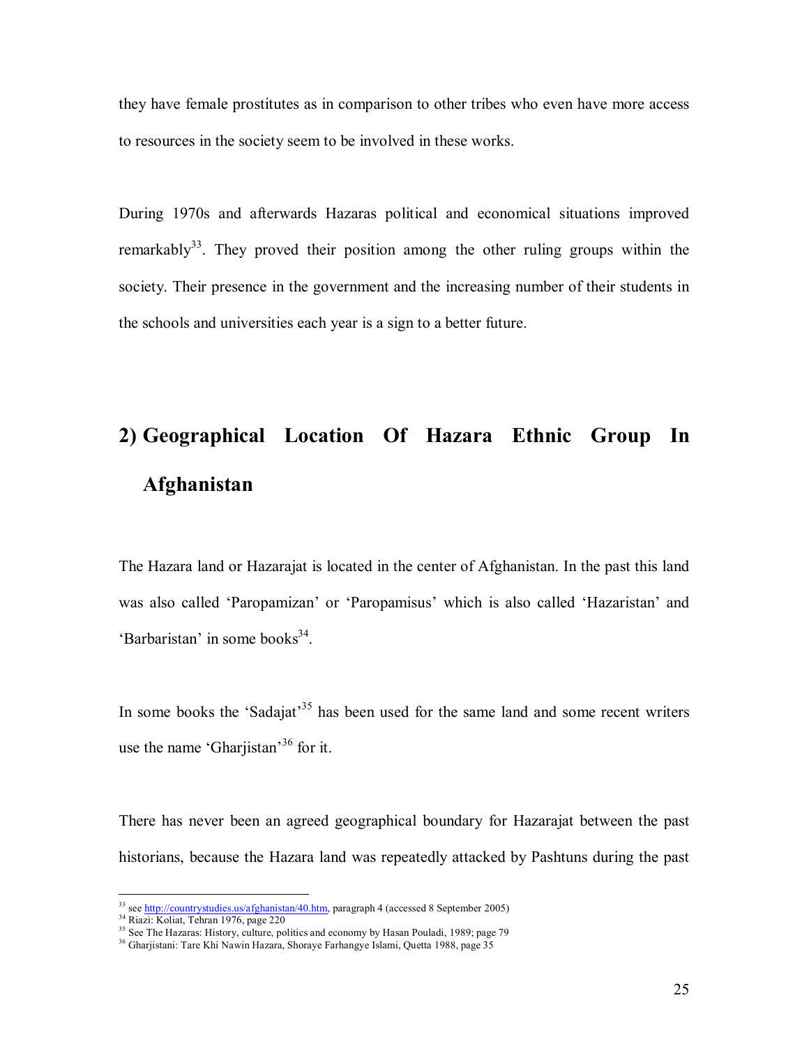they have female prostitutes as in comparison to other tribes who even have more access to resources in the society seem to be involved in these works.

During 1970s and afterwards Hazaras political and economical situations improved remarkably[33]. They proved their position among the other ruling groups within the society. Their presence in the government and the increasing number of their students in the schools and universities each year is a sign to a better future.

## 2) Geographical Location Of Hazara Ethnic Group In Afghanistan

The Hazara land or Hazarajat is located in the center of Afghanistan. In the past this land was also called 'Paropamizan' or 'Paropamisus' which is also called 'Hazaristan' and 'Barbaristan' in some books[34].

In some books the 'Sadajat'[35] has been used for the same land and some recent writers use the name 'Gharjistan'[36] for it.

There has never been an agreed geographical boundary for Hazarajat between the past historians, because the Hazara land was repeatedly attacked by Pashtuns during the past

---

[33] see http://countrystudies.us/afghanistan/40.htm, paragraph 4 (accessed 8 September 2005)

[34] Riazi: Koliat, Tehran 1976, page 220

[35] See The Hazaras: History, culture, politics and economy by Hasan Pouladi, 1989; page 79

[36] Gharjistani: Tare Khi Nawin Hazara, Shoraye Farhangye Islami, Quetta 1988, page 35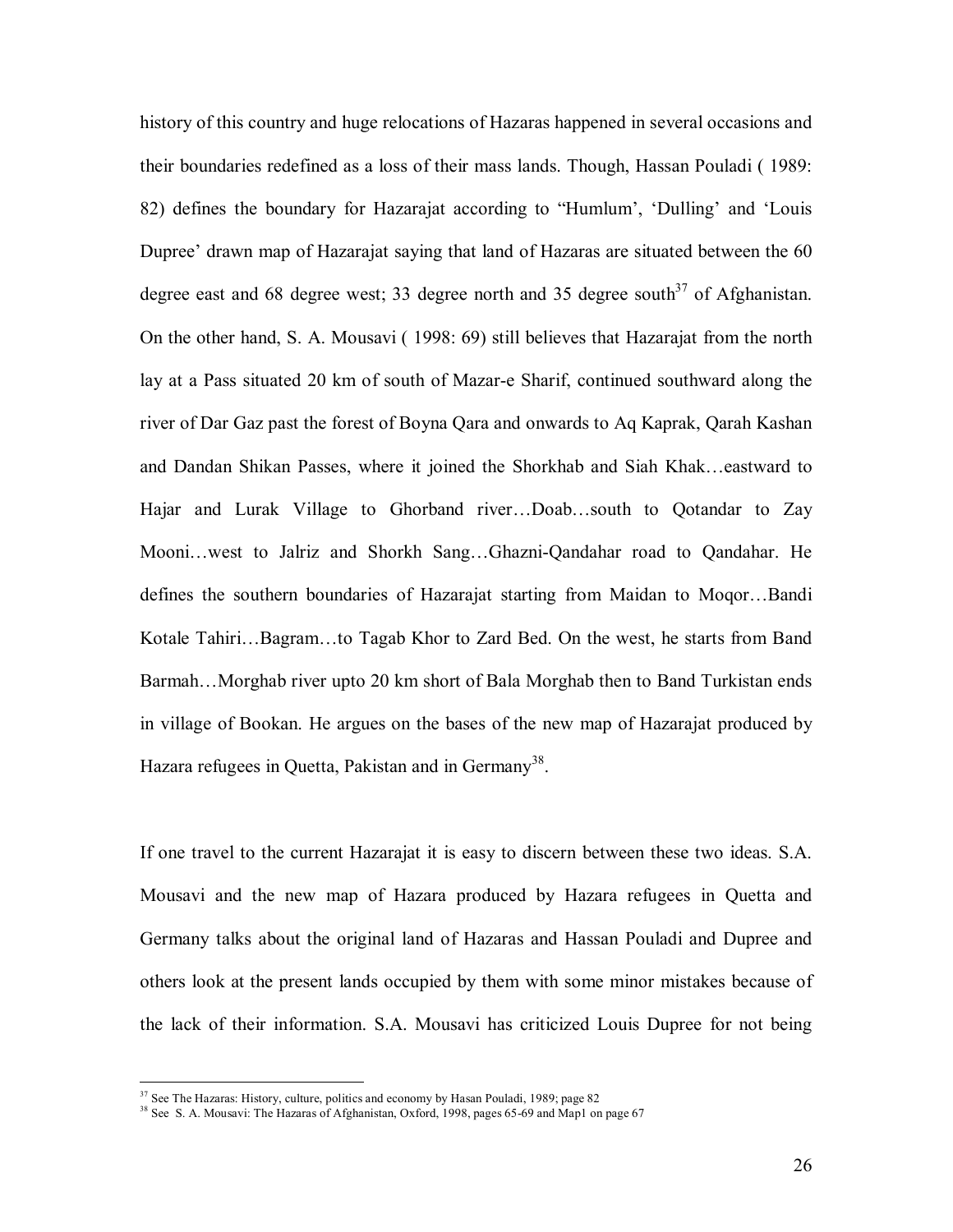history of this country and huge relocations of Hazaras happened in several occasions and their boundaries redefined as a loss of their mass lands. Though, Hassan Pouladi ( 1989: 82) defines the boundary for Hazarajat according to "Humlum', 'Dulling' and 'Louis Dupree' drawn map of Hazarajat saying that land of Hazaras are situated between the 60 degree east and 68 degree west; 33 degree north and 35 degree south[37] of Afghanistan. On the other hand, S. A. Mousavi ( 1998: 69) still believes that Hazarajat from the north lay at a Pass situated 20 km of south of Mazar-e Sharif, continued southward along the river of Dar Gaz past the forest of Boyna Qara and onwards to Aq Kaprak, Qarah Kashan and Dandan Shikan Passes, where it joined the Shorkhab and Siah Khak…eastward to Hajar and Lurak Village to Ghorband river…Doab…south to Qotandar to Zay Mooni…west to Jalriz and Shorkh Sang…Ghazni-Qandahar road to Qandahar. He defines the southern boundaries of Hazarajat starting from Maidan to Moqor…Bandi Kotale Tahiri…Bagram…to Tagab Khor to Zard Bed. On the west, he starts from Band Barmah…Morghab river upto 20 km short of Bala Morghab then to Band Turkistan ends in village of Bookan. He argues on the bases of the new map of Hazarajat produced by Hazara refugees in Quetta, Pakistan and in Germany[38].

If one travel to the current Hazarajat it is easy to discern between these two ideas. S.A. Mousavi and the new map of Hazara produced by Hazara refugees in Quetta and Germany talks about the original land of Hazaras and Hassan Pouladi and Dupree and others look at the present lands occupied by them with some minor mistakes because of the lack of their information. S.A. Mousavi has criticized Louis Dupree for not being

[37] See The Hazaras: History, culture, politics and economy by Hasan Pouladi, 1989; page 82

[38] See S. A. Mousavi: The Hazaras of Afghanistan, Oxford, 1998, pages 65-69 and Map1 on page 67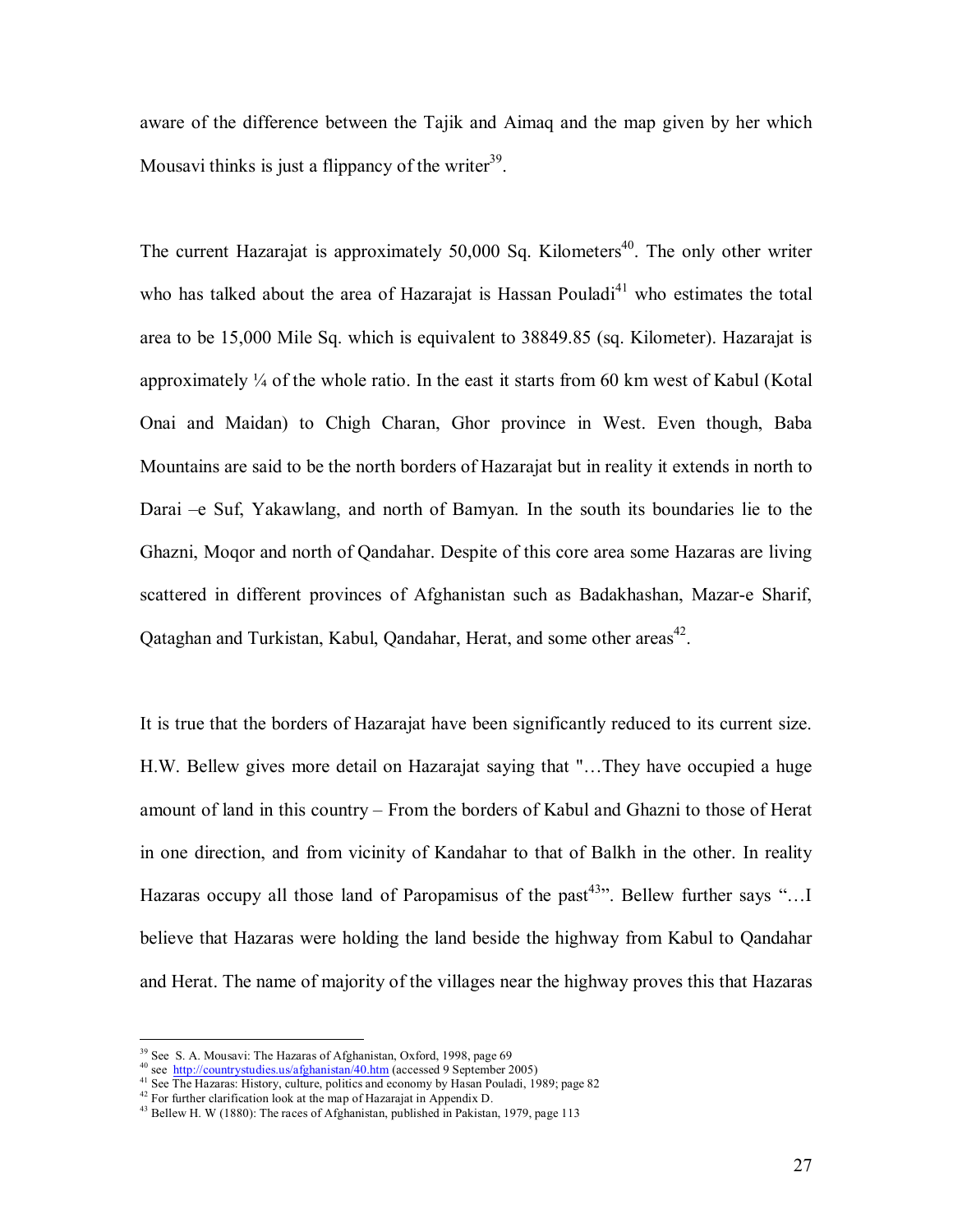aware of the difference between the Tajik and Aimaq and the map given by her which Mousavi thinks is just a flippancy of the writer[39].

The current Hazarajat is approximately 50,000 Sq. Kilometers[40]. The only other writer who has talked about the area of Hazarajat is Hassan Pouladi[41] who estimates the total area to be 15,000 Mile Sq. which is equivalent to 38849.85 (sq. Kilometer). Hazarajat is approximately ¼ of the whole ratio. In the east it starts from 60 km west of Kabul (Kotal Onai and Maidan) to Chigh Charan, Ghor province in West. Even though, Baba Mountains are said to be the north borders of Hazarajat but in reality it extends in north to Darai –e Suf, Yakawlang, and north of Bamyan. In the south its boundaries lie to the Ghazni, Moqor and north of Qandahar. Despite of this core area some Hazaras are living scattered in different provinces of Afghanistan such as Badakhashan, Mazar-e Sharif, Qataghan and Turkistan, Kabul, Qandahar, Herat, and some other areas[42].

It is true that the borders of Hazarajat have been significantly reduced to its current size. H.W. Bellew gives more detail on Hazarajat saying that "…They have occupied a huge amount of land in this country – From the borders of Kabul and Ghazni to those of Herat in one direction, and from vicinity of Kandahar to that of Balkh in the other. In reality Hazaras occupy all those land of Paropamisus of the past[43]". Bellew further says "…I believe that Hazaras were holding the land beside the highway from Kabul to Qandahar and Herat. The name of majority of the villages near the highway proves this that Hazaras

---

[39] See S. A. Mousavi: The Hazaras of Afghanistan, Oxford, 1998, page 69

[40] see http://countrystudies.us/afghanistan/40.htm (accessed 9 September 2005)

[41] See The Hazaras: History, culture, politics and economy by Hasan Pouladi, 1989; page 82

[42] For further clarification look at the map of Hazarajat in Appendix D.

[43] Bellew H. W (1880): The races of Afghanistan, published in Pakistan, 1979, page 113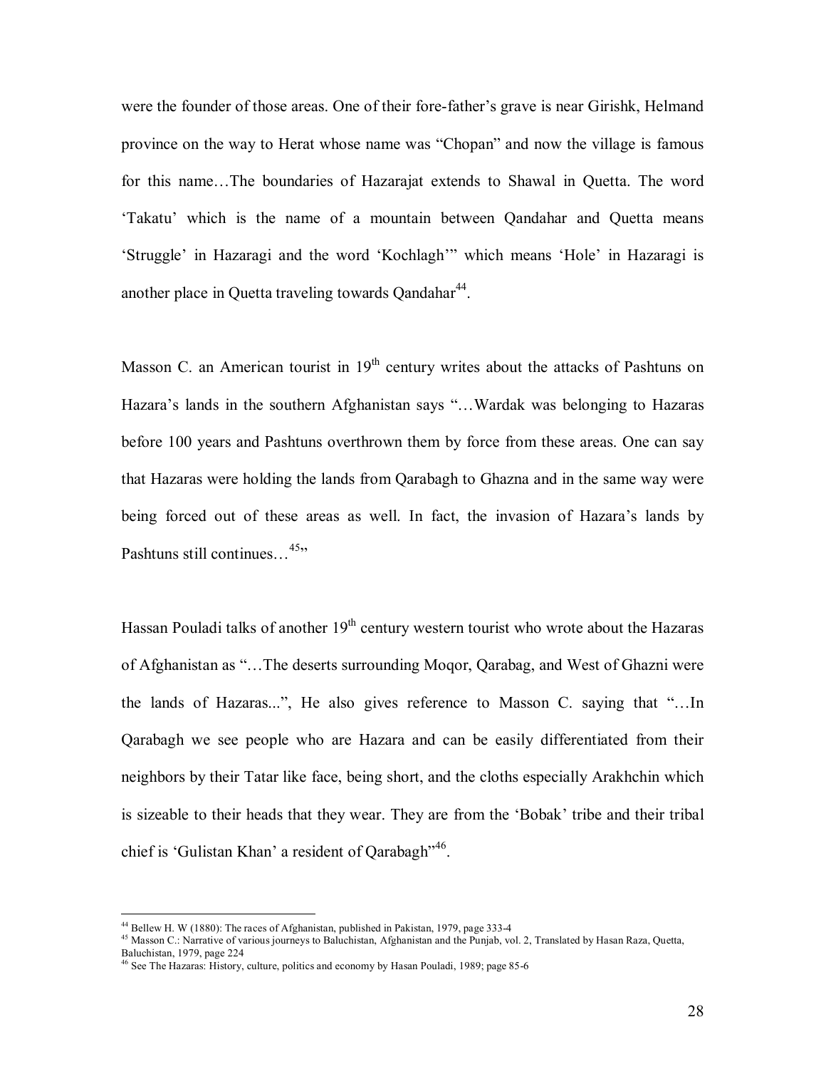were the founder of those areas. One of their fore-father's grave is near Girishk, Helmand province on the way to Herat whose name was "Chopan" and now the village is famous for this name…The boundaries of Hazarajat extends to Shawal in Quetta. The word 'Takatu' which is the name of a mountain between Qandahar and Quetta means 'Struggle' in Hazaragi and the word 'Kochlagh'" which means 'Hole' in Hazaragi is another place in Quetta traveling towards Qandahar[44].

Masson C. an American tourist in 19th century writes about the attacks of Pashtuns on Hazara's lands in the southern Afghanistan says "…Wardak was belonging to Hazaras before 100 years and Pashtuns overthrown them by force from these areas. One can say that Hazaras were holding the lands from Qarabagh to Ghazna and in the same way were being forced out of these areas as well. In fact, the invasion of Hazara's lands by Pashtuns still continues…[45]"

Hassan Pouladi talks of another 19th century western tourist who wrote about the Hazaras of Afghanistan as "…The deserts surrounding Moqor, Qarabag, and West of Ghazni were the lands of Hazaras...", He also gives reference to Masson C. saying that "…In Qarabagh we see people who are Hazara and can be easily differentiated from their neighbors by their Tatar like face, being short, and the cloths especially Arakhchin which is sizeable to their heads that they wear. They are from the 'Bobak' tribe and their tribal chief is 'Gulistan Khan' a resident of Qarabagh"[46].

---

[44] Bellew H. W (1880): The races of Afghanistan, published in Pakistan, 1979, page 333-4

[45] Masson C.: Narrative of various journeys to Baluchistan, Afghanistan and the Punjab, vol. 2, Translated by Hasan Raza, Quetta, Baluchistan, 1979, page 224

[46] See The Hazaras: History, culture, politics and economy by Hasan Pouladi, 1989; page 85-6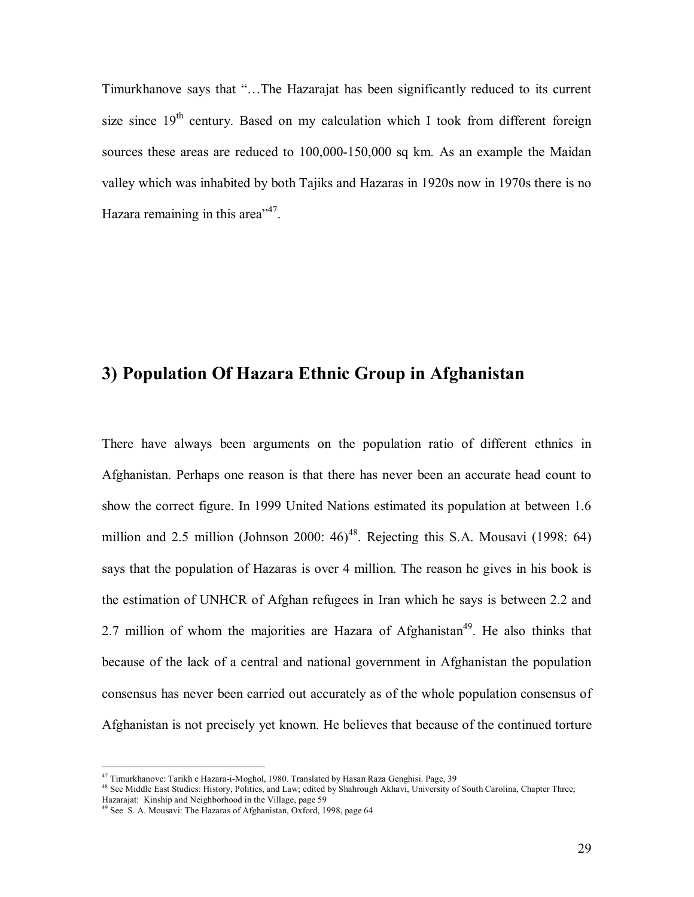Timurkhanove says that "…The Hazarajat has been significantly reduced to its current size since 19th century. Based on my calculation which I took from different foreign sources these areas are reduced to 100,000-150,000 sq km. As an example the Maidan valley which was inhabited by both Tajiks and Hazaras in 1920s now in 1970s there is no Hazara remaining in this area"[47].

## 3) Population Of Hazara Ethnic Group in Afghanistan

There have always been arguments on the population ratio of different ethnics in Afghanistan. Perhaps one reason is that there has never been an accurate head count to show the correct figure. In 1999 United Nations estimated its population at between 1.6 million and 2.5 million (Johnson 2000: 46)[48]. Rejecting this S.A. Mousavi (1998: 64) says that the population of Hazaras is over 4 million. The reason he gives in his book is the estimation of UNHCR of Afghan refugees in Iran which he says is between 2.2 and 2.7 million of whom the majorities are Hazara of Afghanistan[49]. He also thinks that because of the lack of a central and national government in Afghanistan the population consensus has never been carried out accurately as of the whole population consensus of Afghanistan is not precisely yet known. He believes that because of the continued torture

---

[47] Timurkhanove: Tarikh e Hazara-i-Moghol, 1980. Translated by Hasan Raza Genghisi. Page, 39

[48] See Middle East Studies: History, Politics, and Law; edited by Shahrough Akhavi, University of South Carolina, Chapter Three; Hazarajat: Kinship and Neighborhood in the Village, page 59

[49] See S. A. Mousavi: The Hazaras of Afghanistan, Oxford, 1998, page 64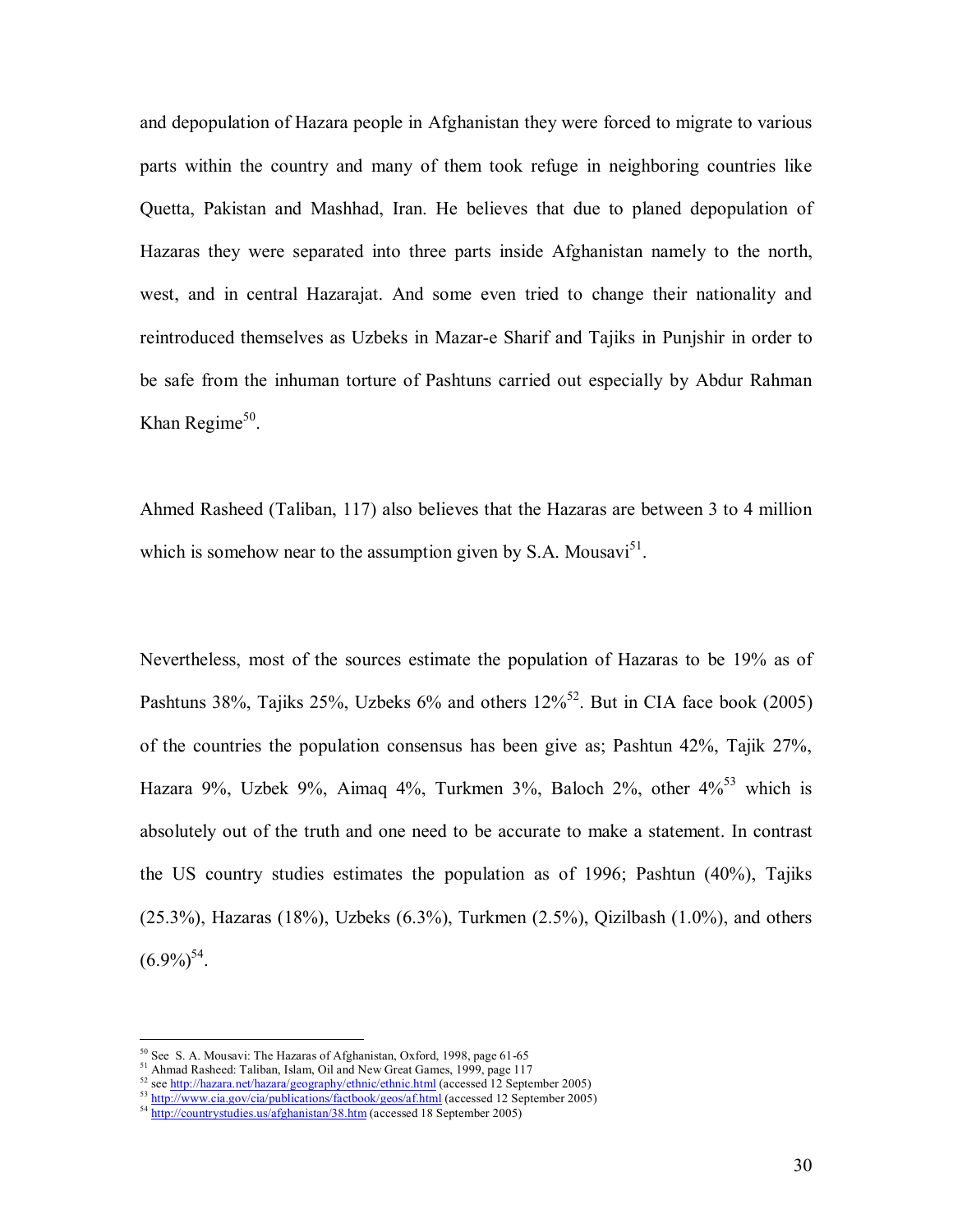and depopulation of Hazara people in Afghanistan they were forced to migrate to various parts within the country and many of them took refuge in neighboring countries like Quetta, Pakistan and Mashhad, Iran. He believes that due to planed depopulation of Hazaras they were separated into three parts inside Afghanistan namely to the north, west, and in central Hazarajat. And some even tried to change their nationality and reintroduced themselves as Uzbeks in Mazar-e Sharif and Tajiks in Punjshir in order to be safe from the inhuman torture of Pashtuns carried out especially by Abdur Rahman Khan Regime[50].

Ahmed Rasheed (Taliban, 117) also believes that the Hazaras are between 3 to 4 million which is somehow near to the assumption given by S.A. Mousavi[51].

Nevertheless, most of the sources estimate the population of Hazaras to be 19% as of Pashtuns 38%, Tajiks 25%, Uzbeks 6% and others 12%[52]. But in CIA face book (2005) of the countries the population consensus has been give as; Pashtun 42%, Tajik 27%, Hazara 9%, Uzbek 9%, Aimaq 4%, Turkmen 3%, Baloch 2%, other 4%[53] which is absolutely out of the truth and one need to be accurate to make a statement. In contrast the US country studies estimates the population as of 1996; Pashtun (40%), Tajiks (25.3%), Hazaras (18%), Uzbeks (6.3%), Turkmen (2.5%), Qizilbash (1.0%), and others (6.9%)[54].

---

[50] See S. A. Mousavi: The Hazaras of Afghanistan, Oxford, 1998, page 61-65

[51] Ahmad Rasheed: Taliban, Islam, Oil and New Great Games, 1999, page 117

[52] see http://hazara.net/hazara/geography/ethnic/ethnic.html (accessed 12 September 2005)

[53] http://www.cia.gov/cia/publications/factbook/geos/af.html (accessed 12 September 2005)

[54] http://countrystudies.us/afghanistan/38.htm (accessed 18 September 2005)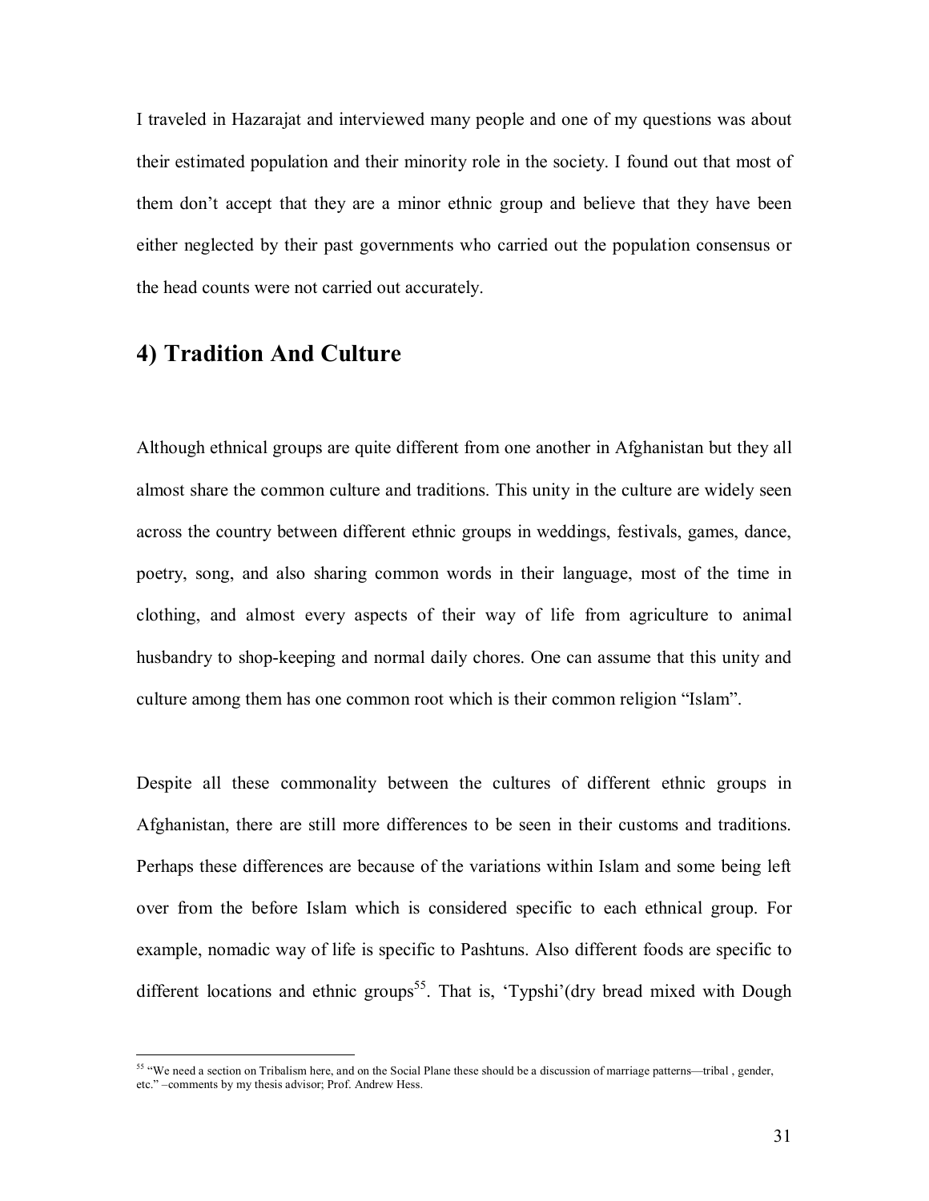I traveled in Hazarajat and interviewed many people and one of my questions was about their estimated population and their minority role in the society. I found out that most of them don't accept that they are a minor ethnic group and believe that they have been either neglected by their past governments who carried out the population consensus or the head counts were not carried out accurately.

## 4) Tradition And Culture

Although ethnical groups are quite different from one another in Afghanistan but they all almost share the common culture and traditions. This unity in the culture are widely seen across the country between different ethnic groups in weddings, festivals, games, dance, poetry, song, and also sharing common words in their language, most of the time in clothing, and almost every aspects of their way of life from agriculture to animal husbandry to shop-keeping and normal daily chores. One can assume that this unity and culture among them has one common root which is their common religion "Islam".

Despite all these commonality between the cultures of different ethnic groups in Afghanistan, there are still more differences to be seen in their customs and traditions. Perhaps these differences are because of the variations within Islam and some being left over from the before Islam which is considered specific to each ethnical group. For example, nomadic way of life is specific to Pashtuns. Also different foods are specific to different locations and ethnic groups[55]. That is, 'Typshi'(dry bread mixed with Dough

[55] "We need a section on Tribalism here, and on the Social Plane these should be a discussion of marriage patterns—tribal , gender, etc." –comments by my thesis advisor; Prof. Andrew Hess.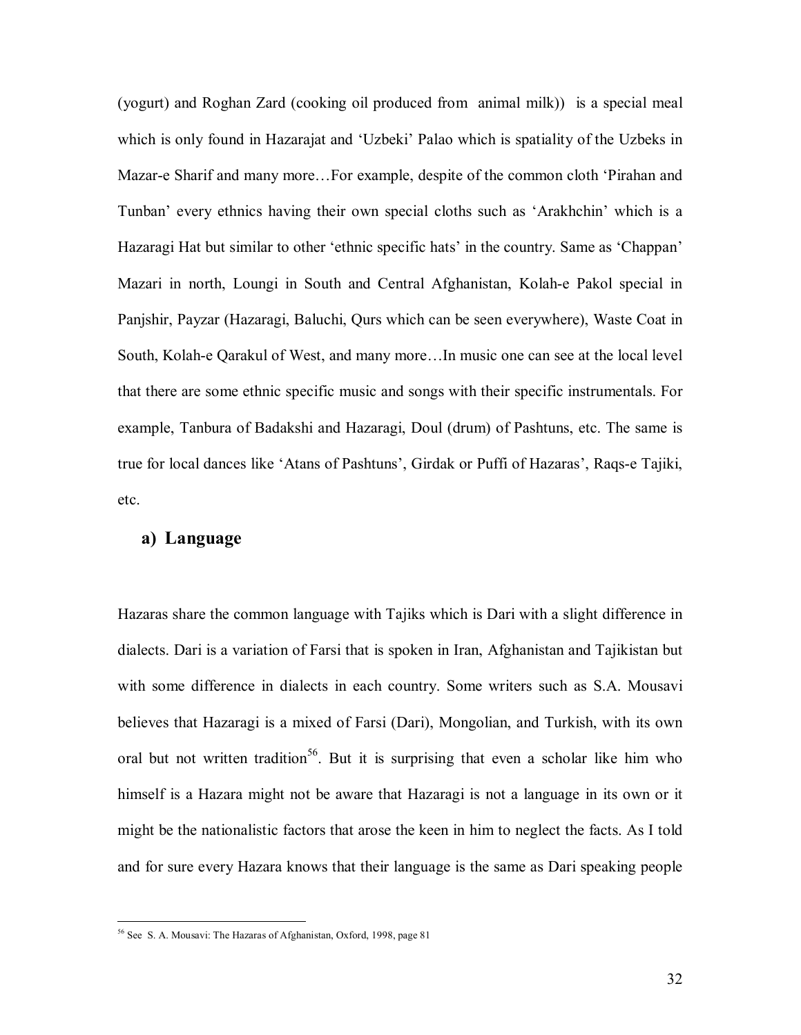(yogurt) and Roghan Zard (cooking oil produced from animal milk)) is a special meal which is only found in Hazarajat and 'Uzbeki' Palao which is spatiality of the Uzbeks in Mazar-e Sharif and many more…For example, despite of the common cloth 'Pirahan and Tunban' every ethnics having their own special cloths such as 'Arakhchin' which is a Hazaragi Hat but similar to other 'ethnic specific hats' in the country. Same as 'Chappan' Mazari in north, Loungi in South and Central Afghanistan, Kolah-e Pakol special in Panjshir, Payzar (Hazaragi, Baluchi, Qurs which can be seen everywhere), Waste Coat in South, Kolah-e Qarakul of West, and many more…In music one can see at the local level that there are some ethnic specific music and songs with their specific instrumentals. For example, Tanbura of Badakshi and Hazaragi, Doul (drum) of Pashtuns, etc. The same is true for local dances like 'Atans of Pashtuns', Girdak or Puffi of Hazaras', Raqs-e Tajiki, etc.

### a) Language

Hazaras share the common language with Tajiks which is Dari with a slight difference in dialects. Dari is a variation of Farsi that is spoken in Iran, Afghanistan and Tajikistan but with some difference in dialects in each country. Some writers such as S.A. Mousavi believes that Hazaragi is a mixed of Farsi (Dari), Mongolian, and Turkish, with its own oral but not written tradition[56]. But it is surprising that even a scholar like him who himself is a Hazara might not be aware that Hazaragi is not a language in its own or it might be the nationalistic factors that arose the keen in him to neglect the facts. As I told and for sure every Hazara knows that their language is the same as Dari speaking people

---

[56] See S. A. Mousavi: The Hazaras of Afghanistan, Oxford, 1998, page 81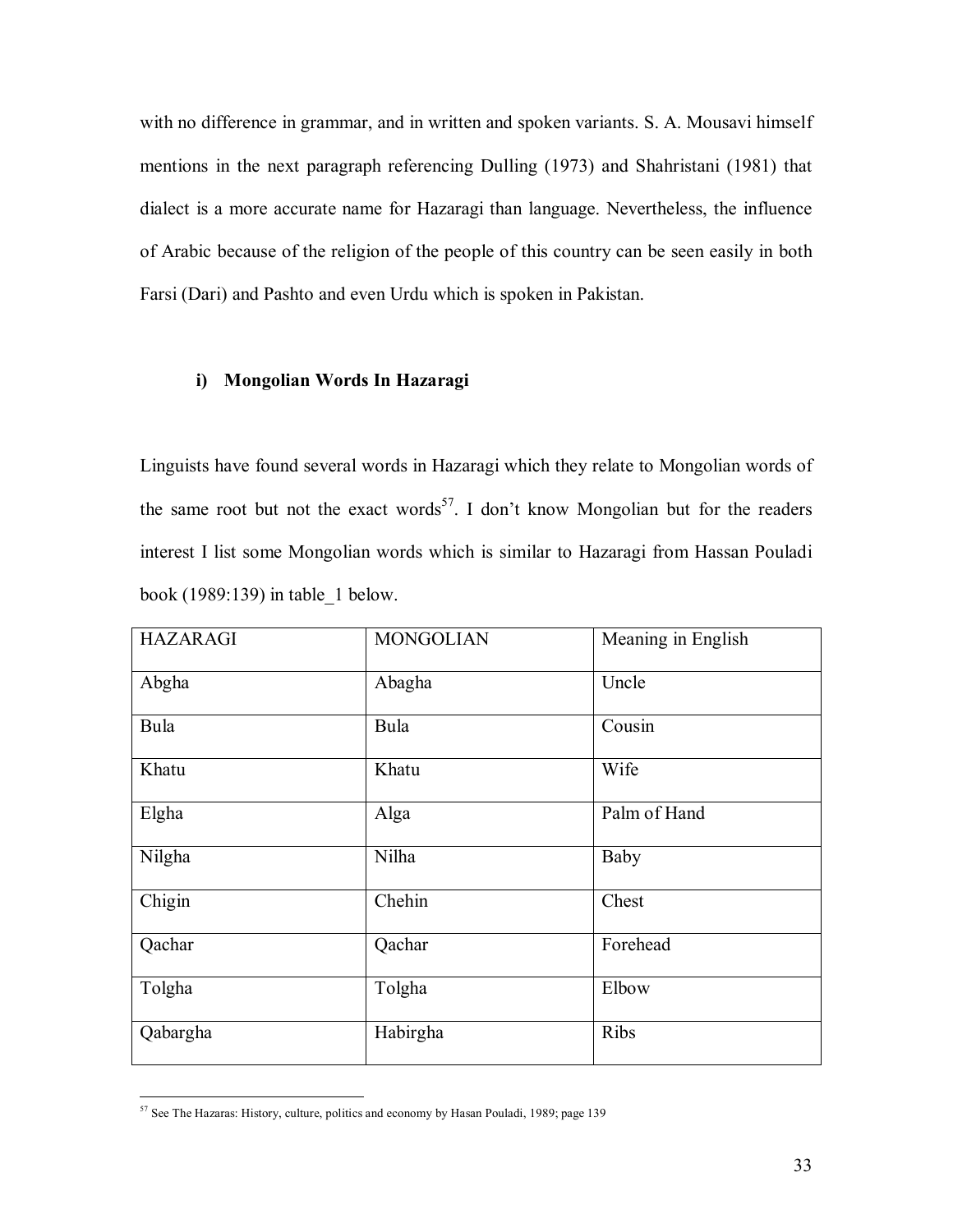with no difference in grammar, and in written and spoken variants. S. A. Mousavi himself mentions in the next paragraph referencing Dulling (1973) and Shahristani (1981) that dialect is a more accurate name for Hazaragi than language. Nevertheless, the influence of Arabic because of the religion of the people of this country can be seen easily in both Farsi (Dari) and Pashto and even Urdu which is spoken in Pakistan.

### i) Mongolian Words In Hazaragi

Linguists have found several words in Hazaragi which they relate to Mongolian words of the same root but not the exact words[57]. I don't know Mongolian but for the readers interest I list some Mongolian words which is similar to Hazaragi from Hassan Pouladi book (1989:139) in table_1 below.

| HAZARAGI | MONGOLIAN | Meaning in English |
|---|---|---|
| Abgha | Abagha | Uncle |
| Bula | Bula | Cousin |
| Khatu | Khatu | Wife |
| Elgha | Alga | Palm of Hand |
| Nilgha | Nilha | Baby |
| Chigin | Chehin | Chest |
| Qachar | Qachar | Forehead |
| Tolgha | Tolgha | Elbow |
| Qabargha | Habirgha | Ribs |

[57] See The Hazaras: History, culture, politics and economy by Hasan Pouladi, 1989; page 139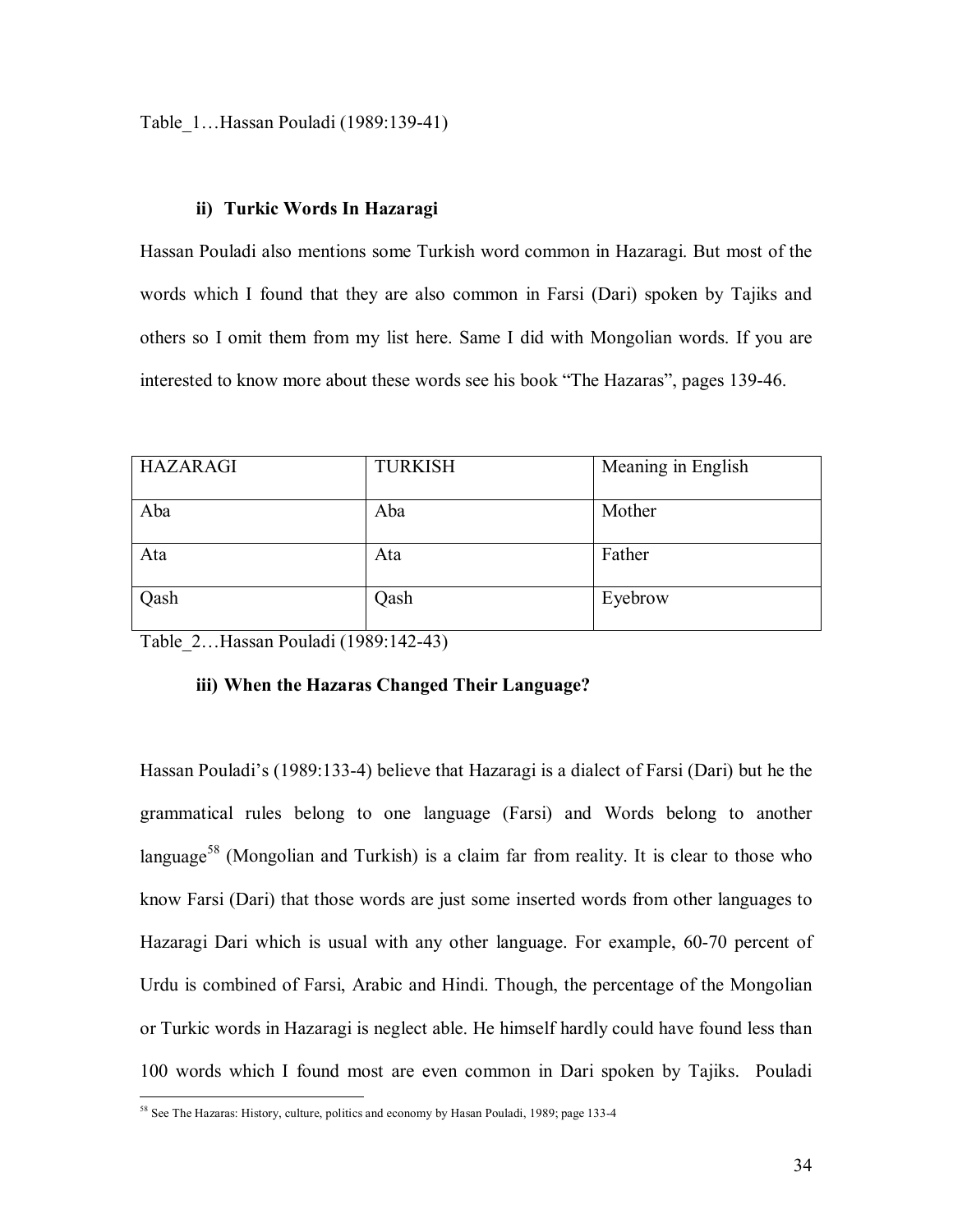Table_1…Hassan Pouladi (1989:139-41)

### ii) Turkic Words In Hazaragi

Hassan Pouladi also mentions some Turkish word common in Hazaragi. But most of the words which I found that they are also common in Farsi (Dari) spoken by Tajiks and others so I omit them from my list here. Same I did with Mongolian words. If you are interested to know more about these words see his book "The Hazaras", pages 139-46.

| HAZARAGI | TURKISH | Meaning in English |
|---|---|---|
| Aba | Aba | Mother |
| Ata | Ata | Father |
| Qash | Qash | Eyebrow |

Table_2…Hassan Pouladi (1989:142-43)

### iii) When the Hazaras Changed Their Language?

Hassan Pouladi's (1989:133-4) believe that Hazaragi is a dialect of Farsi (Dari) but he the grammatical rules belong to one language (Farsi) and Words belong to another language[58] (Mongolian and Turkish) is a claim far from reality. It is clear to those who know Farsi (Dari) that those words are just some inserted words from other languages to Hazaragi Dari which is usual with any other language. For example, 60-70 percent of Urdu is combined of Farsi, Arabic and Hindi. Though, the percentage of the Mongolian or Turkic words in Hazaragi is neglect able. He himself hardly could have found less than 100 words which I found most are even common in Dari spoken by Tajiks. Pouladi

[58] See The Hazaras: History, culture, politics and economy by Hasan Pouladi, 1989; page 133-4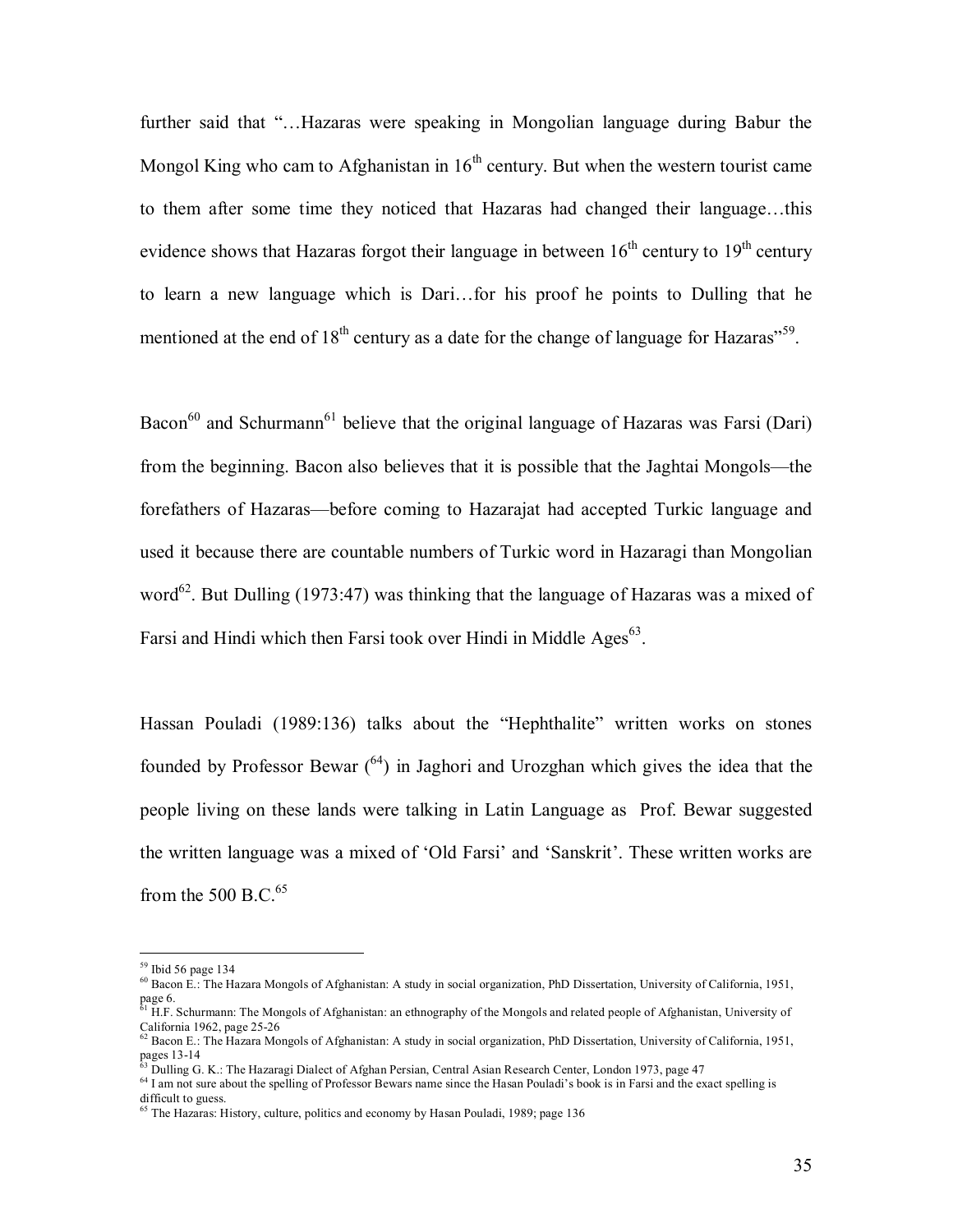further said that "…Hazaras were speaking in Mongolian language during Babur the Mongol King who cam to Afghanistan in 16th century. But when the western tourist came to them after some time they noticed that Hazaras had changed their language…this evidence shows that Hazaras forgot their language in between 16th century to 19th century to learn a new language which is Dari…for his proof he points to Dulling that he mentioned at the end of 18th century as a date for the change of language for Hazaras"[59].

Bacon[60] and Schurmann[61] believe that the original language of Hazaras was Farsi (Dari) from the beginning. Bacon also believes that it is possible that the Jaghtai Mongols—the forefathers of Hazaras—before coming to Hazarajat had accepted Turkic language and used it because there are countable numbers of Turkic word in Hazaragi than Mongolian word[62]. But Dulling (1973:47) was thinking that the language of Hazaras was a mixed of Farsi and Hindi which then Farsi took over Hindi in Middle Ages[63].

Hassan Pouladi (1989:136) talks about the "Hephthalite" written works on stones founded by Professor Bewar ([64]) in Jaghori and Urozghan which gives the idea that the people living on these lands were talking in Latin Language as Prof. Bewar suggested the written language was a mixed of 'Old Farsi' and 'Sanskrit'. These written works are from the 500 B.C.[65]

---

[59] Ibid 56 page 134

[60] Bacon E.: The Hazara Mongols of Afghanistan: A study in social organization, PhD Dissertation, University of California, 1951, page 6.

[61] H.F. Schurmann: The Mongols of Afghanistan: an ethnography of the Mongols and related people of Afghanistan, University of California 1962, page 25-26

[62] Bacon E.: The Hazara Mongols of Afghanistan: A study in social organization, PhD Dissertation, University of California, 1951, pages 13-14

[63] Dulling G. K.: The Hazaragi Dialect of Afghan Persian, Central Asian Research Center, London 1973, page 47

[64] I am not sure about the spelling of Professor Bewars name since the Hasan Pouladi's book is in Farsi and the exact spelling is difficult to guess.

[65] The Hazaras: History, culture, politics and economy by Hasan Pouladi, 1989; page 136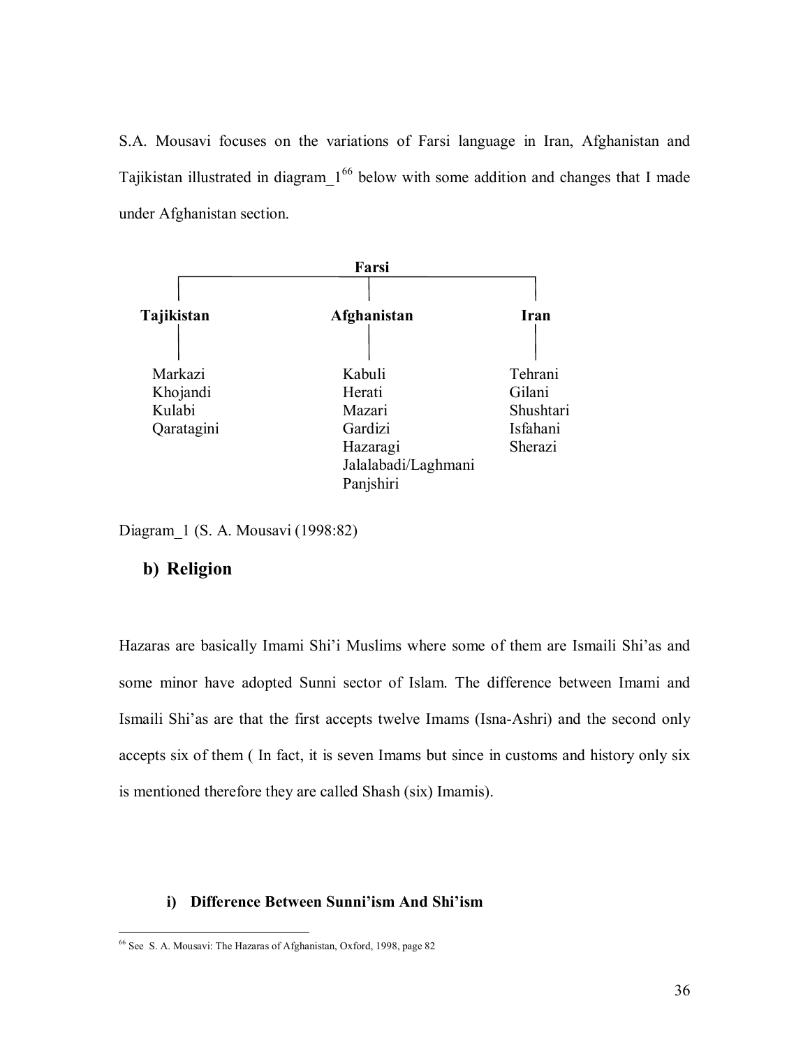S.A. Mousavi focuses on the variations of Farsi language in Iran, Afghanistan and Tajikistan illustrated in diagram_1[66] below with some addition and changes that I made under Afghanistan section.

| Farsi | | |
|---|---|---|
| **Tajikistan** | **Afghanistan** | **Iran** |
| Markazi | Kabuli | Tehrani |
| Khojandi | Herati | Gilani |
| Kulabi | Mazari | Shushtari |
| Qaratagini | Gardizi | Isfahani |
| | Hazaragi | Sherazi |
| | Jalalabadi/Laghmani | |
| | Panjshiri | |

Diagram_1 (S. A. Mousavi (1998:82)

## b) Religion

Hazaras are basically Imami Shi'i Muslims where some of them are Ismaili Shi'as and some minor have adopted Sunni sector of Islam. The difference between Imami and Ismaili Shi'as are that the first accepts twelve Imams (Isna-Ashri) and the second only accepts six of them ( In fact, it is seven Imams but since in customs and history only six is mentioned therefore they are called Shash (six) Imamis).

### i) Difference Between Sunni'ism And Shi'ism

[66] See S. A. Mousavi: The Hazaras of Afghanistan, Oxford, 1998, page 82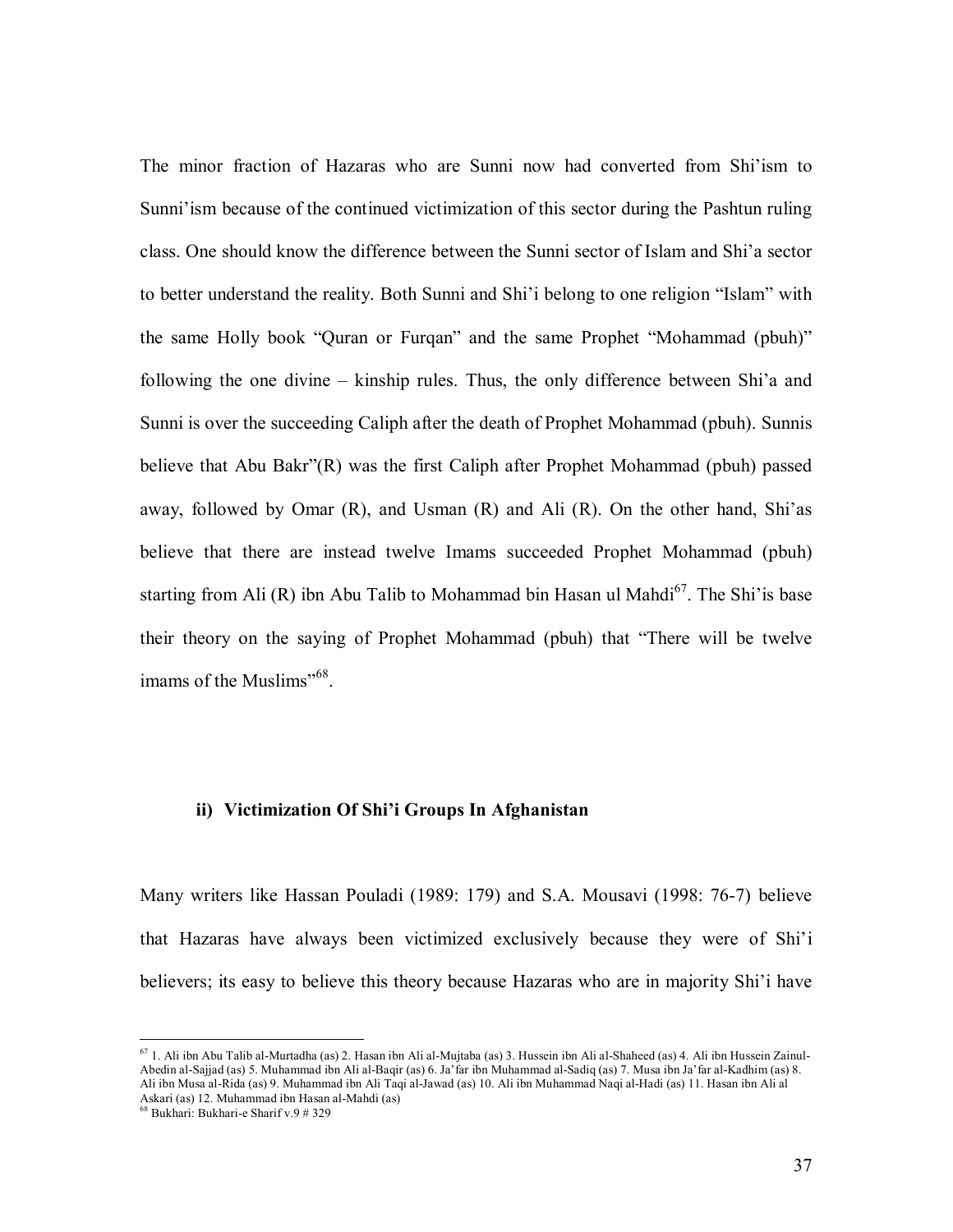The minor fraction of Hazaras who are Sunni now had converted from Shi'ism to Sunni'ism because of the continued victimization of this sector during the Pashtun ruling class. One should know the difference between the Sunni sector of Islam and Shi'a sector to better understand the reality. Both Sunni and Shi'i belong to one religion "Islam" with the same Holly book "Quran or Furqan" and the same Prophet "Mohammad (pbuh)" following the one divine – kinship rules. Thus, the only difference between Shi'a and Sunni is over the succeeding Caliph after the death of Prophet Mohammad (pbuh). Sunnis believe that Abu Bakr"(R) was the first Caliph after Prophet Mohammad (pbuh) passed away, followed by Omar (R), and Usman (R) and Ali (R). On the other hand, Shi'as believe that there are instead twelve Imams succeeded Prophet Mohammad (pbuh) starting from Ali (R) ibn Abu Talib to Mohammad bin Hasan ul Mahdi[67]. The Shi'is base their theory on the saying of Prophet Mohammad (pbuh) that "There will be twelve imams of the Muslims"[68].

### ii) Victimization Of Shi'i Groups In Afghanistan

Many writers like Hassan Pouladi (1989: 179) and S.A. Mousavi (1998: 76-7) believe that Hazaras have always been victimized exclusively because they were of Shi'i believers; its easy to believe this theory because Hazaras who are in majority Shi'i have

---

[67] 1. Ali ibn Abu Talib al-Murtadha (as) 2. Hasan ibn Ali al-Mujtaba (as) 3. Hussein ibn Ali al-Shaheed (as) 4. Ali ibn Hussein Zainul-Abedin al-Sajjad (as) 5. Muhammad ibn Ali al-Baqir (as) 6. Ja'far ibn Muhammad al-Sadiq (as) 7. Musa ibn Ja'far al-Kadhim (as) 8. Ali ibn Musa al-Rida (as) 9. Muhammad ibn Ali Taqi al-Jawad (as) 10. Ali ibn Muhammad Naqi al-Hadi (as) 11. Hasan ibn Ali al Askari (as) 12. Muhammad ibn Hasan al-Mahdi (as)

[68] Bukhari: Bukhari-e Sharif v.9 # 329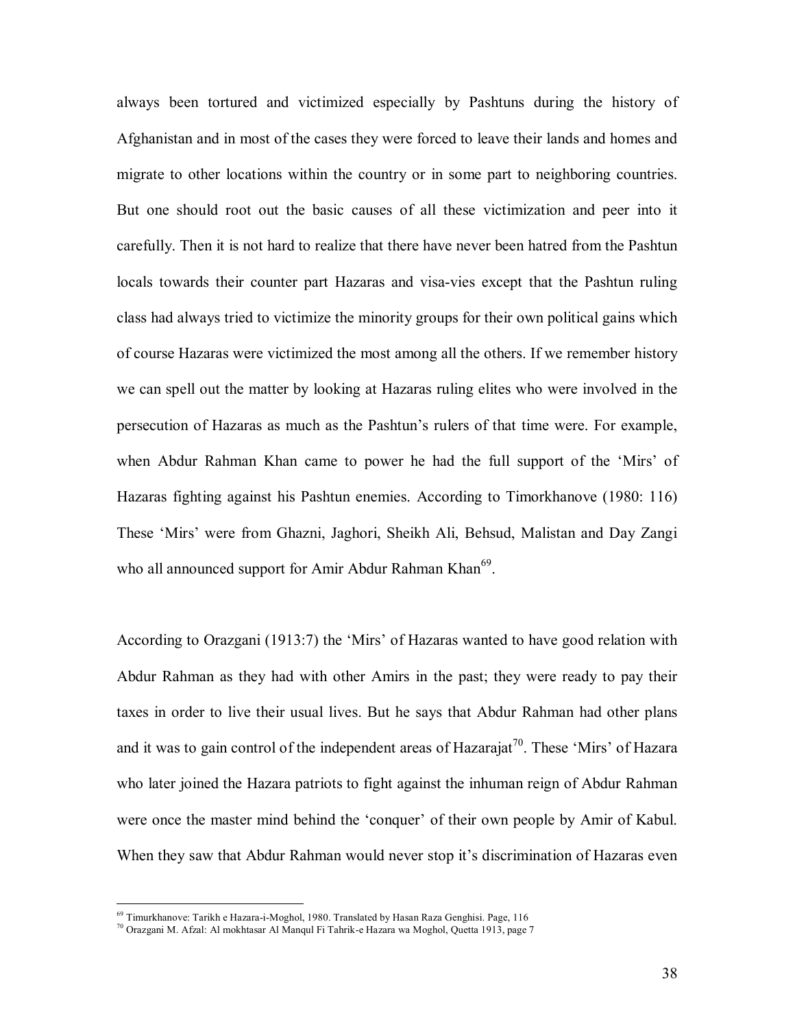always been tortured and victimized especially by Pashtuns during the history of Afghanistan and in most of the cases they were forced to leave their lands and homes and migrate to other locations within the country or in some part to neighboring countries. But one should root out the basic causes of all these victimization and peer into it carefully. Then it is not hard to realize that there have never been hatred from the Pashtun locals towards their counter part Hazaras and visa-vies except that the Pashtun ruling class had always tried to victimize the minority groups for their own political gains which of course Hazaras were victimized the most among all the others. If we remember history we can spell out the matter by looking at Hazaras ruling elites who were involved in the persecution of Hazaras as much as the Pashtun's rulers of that time were. For example, when Abdur Rahman Khan came to power he had the full support of the 'Mirs' of Hazaras fighting against his Pashtun enemies. According to Timorkhanove (1980: 116) These 'Mirs' were from Ghazni, Jaghori, Sheikh Ali, Behsud, Malistan and Day Zangi who all announced support for Amir Abdur Rahman Khan[69].

According to Orazgani (1913:7) the 'Mirs' of Hazaras wanted to have good relation with Abdur Rahman as they had with other Amirs in the past; they were ready to pay their taxes in order to live their usual lives. But he says that Abdur Rahman had other plans and it was to gain control of the independent areas of Hazarajat[70]. These 'Mirs' of Hazara who later joined the Hazara patriots to fight against the inhuman reign of Abdur Rahman were once the master mind behind the 'conquer' of their own people by Amir of Kabul. When they saw that Abdur Rahman would never stop it's discrimination of Hazaras even

[69] Timurkhanove: Tarikh e Hazara-i-Moghol, 1980. Translated by Hasan Raza Genghisi. Page, 116

[70] Orazgani M. Afzal: Al mokhtasar Al Manqul Fi Tahrik-e Hazara wa Moghol, Quetta 1913, page 7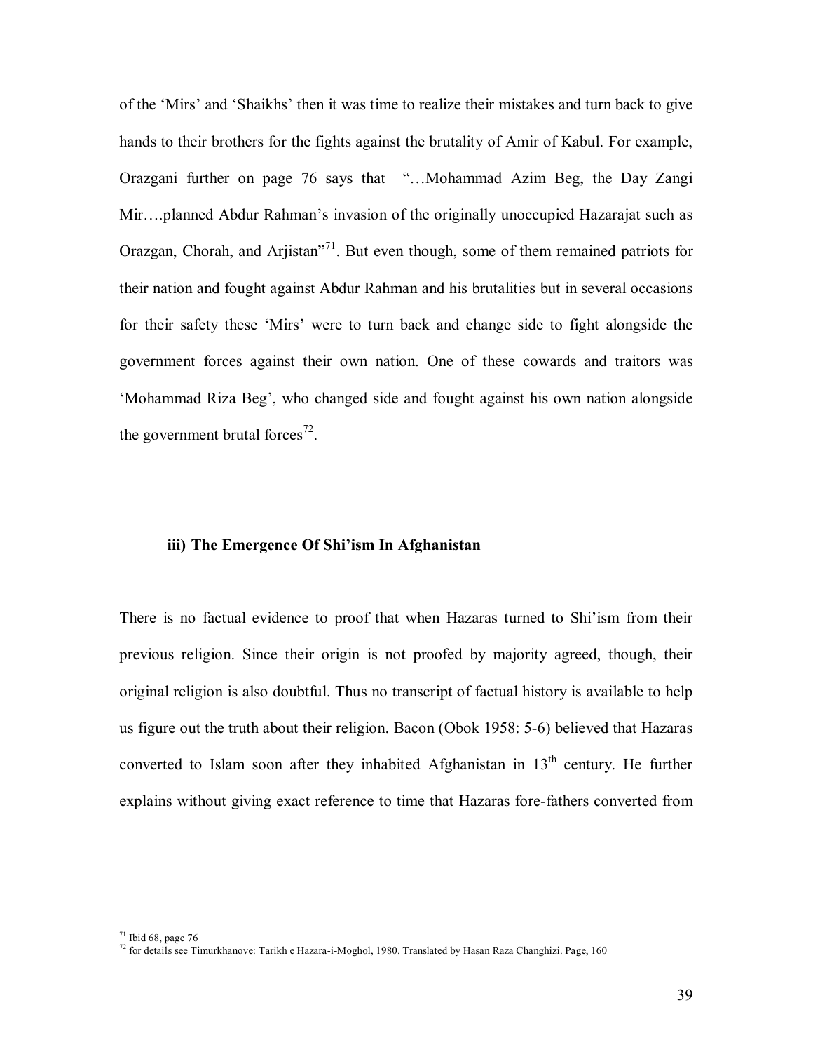of the 'Mirs' and 'Shaikhs' then it was time to realize their mistakes and turn back to give hands to their brothers for the fights against the brutality of Amir of Kabul. For example, Orazgani further on page 76 says that "…Mohammad Azim Beg, the Day Zangi Mir….planned Abdur Rahman's invasion of the originally unoccupied Hazarajat such as Orazgan, Chorah, and Arjistan"[71]. But even though, some of them remained patriots for their nation and fought against Abdur Rahman and his brutalities but in several occasions for their safety these 'Mirs' were to turn back and change side to fight alongside the government forces against their own nation. One of these cowards and traitors was 'Mohammad Riza Beg', who changed side and fought against his own nation alongside the government brutal forces[72].

### iii) The Emergence Of Shi'ism In Afghanistan

There is no factual evidence to proof that when Hazaras turned to Shi'ism from their previous religion. Since their origin is not proofed by majority agreed, though, their original religion is also doubtful. Thus no transcript of factual history is available to help us figure out the truth about their religion. Bacon (Obok 1958: 5-6) believed that Hazaras converted to Islam soon after they inhabited Afghanistan in 13th century. He further explains without giving exact reference to time that Hazaras fore-fathers converted from

---

[71] Ibid 68, page 76

[72] for details see Timurkhanove: Tarikh e Hazara-i-Moghol, 1980. Translated by Hasan Raza Changhizi. Page, 160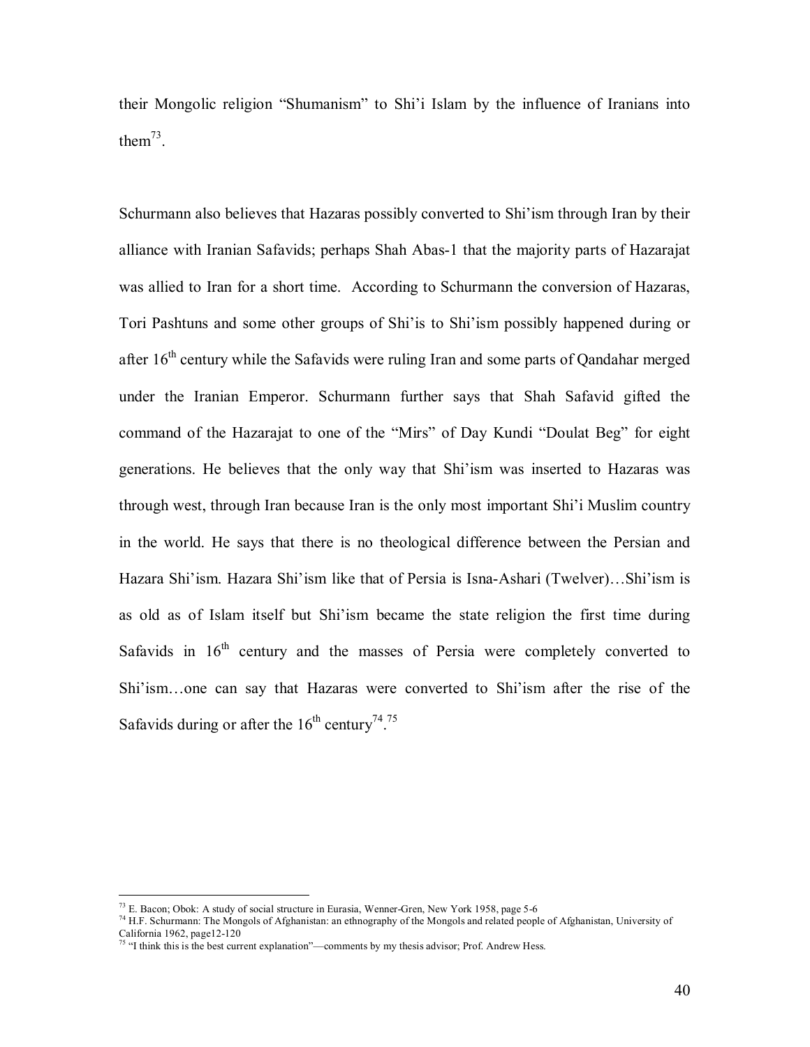their Mongolic religion "Shumanism" to Shi'i Islam by the influence of Iranians into them[73].

Schurmann also believes that Hazaras possibly converted to Shi'ism through Iran by their alliance with Iranian Safavids; perhaps Shah Abas-1 that the majority parts of Hazarajat was allied to Iran for a short time. According to Schurmann the conversion of Hazaras, Tori Pashtuns and some other groups of Shi'is to Shi'ism possibly happened during or after 16th century while the Safavids were ruling Iran and some parts of Qandahar merged under the Iranian Emperor. Schurmann further says that Shah Safavid gifted the command of the Hazarajat to one of the "Mirs" of Day Kundi "Doulat Beg" for eight generations. He believes that the only way that Shi'ism was inserted to Hazaras was through west, through Iran because Iran is the only most important Shi'i Muslim country in the world. He says that there is no theological difference between the Persian and Hazara Shi'ism. Hazara Shi'ism like that of Persia is Isna-Ashari (Twelver)…Shi'ism is as old as of Islam itself but Shi'ism became the state religion the first time during Safavids in 16th century and the masses of Persia were completely converted to Shi'ism…one can say that Hazaras were converted to Shi'ism after the rise of the Safavids during or after the 16th century[74].[75]

---

[73] E. Bacon; Obok: A study of social structure in Eurasia, Wenner-Gren, New York 1958, page 5-6

[74] H.F. Schurmann: The Mongols of Afghanistan: an ethnography of the Mongols and related people of Afghanistan, University of California 1962, page12-120

[75] "I think this is the best current explanation"—comments by my thesis advisor; Prof. Andrew Hess.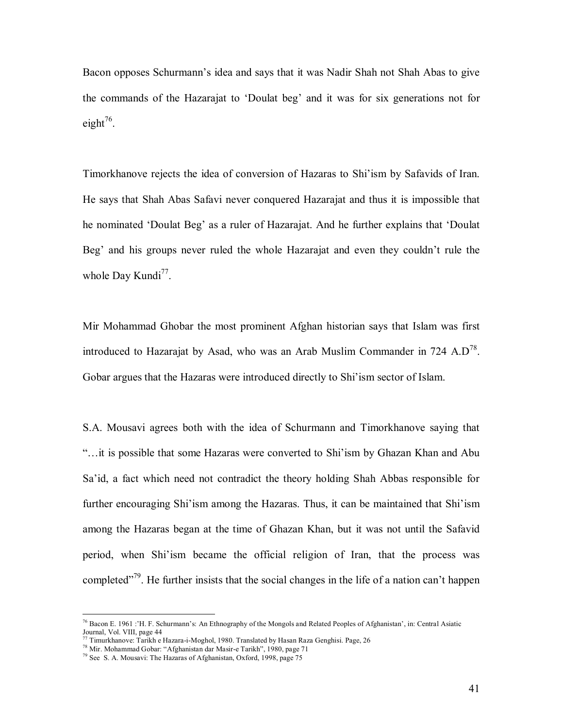Bacon opposes Schurmann's idea and says that it was Nadir Shah not Shah Abas to give the commands of the Hazarajat to 'Doulat beg' and it was for six generations not for eight[76].

Timorkhanove rejects the idea of conversion of Hazaras to Shi'ism by Safavids of Iran. He says that Shah Abas Safavi never conquered Hazarajat and thus it is impossible that he nominated 'Doulat Beg' as a ruler of Hazarajat. And he further explains that 'Doulat Beg' and his groups never ruled the whole Hazarajat and even they couldn't rule the whole Day Kundi[77].

Mir Mohammad Ghobar the most prominent Afghan historian says that Islam was first introduced to Hazarajat by Asad, who was an Arab Muslim Commander in 724 A.D[78]. Gobar argues that the Hazaras were introduced directly to Shi'ism sector of Islam.

S.A. Mousavi agrees both with the idea of Schurmann and Timorkhanove saying that "…it is possible that some Hazaras were converted to Shi'ism by Ghazan Khan and Abu Sa'id, a fact which need not contradict the theory holding Shah Abbas responsible for further encouraging Shi'ism among the Hazaras. Thus, it can be maintained that Shi'ism among the Hazaras began at the time of Ghazan Khan, but it was not until the Safavid period, when Shi'ism became the official religion of Iran, that the process was completed"[79]. He further insists that the social changes in the life of a nation can't happen

---

[76] Bacon E. 1961 :'H. F. Schurmann's: An Ethnography of the Mongols and Related Peoples of Afghanistan', in: Central Asiatic Journal, Vol. VIII, page 44

[77] Timurkhanove: Tarikh e Hazara-i-Moghol, 1980. Translated by Hasan Raza Genghisi. Page, 26

[78] Mir. Mohammad Gobar: "Afghanistan dar Masir-e Tarikh", 1980, page 71

[79] See S. A. Mousavi: The Hazaras of Afghanistan, Oxford, 1998, page 75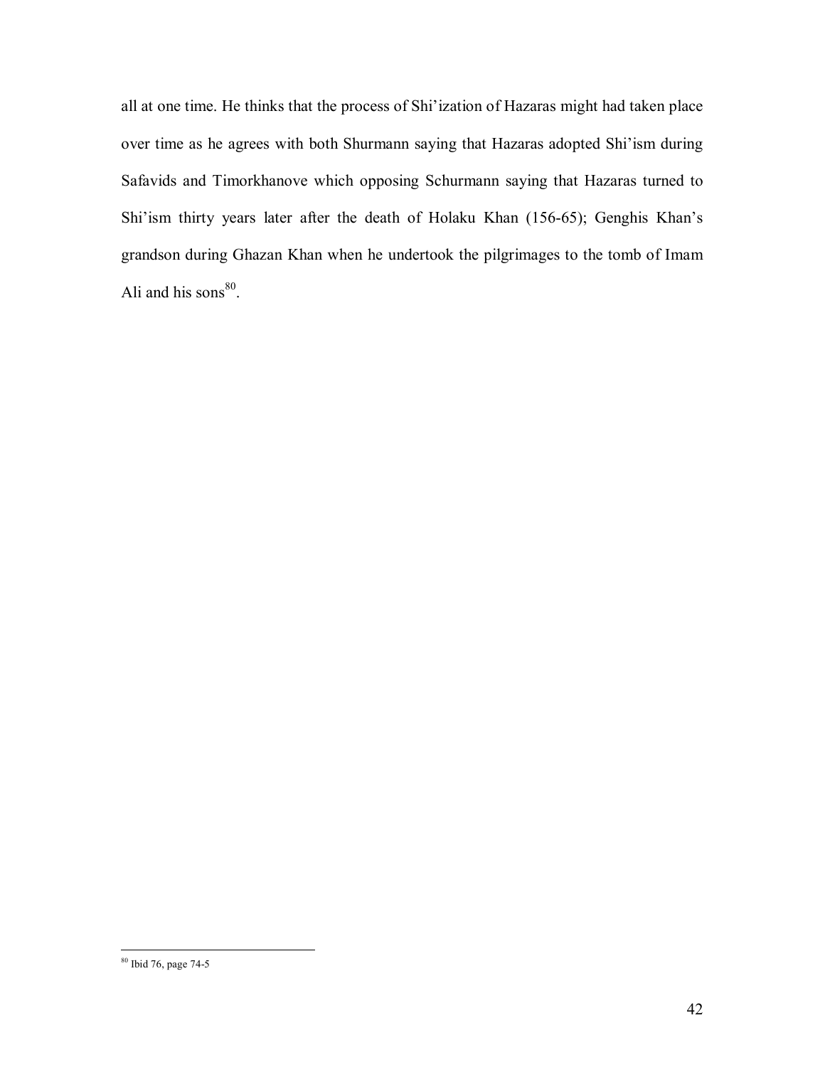all at one time. He thinks that the process of Shi'ization of Hazaras might had taken place over time as he agrees with both Shurmann saying that Hazaras adopted Shi'ism during Safavids and Timorkhanove which opposing Schurmann saying that Hazaras turned to Shi'ism thirty years later after the death of Holaku Khan (156-65); Genghis Khan's grandson during Ghazan Khan when he undertook the pilgrimages to the tomb of Imam Ali and his sons[80].

---

[80] Ibid 76, page 74-5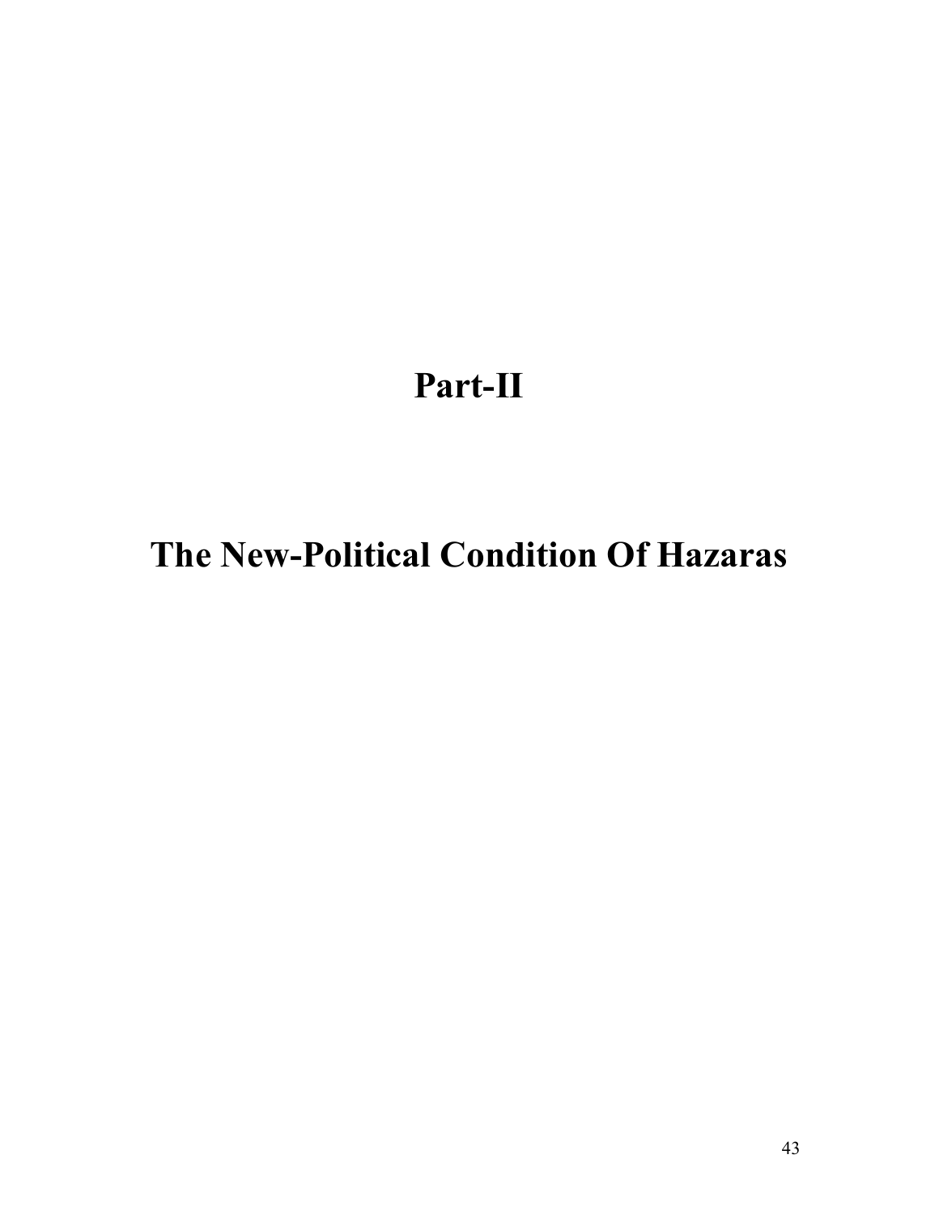# Part-II

# The New-Political Condition Of Hazaras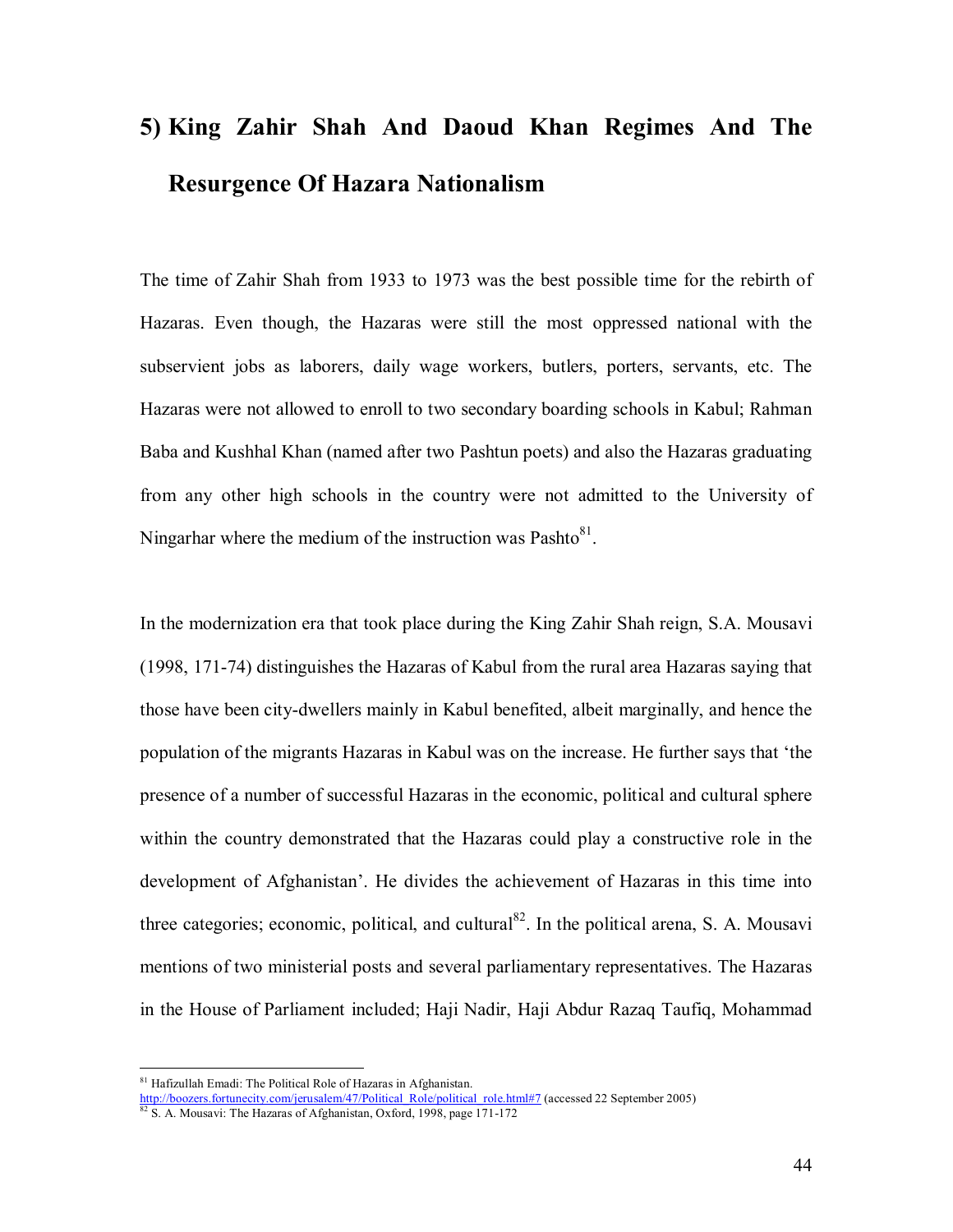## 5) King Zahir Shah And Daoud Khan Regimes And The Resurgence Of Hazara Nationalism

The time of Zahir Shah from 1933 to 1973 was the best possible time for the rebirth of Hazaras. Even though, the Hazaras were still the most oppressed national with the subservient jobs as laborers, daily wage workers, butlers, porters, servants, etc. The Hazaras were not allowed to enroll to two secondary boarding schools in Kabul; Rahman Baba and Kushhal Khan (named after two Pashtun poets) and also the Hazaras graduating from any other high schools in the country were not admitted to the University of Ningarhar where the medium of the instruction was Pashto[81].

In the modernization era that took place during the King Zahir Shah reign, S.A. Mousavi (1998, 171-74) distinguishes the Hazaras of Kabul from the rural area Hazaras saying that those have been city-dwellers mainly in Kabul benefited, albeit marginally, and hence the population of the migrants Hazaras in Kabul was on the increase. He further says that 'the presence of a number of successful Hazaras in the economic, political and cultural sphere within the country demonstrated that the Hazaras could play a constructive role in the development of Afghanistan'. He divides the achievement of Hazaras in this time into three categories; economic, political, and cultural[82]. In the political arena, S. A. Mousavi mentions of two ministerial posts and several parliamentary representatives. The Hazaras in the House of Parliament included; Haji Nadir, Haji Abdur Razaq Taufiq, Mohammad

---

[81] Hafizullah Emadi: The Political Role of Hazaras in Afghanistan. http://boozers.fortunecity.com/jerusalem/47/Political_Role/political_role.html#7 (accessed 22 September 2005)

[82] S. A. Mousavi: The Hazaras of Afghanistan, Oxford, 1998, page 171-172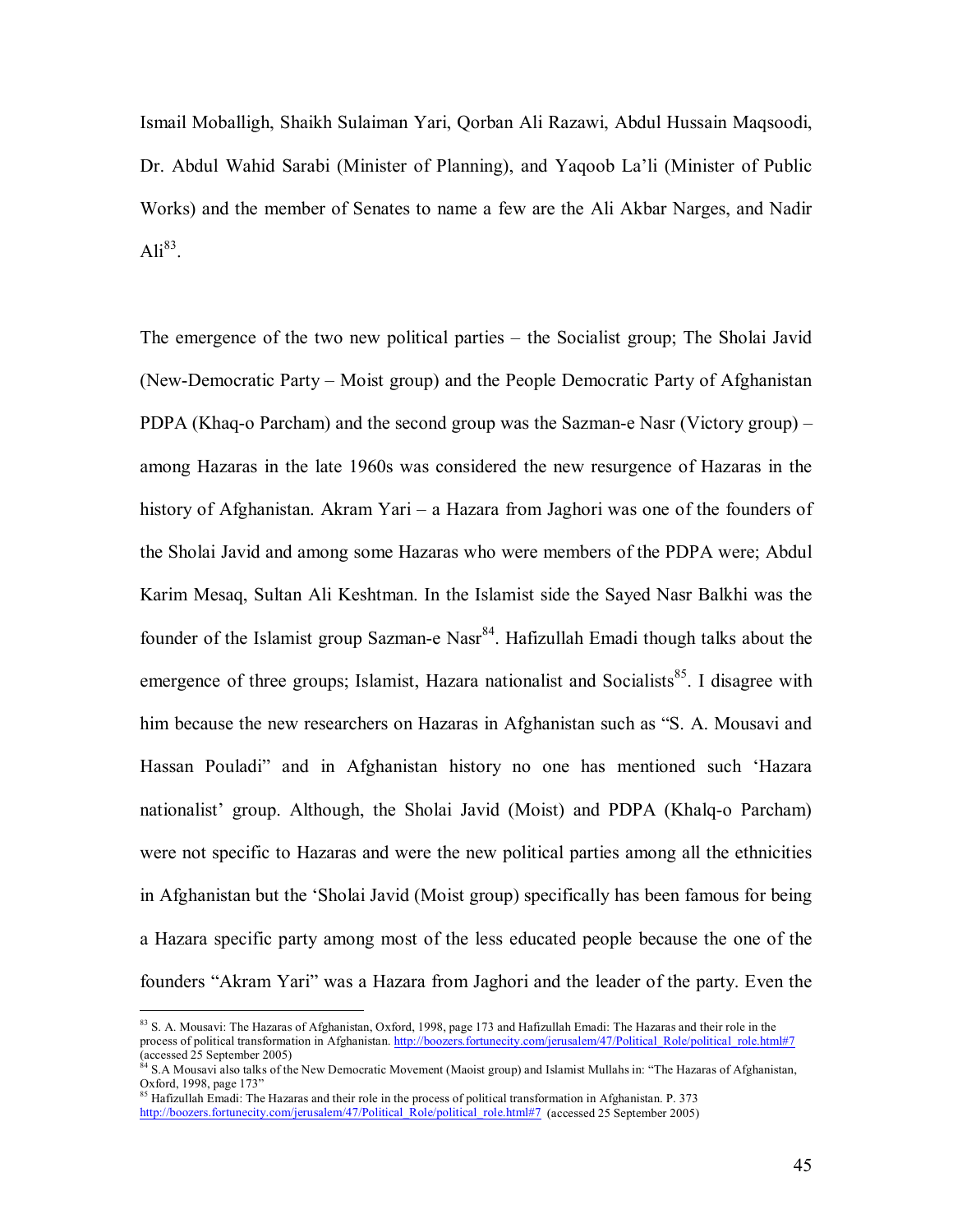Ismail Moballigh, Shaikh Sulaiman Yari, Qorban Ali Razawi, Abdul Hussain Maqsoodi, Dr. Abdul Wahid Sarabi (Minister of Planning), and Yaqoob La'li (Minister of Public Works) and the member of Senates to name a few are the Ali Akbar Narges, and Nadir Ali[83].

The emergence of the two new political parties – the Socialist group; The Sholai Javid (New-Democratic Party – Moist group) and the People Democratic Party of Afghanistan PDPA (Khaq-o Parcham) and the second group was the Sazman-e Nasr (Victory group) – among Hazaras in the late 1960s was considered the new resurgence of Hazaras in the history of Afghanistan. Akram Yari – a Hazara from Jaghori was one of the founders of the Sholai Javid and among some Hazaras who were members of the PDPA were; Abdul Karim Mesaq, Sultan Ali Keshtman. In the Islamist side the Sayed Nasr Balkhi was the founder of the Islamist group Sazman-e Nasr[84]. Hafizullah Emadi though talks about the emergence of three groups; Islamist, Hazara nationalist and Socialists[85]. I disagree with him because the new researchers on Hazaras in Afghanistan such as "S. A. Mousavi and Hassan Pouladi" and in Afghanistan history no one has mentioned such 'Hazara nationalist' group. Although, the Sholai Javid (Moist) and PDPA (Khalq-o Parcham) were not specific to Hazaras and were the new political parties among all the ethnicities in Afghanistan but the 'Sholai Javid (Moist group) specifically has been famous for being a Hazara specific party among most of the less educated people because the one of the founders "Akram Yari" was a Hazara from Jaghori and the leader of the party. Even the

---

[83] S. A. Mousavi: The Hazaras of Afghanistan, Oxford, 1998, page 173 and Hafizullah Emadi: The Hazaras and their role in the process of political transformation in Afghanistan. http://boozers.fortunecity.com/jerusalem/47/Political_Role/political_role.html#7 (accessed 25 September 2005)

[84] S.A Mousavi also talks of the New Democratic Movement (Maoist group) and Islamist Mullahs in: "The Hazaras of Afghanistan, Oxford, 1998, page 173"

[85] Hafizullah Emadi: The Hazaras and their role in the process of political transformation in Afghanistan. P. 373 http://boozers.fortunecity.com/jerusalem/47/Political_Role/political_role.html#7 (accessed 25 September 2005)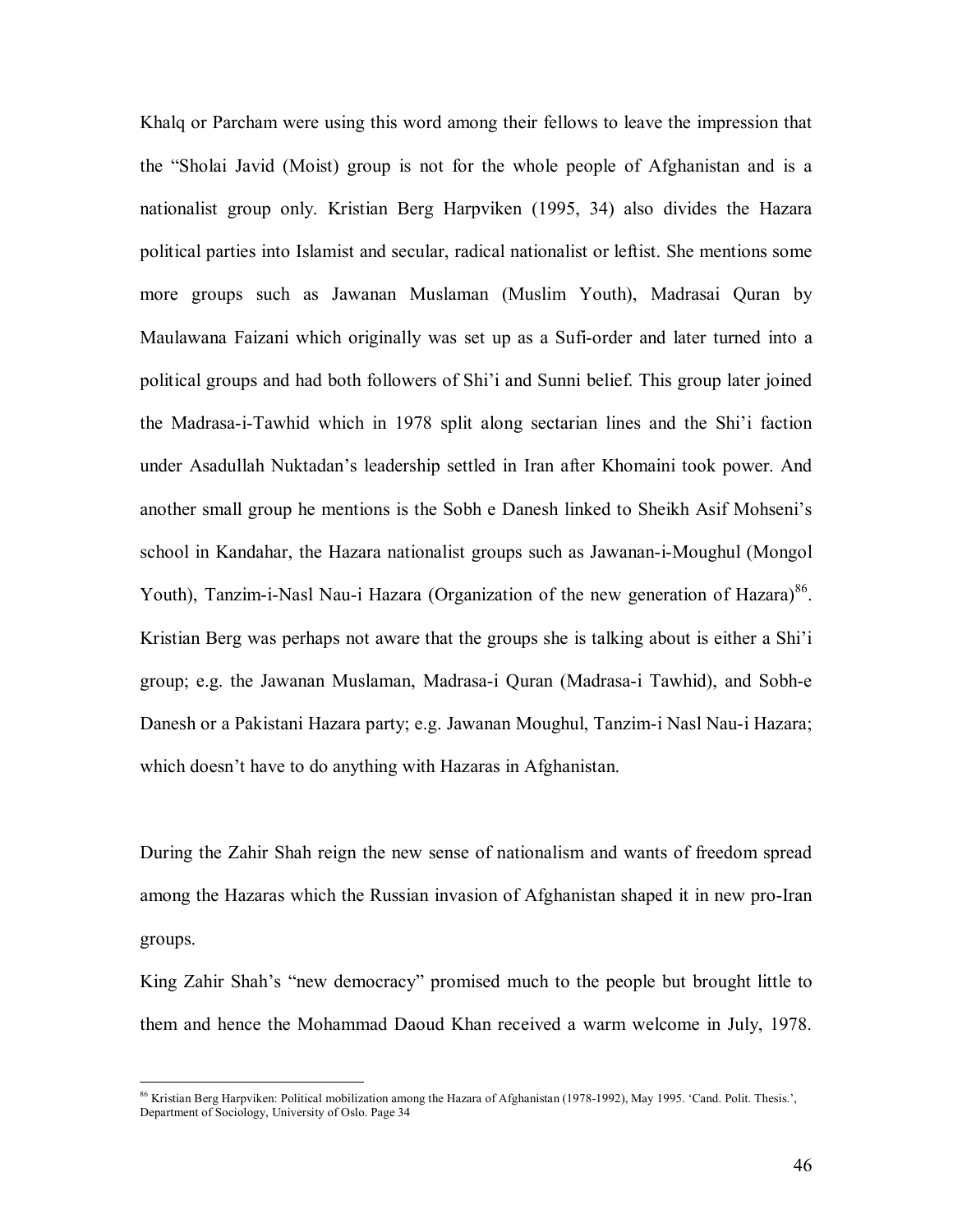Khalq or Parcham were using this word among their fellows to leave the impression that the "Sholai Javid (Moist) group is not for the whole people of Afghanistan and is a nationalist group only. Kristian Berg Harpviken (1995, 34) also divides the Hazara political parties into Islamist and secular, radical nationalist or leftist. She mentions some more groups such as Jawanan Muslaman (Muslim Youth), Madrasai Quran by Maulawana Faizani which originally was set up as a Sufi-order and later turned into a political groups and had both followers of Shi'i and Sunni belief. This group later joined the Madrasa-i-Tawhid which in 1978 split along sectarian lines and the Shi'i faction under Asadullah Nuktadan's leadership settled in Iran after Khomaini took power. And another small group he mentions is the Sobh e Danesh linked to Sheikh Asif Mohseni's school in Kandahar, the Hazara nationalist groups such as Jawanan-i-Moughul (Mongol Youth), Tanzim-i-Nasl Nau-i Hazara (Organization of the new generation of Hazara)[86]. Kristian Berg was perhaps not aware that the groups she is talking about is either a Shi'i group; e.g. the Jawanan Muslaman, Madrasa-i Quran (Madrasa-i Tawhid), and Sobh-e Danesh or a Pakistani Hazara party; e.g. Jawanan Moughul, Tanzim-i Nasl Nau-i Hazara; which doesn't have to do anything with Hazaras in Afghanistan.

During the Zahir Shah reign the new sense of nationalism and wants of freedom spread among the Hazaras which the Russian invasion of Afghanistan shaped it in new pro-Iran groups.

King Zahir Shah's "new democracy" promised much to the people but brought little to them and hence the Mohammad Daoud Khan received a warm welcome in July, 1978.

[86] Kristian Berg Harpviken: Political mobilization among the Hazara of Afghanistan (1978-1992), May 1995. 'Cand. Polit. Thesis.', Department of Sociology, University of Oslo. Page 34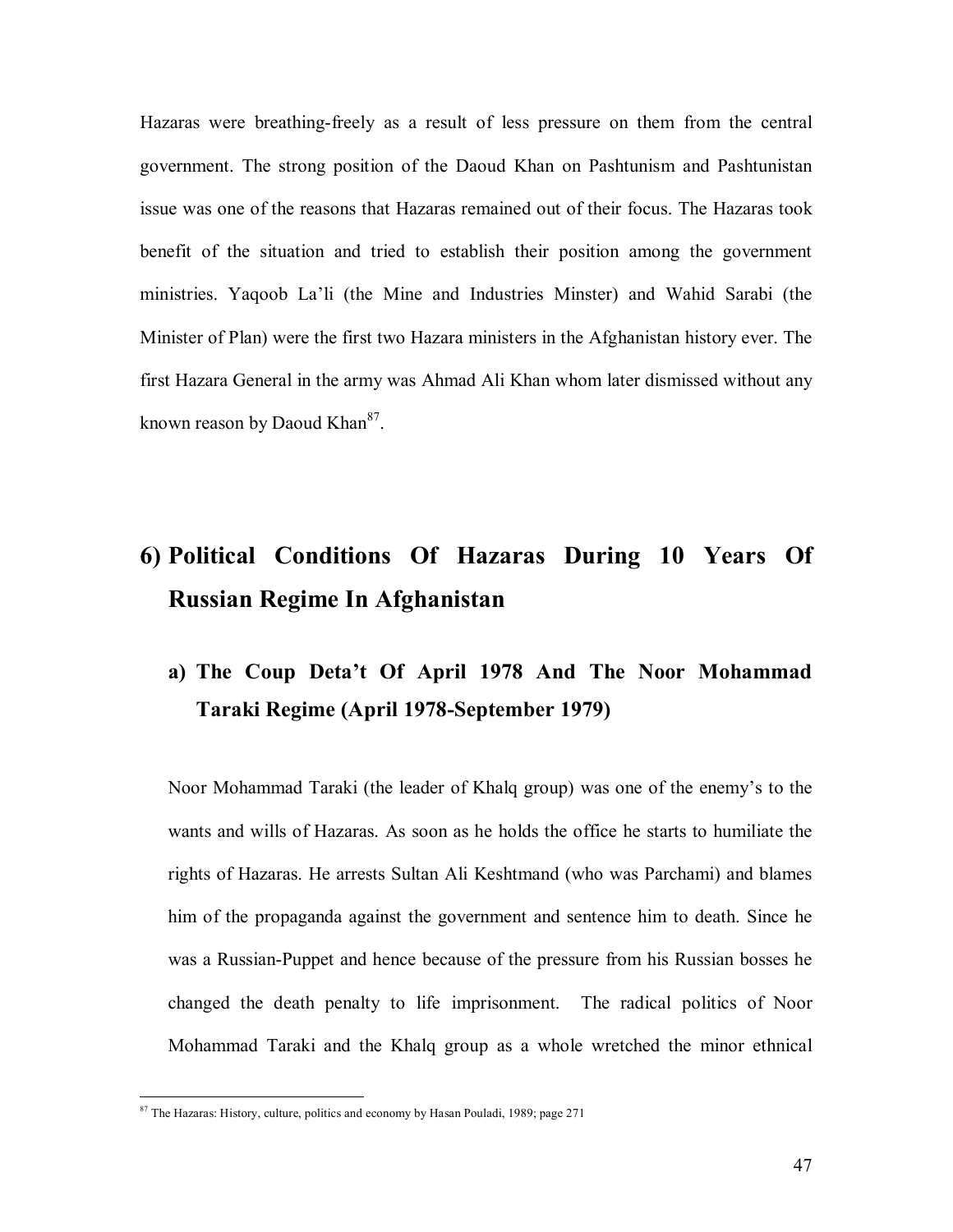Hazaras were breathing-freely as a result of less pressure on them from the central government. The strong position of the Daoud Khan on Pashtunism and Pashtunistan issue was one of the reasons that Hazaras remained out of their focus. The Hazaras took benefit of the situation and tried to establish their position among the government ministries. Yaqoob La'li (the Mine and Industries Minster) and Wahid Sarabi (the Minister of Plan) were the first two Hazara ministers in the Afghanistan history ever. The first Hazara General in the army was Ahmad Ali Khan whom later dismissed without any known reason by Daoud Khan[87].

## 6) Political Conditions Of Hazaras During 10 Years Of Russian Regime In Afghanistan

### a) The Coup Deta't Of April 1978 And The Noor Mohammad Taraki Regime (April 1978-September 1979)

Noor Mohammad Taraki (the leader of Khalq group) was one of the enemy's to the wants and wills of Hazaras. As soon as he holds the office he starts to humiliate the rights of Hazaras. He arrests Sultan Ali Keshtmand (who was Parchami) and blames him of the propaganda against the government and sentence him to death. Since he was a Russian-Puppet and hence because of the pressure from his Russian bosses he changed the death penalty to life imprisonment. The radical politics of Noor Mohammad Taraki and the Khalq group as a whole wretched the minor ethnical

---

[87] The Hazaras: History, culture, politics and economy by Hasan Pouladi, 1989; page 271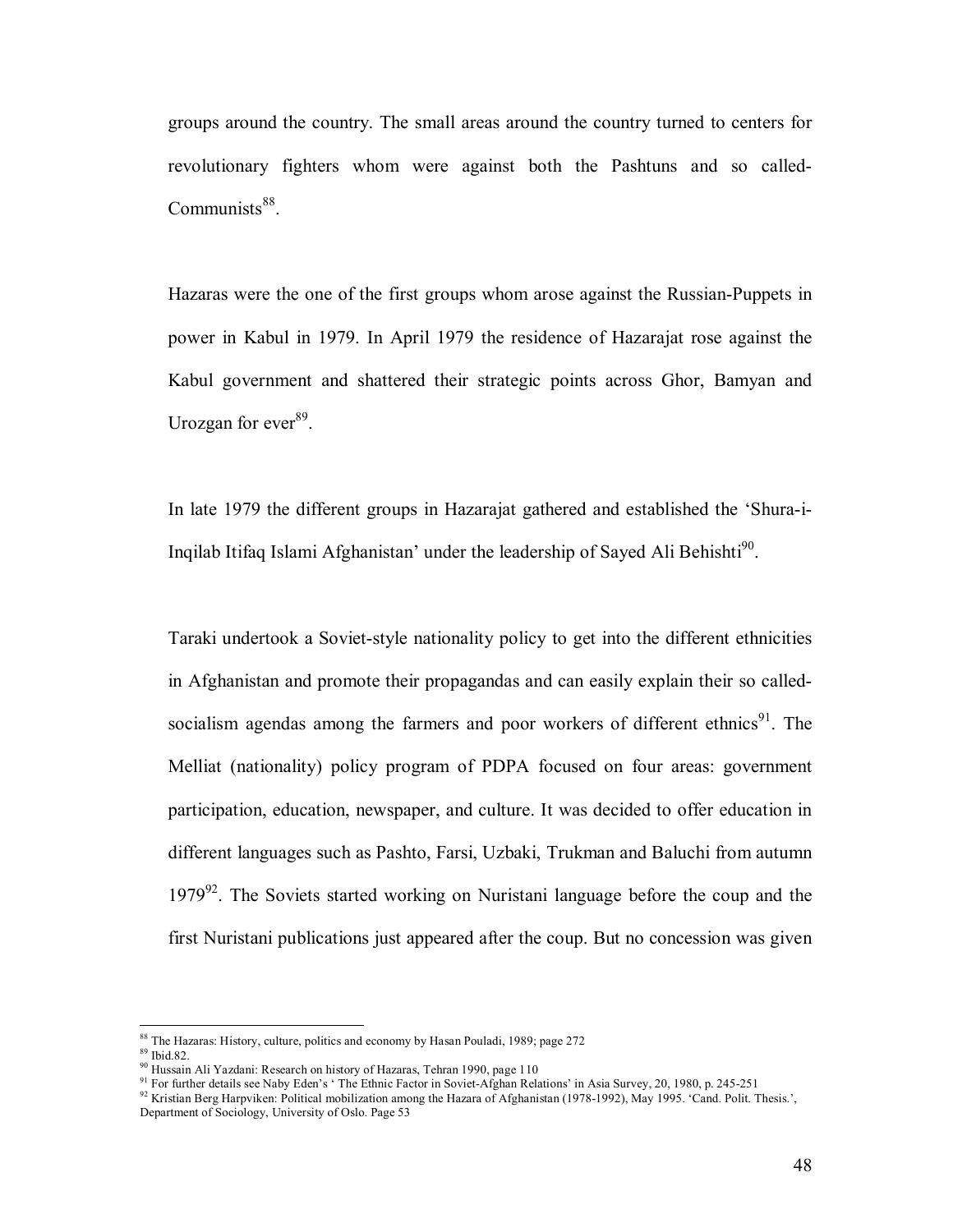groups around the country. The small areas around the country turned to centers for revolutionary fighters whom were against both the Pashtuns and so called-Communists[88].

Hazaras were the one of the first groups whom arose against the Russian-Puppets in power in Kabul in 1979. In April 1979 the residence of Hazarajat rose against the Kabul government and shattered their strategic points across Ghor, Bamyan and Urozgan for ever[89].

In late 1979 the different groups in Hazarajat gathered and established the 'Shura-i-Inqilab Itifaq Islami Afghanistan' under the leadership of Sayed Ali Behishti[90].

Taraki undertook a Soviet-style nationality policy to get into the different ethnicities in Afghanistan and promote their propagandas and can easily explain their so called-socialism agendas among the farmers and poor workers of different ethnics[91]. The Melliat (nationality) policy program of PDPA focused on four areas: government participation, education, newspaper, and culture. It was decided to offer education in different languages such as Pashto, Farsi, Uzbaki, Trukman and Baluchi from autumn 1979[92]. The Soviets started working on Nuristani language before the coup and the first Nuristani publications just appeared after the coup. But no concession was given

---

[88] The Hazaras: History, culture, politics and economy by Hasan Pouladi, 1989; page 272

[89] Ibid.82.

[90] Hussain Ali Yazdani: Research on history of Hazaras, Tehran 1990, page 110

[91] For further details see Naby Eden's ' The Ethnic Factor in Soviet-Afghan Relations' in Asia Survey, 20, 1980, p. 245-251

[92] Kristian Berg Harpviken: Political mobilization among the Hazara of Afghanistan (1978-1992), May 1995. 'Cand. Polit. Thesis.', Department of Sociology, University of Oslo. Page 53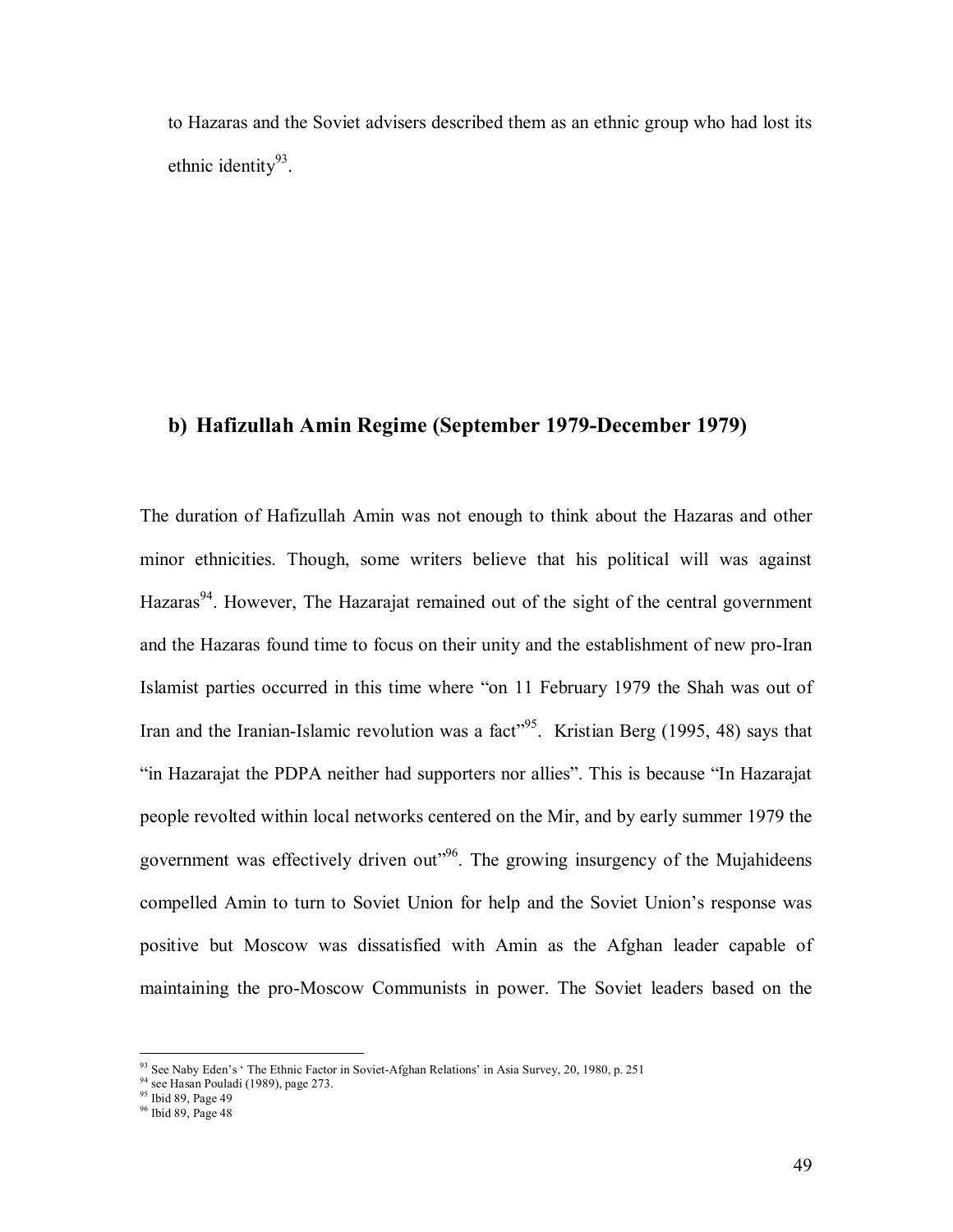to Hazaras and the Soviet advisers described them as an ethnic group who had lost its ethnic identity[93].

### b) Hafizullah Amin Regime (September 1979-December 1979)

The duration of Hafizullah Amin was not enough to think about the Hazaras and other minor ethnicities. Though, some writers believe that his political will was against Hazaras[94]. However, The Hazarajat remained out of the sight of the central government and the Hazaras found time to focus on their unity and the establishment of new pro-Iran Islamist parties occurred in this time where "on 11 February 1979 the Shah was out of Iran and the Iranian-Islamic revolution was a fact"[95]. Kristian Berg (1995, 48) says that "in Hazarajat the PDPA neither had supporters nor allies". This is because "In Hazarajat people revolted within local networks centered on the Mir, and by early summer 1979 the government was effectively driven out"[96]. The growing insurgency of the Mujahideens compelled Amin to turn to Soviet Union for help and the Soviet Union's response was positive but Moscow was dissatisfied with Amin as the Afghan leader capable of maintaining the pro-Moscow Communists in power. The Soviet leaders based on the

---

[93] See Naby Eden's ' The Ethnic Factor in Soviet-Afghan Relations' in Asia Survey, 20, 1980, p. 251

[94] see Hasan Pouladi (1989), page 273.

[95] Ibid 89, Page 49

[96] Ibid 89, Page 48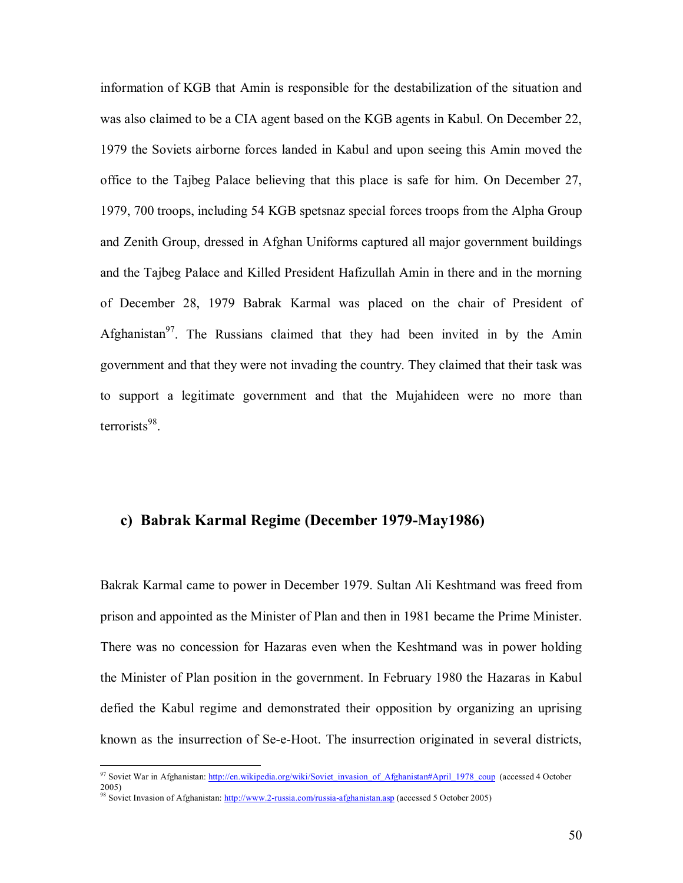information of KGB that Amin is responsible for the destabilization of the situation and was also claimed to be a CIA agent based on the KGB agents in Kabul. On December 22, 1979 the Soviets airborne forces landed in Kabul and upon seeing this Amin moved the office to the Tajbeg Palace believing that this place is safe for him. On December 27, 1979, 700 troops, including 54 KGB spetsnaz special forces troops from the Alpha Group and Zenith Group, dressed in Afghan Uniforms captured all major government buildings and the Tajbeg Palace and Killed President Hafizullah Amin in there and in the morning of December 28, 1979 Babrak Karmal was placed on the chair of President of Afghanistan[97]. The Russians claimed that they had been invited in by the Amin government and that they were not invading the country. They claimed that their task was to support a legitimate government and that the Mujahideen were no more than terrorists[98].

### c) Babrak Karmal Regime (December 1979-May1986)

Bakrak Karmal came to power in December 1979. Sultan Ali Keshtmand was freed from prison and appointed as the Minister of Plan and then in 1981 became the Prime Minister. There was no concession for Hazaras even when the Keshtmand was in power holding the Minister of Plan position in the government. In February 1980 the Hazaras in Kabul defied the Kabul regime and demonstrated their opposition by organizing an uprising known as the insurrection of Se-e-Hoot. The insurrection originated in several districts,

---

[97] Soviet War in Afghanistan: http://en.wikipedia.org/wiki/Soviet_invasion_of_Afghanistan#April_1978_coup (accessed 4 October 2005)

[98] Soviet Invasion of Afghanistan: http://www.2-russia.com/russia-afghanistan.asp (accessed 5 October 2005)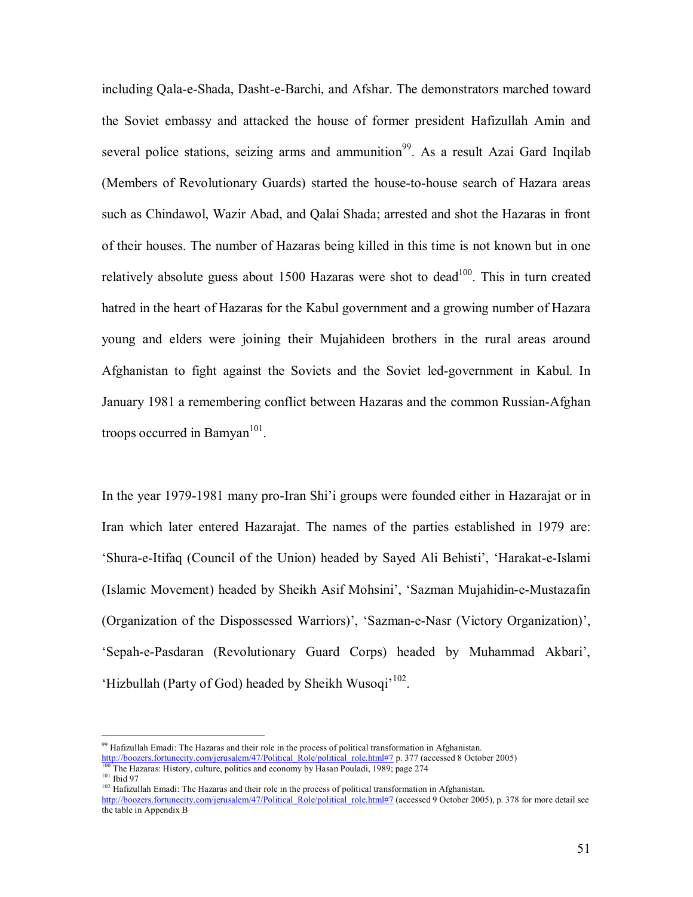including Qala-e-Shada, Dasht-e-Barchi, and Afshar. The demonstrators marched toward the Soviet embassy and attacked the house of former president Hafizullah Amin and several police stations, seizing arms and ammunition[99]. As a result Azai Gard Inqilab (Members of Revolutionary Guards) started the house-to-house search of Hazara areas such as Chindawol, Wazir Abad, and Qalai Shada; arrested and shot the Hazaras in front of their houses. The number of Hazaras being killed in this time is not known but in one relatively absolute guess about 1500 Hazaras were shot to dead[100]. This in turn created hatred in the heart of Hazaras for the Kabul government and a growing number of Hazara young and elders were joining their Mujahideen brothers in the rural areas around Afghanistan to fight against the Soviets and the Soviet led-government in Kabul. In January 1981 a remembering conflict between Hazaras and the common Russian-Afghan troops occurred in Bamyan[101].

In the year 1979-1981 many pro-Iran Shi'i groups were founded either in Hazarajat or in Iran which later entered Hazarajat. The names of the parties established in 1979 are: 'Shura-e-Itifaq (Council of the Union) headed by Sayed Ali Behisti', 'Harakat-e-Islami (Islamic Movement) headed by Sheikh Asif Mohsini', 'Sazman Mujahidin-e-Mustazafin (Organization of the Dispossessed Warriors)', 'Sazman-e-Nasr (Victory Organization)', 'Sepah-e-Pasdaran (Revolutionary Guard Corps) headed by Muhammad Akbari', 'Hizbullah (Party of God) headed by Sheikh Wusoqi'[102].

---

[99] Hafizullah Emadi: The Hazaras and their role in the process of political transformation in Afghanistan. http://boozers.fortunecity.com/jerusalem/47/Political_Role/political_role.html#7 p. 377 (accessed 8 October 2005)

[100] The Hazaras: History, culture, politics and economy by Hasan Pouladi, 1989; page 274

[101] Ibid 97

[102] Hafizullah Emadi: The Hazaras and their role in the process of political transformation in Afghanistan. http://boozers.fortunecity.com/jerusalem/47/Political_Role/political_role.html#7 (accessed 9 October 2005), p. 378 for more detail see the table in Appendix B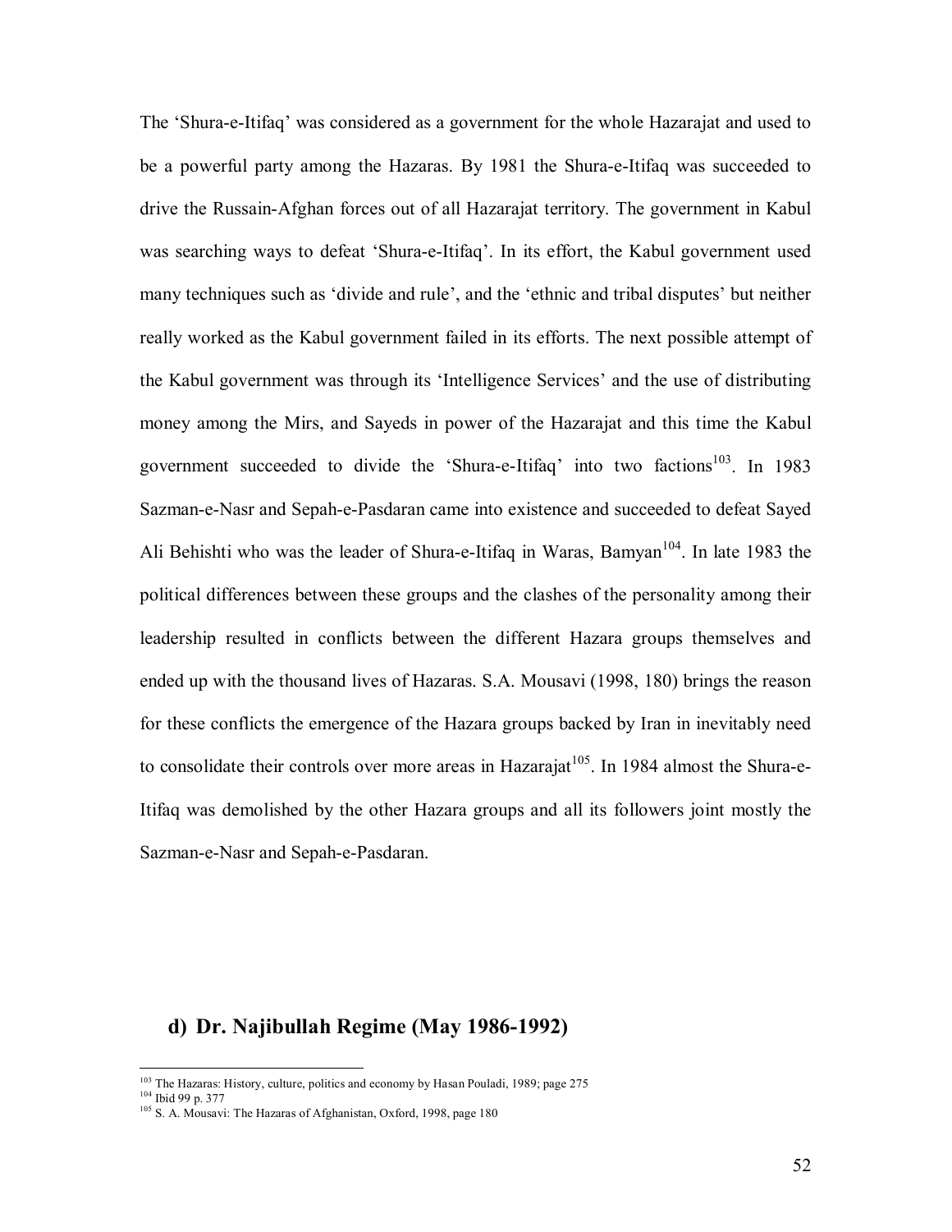The 'Shura-e-Itifaq' was considered as a government for the whole Hazarajat and used to be a powerful party among the Hazaras. By 1981 the Shura-e-Itifaq was succeeded to drive the Russain-Afghan forces out of all Hazarajat territory. The government in Kabul was searching ways to defeat 'Shura-e-Itifaq'. In its effort, the Kabul government used many techniques such as 'divide and rule', and the 'ethnic and tribal disputes' but neither really worked as the Kabul government failed in its efforts. The next possible attempt of the Kabul government was through its 'Intelligence Services' and the use of distributing money among the Mirs, and Sayeds in power of the Hazarajat and this time the Kabul government succeeded to divide the 'Shura-e-Itifaq' into two factions[103]. In 1983 Sazman-e-Nasr and Sepah-e-Pasdaran came into existence and succeeded to defeat Sayed Ali Behishti who was the leader of Shura-e-Itifaq in Waras, Bamyan[104]. In late 1983 the political differences between these groups and the clashes of the personality among their leadership resulted in conflicts between the different Hazara groups themselves and ended up with the thousand lives of Hazaras. S.A. Mousavi (1998, 180) brings the reason for these conflicts the emergence of the Hazara groups backed by Iran in inevitably need to consolidate their controls over more areas in Hazarajat[105]. In 1984 almost the Shura-e-Itifaq was demolished by the other Hazara groups and all its followers joint mostly the Sazman-e-Nasr and Sepah-e-Pasdaran.

## d) Dr. Najibullah Regime (May 1986-1992)

---

[103] The Hazaras: History, culture, politics and economy by Hasan Pouladi, 1989; page 275

[104] Ibid 99 p. 377

[105] S. A. Mousavi: The Hazaras of Afghanistan, Oxford, 1998, page 180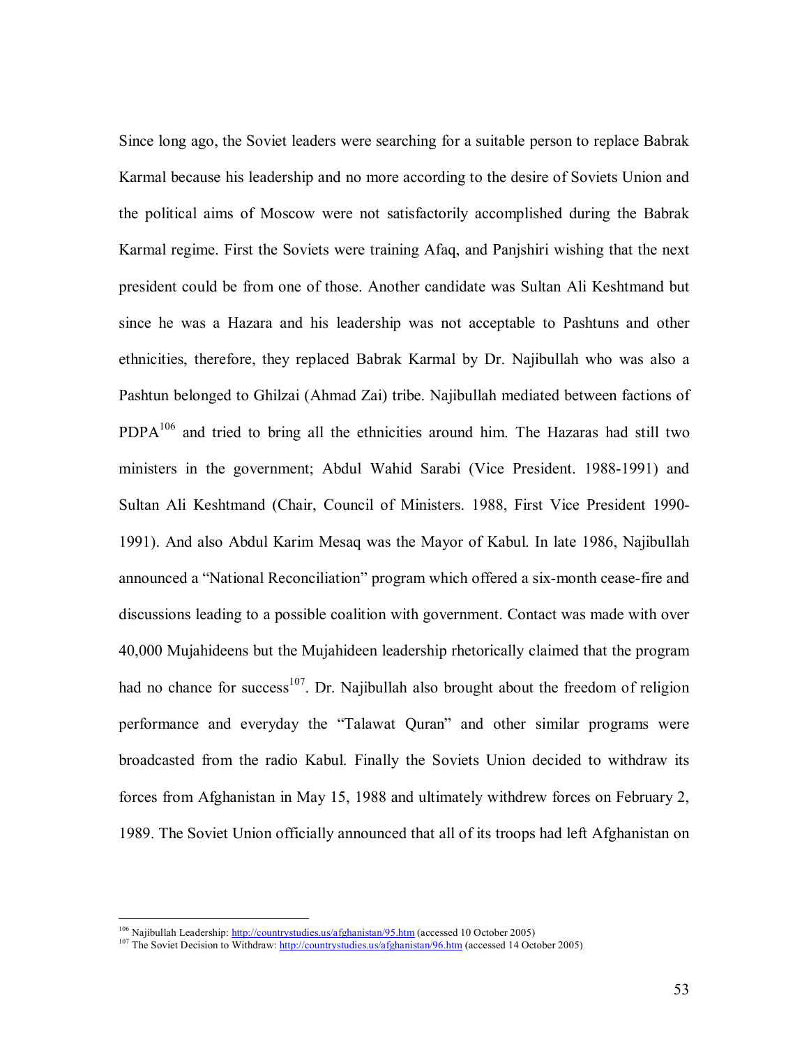Since long ago, the Soviet leaders were searching for a suitable person to replace Babrak Karmal because his leadership and no more according to the desire of Soviets Union and the political aims of Moscow were not satisfactorily accomplished during the Babrak Karmal regime. First the Soviets were training Afaq, and Panjshiri wishing that the next president could be from one of those. Another candidate was Sultan Ali Keshtmand but since he was a Hazara and his leadership was not acceptable to Pashtuns and other ethnicities, therefore, they replaced Babrak Karmal by Dr. Najibullah who was also a Pashtun belonged to Ghilzai (Ahmad Zai) tribe. Najibullah mediated between factions of PDPA[106] and tried to bring all the ethnicities around him. The Hazaras had still two ministers in the government; Abdul Wahid Sarabi (Vice President. 1988-1991) and Sultan Ali Keshtmand (Chair, Council of Ministers. 1988, First Vice President 1990-1991). And also Abdul Karim Mesaq was the Mayor of Kabul. In late 1986, Najibullah announced a "National Reconciliation" program which offered a six-month cease-fire and discussions leading to a possible coalition with government. Contact was made with over 40,000 Mujahideens but the Mujahideen leadership rhetorically claimed that the program had no chance for success[107]. Dr. Najibullah also brought about the freedom of religion performance and everyday the "Talawat Quran" and other similar programs were broadcasted from the radio Kabul. Finally the Soviets Union decided to withdraw its forces from Afghanistan in May 15, 1988 and ultimately withdrew forces on February 2, 1989. The Soviet Union officially announced that all of its troops had left Afghanistan on

---

[106] Najibullah Leadership: http://countrystudies.us/afghanistan/95.htm (accessed 10 October 2005)

[107] The Soviet Decision to Withdraw: http://countrystudies.us/afghanistan/96.htm (accessed 14 October 2005)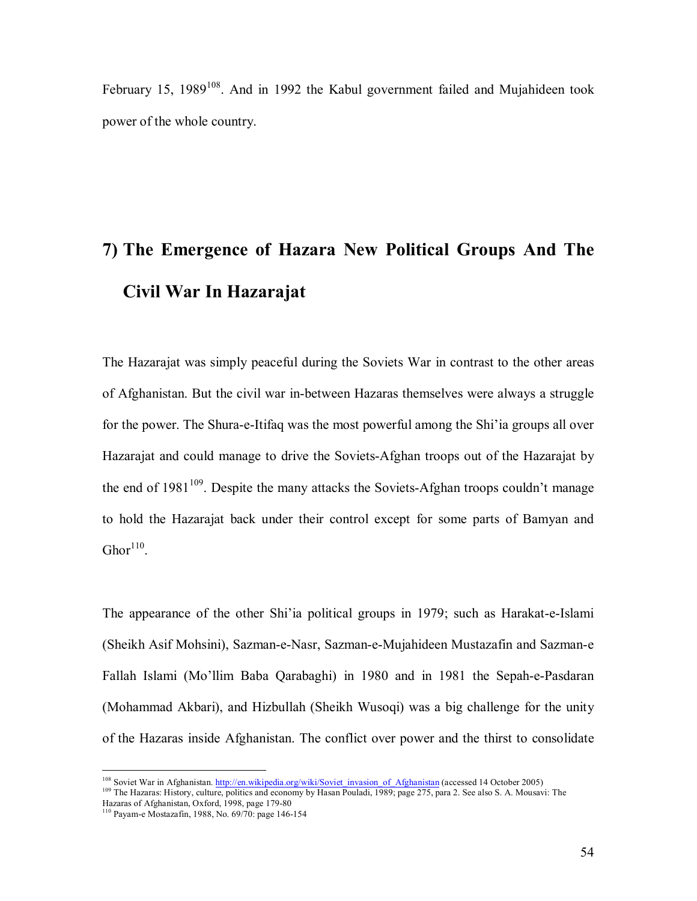February 15, 1989[108]. And in 1992 the Kabul government failed and Mujahideen took power of the whole country.

## 7) The Emergence of Hazara New Political Groups And The Civil War In Hazarajat

The Hazarajat was simply peaceful during the Soviets War in contrast to the other areas of Afghanistan. But the civil war in-between Hazaras themselves were always a struggle for the power. The Shura-e-Itifaq was the most powerful among the Shi'ia groups all over Hazarajat and could manage to drive the Soviets-Afghan troops out of the Hazarajat by the end of 1981[109]. Despite the many attacks the Soviets-Afghan troops couldn't manage to hold the Hazarajat back under their control except for some parts of Bamyan and Ghor[110].

The appearance of the other Shi'ia political groups in 1979; such as Harakat-e-Islami (Sheikh Asif Mohsini), Sazman-e-Nasr, Sazman-e-Mujahideen Mustazafin and Sazman-e Fallah Islami (Mo'llim Baba Qarabaghi) in 1980 and in 1981 the Sepah-e-Pasdaran (Mohammad Akbari), and Hizbullah (Sheikh Wusoqi) was a big challenge for the unity of the Hazaras inside Afghanistan. The conflict over power and the thirst to consolidate

---

[108] Soviet War in Afghanistan. http://en.wikipedia.org/wiki/Soviet_invasion_of_Afghanistan (accessed 14 October 2005)

[109] The Hazaras: History, culture, politics and economy by Hasan Pouladi, 1989; page 275, para 2. See also S. A. Mousavi: The Hazaras of Afghanistan, Oxford, 1998, page 179-80

[110] Payam-e Mostazafin, 1988, No. 69/70: page 146-154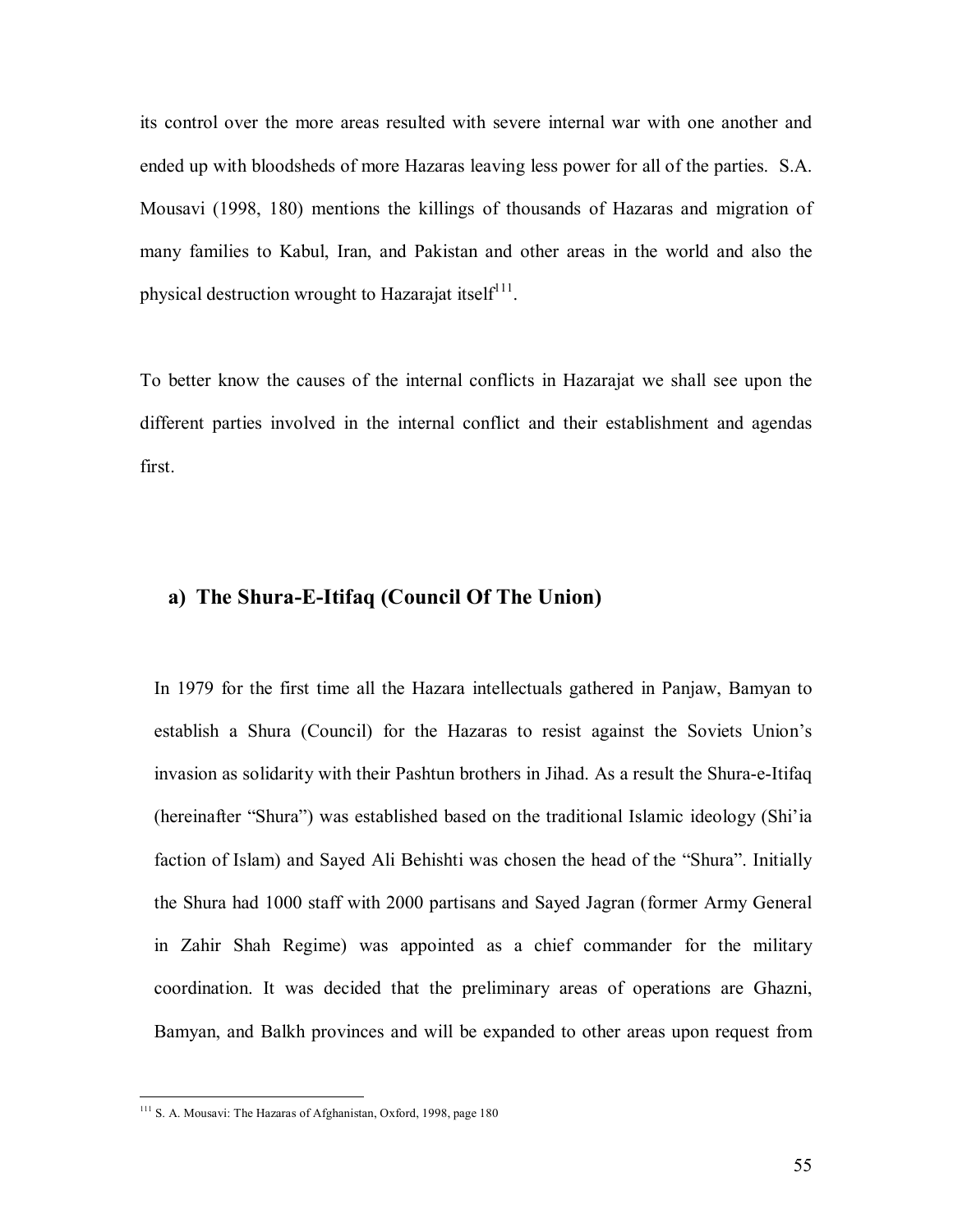its control over the more areas resulted with severe internal war with one another and ended up with bloodsheds of more Hazaras leaving less power for all of the parties. S.A. Mousavi (1998, 180) mentions the killings of thousands of Hazaras and migration of many families to Kabul, Iran, and Pakistan and other areas in the world and also the physical destruction wrought to Hazarajat itself[111].

To better know the causes of the internal conflicts in Hazarajat we shall see upon the different parties involved in the internal conflict and their establishment and agendas first.

### a) The Shura-E-Itifaq (Council Of The Union)

In 1979 for the first time all the Hazara intellectuals gathered in Panjaw, Bamyan to establish a Shura (Council) for the Hazaras to resist against the Soviets Union's invasion as solidarity with their Pashtun brothers in Jihad. As a result the Shura-e-Itifaq (hereinafter "Shura") was established based on the traditional Islamic ideology (Shi'ia faction of Islam) and Sayed Ali Behishti was chosen the head of the "Shura". Initially the Shura had 1000 staff with 2000 partisans and Sayed Jagran (former Army General in Zahir Shah Regime) was appointed as a chief commander for the military coordination. It was decided that the preliminary areas of operations are Ghazni, Bamyan, and Balkh provinces and will be expanded to other areas upon request from

[111] S. A. Mousavi: The Hazaras of Afghanistan, Oxford, 1998, page 180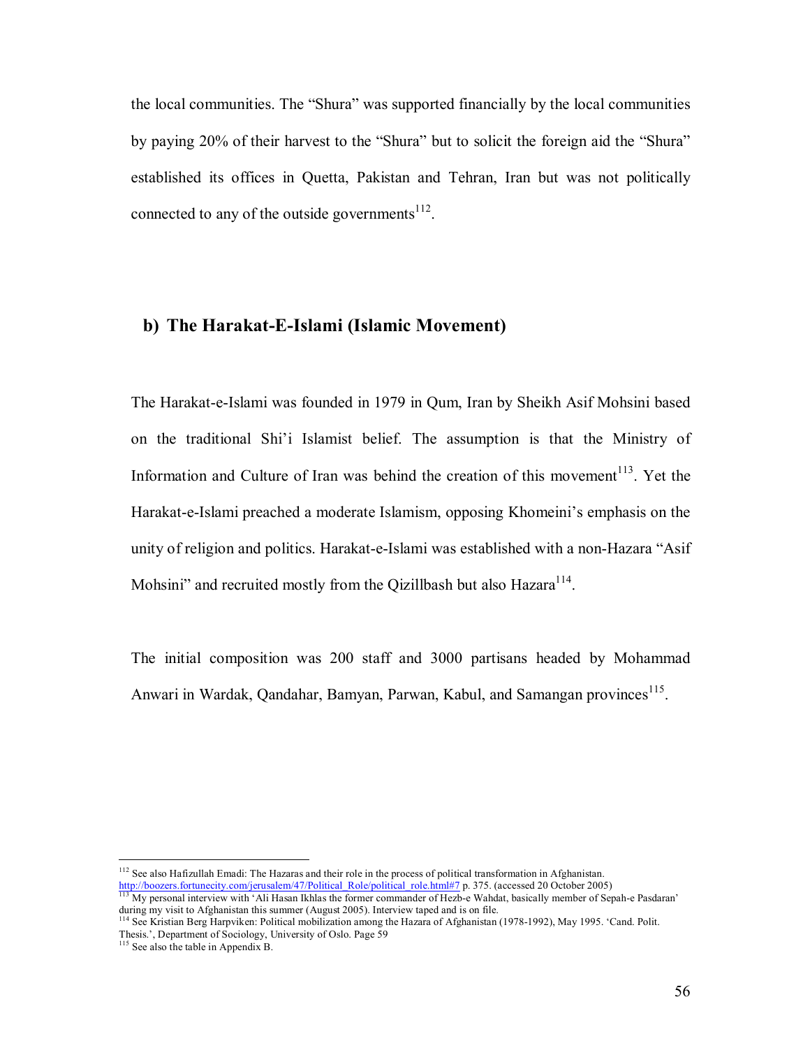the local communities. The "Shura" was supported financially by the local communities by paying 20% of their harvest to the "Shura" but to solicit the foreign aid the "Shura" established its offices in Quetta, Pakistan and Tehran, Iran but was not politically connected to any of the outside governments[112].

## b) The Harakat-E-Islami (Islamic Movement)

The Harakat-e-Islami was founded in 1979 in Qum, Iran by Sheikh Asif Mohsini based on the traditional Shi'i Islamist belief. The assumption is that the Ministry of Information and Culture of Iran was behind the creation of this movement[113]. Yet the Harakat-e-Islami preached a moderate Islamism, opposing Khomeini's emphasis on the unity of religion and politics. Harakat-e-Islami was established with a non-Hazara "Asif Mohsini" and recruited mostly from the Qizillbash but also Hazara[114].

The initial composition was 200 staff and 3000 partisans headed by Mohammad Anwari in Wardak, Qandahar, Bamyan, Parwan, Kabul, and Samangan provinces[115].

---

[112] See also Hafizullah Emadi: The Hazaras and their role in the process of political transformation in Afghanistan. http://boozers.fortunecity.com/jerusalem/47/Political_Role/political_role.html#7 p. 375. (accessed 20 October 2005)

[113] My personal interview with 'Ali Hasan Ikhlas the former commander of Hezb-e Wahdat, basically member of Sepah-e Pasdaran' during my visit to Afghanistan this summer (August 2005). Interview taped and is on file.

[114] See Kristian Berg Harpviken: Political mobilization among the Hazara of Afghanistan (1978-1992), May 1995. 'Cand. Polit. Thesis.', Department of Sociology, University of Oslo. Page 59

[115] See also the table in Appendix B.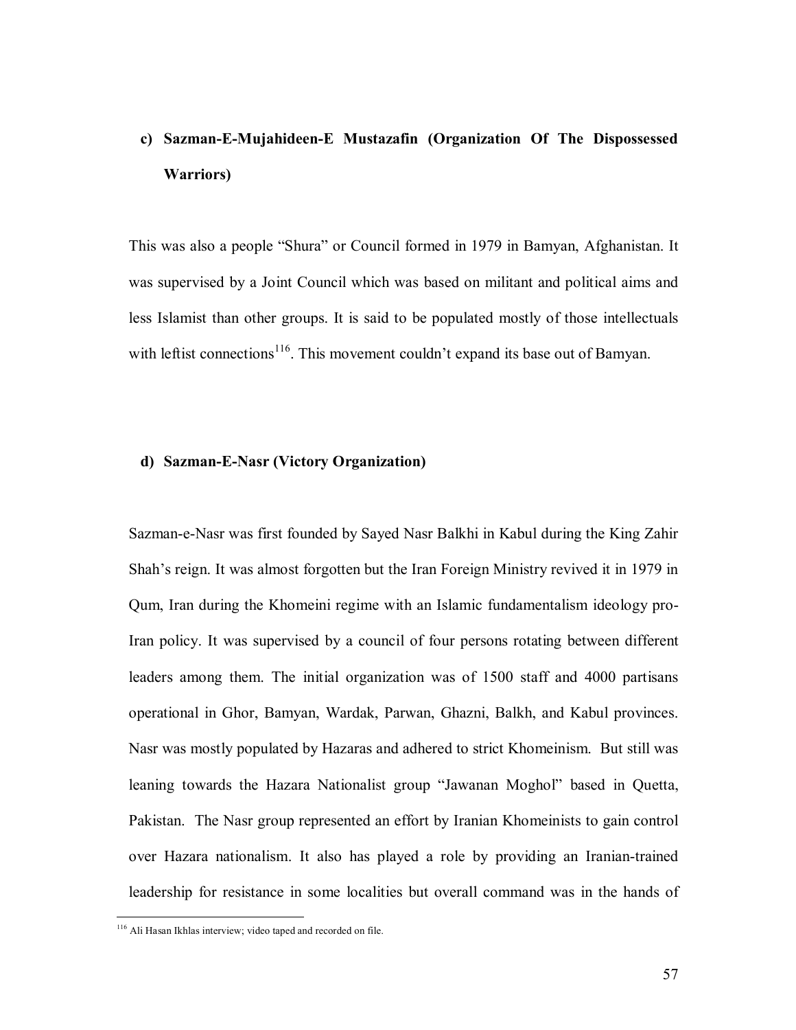**c) Sazman-E-Mujahideen-E Mustazafin (Organization Of The Dispossessed Warriors)**

This was also a people "Shura" or Council formed in 1979 in Bamyan, Afghanistan. It was supervised by a Joint Council which was based on militant and political aims and less Islamist than other groups. It is said to be populated mostly of those intellectuals with leftist connections[116]. This movement couldn't expand its base out of Bamyan.

**d) Sazman-E-Nasr (Victory Organization)**

Sazman-e-Nasr was first founded by Sayed Nasr Balkhi in Kabul during the King Zahir Shah's reign. It was almost forgotten but the Iran Foreign Ministry revived it in 1979 in Qum, Iran during the Khomeini regime with an Islamic fundamentalism ideology pro-Iran policy. It was supervised by a council of four persons rotating between different leaders among them. The initial organization was of 1500 staff and 4000 partisans operational in Ghor, Bamyan, Wardak, Parwan, Ghazni, Balkh, and Kabul provinces. Nasr was mostly populated by Hazaras and adhered to strict Khomeinism. But still was leaning towards the Hazara Nationalist group "Jawanan Moghol" based in Quetta, Pakistan. The Nasr group represented an effort by Iranian Khomeinists to gain control over Hazara nationalism. It also has played a role by providing an Iranian-trained leadership for resistance in some localities but overall command was in the hands of

[116] Ali Hasan Ikhlas interview; video taped and recorded on file.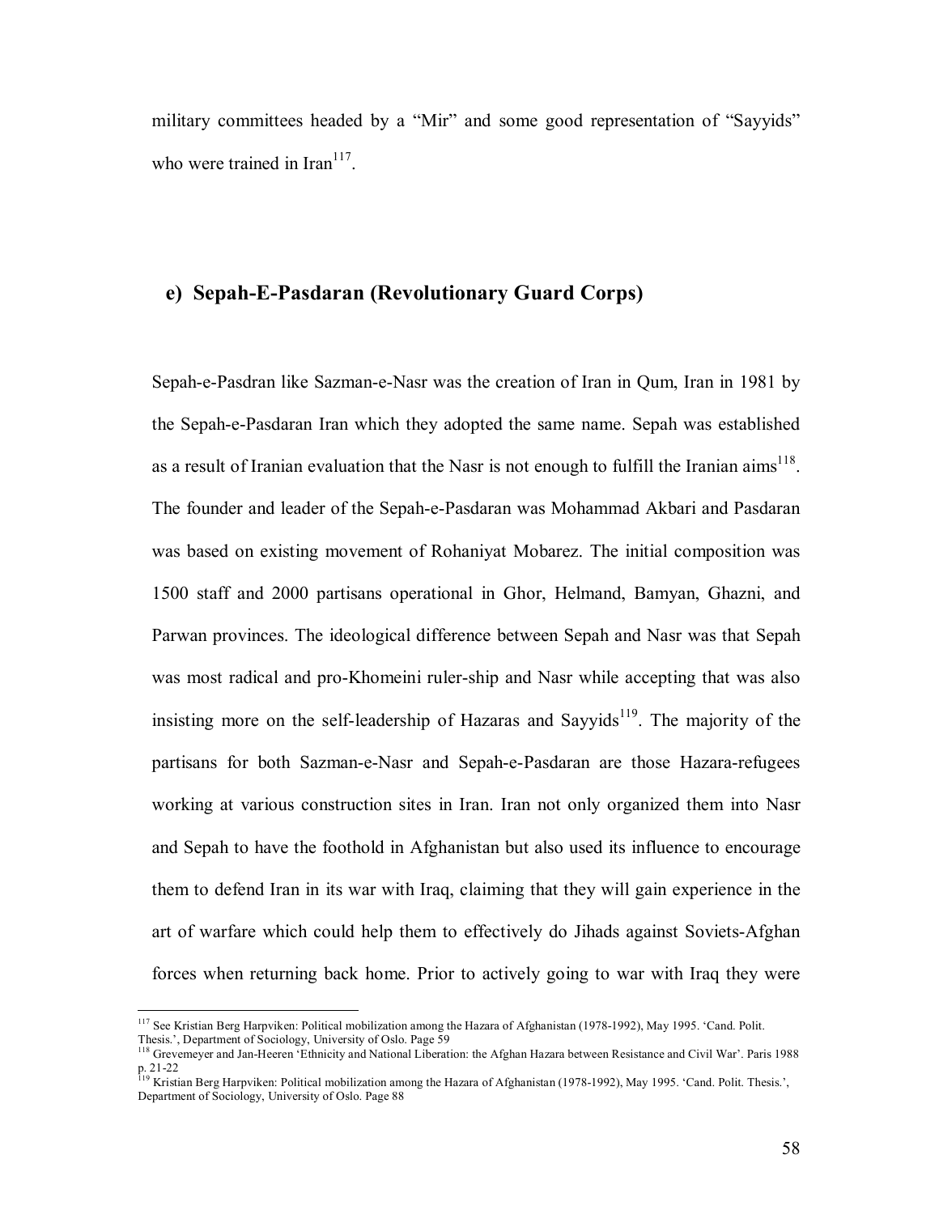military committees headed by a "Mir" and some good representation of "Sayyids" who were trained in Iran[117].

## e) Sepah-E-Pasdaran (Revolutionary Guard Corps)

Sepah-e-Pasdran like Sazman-e-Nasr was the creation of Iran in Qum, Iran in 1981 by the Sepah-e-Pasdaran Iran which they adopted the same name. Sepah was established as a result of Iranian evaluation that the Nasr is not enough to fulfill the Iranian aims[118]. The founder and leader of the Sepah-e-Pasdaran was Mohammad Akbari and Pasdaran was based on existing movement of Rohaniyat Mobarez. The initial composition was 1500 staff and 2000 partisans operational in Ghor, Helmand, Bamyan, Ghazni, and Parwan provinces. The ideological difference between Sepah and Nasr was that Sepah was most radical and pro-Khomeini ruler-ship and Nasr while accepting that was also insisting more on the self-leadership of Hazaras and Sayyids[119]. The majority of the partisans for both Sazman-e-Nasr and Sepah-e-Pasdaran are those Hazara-refugees working at various construction sites in Iran. Iran not only organized them into Nasr and Sepah to have the foothold in Afghanistan but also used its influence to encourage them to defend Iran in its war with Iraq, claiming that they will gain experience in the art of warfare which could help them to effectively do Jihads against Soviets-Afghan forces when returning back home. Prior to actively going to war with Iraq they were

---

[117] See Kristian Berg Harpviken: Political mobilization among the Hazara of Afghanistan (1978-1992), May 1995. 'Cand. Polit. Thesis.', Department of Sociology, University of Oslo. Page 59

[118] Grevemeyer and Jan-Heeren 'Ethnicity and National Liberation: the Afghan Hazara between Resistance and Civil War'. Paris 1988 p. 21-22

[119] Kristian Berg Harpviken: Political mobilization among the Hazara of Afghanistan (1978-1992), May 1995. 'Cand. Polit. Thesis.', Department of Sociology, University of Oslo. Page 88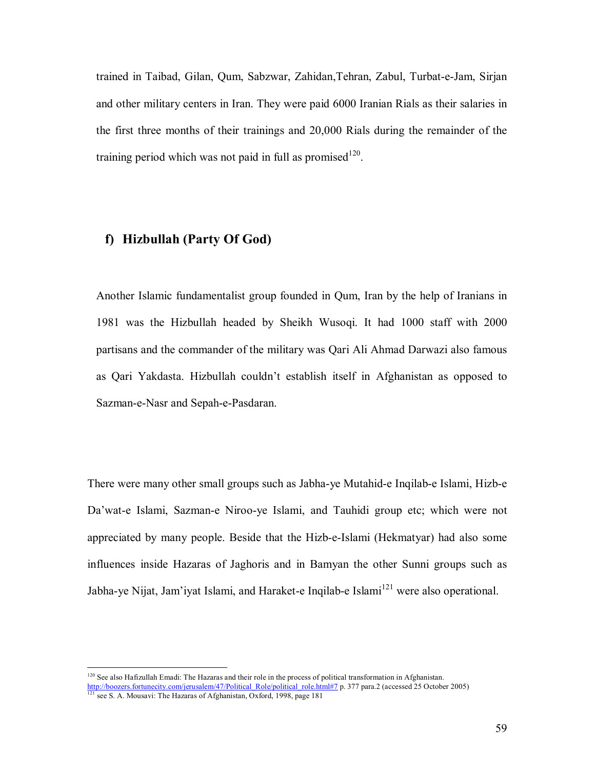trained in Taibad, Gilan, Qum, Sabzwar, Zahidan,Tehran, Zabul, Turbat-e-Jam, Sirjan and other military centers in Iran. They were paid 6000 Iranian Rials as their salaries in the first three months of their trainings and 20,000 Rials during the remainder of the training period which was not paid in full as promised[120].

### f) Hizbullah (Party Of God)

Another Islamic fundamentalist group founded in Qum, Iran by the help of Iranians in 1981 was the Hizbullah headed by Sheikh Wusoqi. It had 1000 staff with 2000 partisans and the commander of the military was Qari Ali Ahmad Darwazi also famous as Qari Yakdasta. Hizbullah couldn't establish itself in Afghanistan as opposed to Sazman-e-Nasr and Sepah-e-Pasdaran.

There were many other small groups such as Jabha-ye Mutahid-e Inqilab-e Islami, Hizb-e Da'wat-e Islami, Sazman-e Niroo-ye Islami, and Tauhidi group etc; which were not appreciated by many people. Beside that the Hizb-e-Islami (Hekmatyar) had also some influences inside Hazaras of Jaghoris and in Bamyan the other Sunni groups such as Jabha-ye Nijat, Jam'iyat Islami, and Haraket-e Inqilab-e Islami[121] were also operational.

---

[120] See also Hafizullah Emadi: The Hazaras and their role in the process of political transformation in Afghanistan. http://boozers.fortunecity.com/jerusalem/47/Political_Role/political_role.html#7 p. 377 para.2 (accessed 25 October 2005)

[121] see S. A. Mousavi: The Hazaras of Afghanistan, Oxford, 1998, page 181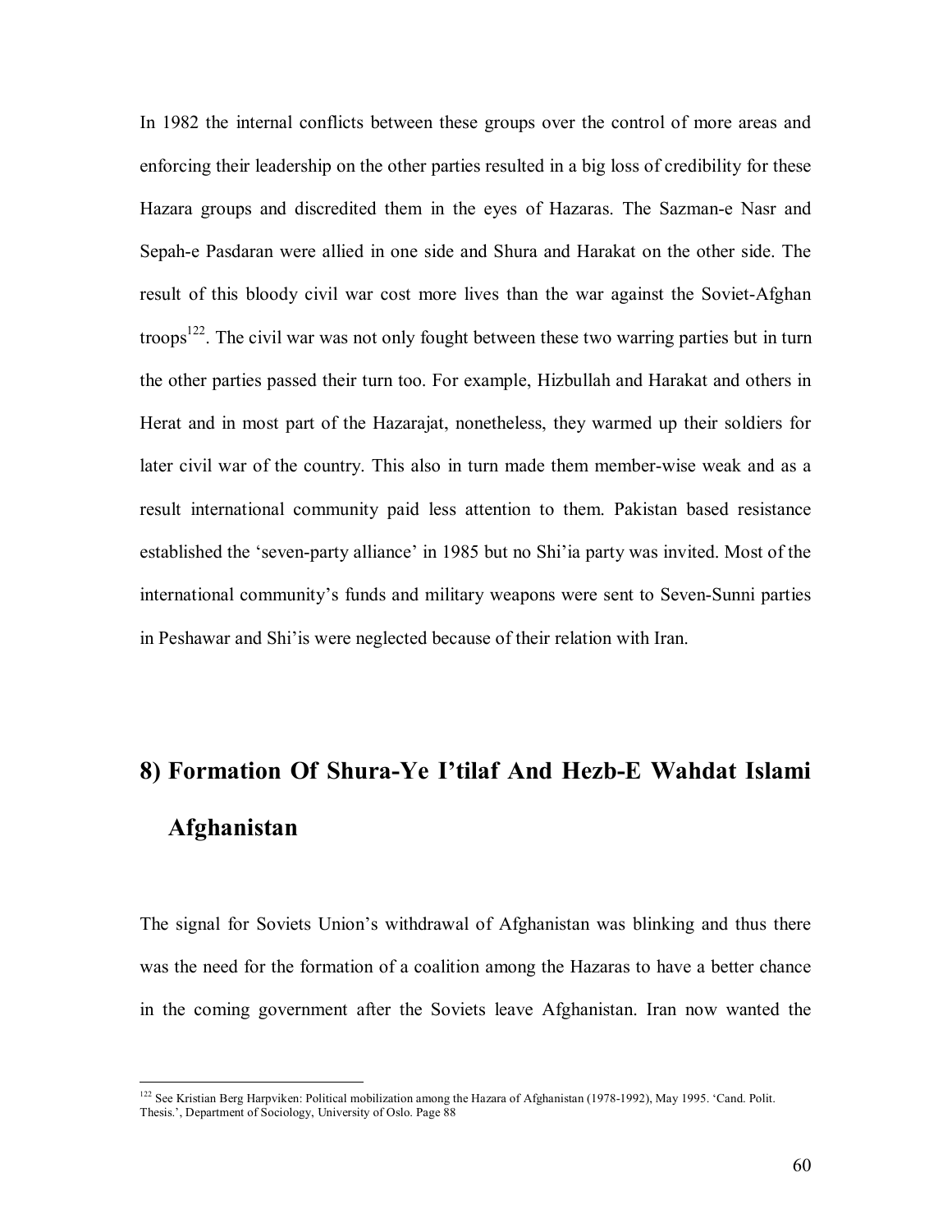In 1982 the internal conflicts between these groups over the control of more areas and enforcing their leadership on the other parties resulted in a big loss of credibility for these Hazara groups and discredited them in the eyes of Hazaras. The Sazman-e Nasr and Sepah-e Pasdaran were allied in one side and Shura and Harakat on the other side. The result of this bloody civil war cost more lives than the war against the Soviet-Afghan troops[122]. The civil war was not only fought between these two warring parties but in turn the other parties passed their turn too. For example, Hizbullah and Harakat and others in Herat and in most part of the Hazarajat, nonetheless, they warmed up their soldiers for later civil war of the country. This also in turn made them member-wise weak and as a result international community paid less attention to them. Pakistan based resistance established the 'seven-party alliance' in 1985 but no Shi'ia party was invited. Most of the international community's funds and military weapons were sent to Seven-Sunni parties in Peshawar and Shi'is were neglected because of their relation with Iran.

## 8) Formation Of Shura-Ye I'tilaf And Hezb-E Wahdat Islami Afghanistan

The signal for Soviets Union's withdrawal of Afghanistan was blinking and thus there was the need for the formation of a coalition among the Hazaras to have a better chance in the coming government after the Soviets leave Afghanistan. Iran now wanted the

---

[122] See Kristian Berg Harpviken: Political mobilization among the Hazara of Afghanistan (1978-1992), May 1995. 'Cand. Polit. Thesis.', Department of Sociology, University of Oslo. Page 88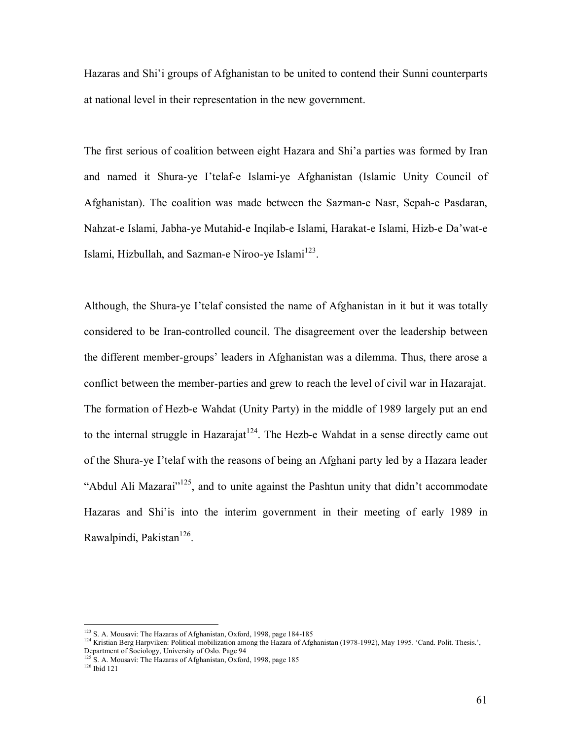Hazaras and Shi'i groups of Afghanistan to be united to contend their Sunni counterparts at national level in their representation in the new government.

The first serious of coalition between eight Hazara and Shi'a parties was formed by Iran and named it Shura-ye I'telaf-e Islami-ye Afghanistan (Islamic Unity Council of Afghanistan). The coalition was made between the Sazman-e Nasr, Sepah-e Pasdaran, Nahzat-e Islami, Jabha-ye Mutahid-e Inqilab-e Islami, Harakat-e Islami, Hizb-e Da'wat-e Islami, Hizbullah, and Sazman-e Niroo-ye Islami[123].

Although, the Shura-ye I'telaf consisted the name of Afghanistan in it but it was totally considered to be Iran-controlled council. The disagreement over the leadership between the different member-groups' leaders in Afghanistan was a dilemma. Thus, there arose a conflict between the member-parties and grew to reach the level of civil war in Hazarajat. The formation of Hezb-e Wahdat (Unity Party) in the middle of 1989 largely put an end to the internal struggle in Hazarajat[124]. The Hezb-e Wahdat in a sense directly came out of the Shura-ye I'telaf with the reasons of being an Afghani party led by a Hazara leader "Abdul Ali Mazarai"[125], and to unite against the Pashtun unity that didn't accommodate Hazaras and Shi'is into the interim government in their meeting of early 1989 in Rawalpindi, Pakistan[126].

---

[123] S. A. Mousavi: The Hazaras of Afghanistan, Oxford, 1998, page 184-185

[124] Kristian Berg Harpviken: Political mobilization among the Hazara of Afghanistan (1978-1992), May 1995. 'Cand. Polit. Thesis.', Department of Sociology, University of Oslo. Page 94

[125] S. A. Mousavi: The Hazaras of Afghanistan, Oxford, 1998, page 185

[126] Ibid 121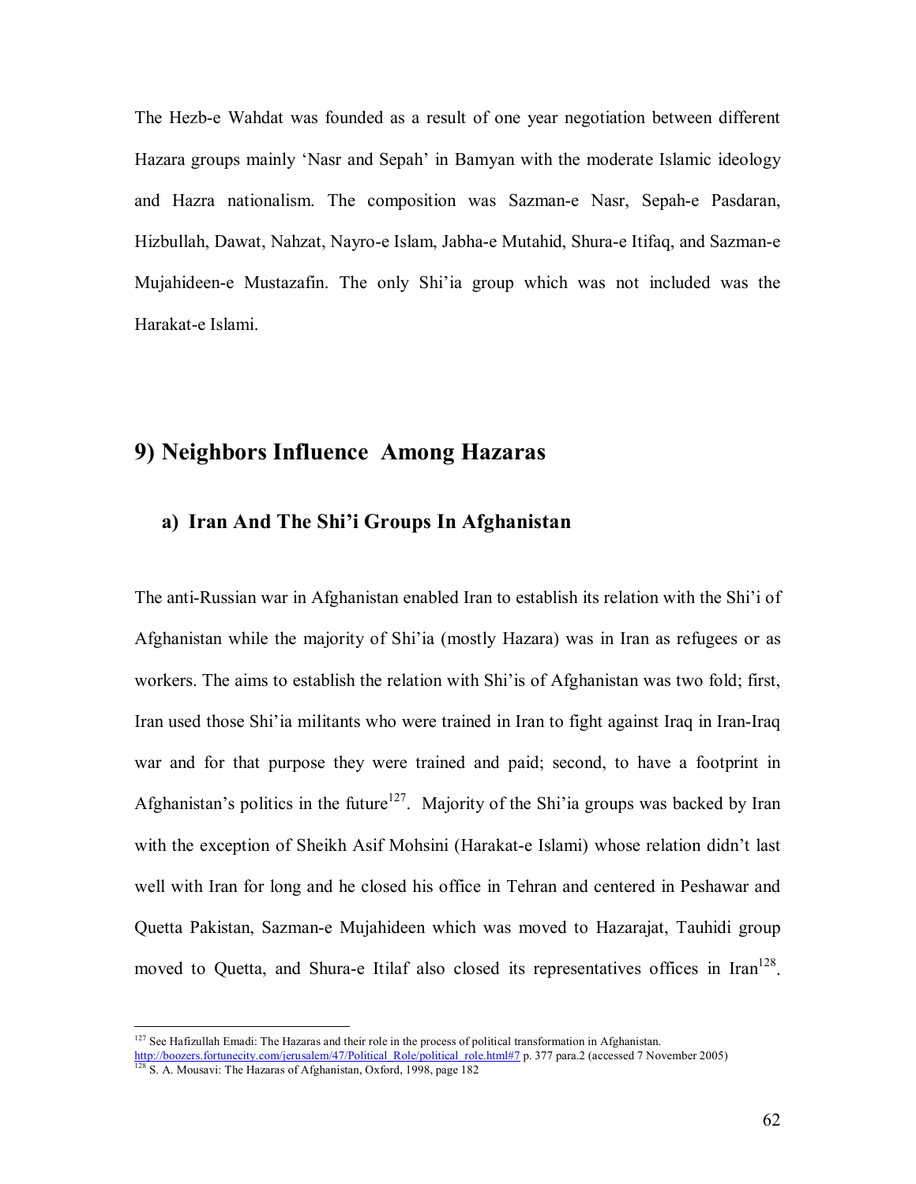The Hezb-e Wahdat was founded as a result of one year negotiation between different Hazara groups mainly 'Nasr and Sepah' in Bamyan with the moderate Islamic ideology and Hazra nationalism. The composition was Sazman-e Nasr, Sepah-e Pasdaran, Hizbullah, Dawat, Nahzat, Nayro-e Islam, Jabha-e Mutahid, Shura-e Itifaq, and Sazman-e Mujahideen-e Mustazafin. The only Shi'ia group which was not included was the Harakat-e Islami.

## 9) Neighbors Influence Among Hazaras

### a) Iran And The Shi'i Groups In Afghanistan

The anti-Russian war in Afghanistan enabled Iran to establish its relation with the Shi'i of Afghanistan while the majority of Shi'ia (mostly Hazara) was in Iran as refugees or as workers. The aims to establish the relation with Shi'is of Afghanistan was two fold; first, Iran used those Shi'ia militants who were trained in Iran to fight against Iraq in Iran-Iraq war and for that purpose they were trained and paid; second, to have a footprint in Afghanistan's politics in the future[127]. Majority of the Shi'ia groups was backed by Iran with the exception of Sheikh Asif Mohsini (Harakat-e Islami) whose relation didn't last well with Iran for long and he closed his office in Tehran and centered in Peshawar and Quetta Pakistan, Sazman-e Mujahideen which was moved to Hazarajat, Tauhidi group moved to Quetta, and Shura-e Itilaf also closed its representatives offices in Iran[128].

---

[127] See Hafizullah Emadi: The Hazaras and their role in the process of political transformation in Afghanistan. http://boozers.fortunecity.com/jerusalem/47/Political_Role/political_role.html#7 p. 377 para.2 (accessed 7 November 2005)

[128] S. A. Mousavi: The Hazaras of Afghanistan, Oxford, 1998, page 182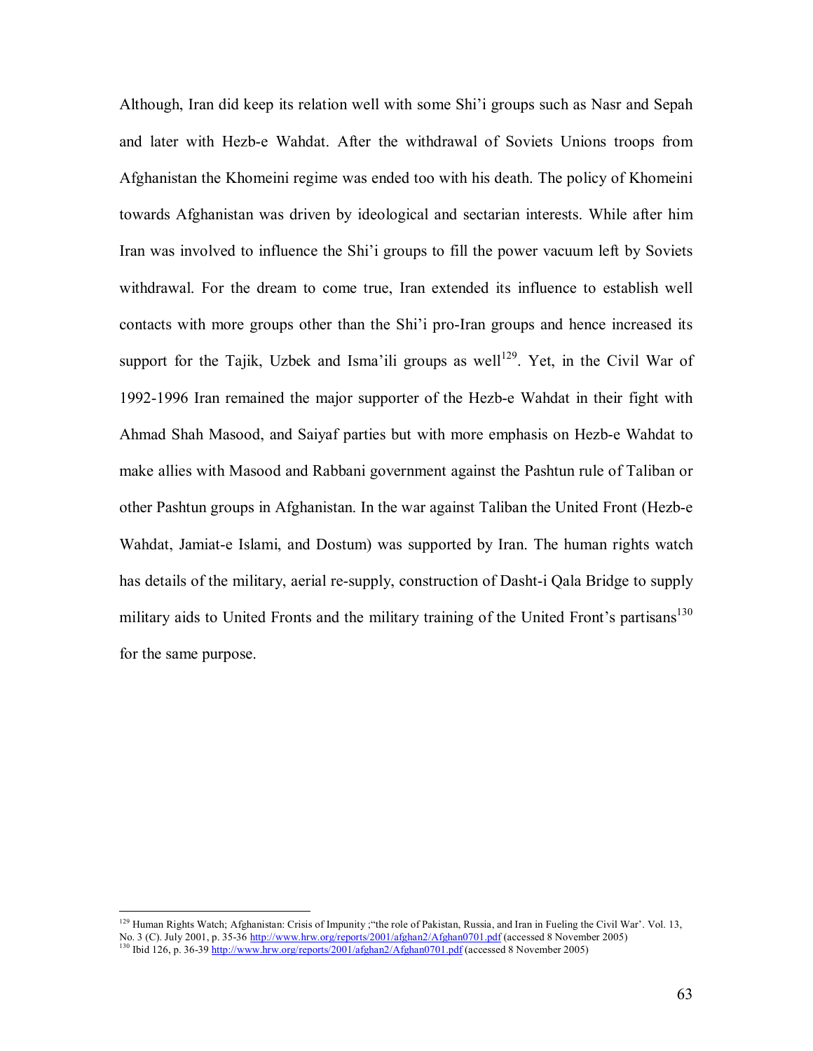Although, Iran did keep its relation well with some Shi'i groups such as Nasr and Sepah and later with Hezb-e Wahdat. After the withdrawal of Soviets Unions troops from Afghanistan the Khomeini regime was ended too with his death. The policy of Khomeini towards Afghanistan was driven by ideological and sectarian interests. While after him Iran was involved to influence the Shi'i groups to fill the power vacuum left by Soviets withdrawal. For the dream to come true, Iran extended its influence to establish well contacts with more groups other than the Shi'i pro-Iran groups and hence increased its support for the Tajik, Uzbek and Isma'ili groups as well[129]. Yet, in the Civil War of 1992-1996 Iran remained the major supporter of the Hezb-e Wahdat in their fight with Ahmad Shah Masood, and Saiyaf parties but with more emphasis on Hezb-e Wahdat to make allies with Masood and Rabbani government against the Pashtun rule of Taliban or other Pashtun groups in Afghanistan. In the war against Taliban the United Front (Hezb-e Wahdat, Jamiat-e Islami, and Dostum) was supported by Iran. The human rights watch has details of the military, aerial re-supply, construction of Dasht-i Qala Bridge to supply military aids to United Fronts and the military training of the United Front's partisans[130] for the same purpose.

---

[129] Human Rights Watch; Afghanistan: Crisis of Impunity ;"the role of Pakistan, Russia, and Iran in Fueling the Civil War'. Vol. 13, No. 3 (C). July 2001, p. 35-36 http://www.hrw.org/reports/2001/afghan2/Afghan0701.pdf (accessed 8 November 2005)

[130] Ibid 126, p. 36-39 http://www.hrw.org/reports/2001/afghan2/Afghan0701.pdf (accessed 8 November 2005)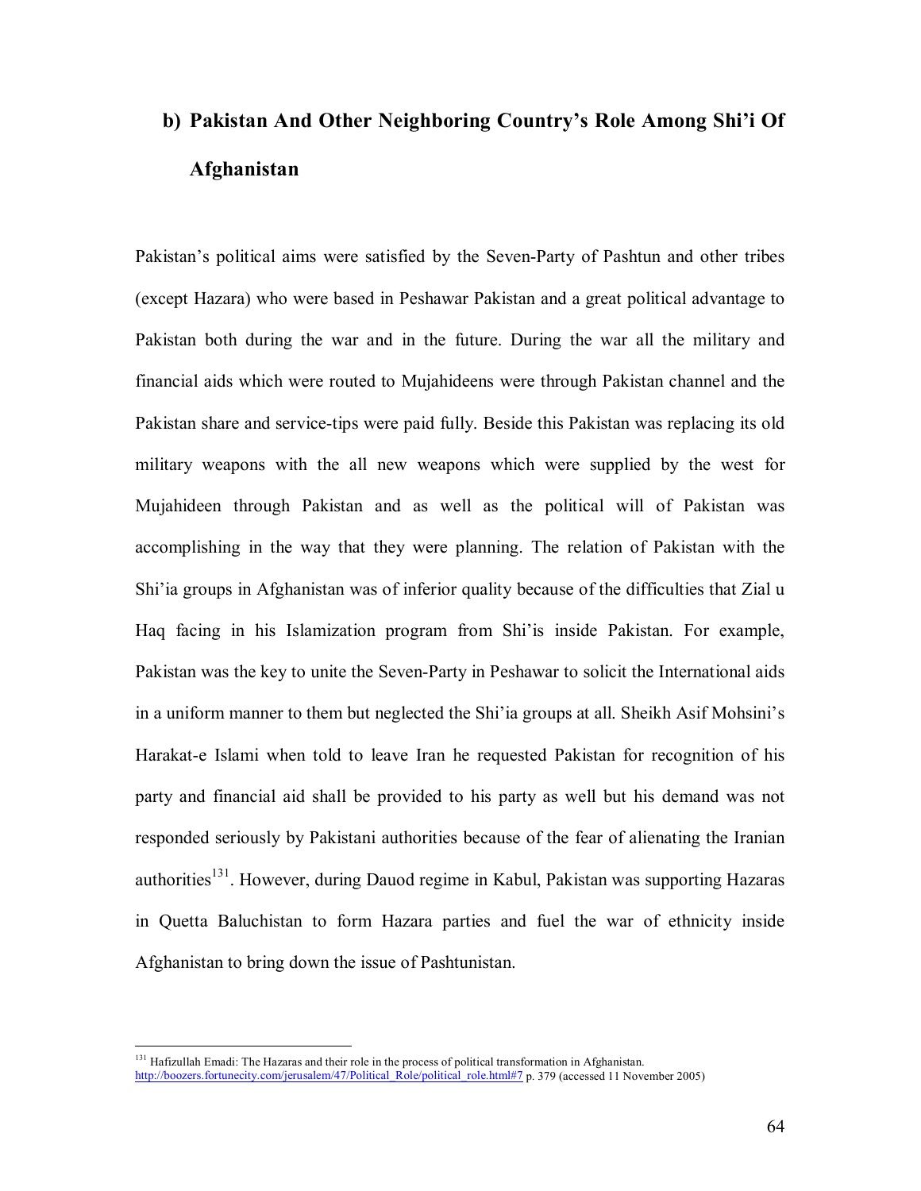## b) Pakistan And Other Neighboring Country's Role Among Shi'i Of Afghanistan

Pakistan's political aims were satisfied by the Seven-Party of Pashtun and other tribes (except Hazara) who were based in Peshawar Pakistan and a great political advantage to Pakistan both during the war and in the future. During the war all the military and financial aids which were routed to Mujahideens were through Pakistan channel and the Pakistan share and service-tips were paid fully. Beside this Pakistan was replacing its old military weapons with the all new weapons which were supplied by the west for Mujahideen through Pakistan and as well as the political will of Pakistan was accomplishing in the way that they were planning. The relation of Pakistan with the Shi'ia groups in Afghanistan was of inferior quality because of the difficulties that Zial u Haq facing in his Islamization program from Shi'is inside Pakistan. For example, Pakistan was the key to unite the Seven-Party in Peshawar to solicit the International aids in a uniform manner to them but neglected the Shi'ia groups at all. Sheikh Asif Mohsini's Harakat-e Islami when told to leave Iran he requested Pakistan for recognition of his party and financial aid shall be provided to his party as well but his demand was not responded seriously by Pakistani authorities because of the fear of alienating the Iranian authorities[131]. However, during Dauod regime in Kabul, Pakistan was supporting Hazaras in Quetta Baluchistan to form Hazara parties and fuel the war of ethnicity inside Afghanistan to bring down the issue of Pashtunistan.

---

[131] Hafizullah Emadi: The Hazaras and their role in the process of political transformation in Afghanistan. http://boozers.fortunecity.com/jerusalem/47/Political_Role/political_role.html#7 p. 379 (accessed 11 November 2005)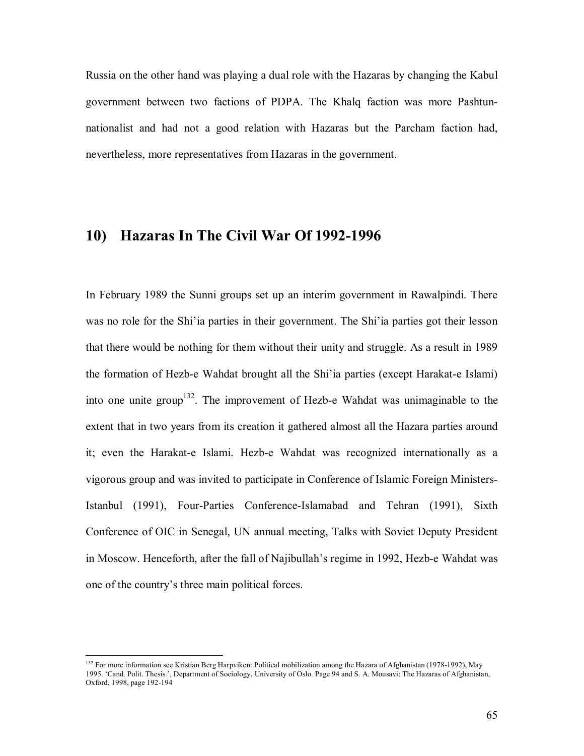Russia on the other hand was playing a dual role with the Hazaras by changing the Kabul government between two factions of PDPA. The Khalq faction was more Pashtun-nationalist and had not a good relation with Hazaras but the Parcham faction had, nevertheless, more representatives from Hazaras in the government.

## 10) Hazaras In The Civil War Of 1992-1996

In February 1989 the Sunni groups set up an interim government in Rawalpindi. There was no role for the Shi'ia parties in their government. The Shi'ia parties got their lesson that there would be nothing for them without their unity and struggle. As a result in 1989 the formation of Hezb-e Wahdat brought all the Shi'ia parties (except Harakat-e Islami) into one unite group[132]. The improvement of Hezb-e Wahdat was unimaginable to the extent that in two years from its creation it gathered almost all the Hazara parties around it; even the Harakat-e Islami. Hezb-e Wahdat was recognized internationally as a vigorous group and was invited to participate in Conference of Islamic Foreign Ministers-Istanbul (1991), Four-Parties Conference-Islamabad and Tehran (1991), Sixth Conference of OIC in Senegal, UN annual meeting, Talks with Soviet Deputy President in Moscow. Henceforth, after the fall of Najibullah's regime in 1992, Hezb-e Wahdat was one of the country's three main political forces.

---

[132] For more information see Kristian Berg Harpviken: Political mobilization among the Hazara of Afghanistan (1978-1992), May 1995. 'Cand. Polit. Thesis.', Department of Sociology, University of Oslo. Page 94 and S. A. Mousavi: The Hazaras of Afghanistan, Oxford, 1998, page 192-194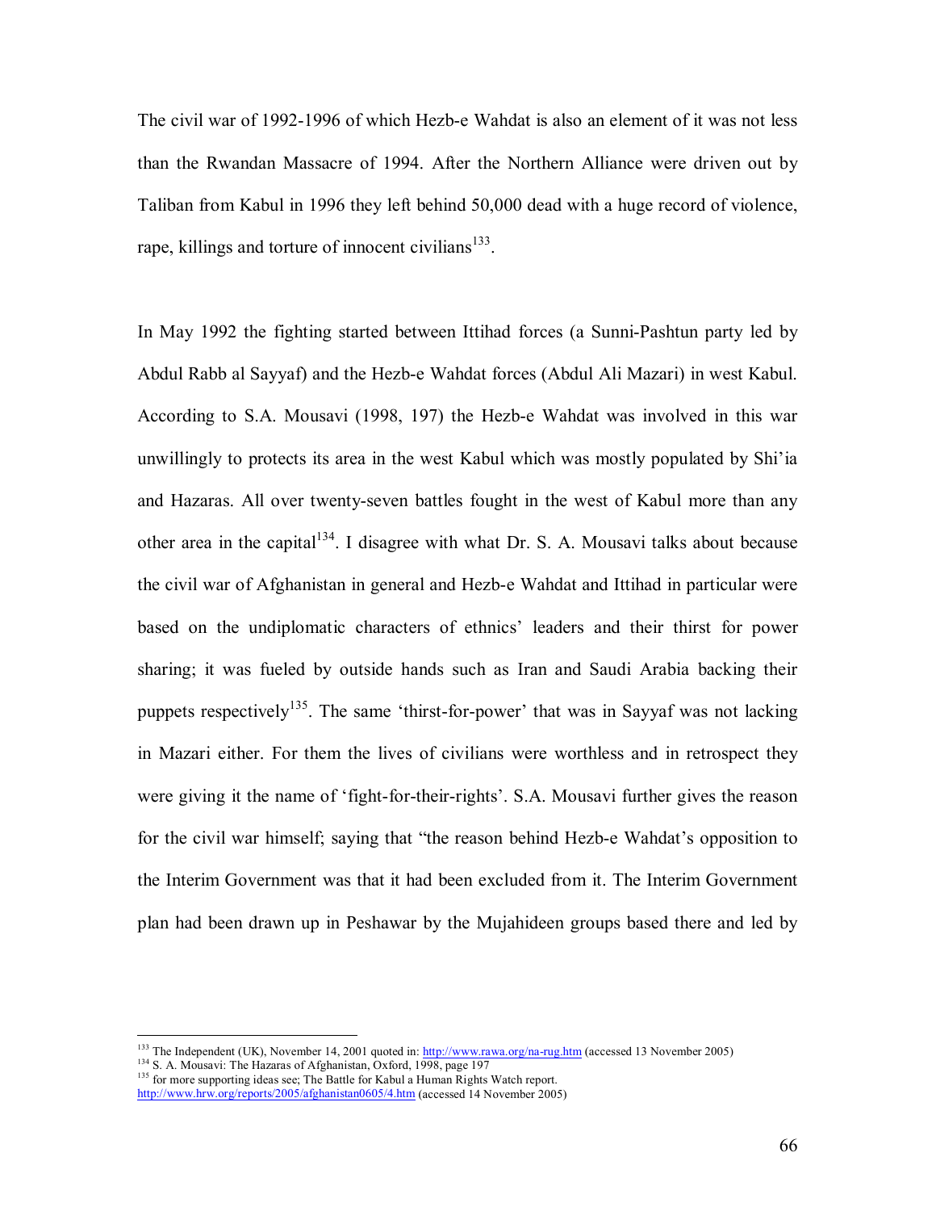The civil war of 1992-1996 of which Hezb-e Wahdat is also an element of it was not less than the Rwandan Massacre of 1994. After the Northern Alliance were driven out by Taliban from Kabul in 1996 they left behind 50,000 dead with a huge record of violence, rape, killings and torture of innocent civilians[133].

In May 1992 the fighting started between Ittihad forces (a Sunni-Pashtun party led by Abdul Rabb al Sayyaf) and the Hezb-e Wahdat forces (Abdul Ali Mazari) in west Kabul. According to S.A. Mousavi (1998, 197) the Hezb-e Wahdat was involved in this war unwillingly to protects its area in the west Kabul which was mostly populated by Shi'ia and Hazaras. All over twenty-seven battles fought in the west of Kabul more than any other area in the capital[134]. I disagree with what Dr. S. A. Mousavi talks about because the civil war of Afghanistan in general and Hezb-e Wahdat and Ittihad in particular were based on the undiplomatic characters of ethnics' leaders and their thirst for power sharing; it was fueled by outside hands such as Iran and Saudi Arabia backing their puppets respectively[135]. The same 'thirst-for-power' that was in Sayyaf was not lacking in Mazari either. For them the lives of civilians were worthless and in retrospect they were giving it the name of 'fight-for-their-rights'. S.A. Mousavi further gives the reason for the civil war himself; saying that "the reason behind Hezb-e Wahdat's opposition to the Interim Government was that it had been excluded from it. The Interim Government plan had been drawn up in Peshawar by the Mujahideen groups based there and led by

---

[133] The Independent (UK), November 14, 2001 quoted in: http://www.rawa.org/na-rug.htm (accessed 13 November 2005)

[134] S. A. Mousavi: The Hazaras of Afghanistan, Oxford, 1998, page 197

[135] for more supporting ideas see; The Battle for Kabul a Human Rights Watch report. http://www.hrw.org/reports/2005/afghanistan0605/4.htm (accessed 14 November 2005)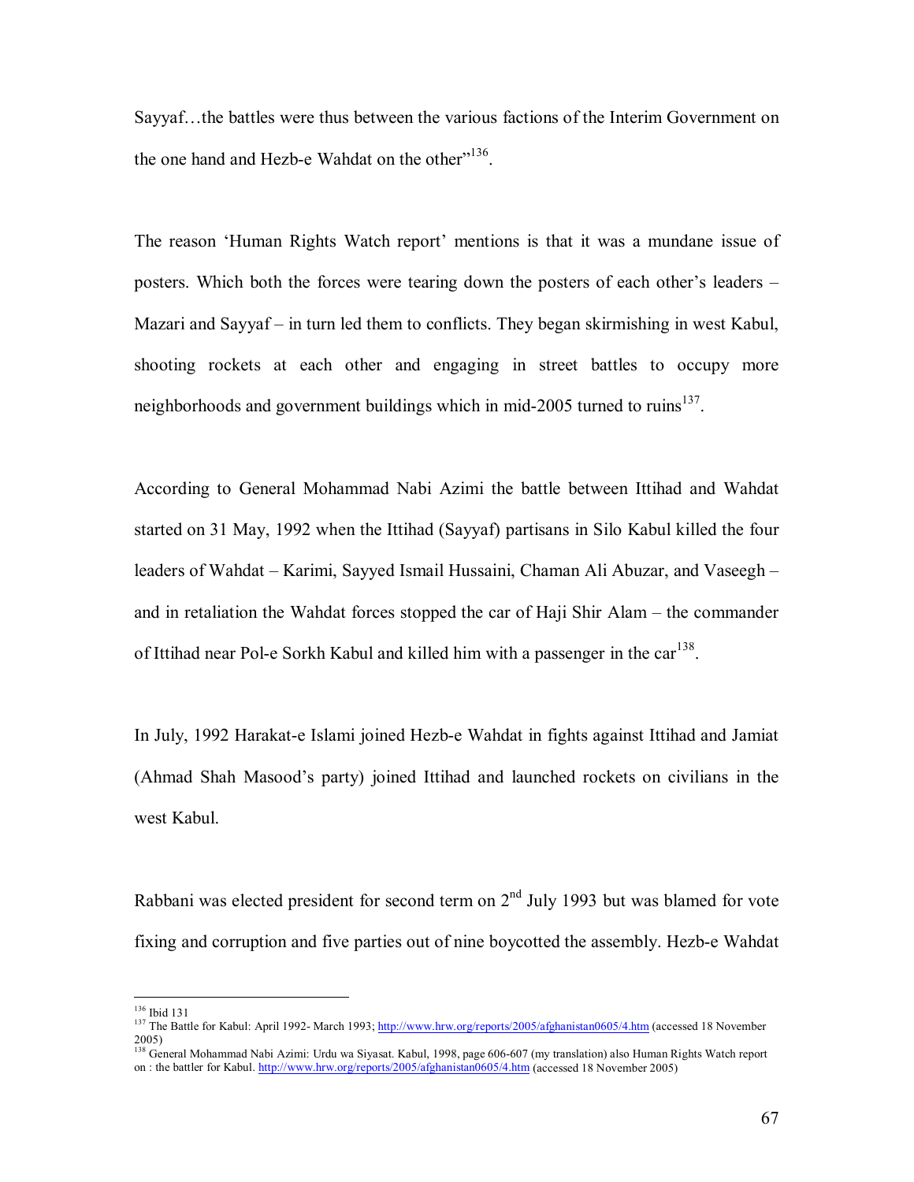Sayyaf…the battles were thus between the various factions of the Interim Government on the one hand and Hezb-e Wahdat on the other"[136].

The reason 'Human Rights Watch report' mentions is that it was a mundane issue of posters. Which both the forces were tearing down the posters of each other's leaders – Mazari and Sayyaf – in turn led them to conflicts. They began skirmishing in west Kabul, shooting rockets at each other and engaging in street battles to occupy more neighborhoods and government buildings which in mid-2005 turned to ruins[137].

According to General Mohammad Nabi Azimi the battle between Ittihad and Wahdat started on 31 May, 1992 when the Ittihad (Sayyaf) partisans in Silo Kabul killed the four leaders of Wahdat – Karimi, Sayyed Ismail Hussaini, Chaman Ali Abuzar, and Vaseegh – and in retaliation the Wahdat forces stopped the car of Haji Shir Alam – the commander of Ittihad near Pol-e Sorkh Kabul and killed him with a passenger in the car[138].

In July, 1992 Harakat-e Islami joined Hezb-e Wahdat in fights against Ittihad and Jamiat (Ahmad Shah Masood's party) joined Ittihad and launched rockets on civilians in the west Kabul.

Rabbani was elected president for second term on 2nd July 1993 but was blamed for vote fixing and corruption and five parties out of nine boycotted the assembly. Hezb-e Wahdat

---

[136] Ibid 131

[137] The Battle for Kabul: April 1992- March 1993; http://www.hrw.org/reports/2005/afghanistan0605/4.htm (accessed 18 November 2005)

[138] General Mohammad Nabi Azimi: Urdu wa Siyasat. Kabul, 1998, page 606-607 (my translation) also Human Rights Watch report on : the battler for Kabul. http://www.hrw.org/reports/2005/afghanistan0605/4.htm (accessed 18 November 2005)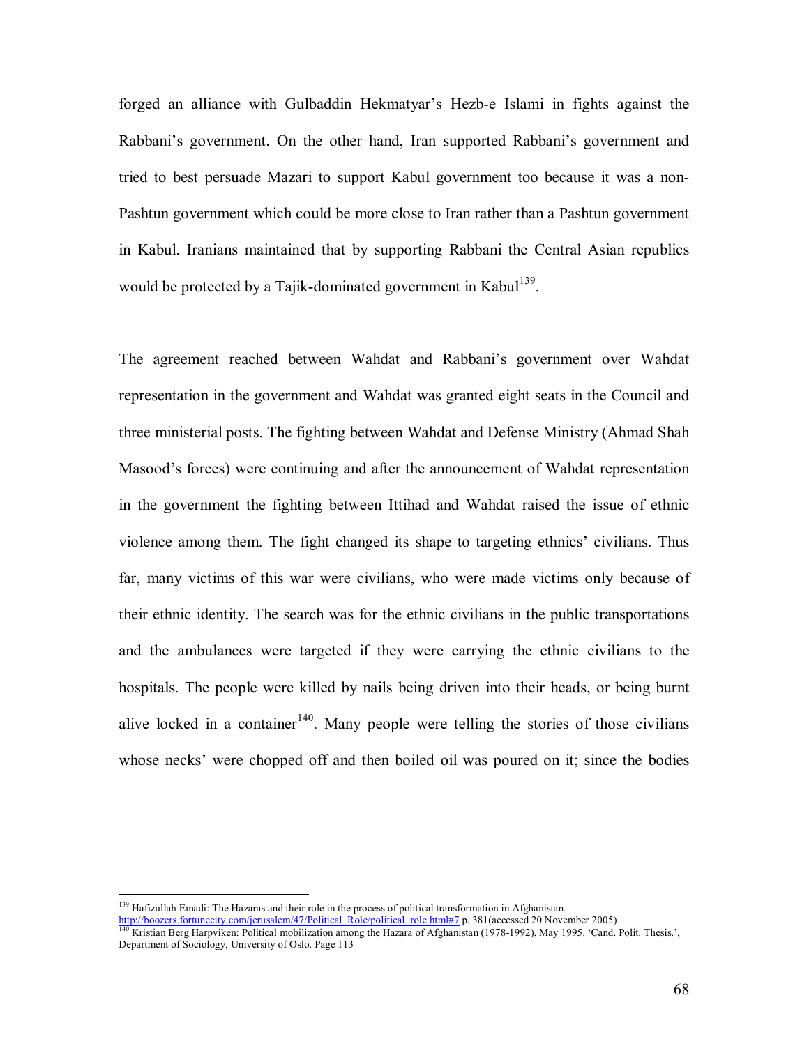forged an alliance with Gulbaddin Hekmatyar's Hezb-e Islami in fights against the Rabbani's government. On the other hand, Iran supported Rabbani's government and tried to best persuade Mazari to support Kabul government too because it was a non-Pashtun government which could be more close to Iran rather than a Pashtun government in Kabul. Iranians maintained that by supporting Rabbani the Central Asian republics would be protected by a Tajik-dominated government in Kabul[139].

The agreement reached between Wahdat and Rabbani's government over Wahdat representation in the government and Wahdat was granted eight seats in the Council and three ministerial posts. The fighting between Wahdat and Defense Ministry (Ahmad Shah Masood's forces) were continuing and after the announcement of Wahdat representation in the government the fighting between Ittihad and Wahdat raised the issue of ethnic violence among them. The fight changed its shape to targeting ethnics' civilians. Thus far, many victims of this war were civilians, who were made victims only because of their ethnic identity. The search was for the ethnic civilians in the public transportations and the ambulances were targeted if they were carrying the ethnic civilians to the hospitals. The people were killed by nails being driven into their heads, or being burnt alive locked in a container[140]. Many people were telling the stories of those civilians whose necks' were chopped off and then boiled oil was poured on it; since the bodies

---

[139] Hafizullah Emadi: The Hazaras and their role in the process of political transformation in Afghanistan. http://boozers.fortunecity.com/jerusalem/47/Political_Role/political_role.html#7 p. 381(accessed 20 November 2005)

[140] Kristian Berg Harpviken: Political mobilization among the Hazara of Afghanistan (1978-1992), May 1995. 'Cand. Polit. Thesis.', Department of Sociology, University of Oslo. Page 113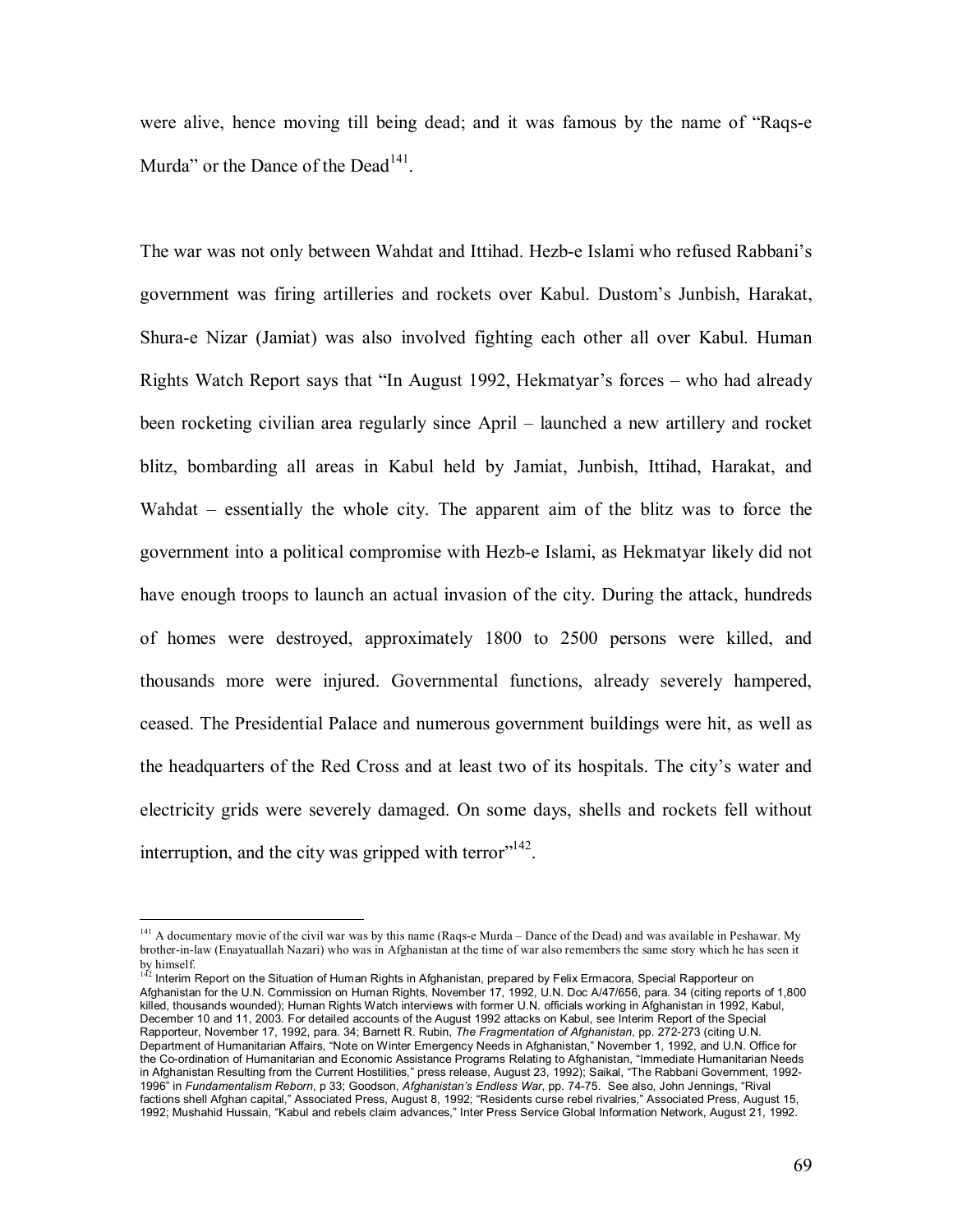were alive, hence moving till being dead; and it was famous by the name of "Raqs-e Murda" or the Dance of the Dead[141].

The war was not only between Wahdat and Ittihad. Hezb-e Islami who refused Rabbani's government was firing artilleries and rockets over Kabul. Dustom's Junbish, Harakat, Shura-e Nizar (Jamiat) was also involved fighting each other all over Kabul. Human Rights Watch Report says that "In August 1992, Hekmatyar's forces – who had already been rocketing civilian area regularly since April – launched a new artillery and rocket blitz, bombarding all areas in Kabul held by Jamiat, Junbish, Ittihad, Harakat, and Wahdat – essentially the whole city. The apparent aim of the blitz was to force the government into a political compromise with Hezb-e Islami, as Hekmatyar likely did not have enough troops to launch an actual invasion of the city. During the attack, hundreds of homes were destroyed, approximately 1800 to 2500 persons were killed, and thousands more were injured. Governmental functions, already severely hampered, ceased. The Presidential Palace and numerous government buildings were hit, as well as the headquarters of the Red Cross and at least two of its hospitals. The city's water and electricity grids were severely damaged. On some days, shells and rockets fell without interruption, and the city was gripped with terror"[142].

---

[141] A documentary movie of the civil war was by this name (Raqs-e Murda – Dance of the Dead) and was available in Peshawar. My brother-in-law (Enayatuallah Nazari) who was in Afghanistan at the time of war also remembers the same story which he has seen it by himself.

[142] Interim Report on the Situation of Human Rights in Afghanistan, prepared by Felix Ermacora, Special Rapporteur on Afghanistan for the U.N. Commission on Human Rights, November 17, 1992, U.N. Doc A/47/656, para. 34 (citing reports of 1,800 killed, thousands wounded); Human Rights Watch interviews with former U.N. officials working in Afghanistan in 1992, Kabul, December 10 and 11, 2003. For detailed accounts of the August 1992 attacks on Kabul, see Interim Report of the Special Rapporteur, November 17, 1992, para. 34; Barnett R. Rubin, *The Fragmentation of Afghanistan*, pp. 272-273 (citing U.N. Department of Humanitarian Affairs, "Note on Winter Emergency Needs in Afghanistan," November 1, 1992, and U.N. Office for the Co-ordination of Humanitarian and Economic Assistance Programs Relating to Afghanistan, "Immediate Humanitarian Needs in Afghanistan Resulting from the Current Hostilities," press release, August 23, 1992); Saikal, "The Rabbani Government, 1992-1996" in *Fundamentalism Reborn*, p 33; Goodson, *Afghanistan's Endless War*, pp. 74-75. See also, John Jennings, "Rival factions shell Afghan capital," Associated Press, August 8, 1992; "Residents curse rebel rivalries," Associated Press, August 15, 1992; Mushahid Hussain, "Kabul and rebels claim advances," Inter Press Service Global Information Network, August 21, 1992.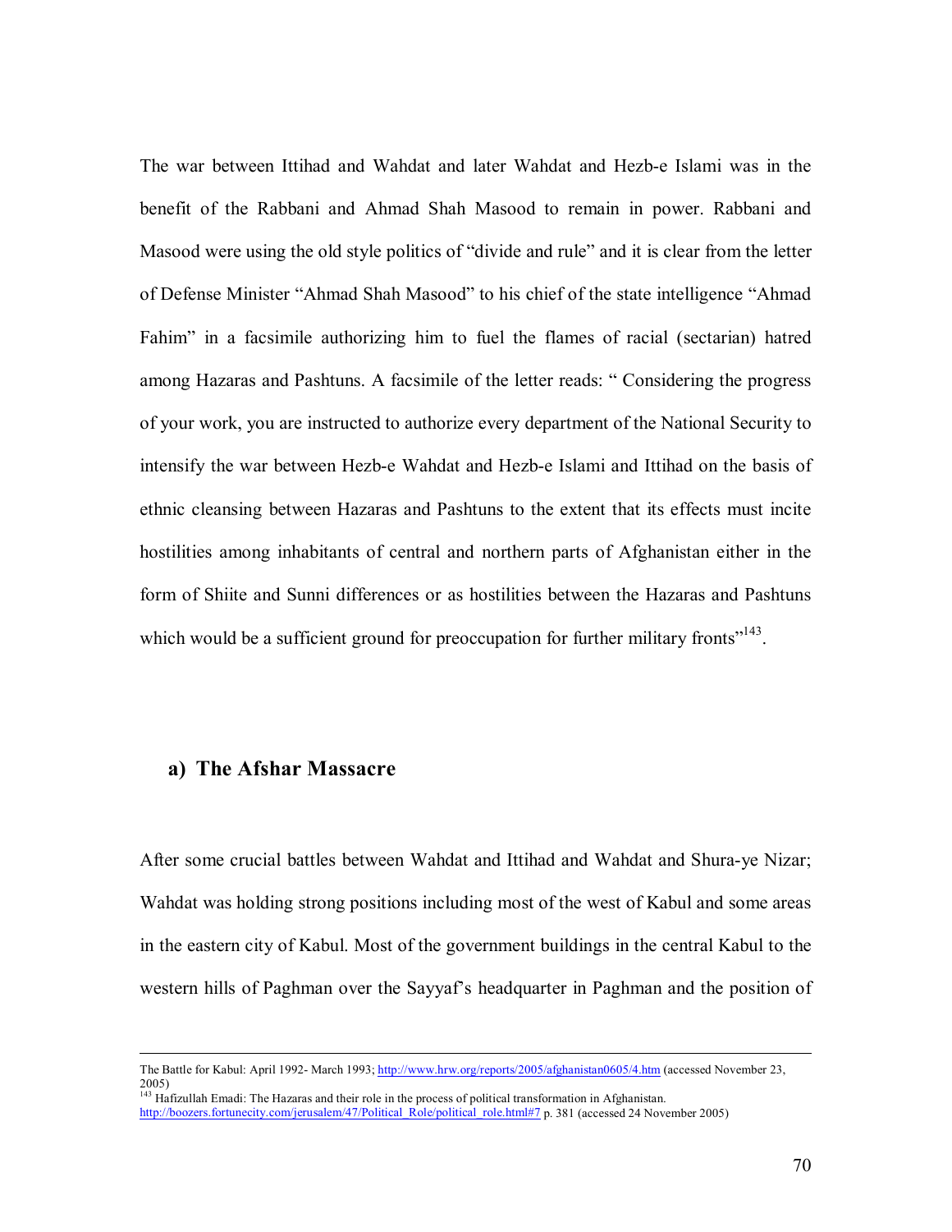The war between Ittihad and Wahdat and later Wahdat and Hezb-e Islami was in the benefit of the Rabbani and Ahmad Shah Masood to remain in power. Rabbani and Masood were using the old style politics of "divide and rule" and it is clear from the letter of Defense Minister "Ahmad Shah Masood" to his chief of the state intelligence "Ahmad Fahim" in a facsimile authorizing him to fuel the flames of racial (sectarian) hatred among Hazaras and Pashtuns. A facsimile of the letter reads: " Considering the progress of your work, you are instructed to authorize every department of the National Security to intensify the war between Hezb-e Wahdat and Hezb-e Islami and Ittihad on the basis of ethnic cleansing between Hazaras and Pashtuns to the extent that its effects must incite hostilities among inhabitants of central and northern parts of Afghanistan either in the form of Shiite and Sunni differences or as hostilities between the Hazaras and Pashtuns which would be a sufficient ground for preoccupation for further military fronts"[143].

## a) The Afshar Massacre

After some crucial battles between Wahdat and Ittihad and Wahdat and Shura-ye Nizar; Wahdat was holding strong positions including most of the west of Kabul and some areas in the eastern city of Kabul. Most of the government buildings in the central Kabul to the western hills of Paghman over the Sayyaf's headquarter in Paghman and the position of

---

The Battle for Kabul: April 1992- March 1993; http://www.hrw.org/reports/2005/afghanistan0605/4.htm (accessed November 23, 2005)

[143] Hafizullah Emadi: The Hazaras and their role in the process of political transformation in Afghanistan. http://boozers.fortunecity.com/jerusalem/47/Political_Role/political_role.html#7 p. 381 (accessed 24 November 2005)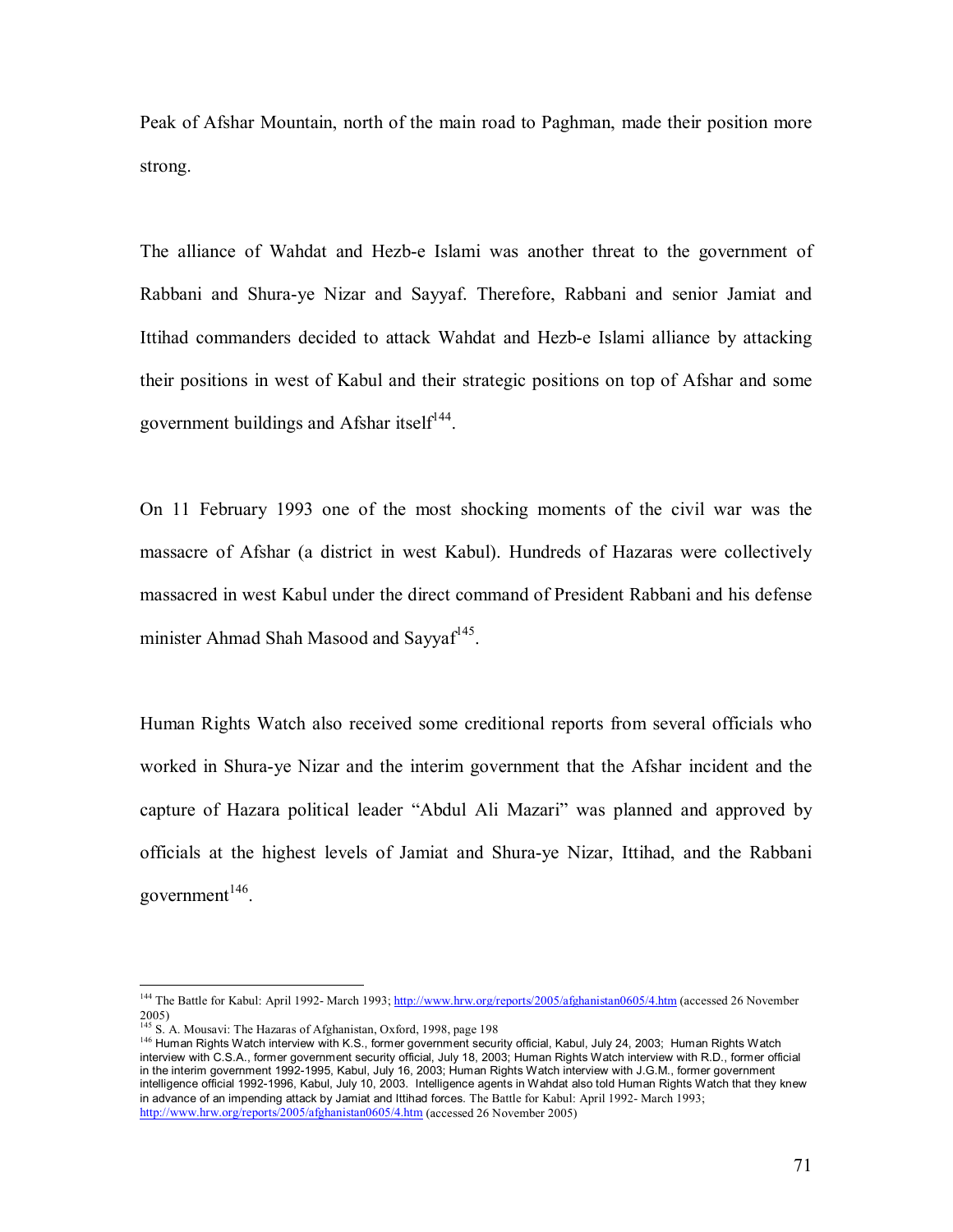Peak of Afshar Mountain, north of the main road to Paghman, made their position more strong.

The alliance of Wahdat and Hezb-e Islami was another threat to the government of Rabbani and Shura-ye Nizar and Sayyaf. Therefore, Rabbani and senior Jamiat and Ittihad commanders decided to attack Wahdat and Hezb-e Islami alliance by attacking their positions in west of Kabul and their strategic positions on top of Afshar and some government buildings and Afshar itself[144].

On 11 February 1993 one of the most shocking moments of the civil war was the massacre of Afshar (a district in west Kabul). Hundreds of Hazaras were collectively massacred in west Kabul under the direct command of President Rabbani and his defense minister Ahmad Shah Masood and Sayyaf[145].

Human Rights Watch also received some creditional reports from several officials who worked in Shura-ye Nizar and the interim government that the Afshar incident and the capture of Hazara political leader "Abdul Ali Mazari" was planned and approved by officials at the highest levels of Jamiat and Shura-ye Nizar, Ittihad, and the Rabbani government[146].

---

[144] The Battle for Kabul: April 1992- March 1993; http://www.hrw.org/reports/2005/afghanistan0605/4.htm (accessed 26 November 2005)

[145] S. A. Mousavi: The Hazaras of Afghanistan, Oxford, 1998, page 198

[146] Human Rights Watch interview with K.S., former government security official, Kabul, July 24, 2003; Human Rights Watch interview with C.S.A., former government security official, July 18, 2003; Human Rights Watch interview with R.D., former official in the interim government 1992-1995, Kabul, July 16, 2003; Human Rights Watch interview with J.G.M., former government intelligence official 1992-1996, Kabul, July 10, 2003. Intelligence agents in Wahdat also told Human Rights Watch that they knew in advance of an impending attack by Jamiat and Ittihad forces. The Battle for Kabul: April 1992- March 1993; http://www.hrw.org/reports/2005/afghanistan0605/4.htm (accessed 26 November 2005)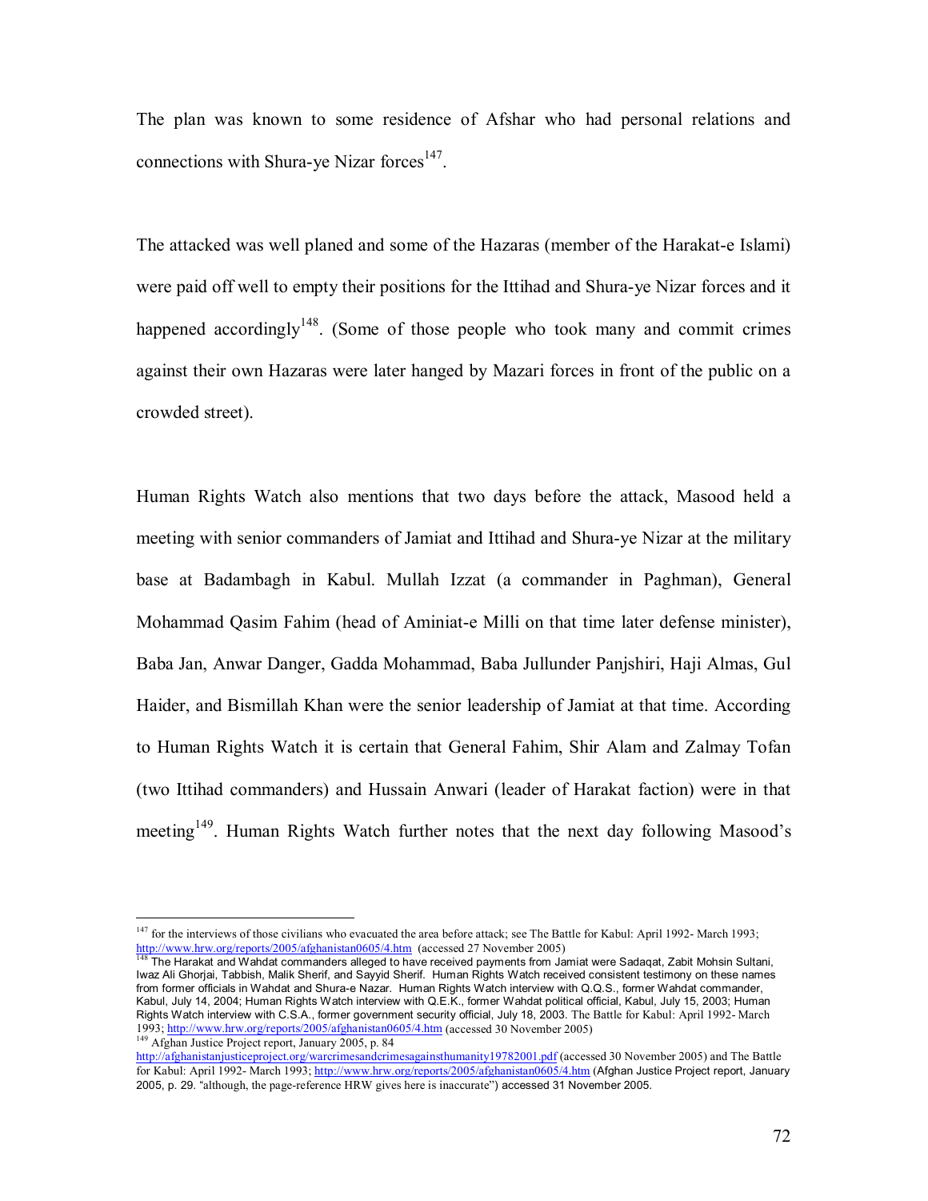The plan was known to some residence of Afshar who had personal relations and connections with Shura-ye Nizar forces[147].

The attacked was well planed and some of the Hazaras (member of the Harakat-e Islami) were paid off well to empty their positions for the Ittihad and Shura-ye Nizar forces and it happened accordingly[148]. (Some of those people who took many and commit crimes against their own Hazaras were later hanged by Mazari forces in front of the public on a crowded street).

Human Rights Watch also mentions that two days before the attack, Masood held a meeting with senior commanders of Jamiat and Ittihad and Shura-ye Nizar at the military base at Badambagh in Kabul. Mullah Izzat (a commander in Paghman), General Mohammad Qasim Fahim (head of Aminiat-e Milli on that time later defense minister), Baba Jan, Anwar Danger, Gadda Mohammad, Baba Jullunder Panjshiri, Haji Almas, Gul Haider, and Bismillah Khan were the senior leadership of Jamiat at that time. According to Human Rights Watch it is certain that General Fahim, Shir Alam and Zalmay Tofan (two Ittihad commanders) and Hussain Anwari (leader of Harakat faction) were in that meeting[149]. Human Rights Watch further notes that the next day following Masood's

---

[147] for the interviews of those civilians who evacuated the area before attack; see The Battle for Kabul: April 1992- March 1993; http://www.hrw.org/reports/2005/afghanistan0605/4.htm (accessed 27 November 2005)

[148] The Harakat and Wahdat commanders alleged to have received payments from Jamiat were Sadaqat, Zabit Mohsin Sultani, Iwaz Ali Ghorjai, Tabbish, Malik Sherif, and Sayyid Sherif. Human Rights Watch received consistent testimony on these names from former officials in Wahdat and Shura-e Nazar. Human Rights Watch interview with Q.Q.S., former Wahdat commander, Kabul, July 14, 2004; Human Rights Watch interview with Q.E.K., former Wahdat political official, Kabul, July 15, 2003; Human Rights Watch interview with C.S.A., former government security official, July 18, 2003. The Battle for Kabul: April 1992- March 1993; http://www.hrw.org/reports/2005/afghanistan0605/4.htm (accessed 30 November 2005)

[149] Afghan Justice Project report, January 2005, p. 84 http://afghanistanjusticeproject.org/warcrimesandcrimesagainsthumanity19782001.pdf (accessed 30 November 2005) and The Battle for Kabul: April 1992- March 1993; http://www.hrw.org/reports/2005/afghanistan0605/4.htm (Afghan Justice Project report, January 2005, p. 29. "although, the page-reference HRW gives here is inaccurate") accessed 31 November 2005.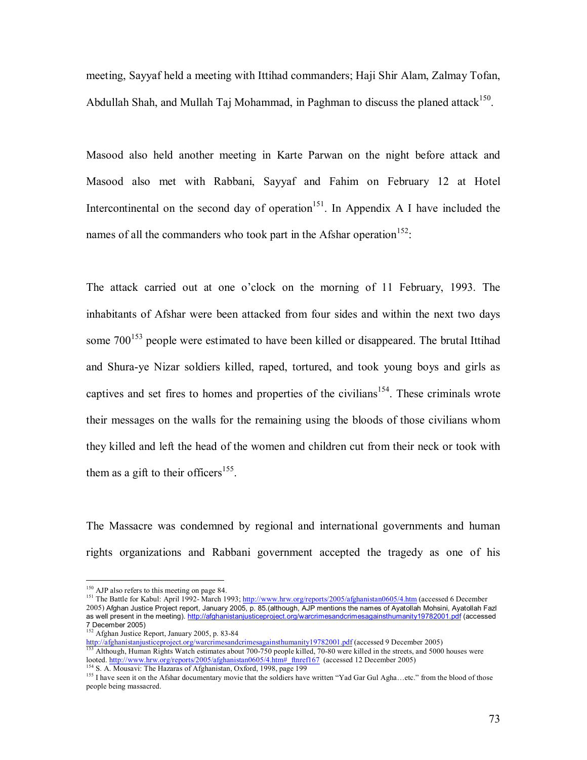meeting, Sayyaf held a meeting with Ittihad commanders; Haji Shir Alam, Zalmay Tofan, Abdullah Shah, and Mullah Taj Mohammad, in Paghman to discuss the planed attack[150].

Masood also held another meeting in Karte Parwan on the night before attack and Masood also met with Rabbani, Sayyaf and Fahim on February 12 at Hotel Intercontinental on the second day of operation[151]. In Appendix A I have included the names of all the commanders who took part in the Afshar operation[152]:

The attack carried out at one o'clock on the morning of 11 February, 1993. The inhabitants of Afshar were been attacked from four sides and within the next two days some 700[153] people were estimated to have been killed or disappeared. The brutal Ittihad and Shura-ye Nizar soldiers killed, raped, tortured, and took young boys and girls as captives and set fires to homes and properties of the civilians[154]. These criminals wrote their messages on the walls for the remaining using the bloods of those civilians whom they killed and left the head of the women and children cut from their neck or took with them as a gift to their officers[155].

The Massacre was condemned by regional and international governments and human rights organizations and Rabbani government accepted the tragedy as one of his

---

[150] AJP also refers to this meeting on page 84.

[151] The Battle for Kabul: April 1992- March 1993; http://www.hrw.org/reports/2005/afghanistan0605/4.htm (accessed 6 December 2005) Afghan Justice Project report, January 2005, p. 85.(although, AJP mentions the names of Ayatollah Mohsini, Ayatollah Fazl as well present in the meeting). http://afghanistanjusticeproject.org/warcrimesandcrimesagainsthumanity19782001.pdf (accessed 7 December 2005)

[152] Afghan Justice Report, January 2005, p. 83-84 http://afghanistanjusticeproject.org/warcrimesandcrimesagainsthumanity19782001.pdf (accessed 9 December 2005)

[153] Although, Human Rights Watch estimates about 700-750 people killed, 70-80 were killed in the streets, and 5000 houses were looted. http://www.hrw.org/reports/2005/afghanistan0605/4.htm#_ftnref167 (accessed 12 December 2005)

[154] S. A. Mousavi: The Hazaras of Afghanistan, Oxford, 1998, page 199

[155] I have seen it on the Afshar documentary movie that the soldiers have written "Yad Gar Gul Agha…etc." from the blood of those people being massacred.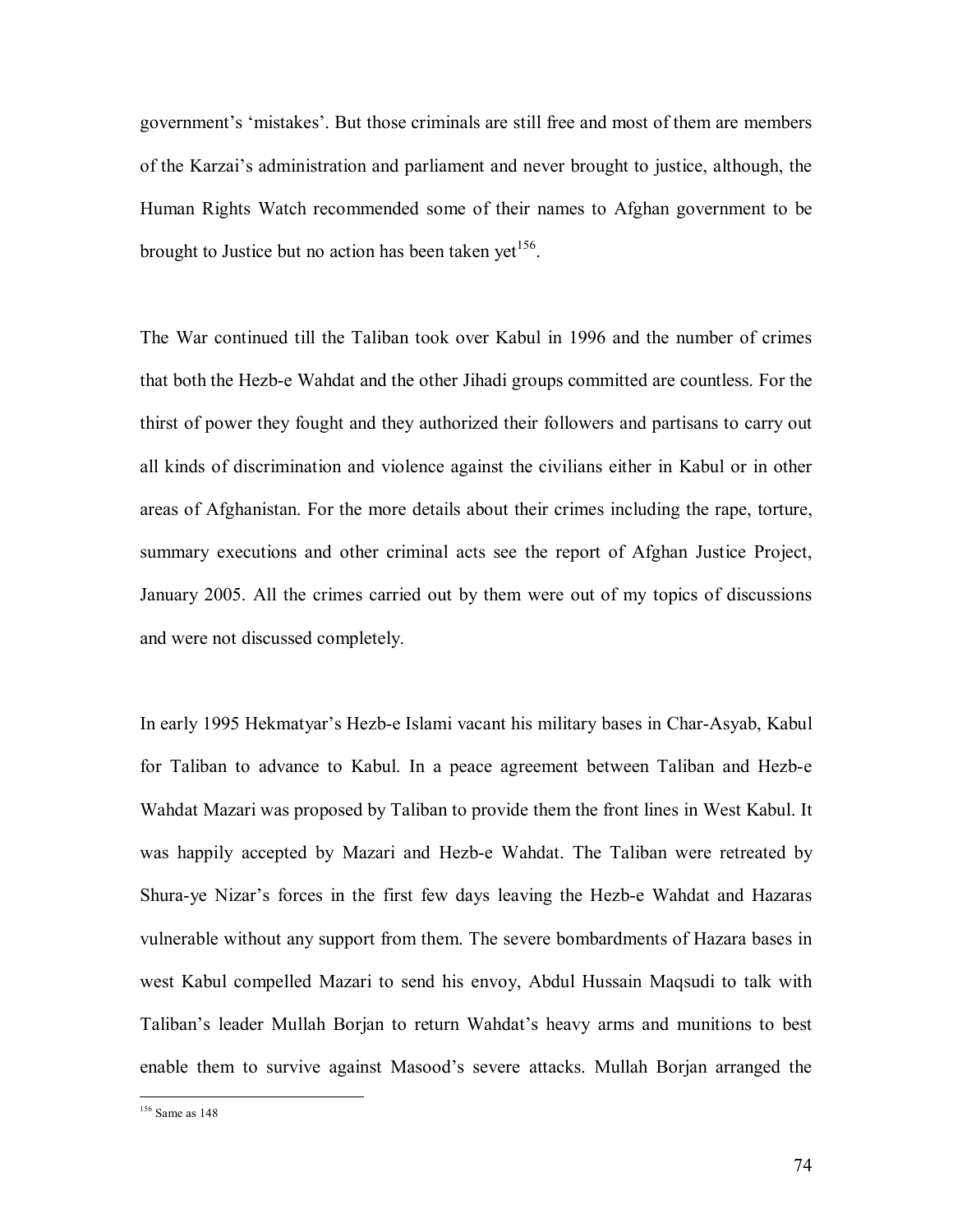government's 'mistakes'. But those criminals are still free and most of them are members of the Karzai's administration and parliament and never brought to justice, although, the Human Rights Watch recommended some of their names to Afghan government to be brought to Justice but no action has been taken yet[156].

The War continued till the Taliban took over Kabul in 1996 and the number of crimes that both the Hezb-e Wahdat and the other Jihadi groups committed are countless. For the thirst of power they fought and they authorized their followers and partisans to carry out all kinds of discrimination and violence against the civilians either in Kabul or in other areas of Afghanistan. For the more details about their crimes including the rape, torture, summary executions and other criminal acts see the report of Afghan Justice Project, January 2005. All the crimes carried out by them were out of my topics of discussions and were not discussed completely.

In early 1995 Hekmatyar's Hezb-e Islami vacant his military bases in Char-Asyab, Kabul for Taliban to advance to Kabul. In a peace agreement between Taliban and Hezb-e Wahdat Mazari was proposed by Taliban to provide them the front lines in West Kabul. It was happily accepted by Mazari and Hezb-e Wahdat. The Taliban were retreated by Shura-ye Nizar's forces in the first few days leaving the Hezb-e Wahdat and Hazaras vulnerable without any support from them. The severe bombardments of Hazara bases in west Kabul compelled Mazari to send his envoy, Abdul Hussain Maqsudi to talk with Taliban's leader Mullah Borjan to return Wahdat's heavy arms and munitions to best enable them to survive against Masood's severe attacks. Mullah Borjan arranged the

[156] Same as 148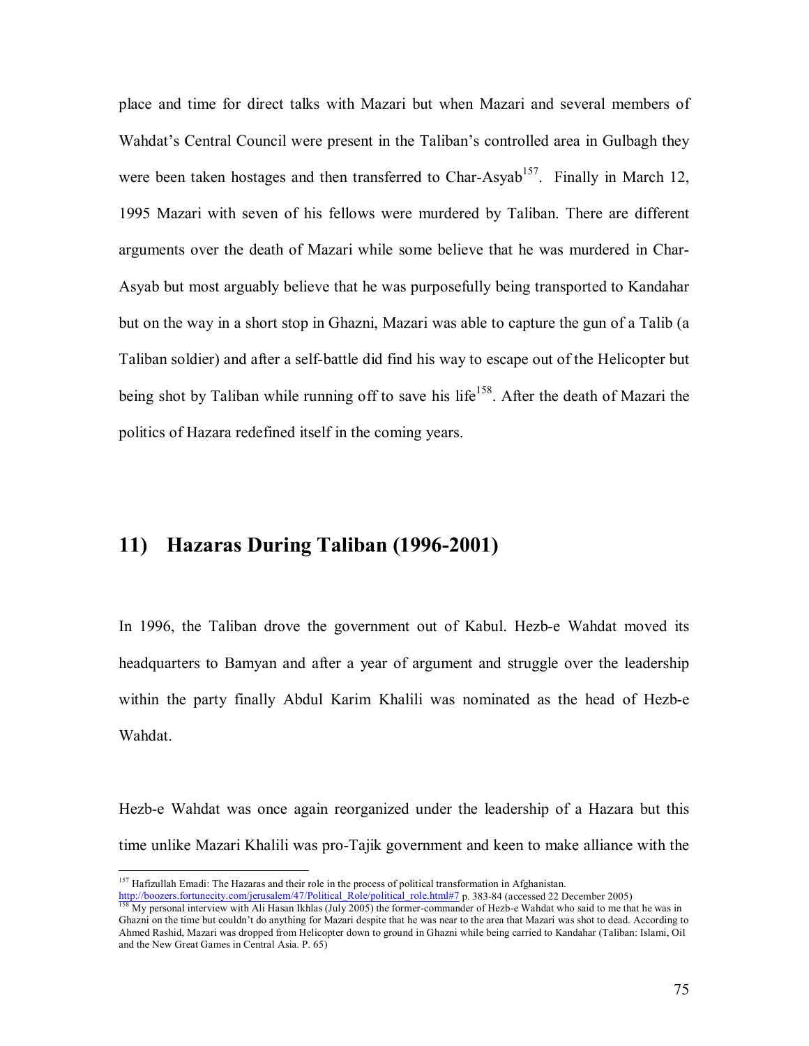place and time for direct talks with Mazari but when Mazari and several members of Wahdat's Central Council were present in the Taliban's controlled area in Gulbagh they were been taken hostages and then transferred to Char-Asyab[157]. Finally in March 12, 1995 Mazari with seven of his fellows were murdered by Taliban. There are different arguments over the death of Mazari while some believe that he was murdered in Char-Asyab but most arguably believe that he was purposefully being transported to Kandahar but on the way in a short stop in Ghazni, Mazari was able to capture the gun of a Talib (a Taliban soldier) and after a self-battle did find his way to escape out of the Helicopter but being shot by Taliban while running off to save his life[158]. After the death of Mazari the politics of Hazara redefined itself in the coming years.

## 11) Hazaras During Taliban (1996-2001)

In 1996, the Taliban drove the government out of Kabul. Hezb-e Wahdat moved its headquarters to Bamyan and after a year of argument and struggle over the leadership within the party finally Abdul Karim Khalili was nominated as the head of Hezb-e Wahdat.

Hezb-e Wahdat was once again reorganized under the leadership of a Hazara but this time unlike Mazari Khalili was pro-Tajik government and keen to make alliance with the

---

[157] Hafizullah Emadi: The Hazaras and their role in the process of political transformation in Afghanistan. http://boozers.fortunecity.com/jerusalem/47/Political_Role/political_role.html#7 p. 383-84 (accessed 22 December 2005)

[158] My personal interview with Ali Hasan Ikhlas (July 2005) the former-commander of Hezb-e Wahdat who said to me that he was in Ghazni on the time but couldn't do anything for Mazari despite that he was near to the area that Mazari was shot to dead. According to Ahmed Rashid, Mazari was dropped from Helicopter down to ground in Ghazni while being carried to Kandahar (Taliban: Islami, Oil and the New Great Games in Central Asia. P. 65)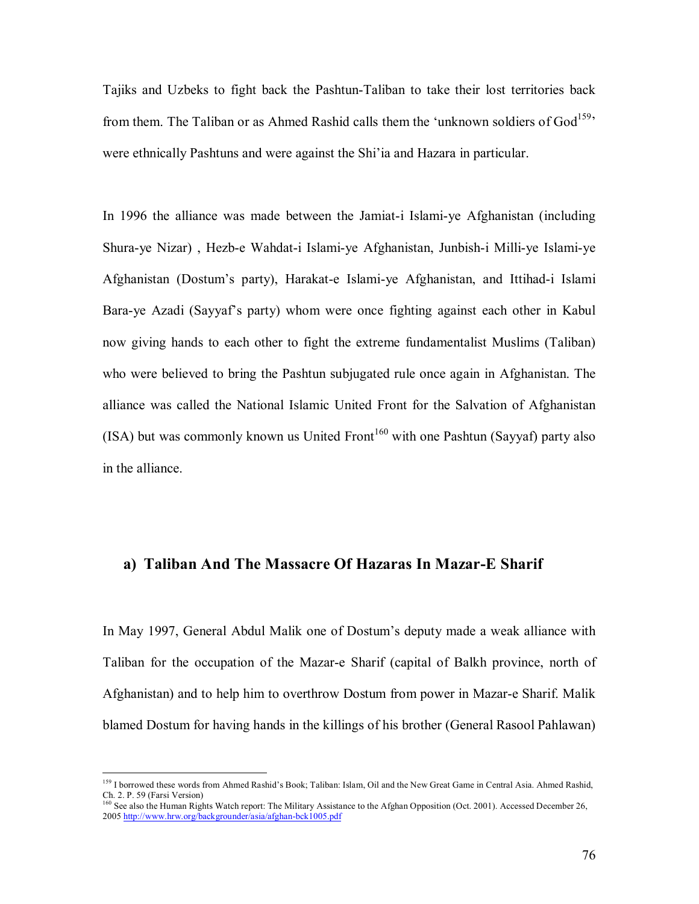Tajiks and Uzbeks to fight back the Pashtun-Taliban to take their lost territories back from them. The Taliban or as Ahmed Rashid calls them the 'unknown soldiers of God[159]' were ethnically Pashtuns and were against the Shi'ia and Hazara in particular.

In 1996 the alliance was made between the Jamiat-i Islami-ye Afghanistan (including Shura-ye Nizar) , Hezb-e Wahdat-i Islami-ye Afghanistan, Junbish-i Milli-ye Islami-ye Afghanistan (Dostum's party), Harakat-e Islami-ye Afghanistan, and Ittihad-i Islami Bara-ye Azadi (Sayyaf's party) whom were once fighting against each other in Kabul now giving hands to each other to fight the extreme fundamentalist Muslims (Taliban) who were believed to bring the Pashtun subjugated rule once again in Afghanistan. The alliance was called the National Islamic United Front for the Salvation of Afghanistan (ISA) but was commonly known us United Front[160] with one Pashtun (Sayyaf) party also in the alliance.

### a) Taliban And The Massacre Of Hazaras In Mazar-E Sharif

In May 1997, General Abdul Malik one of Dostum's deputy made a weak alliance with Taliban for the occupation of the Mazar-e Sharif (capital of Balkh province, north of Afghanistan) and to help him to overthrow Dostum from power in Mazar-e Sharif. Malik blamed Dostum for having hands in the killings of his brother (General Rasool Pahlawan)

---

[159] I borrowed these words from Ahmed Rashid's Book; Taliban: Islam, Oil and the New Great Game in Central Asia. Ahmed Rashid, Ch. 2. P. 59 (Farsi Version)

[160] See also the Human Rights Watch report: The Military Assistance to the Afghan Opposition (Oct. 2001). Accessed December 26, 2005 http://www.hrw.org/backgrounder/asia/afghan-bck1005.pdf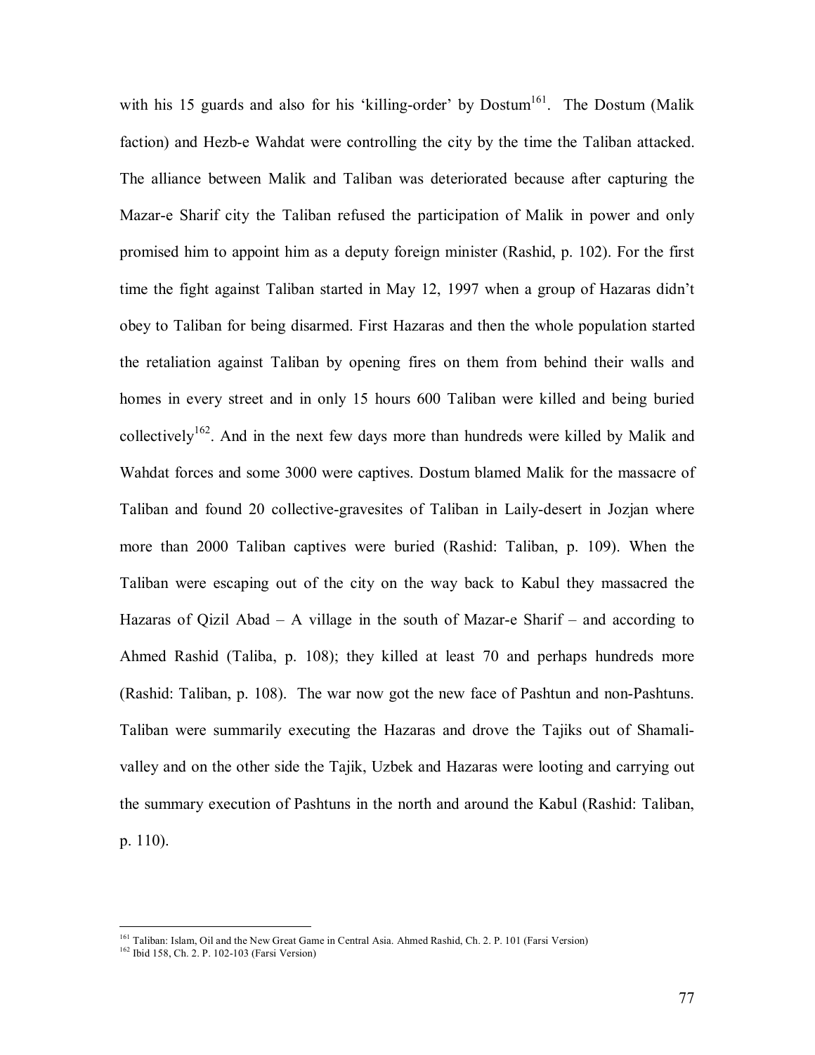with his 15 guards and also for his 'killing-order' by Dostum[161]. The Dostum (Malik faction) and Hezb-e Wahdat were controlling the city by the time the Taliban attacked. The alliance between Malik and Taliban was deteriorated because after capturing the Mazar-e Sharif city the Taliban refused the participation of Malik in power and only promised him to appoint him as a deputy foreign minister (Rashid, p. 102). For the first time the fight against Taliban started in May 12, 1997 when a group of Hazaras didn't obey to Taliban for being disarmed. First Hazaras and then the whole population started the retaliation against Taliban by opening fires on them from behind their walls and homes in every street and in only 15 hours 600 Taliban were killed and being buried collectively[162]. And in the next few days more than hundreds were killed by Malik and Wahdat forces and some 3000 were captives. Dostum blamed Malik for the massacre of Taliban and found 20 collective-gravesites of Taliban in Laily-desert in Jozjan where more than 2000 Taliban captives were buried (Rashid: Taliban, p. 109). When the Taliban were escaping out of the city on the way back to Kabul they massacred the Hazaras of Qizil Abad – A village in the south of Mazar-e Sharif – and according to Ahmed Rashid (Taliba, p. 108); they killed at least 70 and perhaps hundreds more (Rashid: Taliban, p. 108). The war now got the new face of Pashtun and non-Pashtuns. Taliban were summarily executing the Hazaras and drove the Tajiks out of Shamali-valley and on the other side the Tajik, Uzbek and Hazaras were looting and carrying out the summary execution of Pashtuns in the north and around the Kabul (Rashid: Taliban, p. 110).

---

[161] Taliban: Islam, Oil and the New Great Game in Central Asia. Ahmed Rashid, Ch. 2. P. 101 (Farsi Version)

[162] Ibid 158, Ch. 2. P. 102-103 (Farsi Version)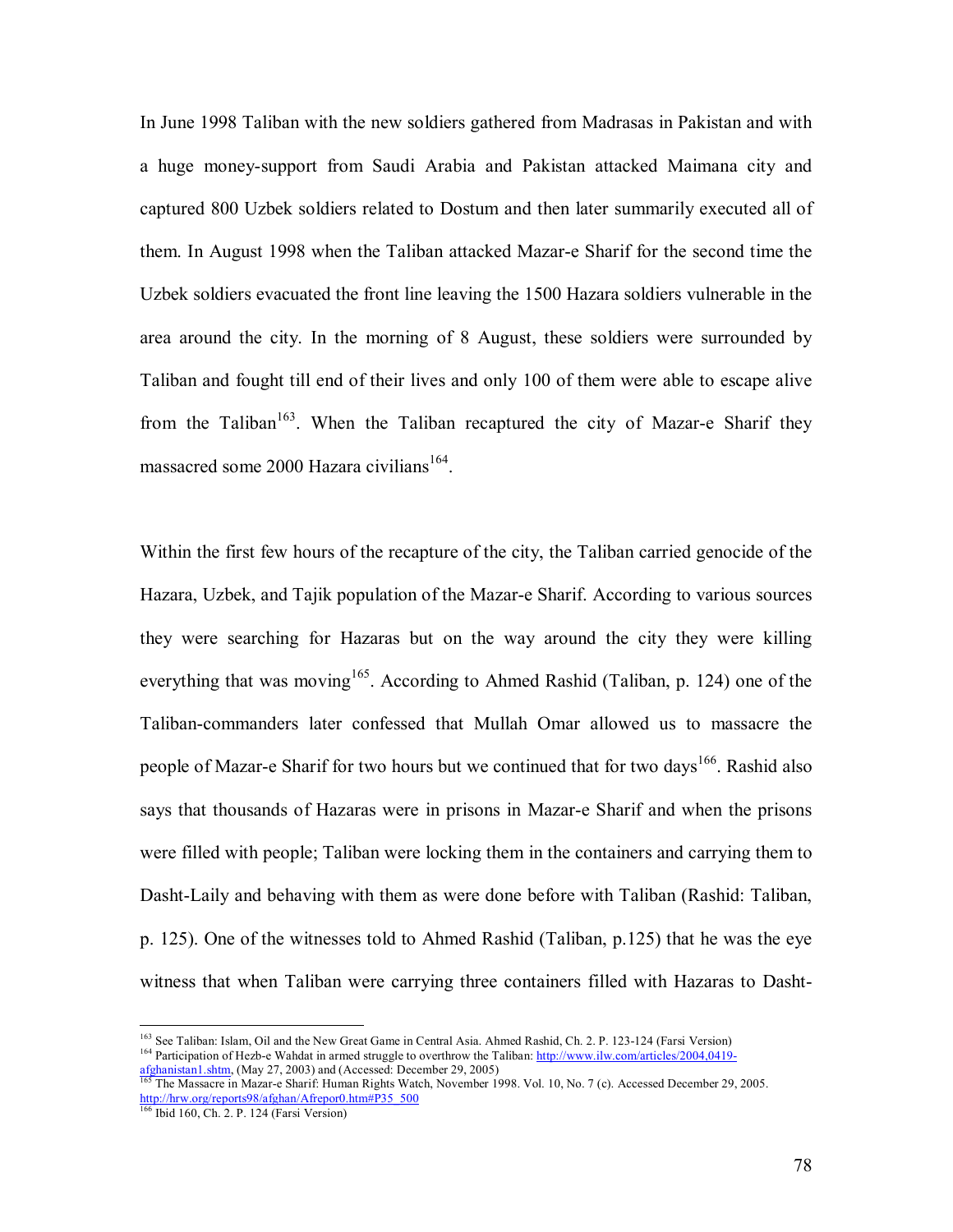In June 1998 Taliban with the new soldiers gathered from Madrasas in Pakistan and with a huge money-support from Saudi Arabia and Pakistan attacked Maimana city and captured 800 Uzbek soldiers related to Dostum and then later summarily executed all of them. In August 1998 when the Taliban attacked Mazar-e Sharif for the second time the Uzbek soldiers evacuated the front line leaving the 1500 Hazara soldiers vulnerable in the area around the city. In the morning of 8 August, these soldiers were surrounded by Taliban and fought till end of their lives and only 100 of them were able to escape alive from the Taliban[163]. When the Taliban recaptured the city of Mazar-e Sharif they massacred some 2000 Hazara civilians[164].

Within the first few hours of the recapture of the city, the Taliban carried genocide of the Hazara, Uzbek, and Tajik population of the Mazar-e Sharif. According to various sources they were searching for Hazaras but on the way around the city they were killing everything that was moving[165]. According to Ahmed Rashid (Taliban, p. 124) one of the Taliban-commanders later confessed that Mullah Omar allowed us to massacre the people of Mazar-e Sharif for two hours but we continued that for two days[166]. Rashid also says that thousands of Hazaras were in prisons in Mazar-e Sharif and when the prisons were filled with people; Taliban were locking them in the containers and carrying them to Dasht-Laily and behaving with them as were done before with Taliban (Rashid: Taliban, p. 125). One of the witnesses told to Ahmed Rashid (Taliban, p.125) that he was the eye witness that when Taliban were carrying three containers filled with Hazaras to Dasht-

---

[163] See Taliban: Islam, Oil and the New Great Game in Central Asia. Ahmed Rashid, Ch. 2. P. 123-124 (Farsi Version)

[164] Participation of Hezb-e Wahdat in armed struggle to overthrow the Taliban: http://www.ilw.com/articles/2004,0419-afghanistan1.shtm, (May 27, 2003) and (Accessed: December 29, 2005)

[165] The Massacre in Mazar-e Sharif: Human Rights Watch, November 1998. Vol. 10, No. 7 (c). Accessed December 29, 2005. http://hrw.org/reports98/afghan/Afrepor0.htm#P35_500

[166] Ibid 160, Ch. 2. P. 124 (Farsi Version)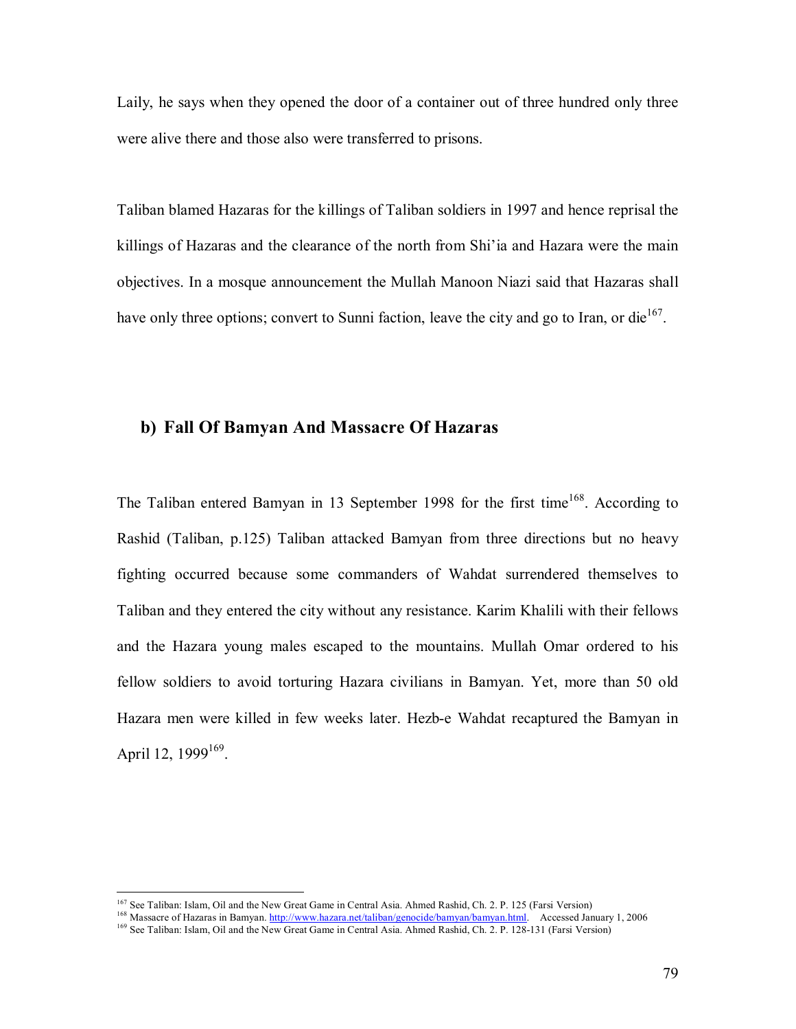Laily, he says when they opened the door of a container out of three hundred only three were alive there and those also were transferred to prisons.

Taliban blamed Hazaras for the killings of Taliban soldiers in 1997 and hence reprisal the killings of Hazaras and the clearance of the north from Shi'ia and Hazara were the main objectives. In a mosque announcement the Mullah Manoon Niazi said that Hazaras shall have only three options; convert to Sunni faction, leave the city and go to Iran, or die[167].

## b) Fall Of Bamyan And Massacre Of Hazaras

The Taliban entered Bamyan in 13 September 1998 for the first time[168]. According to Rashid (Taliban, p.125) Taliban attacked Bamyan from three directions but no heavy fighting occurred because some commanders of Wahdat surrendered themselves to Taliban and they entered the city without any resistance. Karim Khalili with their fellows and the Hazara young males escaped to the mountains. Mullah Omar ordered to his fellow soldiers to avoid torturing Hazara civilians in Bamyan. Yet, more than 50 old Hazara men were killed in few weeks later. Hezb-e Wahdat recaptured the Bamyan in April 12, 1999[169].

---

[167] See Taliban: Islam, Oil and the New Great Game in Central Asia. Ahmed Rashid, Ch. 2. P. 125 (Farsi Version)

[168] Massacre of Hazaras in Bamyan. http://www.hazara.net/taliban/genocide/bamyan/bamyan.html. Accessed January 1, 2006

[169] See Taliban: Islam, Oil and the New Great Game in Central Asia. Ahmed Rashid, Ch. 2. P. 128-131 (Farsi Version)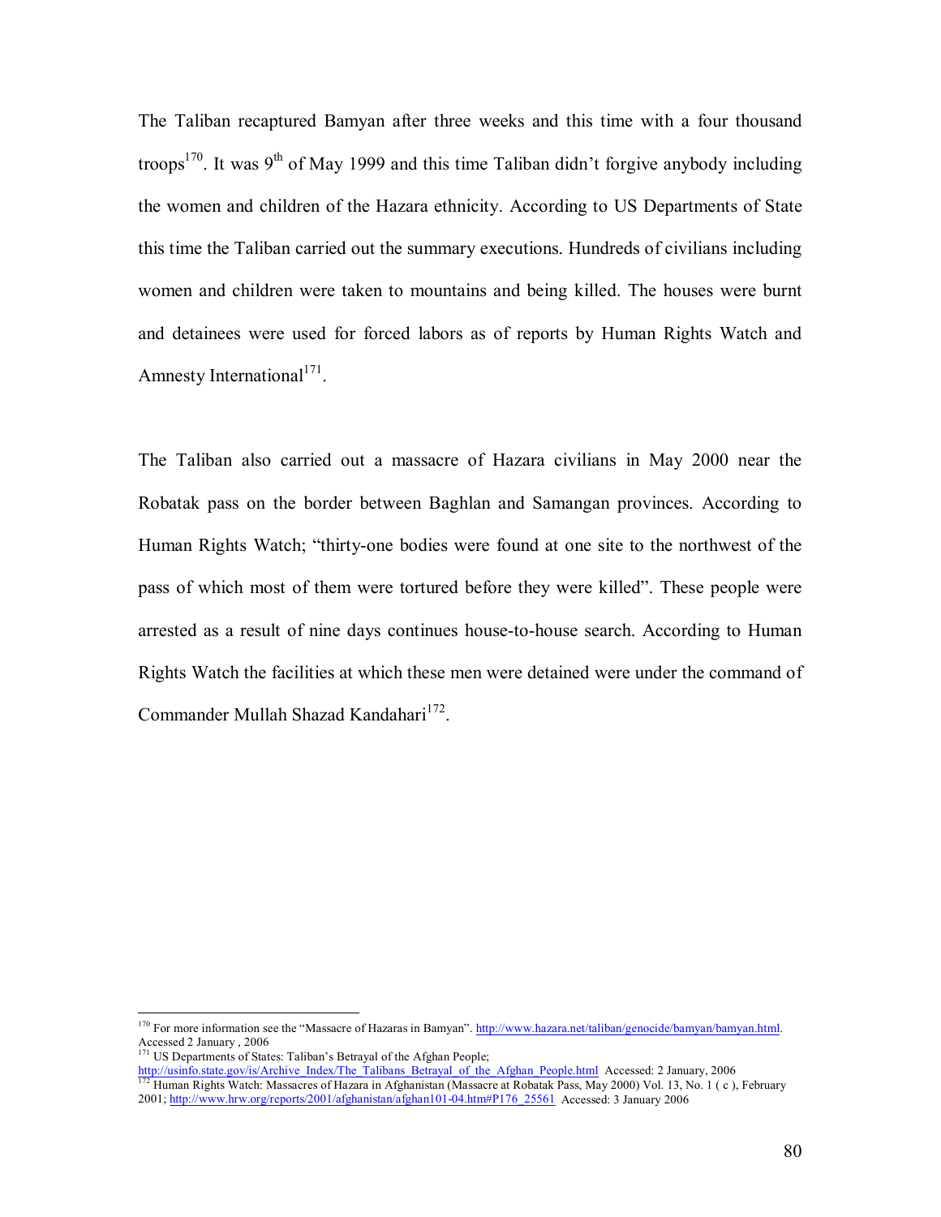The Taliban recaptured Bamyan after three weeks and this time with a four thousand troops[170]. It was 9th of May 1999 and this time Taliban didn't forgive anybody including the women and children of the Hazara ethnicity. According to US Departments of State this time the Taliban carried out the summary executions. Hundreds of civilians including women and children were taken to mountains and being killed. The houses were burnt and detainees were used for forced labors as of reports by Human Rights Watch and Amnesty International[171].

The Taliban also carried out a massacre of Hazara civilians in May 2000 near the Robatak pass on the border between Baghlan and Samangan provinces. According to Human Rights Watch; "thirty-one bodies were found at one site to the northwest of the pass of which most of them were tortured before they were killed". These people were arrested as a result of nine days continues house-to-house search. According to Human Rights Watch the facilities at which these men were detained were under the command of Commander Mullah Shazad Kandahari[172].

---

[170] For more information see the "Massacre of Hazaras in Bamyan". http://www.hazara.net/taliban/genocide/bamyan/bamyan.html. Accessed 2 January , 2006

[171] US Departments of States: Taliban's Betrayal of the Afghan People; http://usinfo.state.gov/is/Archive_Index/The_Talibans_Betrayal_of_the_Afghan_People.html Accessed: 2 January, 2006

[172] Human Rights Watch: Massacres of Hazara in Afghanistan (Massacre at Robatak Pass, May 2000) Vol. 13, No. 1 ( c ), February 2001; http://www.hrw.org/reports/2001/afghanistan/afghan101-04.htm#P176_25561 Accessed: 3 January 2006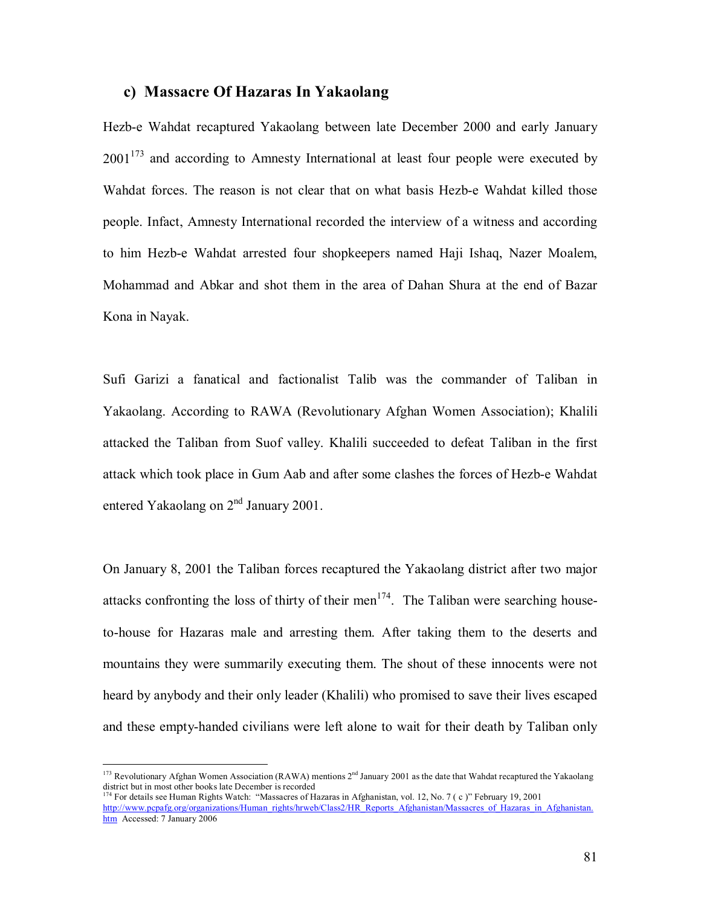### c) Massacre Of Hazaras In Yakaolang

Hezb-e Wahdat recaptured Yakaolang between late December 2000 and early January 2001[173] and according to Amnesty International at least four people were executed by Wahdat forces. The reason is not clear that on what basis Hezb-e Wahdat killed those people. Infact, Amnesty International recorded the interview of a witness and according to him Hezb-e Wahdat arrested four shopkeepers named Haji Ishaq, Nazer Moalem, Mohammad and Abkar and shot them in the area of Dahan Shura at the end of Bazar Kona in Nayak.

Sufi Garizi a fanatical and factionalist Talib was the commander of Taliban in Yakaolang. According to RAWA (Revolutionary Afghan Women Association); Khalili attacked the Taliban from Suof valley. Khalili succeeded to defeat Taliban in the first attack which took place in Gum Aab and after some clashes the forces of Hezb-e Wahdat entered Yakaolang on 2nd January 2001.

On January 8, 2001 the Taliban forces recaptured the Yakaolang district after two major attacks confronting the loss of thirty of their men[174]. The Taliban were searching house-to-house for Hazaras male and arresting them. After taking them to the deserts and mountains they were summarily executing them. The shout of these innocents were not heard by anybody and their only leader (Khalili) who promised to save their lives escaped and these empty-handed civilians were left alone to wait for their death by Taliban only

---

[173] Revolutionary Afghan Women Association (RAWA) mentions 2nd January 2001 as the date that Wahdat recaptured the Yakaolang district but in most other books late December is recorded

[174] For details see Human Rights Watch: "Massacres of Hazaras in Afghanistan, vol. 12, No. 7 ( c )" February 19, 2001 http://www.pcpafg.org/organizations/Human_rights/hrweb/Class2/HR_Reports_Afghanistan/Massacres_of_Hazaras_in_Afghanistan.htm Accessed: 7 January 2006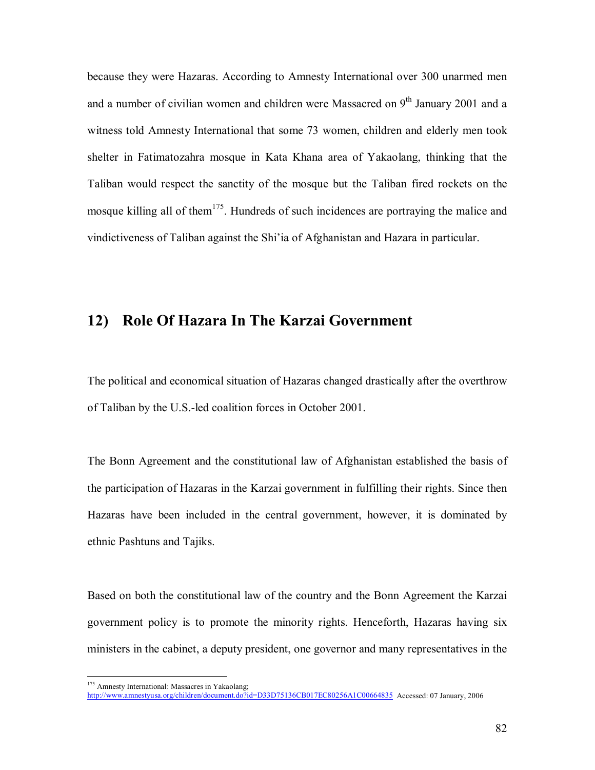because they were Hazaras. According to Amnesty International over 300 unarmed men and a number of civilian women and children were Massacred on 9th January 2001 and a witness told Amnesty International that some 73 women, children and elderly men took shelter in Fatimatozahra mosque in Kata Khana area of Yakaolang, thinking that the Taliban would respect the sanctity of the mosque but the Taliban fired rockets on the mosque killing all of them[175]. Hundreds of such incidences are portraying the malice and vindictiveness of Taliban against the Shi'ia of Afghanistan and Hazara in particular.

## 12) Role Of Hazara In The Karzai Government

The political and economical situation of Hazaras changed drastically after the overthrow of Taliban by the U.S.-led coalition forces in October 2001.

The Bonn Agreement and the constitutional law of Afghanistan established the basis of the participation of Hazaras in the Karzai government in fulfilling their rights. Since then Hazaras have been included in the central government, however, it is dominated by ethnic Pashtuns and Tajiks.

Based on both the constitutional law of the country and the Bonn Agreement the Karzai government policy is to promote the minority rights. Henceforth, Hazaras having six ministers in the cabinet, a deputy president, one governor and many representatives in the

[175] Amnesty International: Massacres in Yakaolang; http://www.amnestyusa.org/children/document.do?id=D33D75136CB017EC80256A1C00664835 Accessed: 07 January, 2006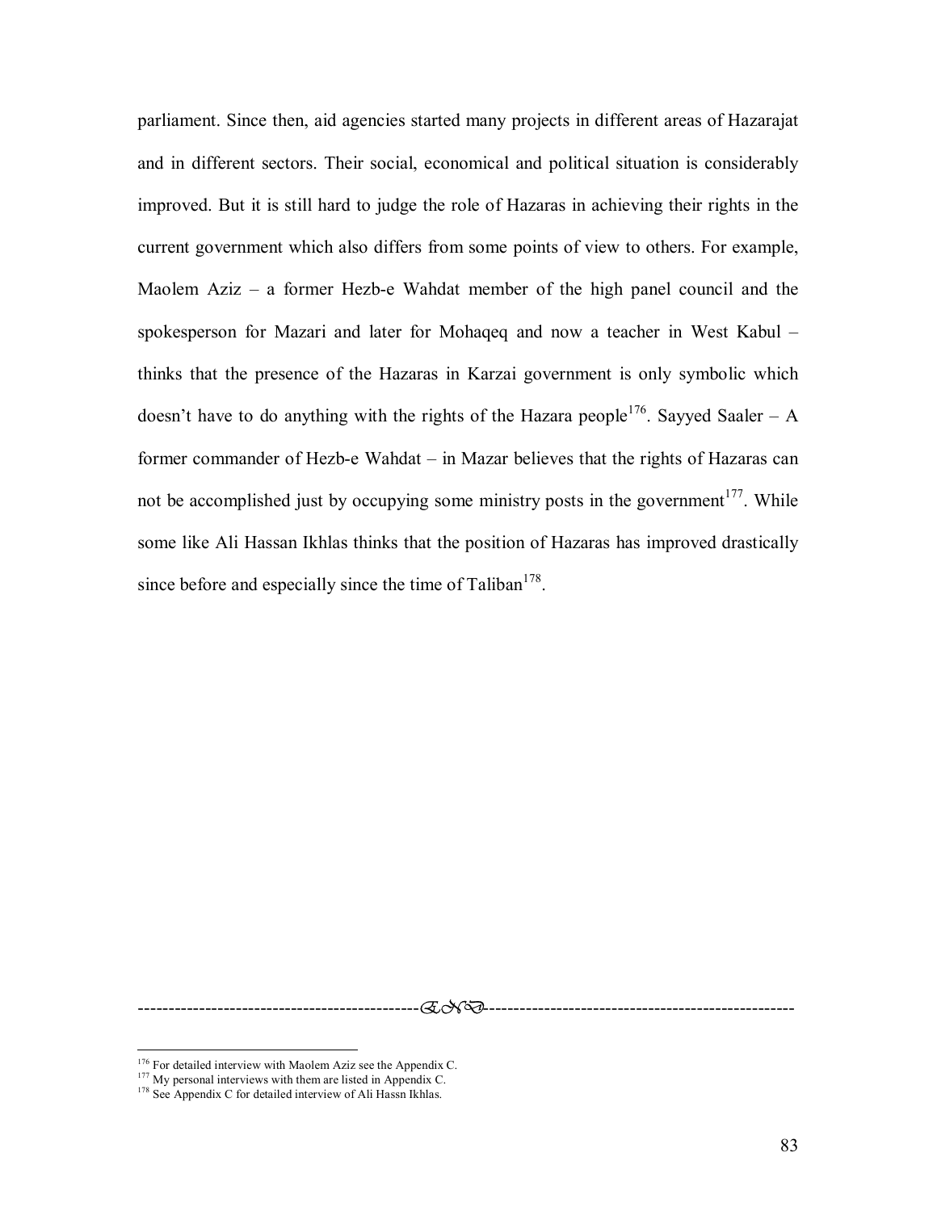parliament. Since then, aid agencies started many projects in different areas of Hazarajat and in different sectors. Their social, economical and political situation is considerably improved. But it is still hard to judge the role of Hazaras in achieving their rights in the current government which also differs from some points of view to others. For example, Maolem Aziz – a former Hezb-e Wahdat member of the high panel council and the spokesperson for Mazari and later for Mohaqeq and now a teacher in West Kabul – thinks that the presence of the Hazaras in Karzai government is only symbolic which doesn't have to do anything with the rights of the Hazara people[176]. Sayyed Saaler – A former commander of Hezb-e Wahdat – in Mazar believes that the rights of Hazaras can not be accomplished just by occupying some ministry posts in the government[177]. While some like Ali Hassan Ikhlas thinks that the position of Hazaras has improved drastically since before and especially since the time of Taliban[178].

---------------------------------------------END---------------------------------------------

[176] For detailed interview with Maolem Aziz see the Appendix C.

[177] My personal interviews with them are listed in Appendix C.

[178] See Appendix C for detailed interview of Ali Hassn Ikhlas.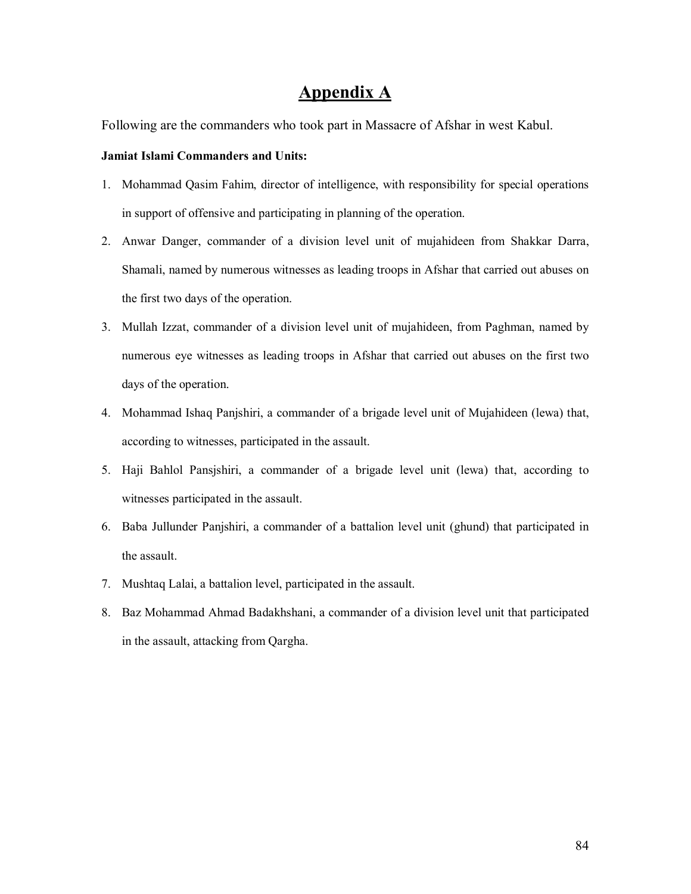# Appendix A

Following are the commanders who took part in Massacre of Afshar in west Kabul.

**Jamiat Islami Commanders and Units:**

1. Mohammad Qasim Fahim, director of intelligence, with responsibility for special operations in support of offensive and participating in planning of the operation.
2. Anwar Danger, commander of a division level unit of mujahideen from Shakkar Darra, Shamali, named by numerous witnesses as leading troops in Afshar that carried out abuses on the first two days of the operation.
3. Mullah Izzat, commander of a division level unit of mujahideen, from Paghman, named by numerous eye witnesses as leading troops in Afshar that carried out abuses on the first two days of the operation.
4. Mohammad Ishaq Panjshiri, a commander of a brigade level unit of Mujahideen (lewa) that, according to witnesses, participated in the assault.
5. Haji Bahlol Pansjshiri, a commander of a brigade level unit (lewa) that, according to witnesses participated in the assault.
6. Baba Jullunder Panjshiri, a commander of a battalion level unit (ghund) that participated in the assault.
7. Mushtaq Lalai, a battalion level, participated in the assault.
8. Baz Mohammad Ahmad Badakhshani, a commander of a division level unit that participated in the assault, attacking from Qargha.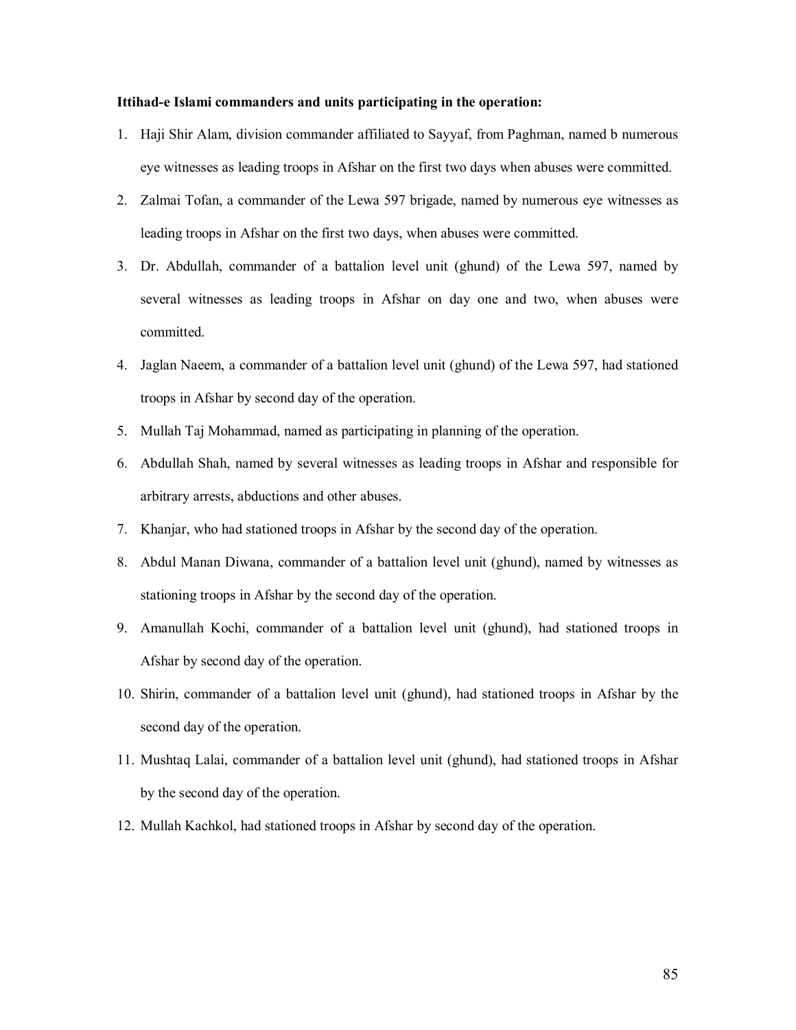**Ittihad-e Islami commanders and units participating in the operation:**

1. Haji Shir Alam, division commander affiliated to Sayyaf, from Paghman, named b numerous eye witnesses as leading troops in Afshar on the first two days when abuses were committed.
2. Zalmai Tofan, a commander of the Lewa 597 brigade, named by numerous eye witnesses as leading troops in Afshar on the first two days, when abuses were committed.
3. Dr. Abdullah, commander of a battalion level unit (ghund) of the Lewa 597, named by several witnesses as leading troops in Afshar on day one and two, when abuses were committed.
4. Jaglan Naeem, a commander of a battalion level unit (ghund) of the Lewa 597, had stationed troops in Afshar by second day of the operation.
5. Mullah Taj Mohammad, named as participating in planning of the operation.
6. Abdullah Shah, named by several witnesses as leading troops in Afshar and responsible for arbitrary arrests, abductions and other abuses.
7. Khanjar, who had stationed troops in Afshar by the second day of the operation.
8. Abdul Manan Diwana, commander of a battalion level unit (ghund), named by witnesses as stationing troops in Afshar by the second day of the operation.
9. Amanullah Kochi, commander of a battalion level unit (ghund), had stationed troops in Afshar by second day of the operation.
10. Shirin, commander of a battalion level unit (ghund), had stationed troops in Afshar by the second day of the operation.
11. Mushtaq Lalai, commander of a battalion level unit (ghund), had stationed troops in Afshar by the second day of the operation.
12. Mullah Kachkol, had stationed troops in Afshar by second day of the operation.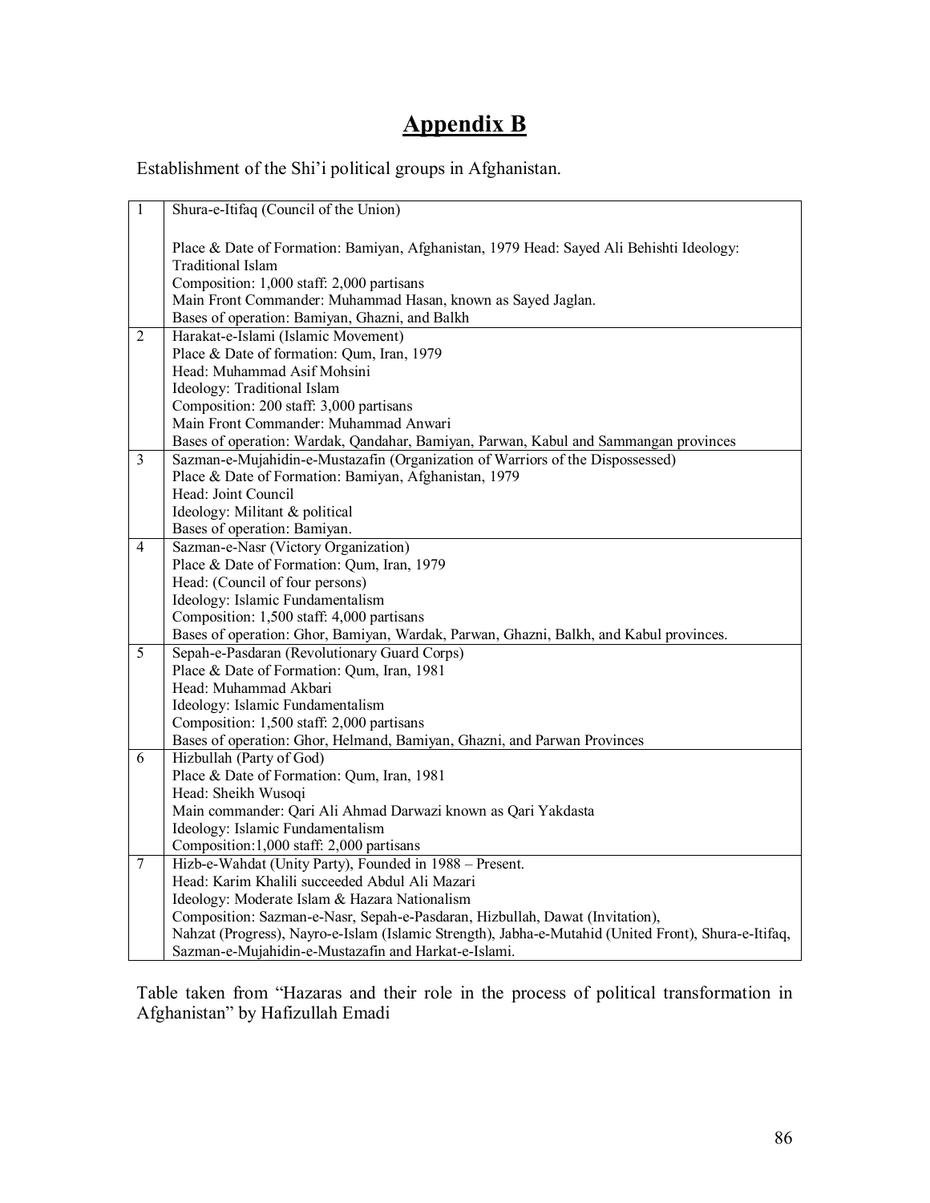# Appendix B

Establishment of the Shi'i political groups in Afghanistan.

| | |
|---|---|
| 1 | Shura-e-Itifaq (Council of the Union)<br><br>Place & Date of Formation: Bamiyan, Afghanistan, 1979 Head: Sayed Ali Behishti Ideology: Traditional Islam<br>Composition: 1,000 staff: 2,000 partisans<br>Main Front Commander: Muhammad Hasan, known as Sayed Jaglan.<br>Bases of operation: Bamiyan, Ghazni, and Balkh |
| 2 | Harakat-e-Islami (Islamic Movement)<br>Place & Date of formation: Qum, Iran, 1979<br>Head: Muhammad Asif Mohsini<br>Ideology: Traditional Islam<br>Composition: 200 staff: 3,000 partisans<br>Main Front Commander: Muhammad Anwari<br>Bases of operation: Wardak, Qandahar, Bamiyan, Parwan, Kabul and Sammangan provinces |
| 3 | Sazman-e-Mujahidin-e-Mustazafin (Organization of Warriors of the Dispossessed)<br>Place & Date of Formation: Bamiyan, Afghanistan, 1979<br>Head: Joint Council<br>Ideology: Militant & political<br>Bases of operation: Bamiyan. |
| 4 | Sazman-e-Nasr (Victory Organization)<br>Place & Date of Formation: Qum, Iran, 1979<br>Head: (Council of four persons)<br>Ideology: Islamic Fundamentalism<br>Composition: 1,500 staff: 4,000 partisans<br>Bases of operation: Ghor, Bamiyan, Wardak, Parwan, Ghazni, Balkh, and Kabul provinces. |
| 5 | Sepah-e-Pasdaran (Revolutionary Guard Corps)<br>Place & Date of Formation: Qum, Iran, 1981<br>Head: Muhammad Akbari<br>Ideology: Islamic Fundamentalism<br>Composition: 1,500 staff: 2,000 partisans<br>Bases of operation: Ghor, Helmand, Bamiyan, Ghazni, and Parwan Provinces |
| 6 | Hizbullah (Party of God)<br>Place & Date of Formation: Qum, Iran, 1981<br>Head: Sheikh Wusoqi<br>Main commander: Qari Ali Ahmad Darwazi known as Qari Yakdasta<br>Ideology: Islamic Fundamentalism<br>Composition:1,000 staff: 2,000 partisans |
| 7 | Hizb-e-Wahdat (Unity Party), Founded in 1988 – Present.<br>Head: Karim Khalili succeeded Abdul Ali Mazari<br>Ideology: Moderate Islam & Hazara Nationalism<br>Composition: Sazman-e-Nasr, Sepah-e-Pasdaran, Hizbullah, Dawat (Invitation), Nahzat (Progress), Nayro-e-Islam (Islamic Strength), Jabha-e-Mutahid (United Front), Shura-e-Itifaq, Sazman-e-Mujahidin-e-Mustazafin and Harkat-e-Islami. |

Table taken from "Hazaras and their role in the process of political transformation in Afghanistan" by Hafizullah Emadi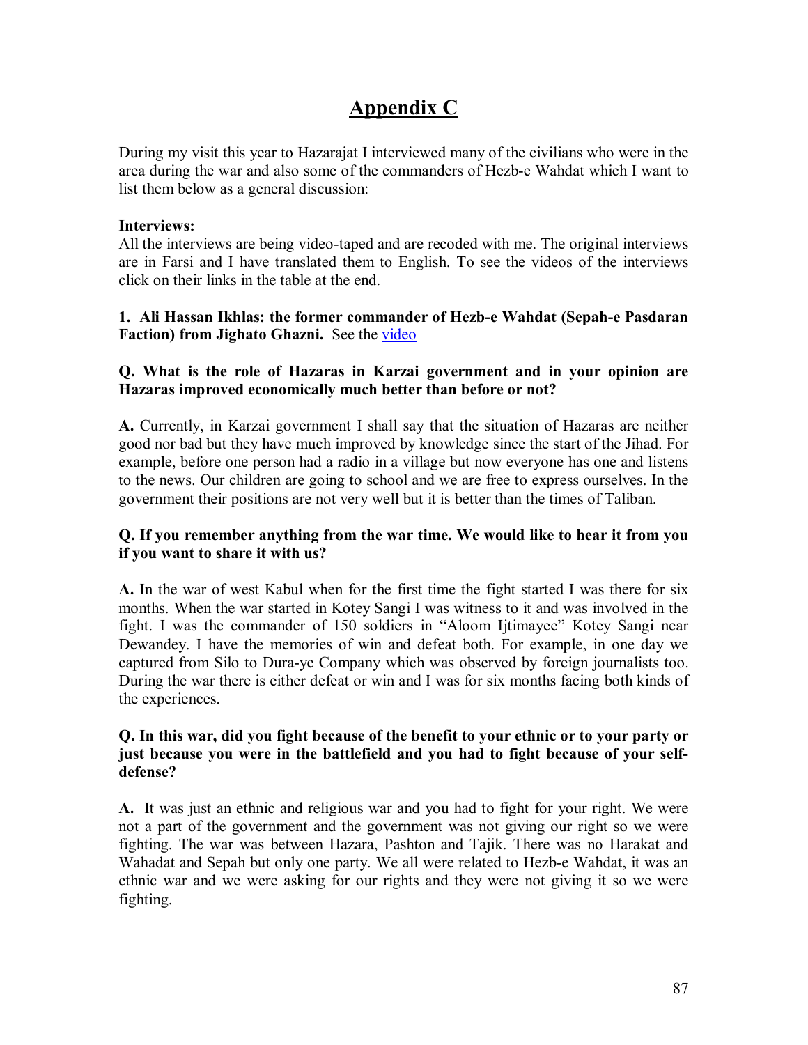# Appendix C

During my visit this year to Hazarajat I interviewed many of the civilians who were in the area during the war and also some of the commanders of Hezb-e Wahdat which I want to list them below as a general discussion:

**Interviews:**
All the interviews are being video-taped and are recoded with me. The original interviews are in Farsi and I have translated them to English. To see the videos of the interviews click on their links in the table at the end.

**1. Ali Hassan Ikhlas: the former commander of Hezb-e Wahdat (Sepah-e Pasdaran Faction) from Jighato Ghazni.** See the video

**Q. What is the role of Hazaras in Karzai government and in your opinion are Hazaras improved economically much better than before or not?**

**A.** Currently, in Karzai government I shall say that the situation of Hazaras are neither good nor bad but they have much improved by knowledge since the start of the Jihad. For example, before one person had a radio in a village but now everyone has one and listens to the news. Our children are going to school and we are free to express ourselves. In the government their positions are not very well but it is better than the times of Taliban.

**Q. If you remember anything from the war time. We would like to hear it from you if you want to share it with us?**

**A.** In the war of west Kabul when for the first time the fight started I was there for six months. When the war started in Kotey Sangi I was witness to it and was involved in the fight. I was the commander of 150 soldiers in "Aloom Ijtimayee" Kotey Sangi near Dewandey. I have the memories of win and defeat both. For example, in one day we captured from Silo to Dura-ye Company which was observed by foreign journalists too. During the war there is either defeat or win and I was for six months facing both kinds of the experiences.

**Q. In this war, did you fight because of the benefit to your ethnic or to your party or just because you were in the battlefield and you had to fight because of your self-defense?**

**A.** It was just an ethnic and religious war and you had to fight for your right. We were not a part of the government and the government was not giving our right so we were fighting. The war was between Hazara, Pashton and Tajik. There was no Harakat and Wahadat and Sepah but only one party. We all were related to Hezb-e Wahdat, it was an ethnic war and we were asking for our rights and they were not giving it so we were fighting.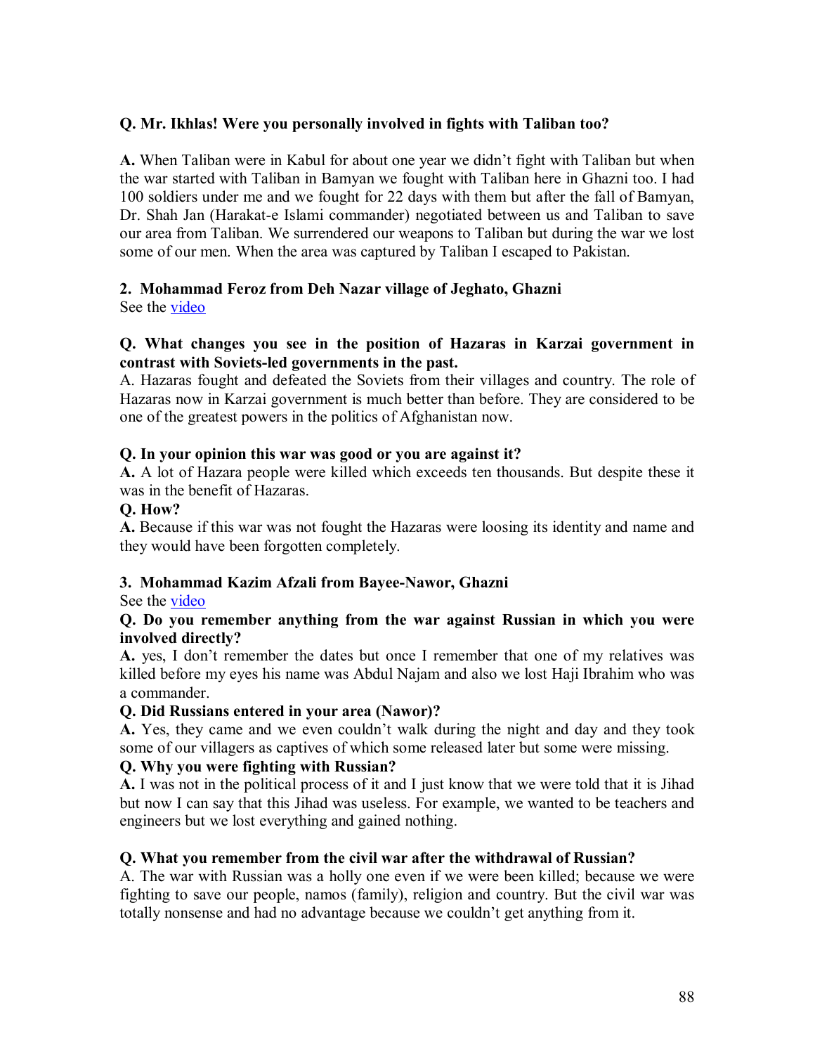**Q. Mr. Ikhlas! Were you personally involved in fights with Taliban too?**

**A.** When Taliban were in Kabul for about one year we didn't fight with Taliban but when the war started with Taliban in Bamyan we fought with Taliban here in Ghazni too. I had 100 soldiers under me and we fought for 22 days with them but after the fall of Bamyan, Dr. Shah Jan (Harakat-e Islami commander) negotiated between us and Taliban to save our area from Taliban. We surrendered our weapons to Taliban but during the war we lost some of our men. When the area was captured by Taliban I escaped to Pakistan.

### 2. Mohammad Feroz from Deh Nazar village of Jeghato, Ghazni

See the video

**Q. What changes you see in the position of Hazaras in Karzai government in contrast with Soviets-led governments in the past.**

A. Hazaras fought and defeated the Soviets from their villages and country. The role of Hazaras now in Karzai government is much better than before. They are considered to be one of the greatest powers in the politics of Afghanistan now.

**Q. In your opinion this war was good or you are against it?**

**A.** A lot of Hazara people were killed which exceeds ten thousands. But despite these it was in the benefit of Hazaras.

**Q. How?**

**A.** Because if this war was not fought the Hazaras were loosing its identity and name and they would have been forgotten completely.

### 3. Mohammad Kazim Afzali from Bayee-Nawor, Ghazni

See the video

**Q. Do you remember anything from the war against Russian in which you were involved directly?**

**A.** yes, I don't remember the dates but once I remember that one of my relatives was killed before my eyes his name was Abdul Najam and also we lost Haji Ibrahim who was a commander.

**Q. Did Russians entered in your area (Nawor)?**

**A.** Yes, they came and we even couldn't walk during the night and day and they took some of our villagers as captives of which some released later but some were missing.

**Q. Why you were fighting with Russian?**

**A.** I was not in the political process of it and I just know that we were told that it is Jihad but now I can say that this Jihad was useless. For example, we wanted to be teachers and engineers but we lost everything and gained nothing.

**Q. What you remember from the civil war after the withdrawal of Russian?**

A. The war with Russian was a holly one even if we were been killed; because we were fighting to save our people, namos (family), religion and country. But the civil war was totally nonsense and had no advantage because we couldn't get anything from it.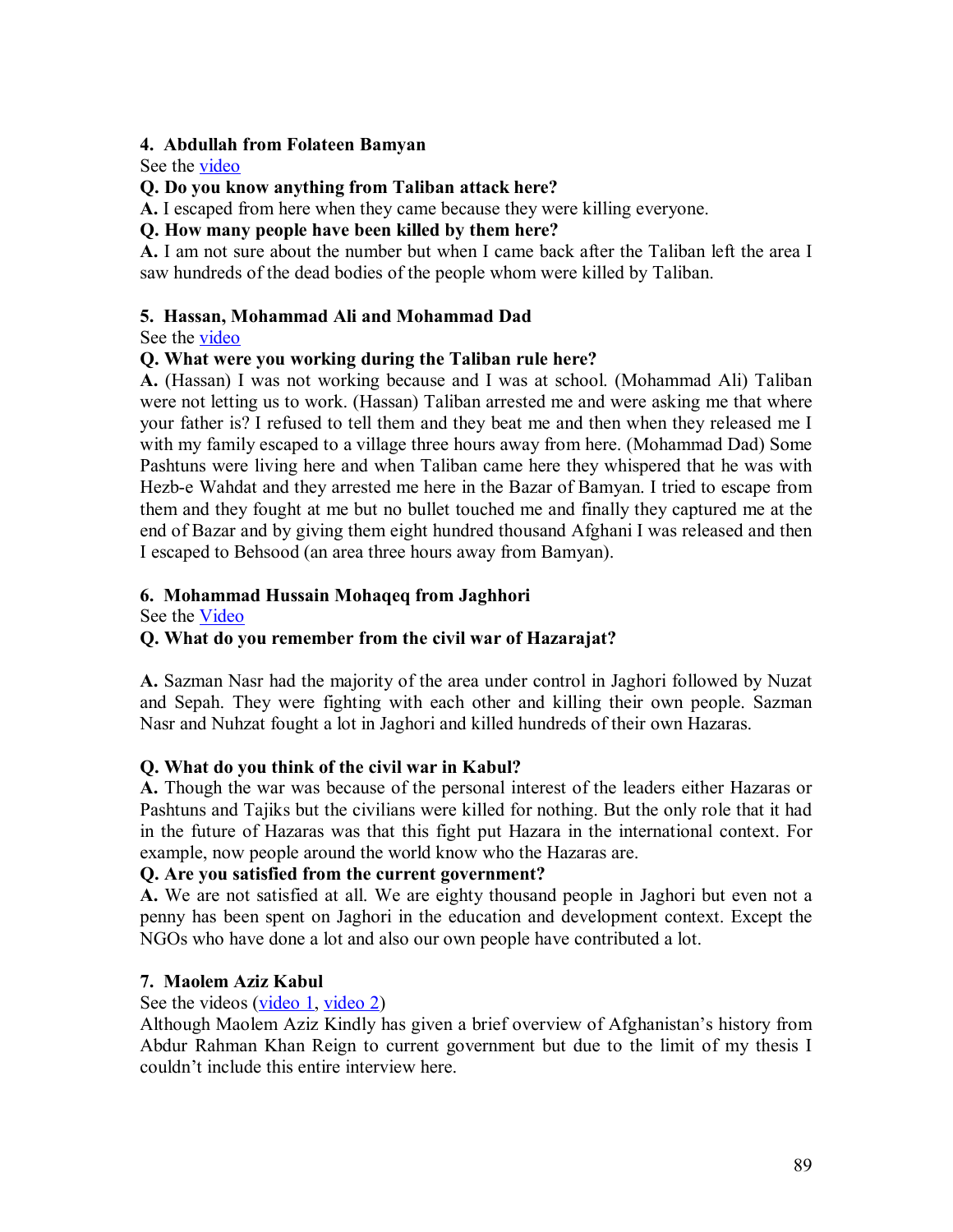#### 4. Abdullah from Folateen Bamyan

See the video

**Q. Do you know anything from Taliban attack here?**

**A.** I escaped from here when they came because they were killing everyone.

**Q. How many people have been killed by them here?**

**A.** I am not sure about the number but when I came back after the Taliban left the area I saw hundreds of the dead bodies of the people whom were killed by Taliban.

#### 5. Hassan, Mohammad Ali and Mohammad Dad

See the video

**Q. What were you working during the Taliban rule here?**

**A.** (Hassan) I was not working because and I was at school. (Mohammad Ali) Taliban were not letting us to work. (Hassan) Taliban arrested me and were asking me that where your father is? I refused to tell them and they beat me and then when they released me I with my family escaped to a village three hours away from here. (Mohammad Dad) Some Pashtuns were living here and when Taliban came here they whispered that he was with Hezb-e Wahdat and they arrested me here in the Bazar of Bamyan. I tried to escape from them and they fought at me but no bullet touched me and finally they captured me at the end of Bazar and by giving them eight hundred thousand Afghani I was released and then I escaped to Behsood (an area three hours away from Bamyan).

#### 6. Mohammad Hussain Mohaqeq from Jaghhori

See the Video

**Q. What do you remember from the civil war of Hazarajat?**

**A.** Sazman Nasr had the majority of the area under control in Jaghori followed by Nuzat and Sepah. They were fighting with each other and killing their own people. Sazman Nasr and Nuhzat fought a lot in Jaghori and killed hundreds of their own Hazaras.

**Q. What do you think of the civil war in Kabul?**

**A.** Though the war was because of the personal interest of the leaders either Hazaras or Pashtuns and Tajiks but the civilians were killed for nothing. But the only role that it had in the future of Hazaras was that this fight put Hazara in the international context. For example, now people around the world know who the Hazaras are.

**Q. Are you satisfied from the current government?**

**A.** We are not satisfied at all. We are eighty thousand people in Jaghori but even not a penny has been spent on Jaghori in the education and development context. Except the NGOs who have done a lot and also our own people have contributed a lot.

#### 7. Maolem Aziz Kabul

See the videos (video 1, video 2)

Although Maolem Aziz Kindly has given a brief overview of Afghanistan's history from Abdur Rahman Khan Reign to current government but due to the limit of my thesis I couldn't include this entire interview here.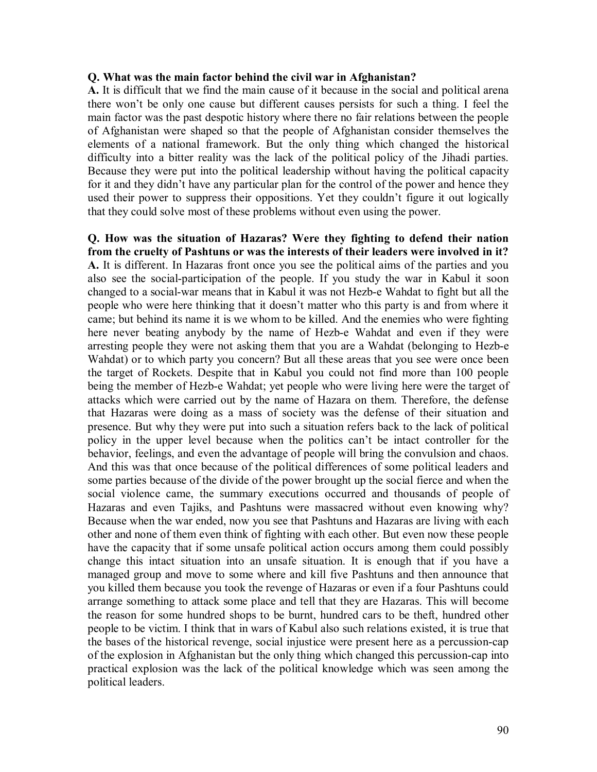**Q. What was the main factor behind the civil war in Afghanistan?**
**A.** It is difficult that we find the main cause of it because in the social and political arena there won't be only one cause but different causes persists for such a thing. I feel the main factor was the past despotic history where there no fair relations between the people of Afghanistan were shaped so that the people of Afghanistan consider themselves the elements of a national framework. But the only thing which changed the historical difficulty into a bitter reality was the lack of the political policy of the Jihadi parties. Because they were put into the political leadership without having the political capacity for it and they didn't have any particular plan for the control of the power and hence they used their power to suppress their oppositions. Yet they couldn't figure it out logically that they could solve most of these problems without even using the power.

**Q. How was the situation of Hazaras? Were they fighting to defend their nation from the cruelty of Pashtuns or was the interests of their leaders were involved in it?**
**A.** It is different. In Hazaras front once you see the political aims of the parties and you also see the social-participation of the people. If you study the war in Kabul it soon changed to a social-war means that in Kabul it was not Hezb-e Wahdat to fight but all the people who were here thinking that it doesn't matter who this party is and from where it came; but behind its name it is we whom to be killed. And the enemies who were fighting here never beating anybody by the name of Hezb-e Wahdat and even if they were arresting people they were not asking them that you are a Wahdat (belonging to Hezb-e Wahdat) or to which party you concern? But all these areas that you see were once been the target of Rockets. Despite that in Kabul you could not find more than 100 people being the member of Hezb-e Wahdat; yet people who were living here were the target of attacks which were carried out by the name of Hazara on them. Therefore, the defense that Hazaras were doing as a mass of society was the defense of their situation and presence. But why they were put into such a situation refers back to the lack of political policy in the upper level because when the politics can't be intact controller for the behavior, feelings, and even the advantage of people will bring the convulsion and chaos. And this was that once because of the political differences of some political leaders and some parties because of the divide of the power brought up the social fierce and when the social violence came, the summary executions occurred and thousands of people of Hazaras and even Tajiks, and Pashtuns were massacred without even knowing why? Because when the war ended, now you see that Pashtuns and Hazaras are living with each other and none of them even think of fighting with each other. But even now these people have the capacity that if some unsafe political action occurs among them could possibly change this intact situation into an unsafe situation. It is enough that if you have a managed group and move to some where and kill five Pashtuns and then announce that you killed them because you took the revenge of Hazaras or even if a four Pashtuns could arrange something to attack some place and tell that they are Hazaras. This will become the reason for some hundred shops to be burnt, hundred cars to be theft, hundred other people to be victim. I think that in wars of Kabul also such relations existed, it is true that the bases of the historical revenge, social injustice were present here as a percussion-cap of the explosion in Afghanistan but the only thing which changed this percussion-cap into practical explosion was the lack of the political knowledge which was seen among the political leaders.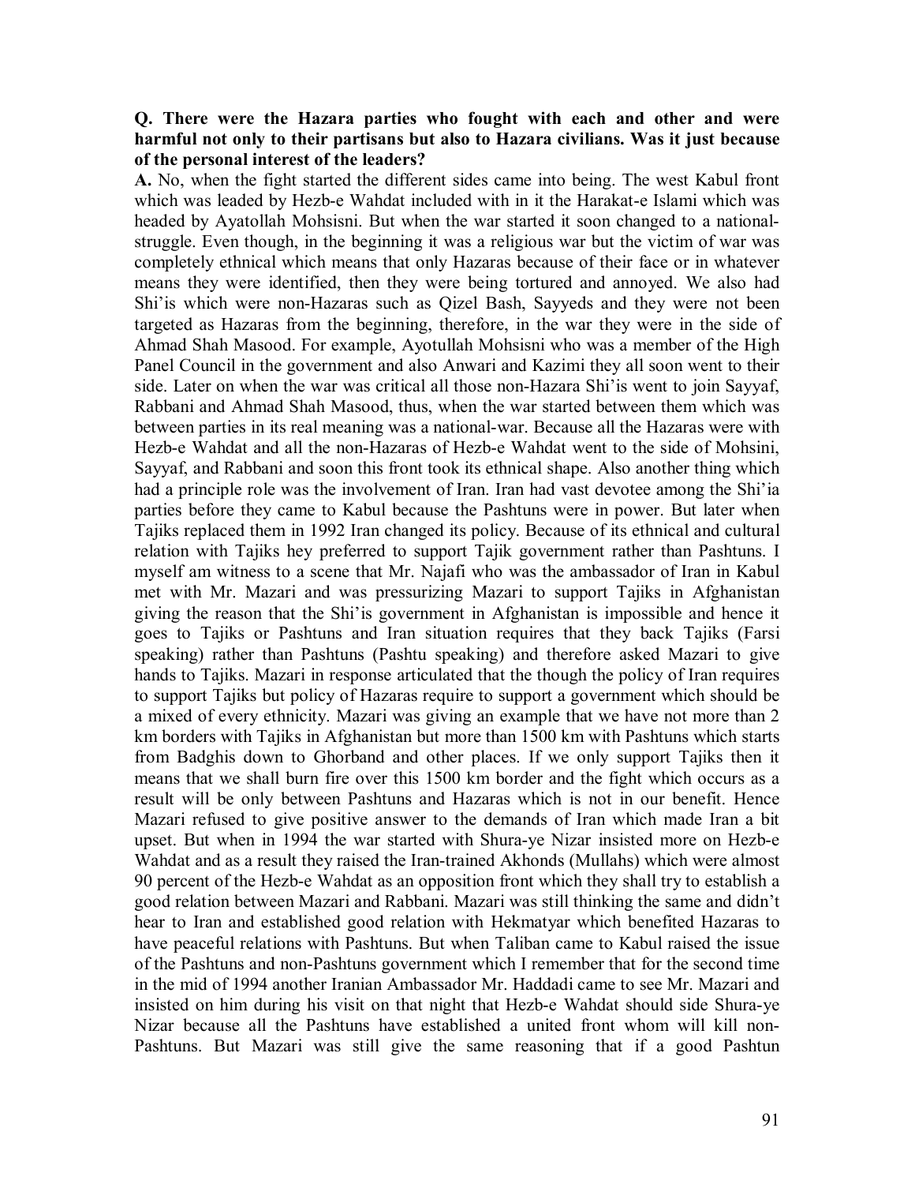**Q. There were the Hazara parties who fought with each and other and were harmful not only to their partisans but also to Hazara civilians. Was it just because of the personal interest of the leaders?**

**A.** No, when the fight started the different sides came into being. The west Kabul front which was leaded by Hezb-e Wahdat included with in it the Harakat-e Islami which was headed by Ayatollah Mohsisni. But when the war started it soon changed to a national-struggle. Even though, in the beginning it was a religious war but the victim of war was completely ethnical which means that only Hazaras because of their face or in whatever means they were identified, then they were being tortured and annoyed. We also had Shi'is which were non-Hazaras such as Qizel Bash, Sayyeds and they were not been targeted as Hazaras from the beginning, therefore, in the war they were in the side of Ahmad Shah Masood. For example, Ayotullah Mohsisni who was a member of the High Panel Council in the government and also Anwari and Kazimi they all soon went to their side. Later on when the war was critical all those non-Hazara Shi'is went to join Sayyaf, Rabbani and Ahmad Shah Masood, thus, when the war started between them which was between parties in its real meaning was a national-war. Because all the Hazaras were with Hezb-e Wahdat and all the non-Hazaras of Hezb-e Wahdat went to the side of Mohsini, Sayyaf, and Rabbani and soon this front took its ethnical shape. Also another thing which had a principle role was the involvement of Iran. Iran had vast devotee among the Shi'ia parties before they came to Kabul because the Pashtuns were in power. But later when Tajiks replaced them in 1992 Iran changed its policy. Because of its ethnical and cultural relation with Tajiks hey preferred to support Tajik government rather than Pashtuns. I myself am witness to a scene that Mr. Najafi who was the ambassador of Iran in Kabul met with Mr. Mazari and was pressurizing Mazari to support Tajiks in Afghanistan giving the reason that the Shi'is government in Afghanistan is impossible and hence it goes to Tajiks or Pashtuns and Iran situation requires that they back Tajiks (Farsi speaking) rather than Pashtuns (Pashtu speaking) and therefore asked Mazari to give hands to Tajiks. Mazari in response articulated that the though the policy of Iran requires to support Tajiks but policy of Hazaras require to support a government which should be a mixed of every ethnicity. Mazari was giving an example that we have not more than 2 km borders with Tajiks in Afghanistan but more than 1500 km with Pashtuns which starts from Badghis down to Ghorband and other places. If we only support Tajiks then it means that we shall burn fire over this 1500 km border and the fight which occurs as a result will be only between Pashtuns and Hazaras which is not in our benefit. Hence Mazari refused to give positive answer to the demands of Iran which made Iran a bit upset. But when in 1994 the war started with Shura-ye Nizar insisted more on Hezb-e Wahdat and as a result they raised the Iran-trained Akhonds (Mullahs) which were almost 90 percent of the Hezb-e Wahdat as an opposition front which they shall try to establish a good relation between Mazari and Rabbani. Mazari was still thinking the same and didn't hear to Iran and established good relation with Hekmatyar which benefited Hazaras to have peaceful relations with Pashtuns. But when Taliban came to Kabul raised the issue of the Pashtuns and non-Pashtuns government which I remember that for the second time in the mid of 1994 another Iranian Ambassador Mr. Haddadi came to see Mr. Mazari and insisted on him during his visit on that night that Hezb-e Wahdat should side Shura-ye Nizar because all the Pashtuns have established a united front whom will kill non-Pashtuns. But Mazari was still give the same reasoning that if a good Pashtun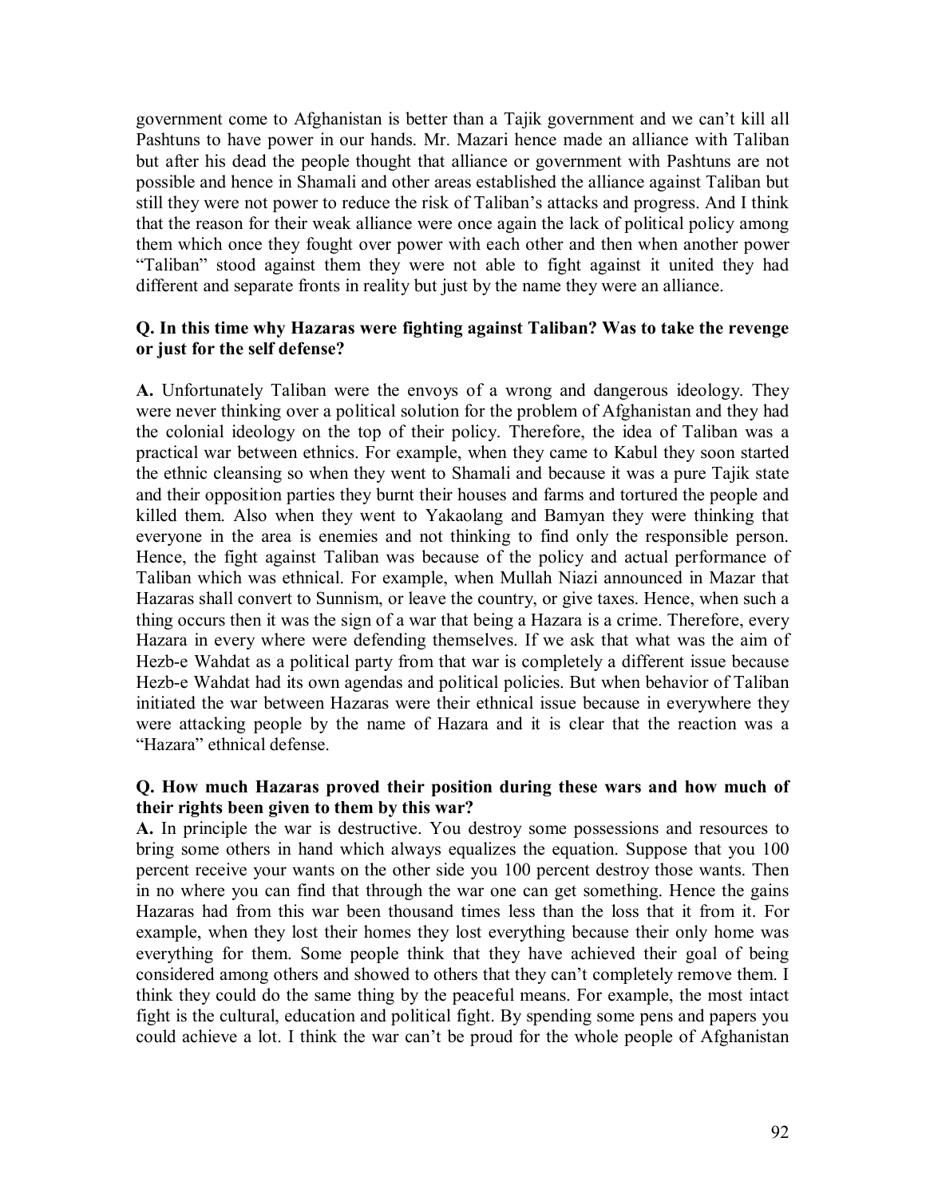government come to Afghanistan is better than a Tajik government and we can't kill all Pashtuns to have power in our hands. Mr. Mazari hence made an alliance with Taliban but after his dead the people thought that alliance or government with Pashtuns are not possible and hence in Shamali and other areas established the alliance against Taliban but still they were not power to reduce the risk of Taliban's attacks and progress. And I think that the reason for their weak alliance were once again the lack of political policy among them which once they fought over power with each other and then when another power "Taliban" stood against them they were not able to fight against it united they had different and separate fronts in reality but just by the name they were an alliance.

**Q. In this time why Hazaras were fighting against Taliban? Was to take the revenge or just for the self defense?**

**A.** Unfortunately Taliban were the envoys of a wrong and dangerous ideology. They were never thinking over a political solution for the problem of Afghanistan and they had the colonial ideology on the top of their policy. Therefore, the idea of Taliban was a practical war between ethnics. For example, when they came to Kabul they soon started the ethnic cleansing so when they went to Shamali and because it was a pure Tajik state and their opposition parties they burnt their houses and farms and tortured the people and killed them. Also when they went to Yakaolang and Bamyan they were thinking that everyone in the area is enemies and not thinking to find only the responsible person. Hence, the fight against Taliban was because of the policy and actual performance of Taliban which was ethnical. For example, when Mullah Niazi announced in Mazar that Hazaras shall convert to Sunnism, or leave the country, or give taxes. Hence, when such a thing occurs then it was the sign of a war that being a Hazara is a crime. Therefore, every Hazara in every where were defending themselves. If we ask that what was the aim of Hezb-e Wahdat as a political party from that war is completely a different issue because Hezb-e Wahdat had its own agendas and political policies. But when behavior of Taliban initiated the war between Hazaras were their ethnical issue because in everywhere they were attacking people by the name of Hazara and it is clear that the reaction was a "Hazara" ethnical defense.

**Q. How much Hazaras proved their position during these wars and how much of their rights been given to them by this war?**

**A.** In principle the war is destructive. You destroy some possessions and resources to bring some others in hand which always equalizes the equation. Suppose that you 100 percent receive your wants on the other side you 100 percent destroy those wants. Then in no where you can find that through the war one can get something. Hence the gains Hazaras had from this war been thousand times less than the loss that it from it. For example, when they lost their homes they lost everything because their only home was everything for them. Some people think that they have achieved their goal of being considered among others and showed to others that they can't completely remove them. I think they could do the same thing by the peaceful means. For example, the most intact fight is the cultural, education and political fight. By spending some pens and papers you could achieve a lot. I think the war can't be proud for the whole people of Afghanistan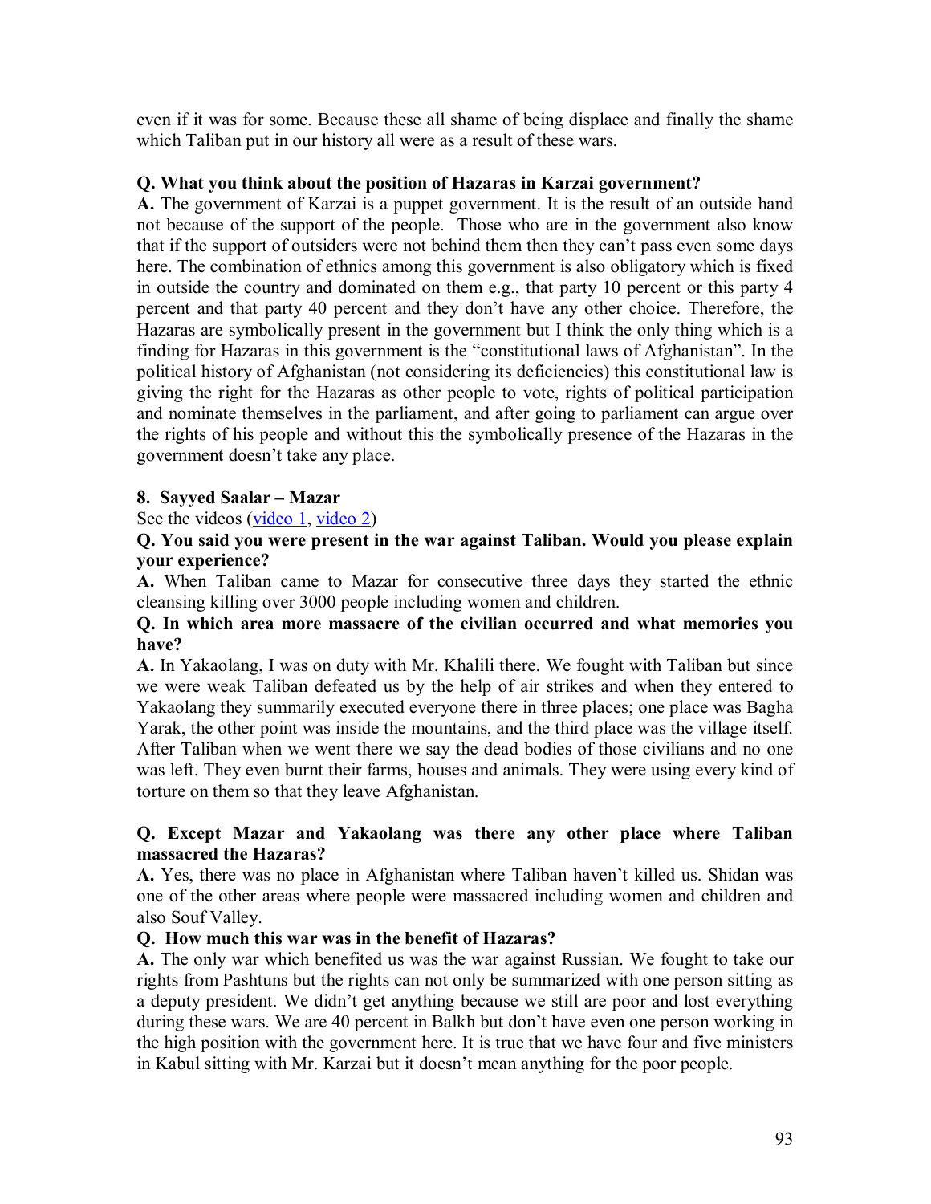even if it was for some. Because these all shame of being displace and finally the shame which Taliban put in our history all were as a result of these wars.

**Q. What you think about the position of Hazaras in Karzai government?**

**A.** The government of Karzai is a puppet government. It is the result of an outside hand not because of the support of the people. Those who are in the government also know that if the support of outsiders were not behind them then they can't pass even some days here. The combination of ethnics among this government is also obligatory which is fixed in outside the country and dominated on them e.g., that party 10 percent or this party 4 percent and that party 40 percent and they don't have any other choice. Therefore, the Hazaras are symbolically present in the government but I think the only thing which is a finding for Hazaras in this government is the "constitutional laws of Afghanistan". In the political history of Afghanistan (not considering its deficiencies) this constitutional law is giving the right for the Hazaras as other people to vote, rights of political participation and nominate themselves in the parliament, and after going to parliament can argue over the rights of his people and without this the symbolically presence of the Hazaras in the government doesn't take any place.

## 8. Sayyed Saalar – Mazar

See the videos (video 1, video 2)

**Q. You said you were present in the war against Taliban. Would you please explain your experience?**

**A.** When Taliban came to Mazar for consecutive three days they started the ethnic cleansing killing over 3000 people including women and children.

**Q. In which area more massacre of the civilian occurred and what memories you have?**

**A.** In Yakaolang, I was on duty with Mr. Khalili there. We fought with Taliban but since we were weak Taliban defeated us by the help of air strikes and when they entered to Yakaolang they summarily executed everyone there in three places; one place was Bagha Yarak, the other point was inside the mountains, and the third place was the village itself. After Taliban when we went there we say the dead bodies of those civilians and no one was left. They even burnt their farms, houses and animals. They were using every kind of torture on them so that they leave Afghanistan.

**Q. Except Mazar and Yakaolang was there any other place where Taliban massacred the Hazaras?**

**A.** Yes, there was no place in Afghanistan where Taliban haven't killed us. Shidan was one of the other areas where people were massacred including women and children and also Souf Valley.

**Q. How much this war was in the benefit of Hazaras?**

**A.** The only war which benefited us was the war against Russian. We fought to take our rights from Pashtuns but the rights can not only be summarized with one person sitting as a deputy president. We didn't get anything because we still are poor and lost everything during these wars. We are 40 percent in Balkh but don't have even one person working in the high position with the government here. It is true that we have four and five ministers in Kabul sitting with Mr. Karzai but it doesn't mean anything for the poor people.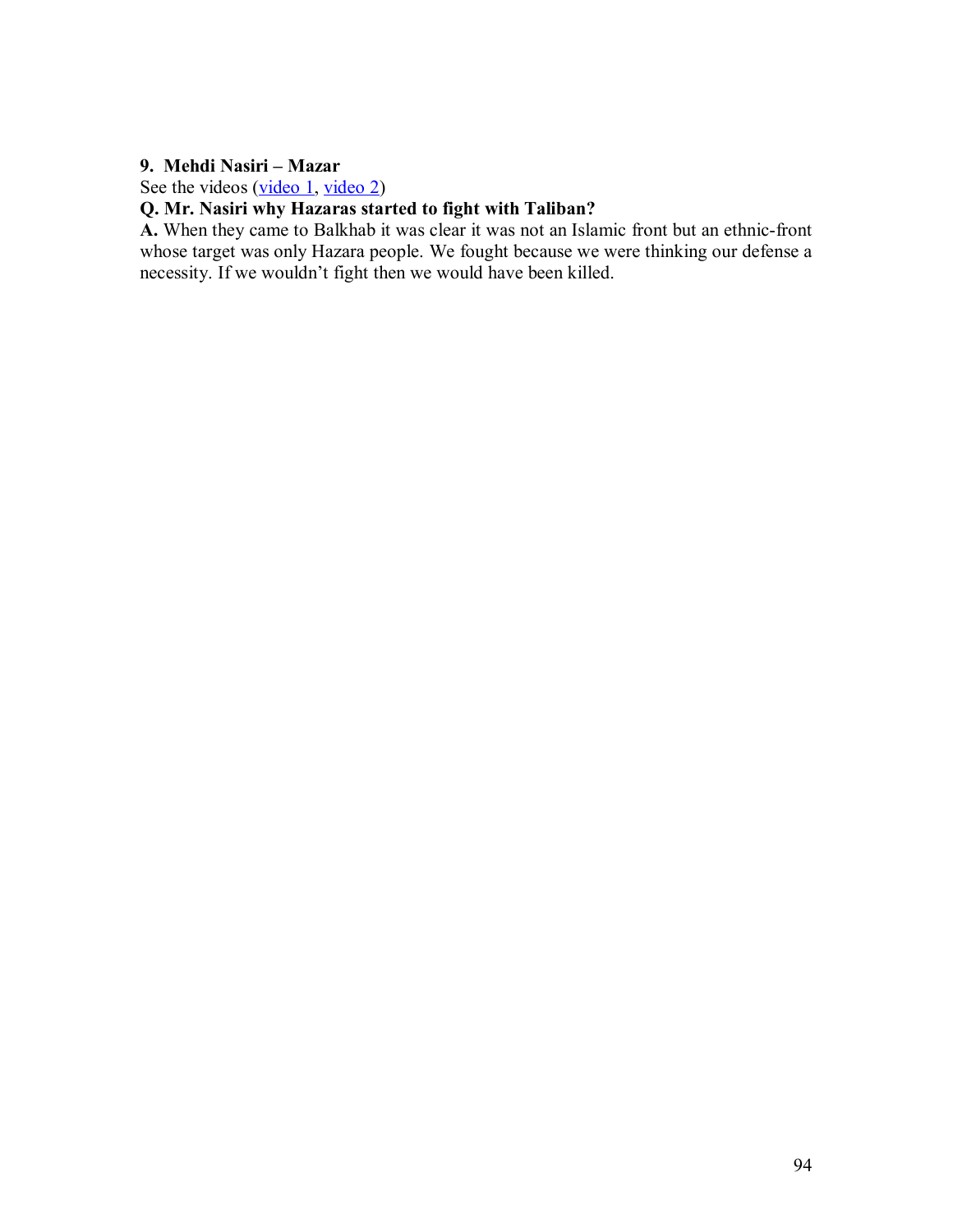**9. Mehdi Nasiri – Mazar**

See the videos (video 1, video 2)

**Q. Mr. Nasiri why Hazaras started to fight with Taliban?**

**A.** When they came to Balkhab it was clear it was not an Islamic front but an ethnic-front whose target was only Hazara people. We fought because we were thinking our defense a necessity. If we wouldn't fight then we would have been killed.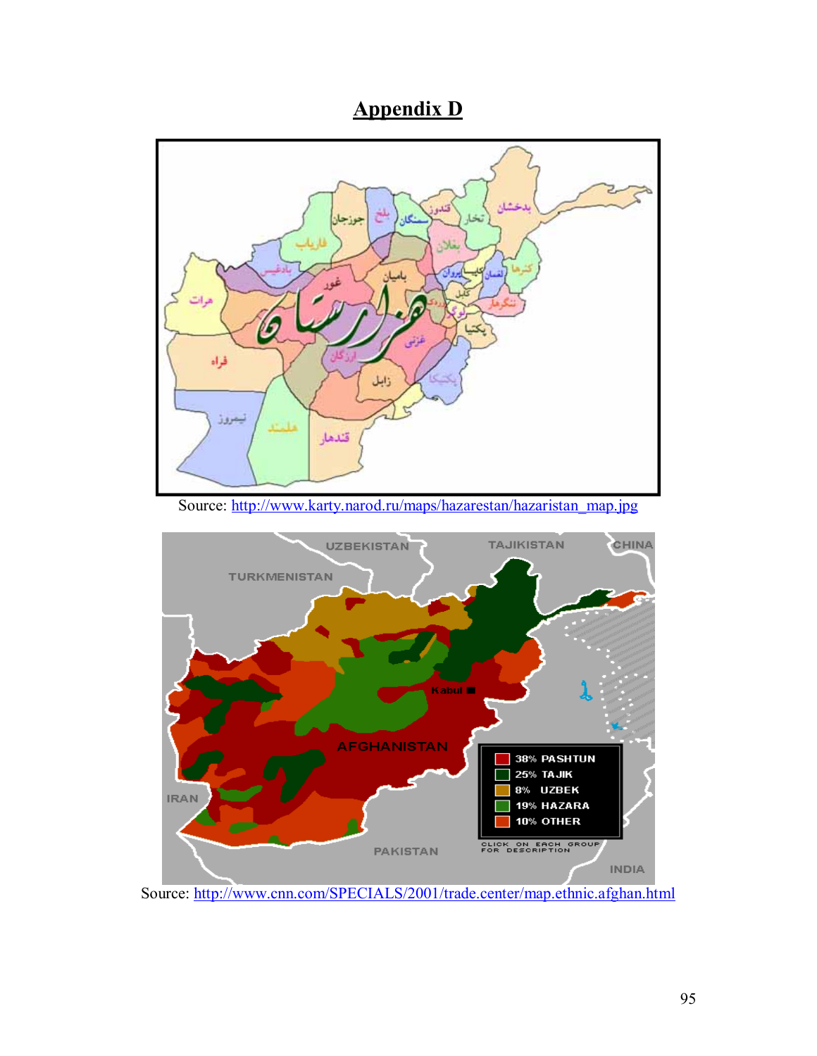# Appendix D

Source: http://www.karty.narod.ru/maps/hazarestan/hazaristan_map.jpg

Source: http://www.cnn.com/SPECIALS/2001/trade.center/map.ethnic.afghan.html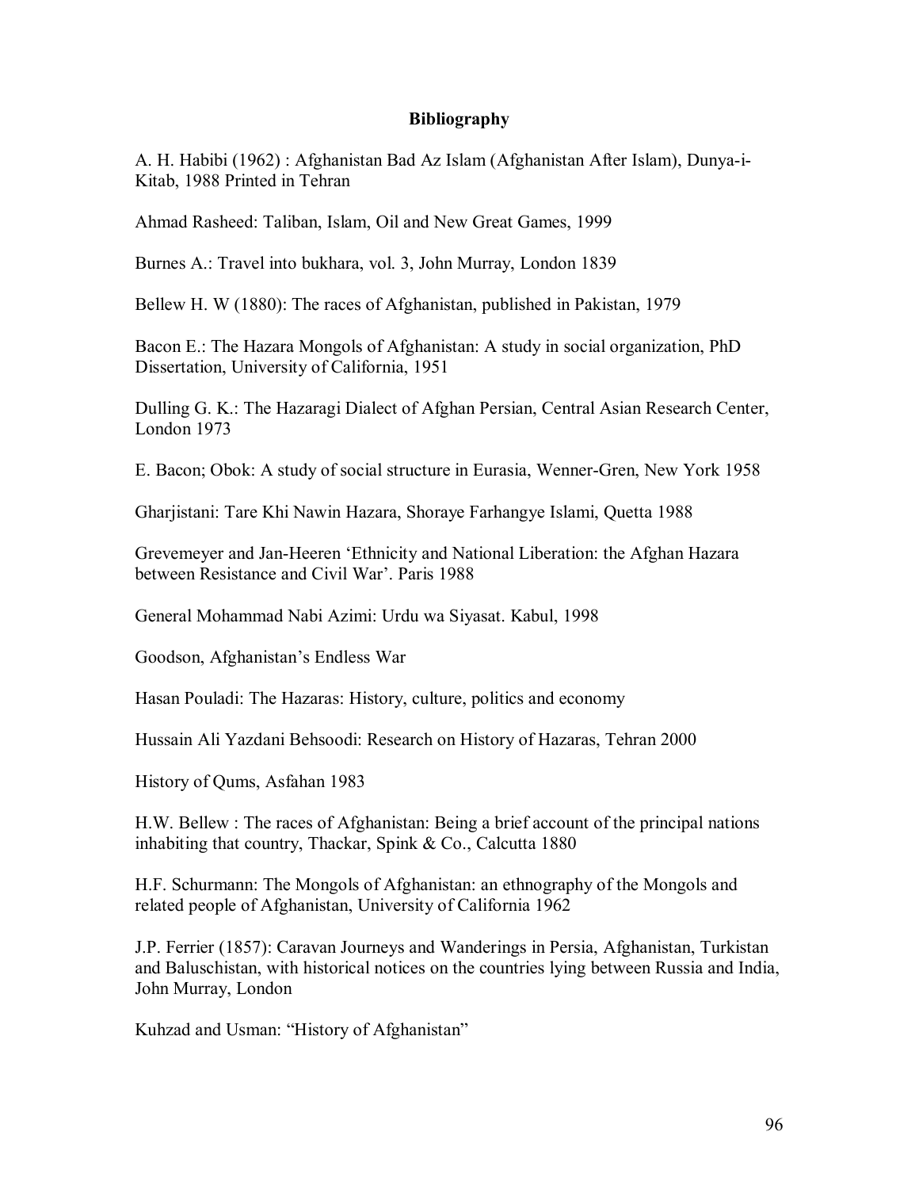# Bibliography

A. H. Habibi (1962) : Afghanistan Bad Az Islam (Afghanistan After Islam), Dunya-i-Kitab, 1988 Printed in Tehran

Ahmad Rasheed: Taliban, Islam, Oil and New Great Games, 1999

Burnes A.: Travel into bukhara, vol. 3, John Murray, London 1839

Bellew H. W (1880): The races of Afghanistan, published in Pakistan, 1979

Bacon E.: The Hazara Mongols of Afghanistan: A study in social organization, PhD Dissertation, University of California, 1951

Dulling G. K.: The Hazaragi Dialect of Afghan Persian, Central Asian Research Center, London 1973

E. Bacon; Obok: A study of social structure in Eurasia, Wenner-Gren, New York 1958

Gharjistani: Tare Khi Nawin Hazara, Shoraye Farhangye Islami, Quetta 1988

Grevemeyer and Jan-Heeren 'Ethnicity and National Liberation: the Afghan Hazara between Resistance and Civil War'. Paris 1988

General Mohammad Nabi Azimi: Urdu wa Siyasat. Kabul, 1998

Goodson, Afghanistan's Endless War

Hasan Pouladi: The Hazaras: History, culture, politics and economy

Hussain Ali Yazdani Behsoodi: Research on History of Hazaras, Tehran 2000

History of Qums, Asfahan 1983

H.W. Bellew : The races of Afghanistan: Being a brief account of the principal nations inhabiting that country, Thackar, Spink & Co., Calcutta 1880

H.F. Schurmann: The Mongols of Afghanistan: an ethnography of the Mongols and related people of Afghanistan, University of California 1962

J.P. Ferrier (1857): Caravan Journeys and Wanderings in Persia, Afghanistan, Turkistan and Baluschistan, with historical notices on the countries lying between Russia and India, John Murray, London

Kuhzad and Usman: "History of Afghanistan"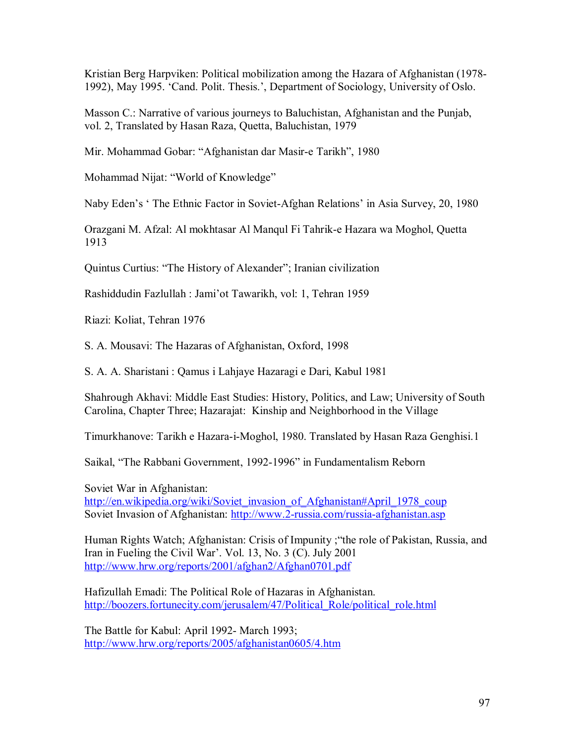Kristian Berg Harpviken: Political mobilization among the Hazara of Afghanistan (1978-1992), May 1995. 'Cand. Polit. Thesis.', Department of Sociology, University of Oslo.

Masson C.: Narrative of various journeys to Baluchistan, Afghanistan and the Punjab, vol. 2, Translated by Hasan Raza, Quetta, Baluchistan, 1979

Mir. Mohammad Gobar: "Afghanistan dar Masir-e Tarikh", 1980

Mohammad Nijat: "World of Knowledge"

Naby Eden's ' The Ethnic Factor in Soviet-Afghan Relations' in Asia Survey, 20, 1980

Orazgani M. Afzal: Al mokhtasar Al Manqul Fi Tahrik-e Hazara wa Moghol, Quetta 1913

Quintus Curtius: "The History of Alexander"; Iranian civilization

Rashiddudin Fazlullah : Jami'ot Tawarikh, vol: 1, Tehran 1959

Riazi: Koliat, Tehran 1976

S. A. Mousavi: The Hazaras of Afghanistan, Oxford, 1998

S. A. A. Sharistani : Qamus i Lahjaye Hazaragi e Dari, Kabul 1981

Shahrough Akhavi: Middle East Studies: History, Politics, and Law; University of South Carolina, Chapter Three; Hazarajat: Kinship and Neighborhood in the Village

Timurkhanove: Tarikh e Hazara-i-Moghol, 1980. Translated by Hasan Raza Genghisi.1

Saikal, "The Rabbani Government, 1992-1996" in Fundamentalism Reborn

Soviet War in Afghanistan:
http://en.wikipedia.org/wiki/Soviet_invasion_of_Afghanistan#April_1978_coup
Soviet Invasion of Afghanistan: http://www.2-russia.com/russia-afghanistan.asp

Human Rights Watch; Afghanistan: Crisis of Impunity ;"the role of Pakistan, Russia, and Iran in Fueling the Civil War'. Vol. 13, No. 3 (C). July 2001
http://www.hrw.org/reports/2001/afghan2/Afghan0701.pdf

Hafizullah Emadi: The Political Role of Hazaras in Afghanistan.
http://boozers.fortunecity.com/jerusalem/47/Political_Role/political_role.html

The Battle for Kabul: April 1992- March 1993;
http://www.hrw.org/reports/2005/afghanistan0605/4.htm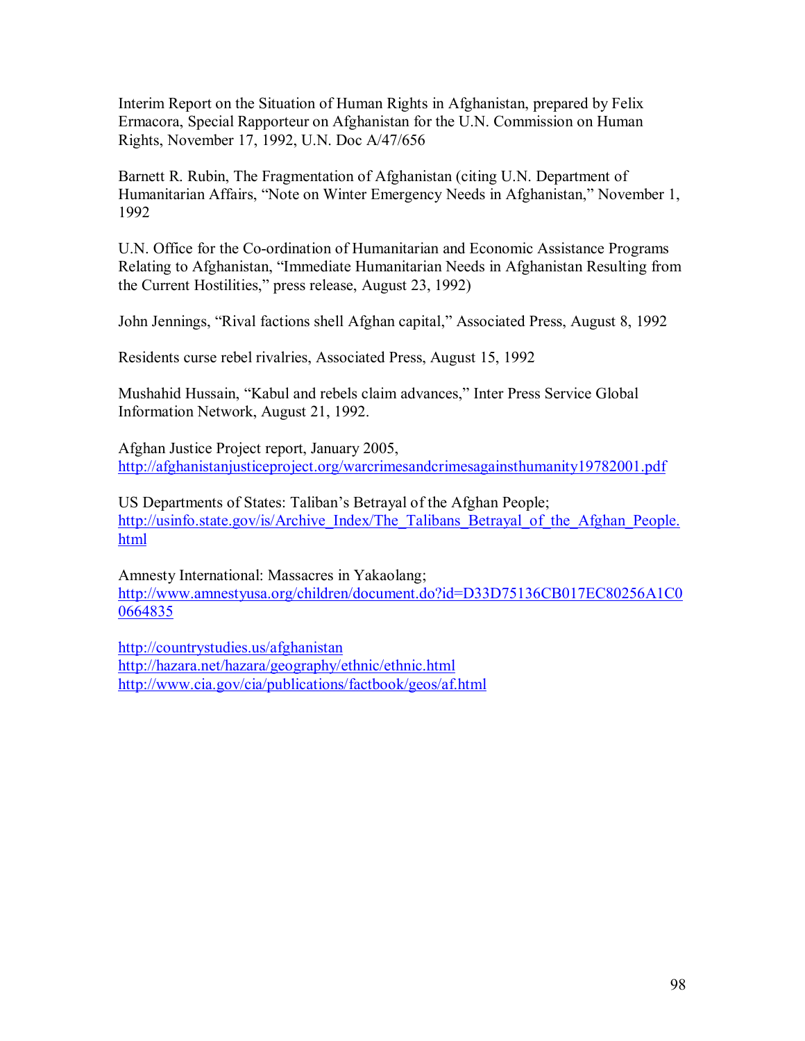Interim Report on the Situation of Human Rights in Afghanistan, prepared by Felix Ermacora, Special Rapporteur on Afghanistan for the U.N. Commission on Human Rights, November 17, 1992, U.N. Doc A/47/656

Barnett R. Rubin, The Fragmentation of Afghanistan (citing U.N. Department of Humanitarian Affairs, "Note on Winter Emergency Needs in Afghanistan," November 1, 1992

U.N. Office for the Co-ordination of Humanitarian and Economic Assistance Programs Relating to Afghanistan, "Immediate Humanitarian Needs in Afghanistan Resulting from the Current Hostilities," press release, August 23, 1992)

John Jennings, "Rival factions shell Afghan capital," Associated Press, August 8, 1992

Residents curse rebel rivalries, Associated Press, August 15, 1992

Mushahid Hussain, "Kabul and rebels claim advances," Inter Press Service Global Information Network, August 21, 1992.

Afghan Justice Project report, January 2005, http://afghanistanjusticeproject.org/warcrimesandcrimesagainsthumanity19782001.pdf

US Departments of States: Taliban's Betrayal of the Afghan People; http://usinfo.state.gov/is/Archive_Index/The_Talibans_Betrayal_of_the_Afghan_People.html

Amnesty International: Massacres in Yakaolang; http://www.amnestyusa.org/children/document.do?id=D33D75136CB017EC80256A1C00664835

http://countrystudies.us/afghanistan
http://hazara.net/hazara/geography/ethnic/ethnic.html
http://www.cia.gov/cia/publications/factbook/geos/af.html